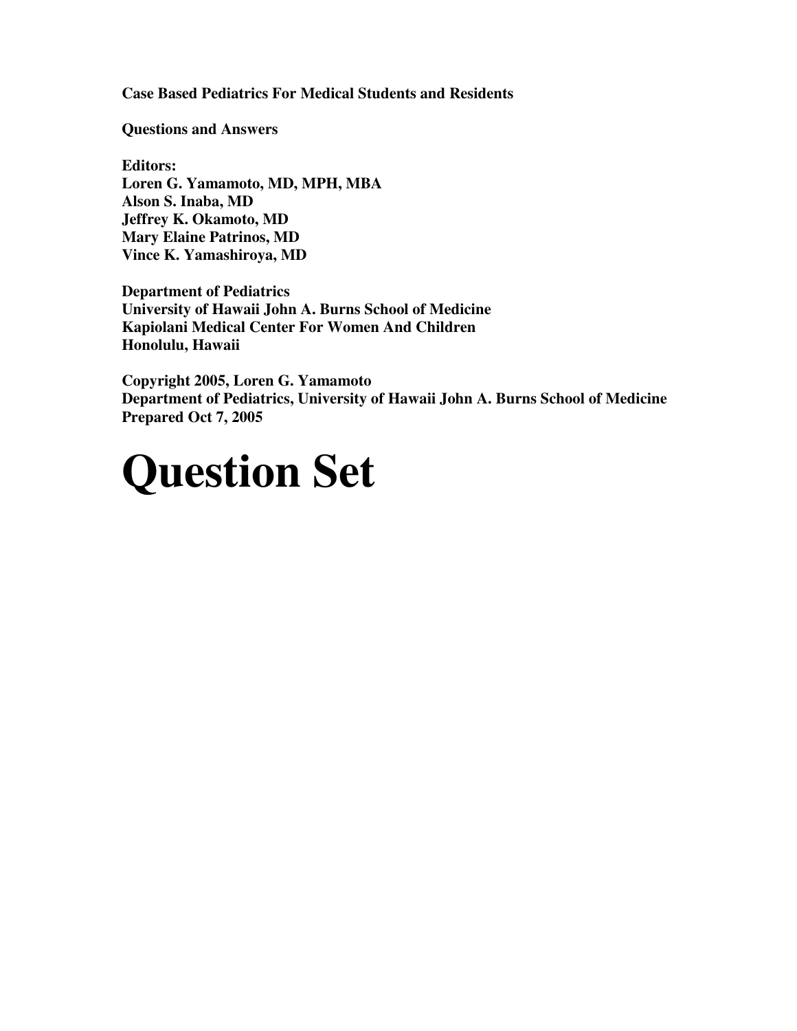**Case Based Pediatrics For Medical Students and Residents**

**Questions and Answers**

**Editors:**
**Loren G. Yamamoto, MD, MPH, MBA**
**Alson S. Inaba, MD**
**Jeffrey K. Okamoto, MD**
**Mary Elaine Patrinos, MD**
**Vince K. Yamashiroya, MD**

**Department of Pediatrics**
**University of Hawaii John A. Burns School of Medicine**
**Kapiolani Medical Center For Women And Children**
**Honolulu, Hawaii**

**Copyright 2005, Loren G. Yamamoto**
**Department of Pediatrics, University of Hawaii John A. Burns School of Medicine**
**Prepared Oct 7, 2005**

# Question Set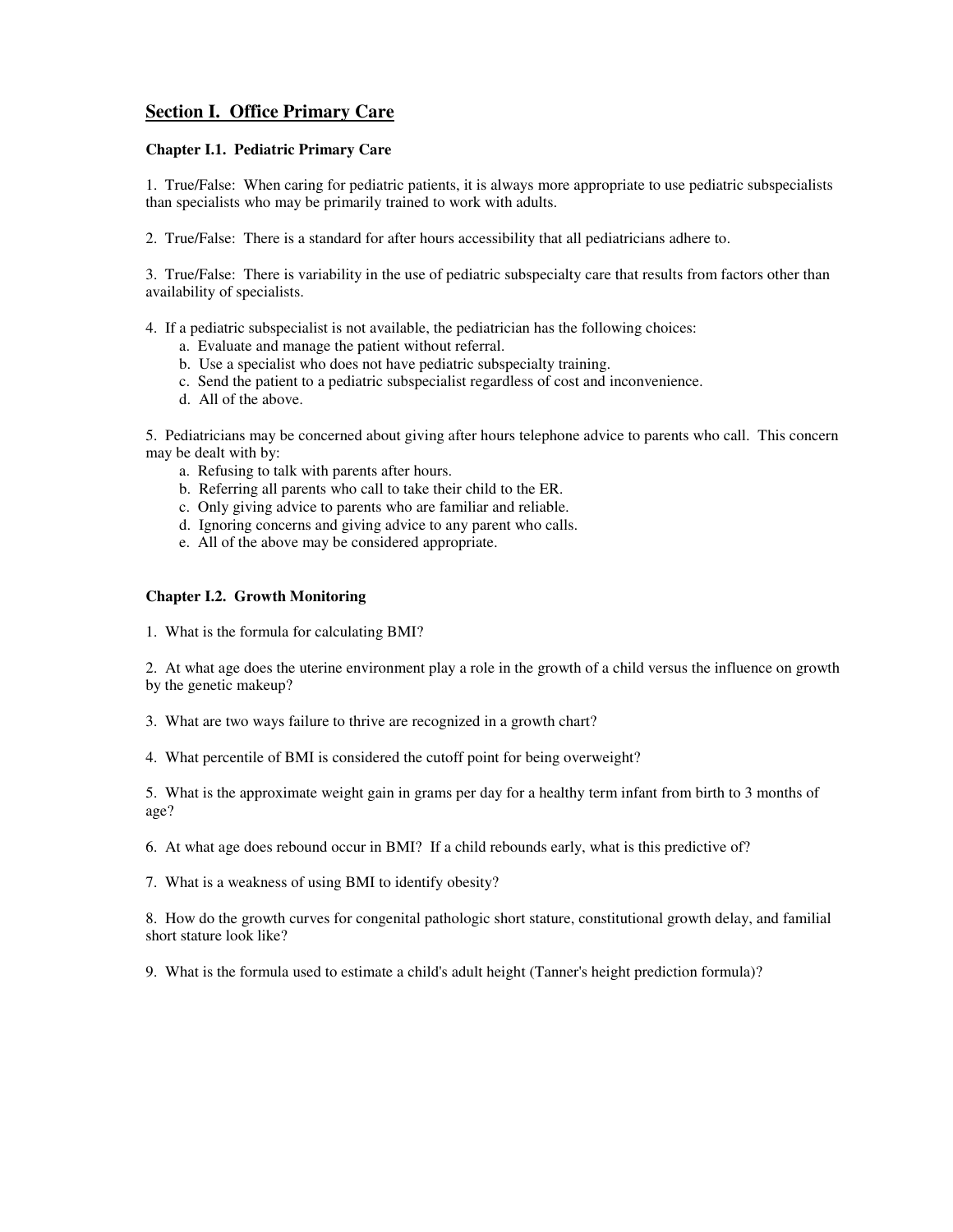## Section I. Office Primary Care

### Chapter I.1. Pediatric Primary Care

1. True/False: When caring for pediatric patients, it is always more appropriate to use pediatric subspecialists than specialists who may be primarily trained to work with adults.

2. True/False: There is a standard for after hours accessibility that all pediatricians adhere to.

3. True/False: There is variability in the use of pediatric subspecialty care that results from factors other than availability of specialists.

4. If a pediatric subspecialist is not available, the pediatrician has the following choices:
   a. Evaluate and manage the patient without referral.
   b. Use a specialist who does not have pediatric subspecialty training.
   c. Send the patient to a pediatric subspecialist regardless of cost and inconvenience.
   d. All of the above.

5. Pediatricians may be concerned about giving after hours telephone advice to parents who call. This concern may be dealt with by:
   a. Refusing to talk with parents after hours.
   b. Referring all parents who call to take their child to the ER.
   c. Only giving advice to parents who are familiar and reliable.
   d. Ignoring concerns and giving advice to any parent who calls.
   e. All of the above may be considered appropriate.

### Chapter I.2. Growth Monitoring

1. What is the formula for calculating BMI?

2. At what age does the uterine environment play a role in the growth of a child versus the influence on growth by the genetic makeup?

3. What are two ways failure to thrive are recognized in a growth chart?

4. What percentile of BMI is considered the cutoff point for being overweight?

5. What is the approximate weight gain in grams per day for a healthy term infant from birth to 3 months of age?

6. At what age does rebound occur in BMI? If a child rebounds early, what is this predictive of?

7. What is a weakness of using BMI to identify obesity?

8. How do the growth curves for congenital pathologic short stature, constitutional growth delay, and familial short stature look like?

9. What is the formula used to estimate a child's adult height (Tanner's height prediction formula)?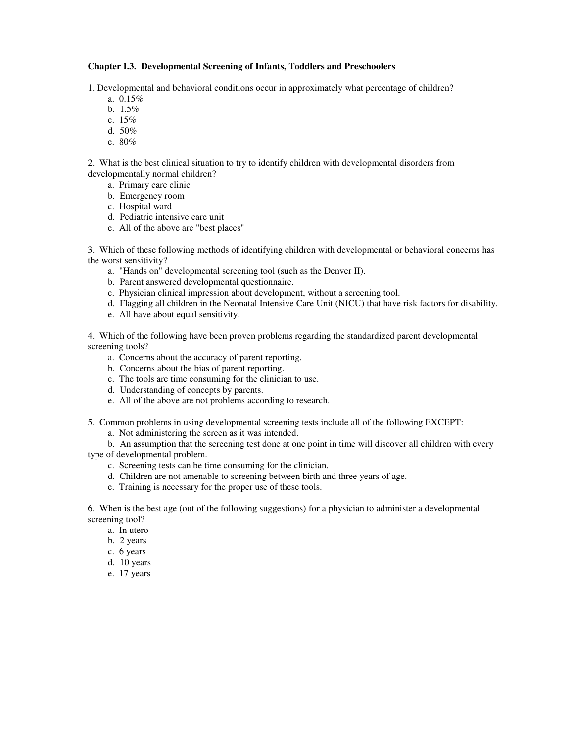**Chapter I.3. Developmental Screening of Infants, Toddlers and Preschoolers**

1. Developmental and behavioral conditions occur in approximately what percentage of children?
   - a. 0.15%
   - b. 1.5%
   - c. 15%
   - d. 50%
   - e. 80%

2. What is the best clinical situation to try to identify children with developmental disorders from developmentally normal children?
   - a. Primary care clinic
   - b. Emergency room
   - c. Hospital ward
   - d. Pediatric intensive care unit
   - e. All of the above are "best places"

3. Which of these following methods of identifying children with developmental or behavioral concerns has the worst sensitivity?
   - a. "Hands on" developmental screening tool (such as the Denver II).
   - b. Parent answered developmental questionnaire.
   - c. Physician clinical impression about development, without a screening tool.
   - d. Flagging all children in the Neonatal Intensive Care Unit (NICU) that have risk factors for disability.
   - e. All have about equal sensitivity.

4. Which of the following have been proven problems regarding the standardized parent developmental screening tools?
   - a. Concerns about the accuracy of parent reporting.
   - b. Concerns about the bias of parent reporting.
   - c. The tools are time consuming for the clinician to use.
   - d. Understanding of concepts by parents.
   - e. All of the above are not problems according to research.

5. Common problems in using developmental screening tests include all of the following EXCEPT:
   - a. Not administering the screen as it was intended.
   - b. An assumption that the screening test done at one point in time will discover all children with every type of developmental problem.
   - c. Screening tests can be time consuming for the clinician.
   - d. Children are not amenable to screening between birth and three years of age.
   - e. Training is necessary for the proper use of these tools.

6. When is the best age (out of the following suggestions) for a physician to administer a developmental screening tool?
   - a. In utero
   - b. 2 years
   - c. 6 years
   - d. 10 years
   - e. 17 years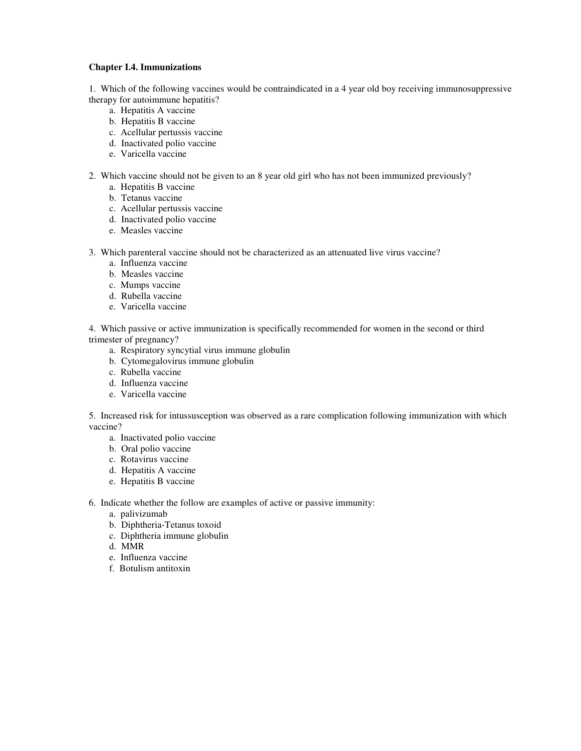## Chapter I.4. Immunizations

1. Which of the following vaccines would be contraindicated in a 4 year old boy receiving immunosuppressive therapy for autoimmune hepatitis?
   - a. Hepatitis A vaccine
   - b. Hepatitis B vaccine
   - c. Acellular pertussis vaccine
   - d. Inactivated polio vaccine
   - e. Varicella vaccine

2. Which vaccine should not be given to an 8 year old girl who has not been immunized previously?
   - a. Hepatitis B vaccine
   - b. Tetanus vaccine
   - c. Acellular pertussis vaccine
   - d. Inactivated polio vaccine
   - e. Measles vaccine

3. Which parenteral vaccine should not be characterized as an attenuated live virus vaccine?
   - a. Influenza vaccine
   - b. Measles vaccine
   - c. Mumps vaccine
   - d. Rubella vaccine
   - e. Varicella vaccine

4. Which passive or active immunization is specifically recommended for women in the second or third trimester of pregnancy?
   - a. Respiratory syncytial virus immune globulin
   - b. Cytomegalovirus immune globulin
   - c. Rubella vaccine
   - d. Influenza vaccine
   - e. Varicella vaccine

5. Increased risk for intussusception was observed as a rare complication following immunization with which vaccine?
   - a. Inactivated polio vaccine
   - b. Oral polio vaccine
   - c. Rotavirus vaccine
   - d. Hepatitis A vaccine
   - e. Hepatitis B vaccine

6. Indicate whether the follow are examples of active or passive immunity:
   - a. palivizumab
   - b. Diphtheria-Tetanus toxoid
   - c. Diphtheria immune globulin
   - d. MMR
   - e. Influenza vaccine
   - f. Botulism antitoxin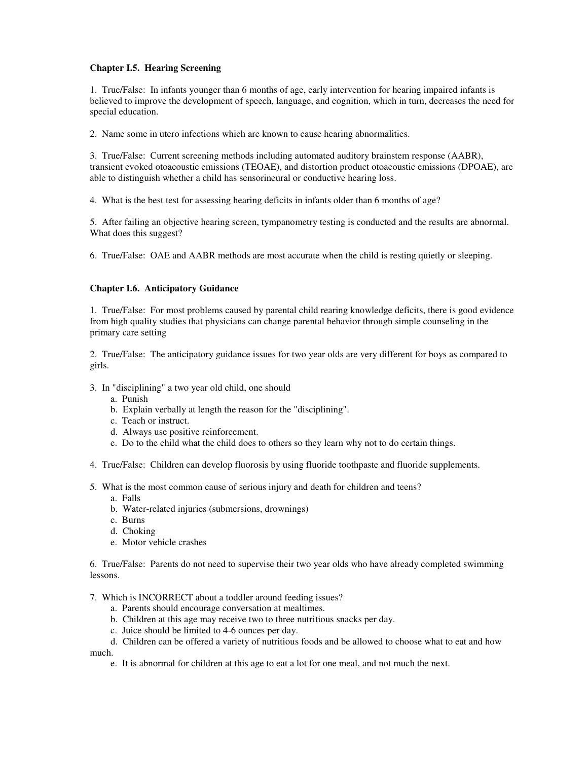### Chapter I.5. Hearing Screening

1. True/False: In infants younger than 6 months of age, early intervention for hearing impaired infants is believed to improve the development of speech, language, and cognition, which in turn, decreases the need for special education.

2. Name some in utero infections which are known to cause hearing abnormalities.

3. True/False: Current screening methods including automated auditory brainstem response (AABR), transient evoked otoacoustic emissions (TEOAE), and distortion product otoacoustic emissions (DPOAE), are able to distinguish whether a child has sensorineural or conductive hearing loss.

4. What is the best test for assessing hearing deficits in infants older than 6 months of age?

5. After failing an objective hearing screen, tympanometry testing is conducted and the results are abnormal. What does this suggest?

6. True/False: OAE and AABR methods are most accurate when the child is resting quietly or sleeping.

### Chapter I.6. Anticipatory Guidance

1. True/False: For most problems caused by parental child rearing knowledge deficits, there is good evidence from high quality studies that physicians can change parental behavior through simple counseling in the primary care setting

2. True/False: The anticipatory guidance issues for two year olds are very different for boys as compared to girls.

3. In "disciplining" a two year old child, one should
   a. Punish
   b. Explain verbally at length the reason for the "disciplining".
   c. Teach or instruct.
   d. Always use positive reinforcement.
   e. Do to the child what the child does to others so they learn why not to do certain things.

4. True/False: Children can develop fluorosis by using fluoride toothpaste and fluoride supplements.

5. What is the most common cause of serious injury and death for children and teens?
   a. Falls
   b. Water-related injuries (submersions, drownings)
   c. Burns
   d. Choking
   e. Motor vehicle crashes

6. True/False: Parents do not need to supervise their two year olds who have already completed swimming lessons.

7. Which is INCORRECT about a toddler around feeding issues?
   a. Parents should encourage conversation at mealtimes.
   b. Children at this age may receive two to three nutritious snacks per day.
   c. Juice should be limited to 4-6 ounces per day.
   d. Children can be offered a variety of nutritious foods and be allowed to choose what to eat and how much.
   e. It is abnormal for children at this age to eat a lot for one meal, and not much the next.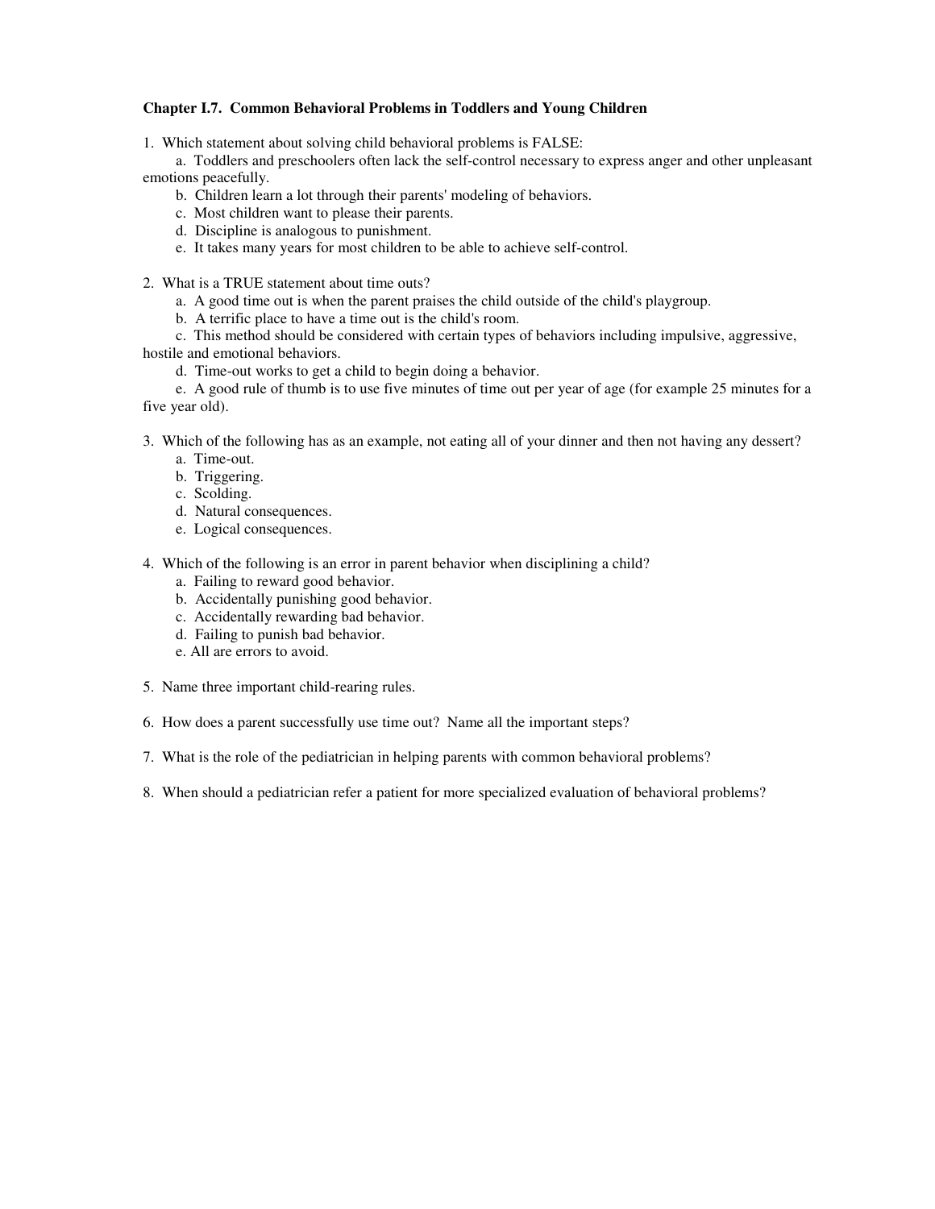**Chapter I.7. Common Behavioral Problems in Toddlers and Young Children**

1. Which statement about solving child behavioral problems is FALSE:
   a. Toddlers and preschoolers often lack the self-control necessary to express anger and other unpleasant emotions peacefully.
   b. Children learn a lot through their parents' modeling of behaviors.
   c. Most children want to please their parents.
   d. Discipline is analogous to punishment.
   e. It takes many years for most children to be able to achieve self-control.

2. What is a TRUE statement about time outs?
   a. A good time out is when the parent praises the child outside of the child's playgroup.
   b. A terrific place to have a time out is the child's room.
   c. This method should be considered with certain types of behaviors including impulsive, aggressive, hostile and emotional behaviors.
   d. Time-out works to get a child to begin doing a behavior.
   e. A good rule of thumb is to use five minutes of time out per year of age (for example 25 minutes for a five year old).

3. Which of the following has as an example, not eating all of your dinner and then not having any dessert?
   a. Time-out.
   b. Triggering.
   c. Scolding.
   d. Natural consequences.
   e. Logical consequences.

4. Which of the following is an error in parent behavior when disciplining a child?
   a. Failing to reward good behavior.
   b. Accidentally punishing good behavior.
   c. Accidentally rewarding bad behavior.
   d. Failing to punish bad behavior.
   e. All are errors to avoid.

5. Name three important child-rearing rules.

6. How does a parent successfully use time out? Name all the important steps?

7. What is the role of the pediatrician in helping parents with common behavioral problems?

8. When should a pediatrician refer a patient for more specialized evaluation of behavioral problems?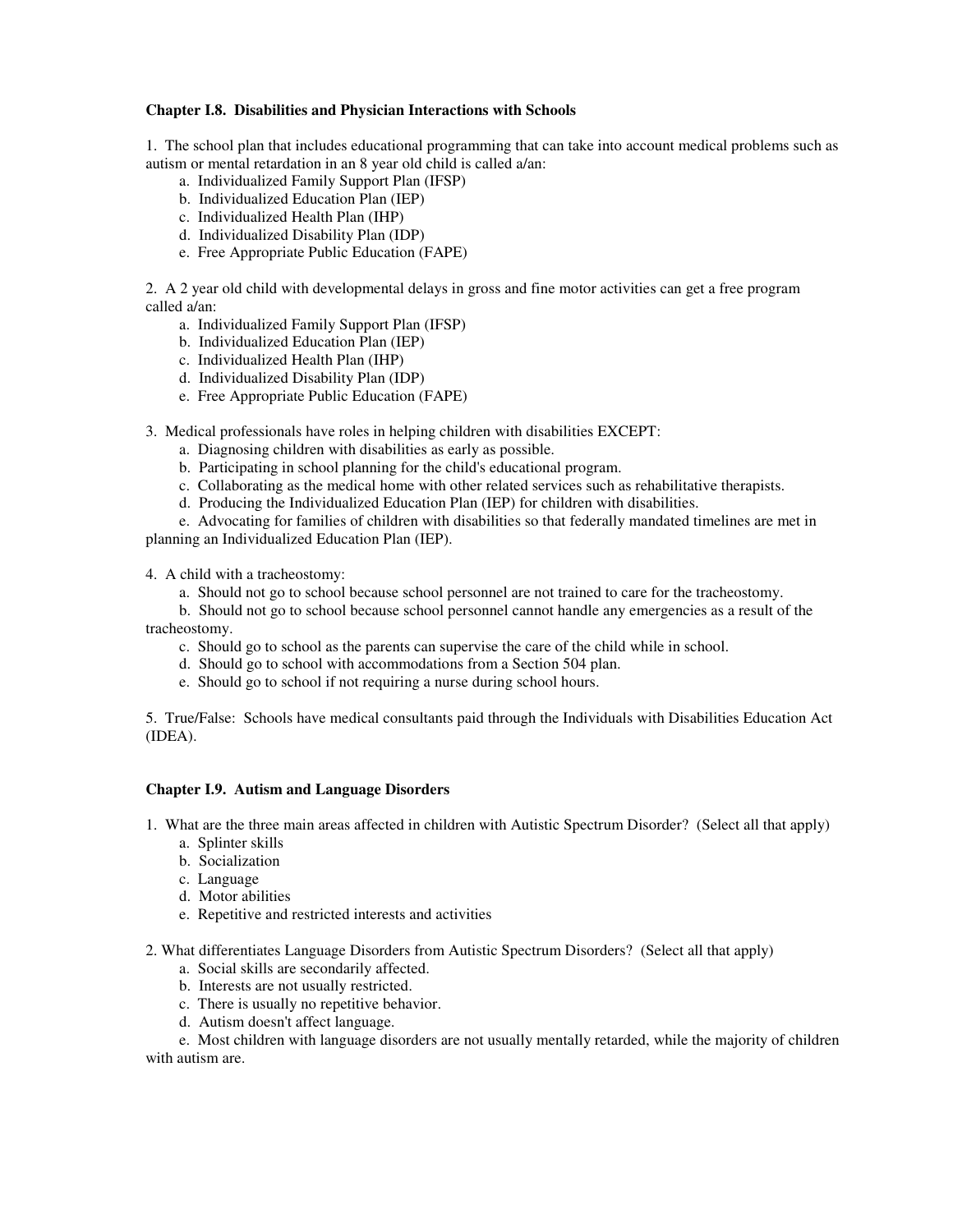### Chapter I.8. Disabilities and Physician Interactions with Schools

1. The school plan that includes educational programming that can take into account medical problems such as autism or mental retardation in an 8 year old child is called a/an:
   - a. Individualized Family Support Plan (IFSP)
   - b. Individualized Education Plan (IEP)
   - c. Individualized Health Plan (IHP)
   - d. Individualized Disability Plan (IDP)
   - e. Free Appropriate Public Education (FAPE)

2. A 2 year old child with developmental delays in gross and fine motor activities can get a free program called a/an:
   - a. Individualized Family Support Plan (IFSP)
   - b. Individualized Education Plan (IEP)
   - c. Individualized Health Plan (IHP)
   - d. Individualized Disability Plan (IDP)
   - e. Free Appropriate Public Education (FAPE)

3. Medical professionals have roles in helping children with disabilities EXCEPT:
   - a. Diagnosing children with disabilities as early as possible.
   - b. Participating in school planning for the child's educational program.
   - c. Collaborating as the medical home with other related services such as rehabilitative therapists.
   - d. Producing the Individualized Education Plan (IEP) for children with disabilities.
   - e. Advocating for families of children with disabilities so that federally mandated timelines are met in planning an Individualized Education Plan (IEP).

4. A child with a tracheostomy:
   - a. Should not go to school because school personnel are not trained to care for the tracheostomy.
   - b. Should not go to school because school personnel cannot handle any emergencies as a result of the tracheostomy.
   - c. Should go to school as the parents can supervise the care of the child while in school.
   - d. Should go to school with accommodations from a Section 504 plan.
   - e. Should go to school if not requiring a nurse during school hours.

5. True/False: Schools have medical consultants paid through the Individuals with Disabilities Education Act (IDEA).

### Chapter I.9. Autism and Language Disorders

1. What are the three main areas affected in children with Autistic Spectrum Disorder? (Select all that apply)
   - a. Splinter skills
   - b. Socialization
   - c. Language
   - d. Motor abilities
   - e. Repetitive and restricted interests and activities

2. What differentiates Language Disorders from Autistic Spectrum Disorders? (Select all that apply)
   - a. Social skills are secondarily affected.
   - b. Interests are not usually restricted.
   - c. There is usually no repetitive behavior.
   - d. Autism doesn't affect language.
   - e. Most children with language disorders are not usually mentally retarded, while the majority of children with autism are.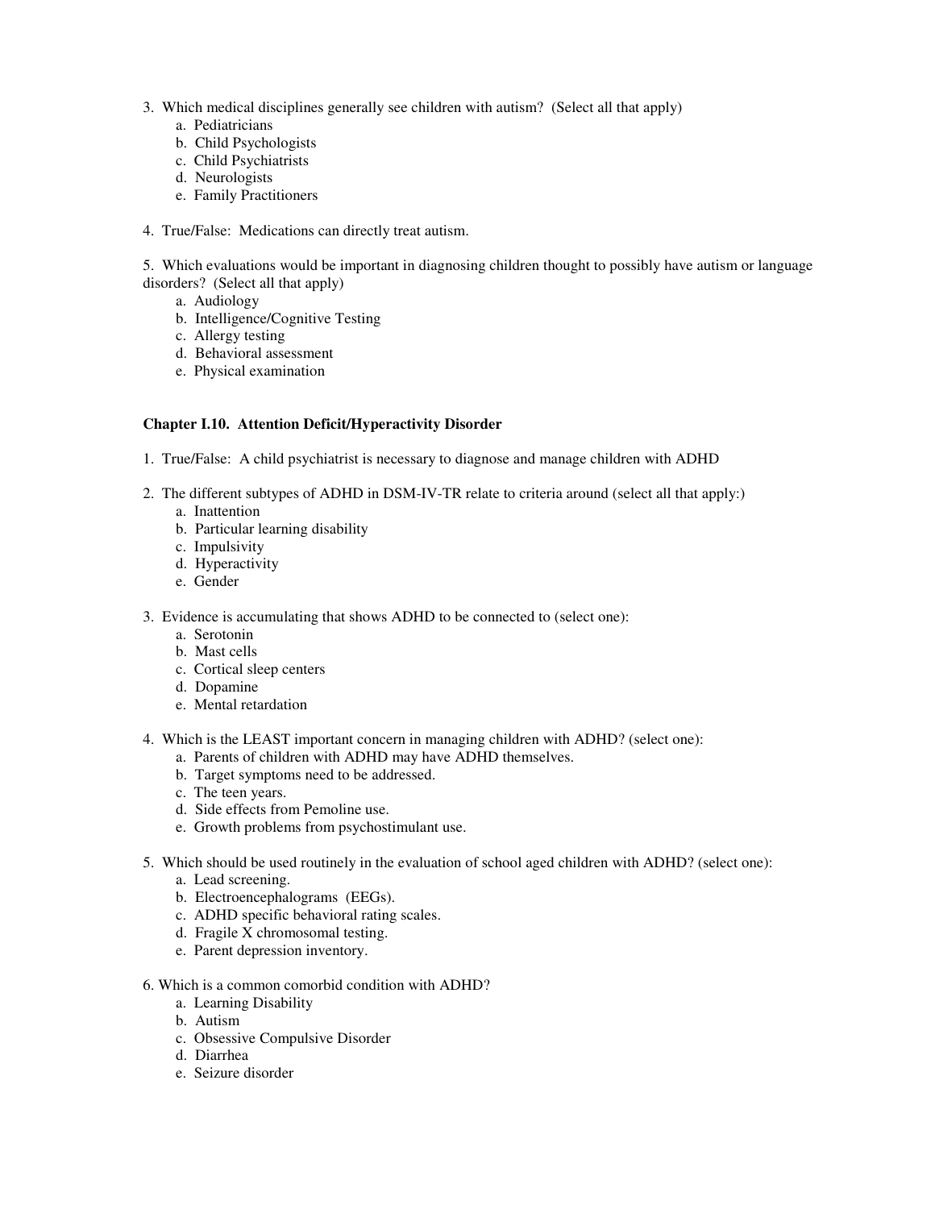3. Which medical disciplines generally see children with autism? (Select all that apply)
   a. Pediatricians
   b. Child Psychologists
   c. Child Psychiatrists
   d. Neurologists
   e. Family Practitioners

4. True/False: Medications can directly treat autism.

5. Which evaluations would be important in diagnosing children thought to possibly have autism or language disorders? (Select all that apply)
   a. Audiology
   b. Intelligence/Cognitive Testing
   c. Allergy testing
   d. Behavioral assessment
   e. Physical examination

**Chapter I.10. Attention Deficit/Hyperactivity Disorder**

1. True/False: A child psychiatrist is necessary to diagnose and manage children with ADHD

2. The different subtypes of ADHD in DSM-IV-TR relate to criteria around (select all that apply:)
   a. Inattention
   b. Particular learning disability
   c. Impulsivity
   d. Hyperactivity
   e. Gender

3. Evidence is accumulating that shows ADHD to be connected to (select one):
   a. Serotonin
   b. Mast cells
   c. Cortical sleep centers
   d. Dopamine
   e. Mental retardation

4. Which is the LEAST important concern in managing children with ADHD? (select one):
   a. Parents of children with ADHD may have ADHD themselves.
   b. Target symptoms need to be addressed.
   c. The teen years.
   d. Side effects from Pemoline use.
   e. Growth problems from psychostimulant use.

5. Which should be used routinely in the evaluation of school aged children with ADHD? (select one):
   a. Lead screening.
   b. Electroencephalograms (EEGs).
   c. ADHD specific behavioral rating scales.
   d. Fragile X chromosomal testing.
   e. Parent depression inventory.

6. Which is a common comorbid condition with ADHD?
   a. Learning Disability
   b. Autism
   c. Obsessive Compulsive Disorder
   d. Diarrhea
   e. Seizure disorder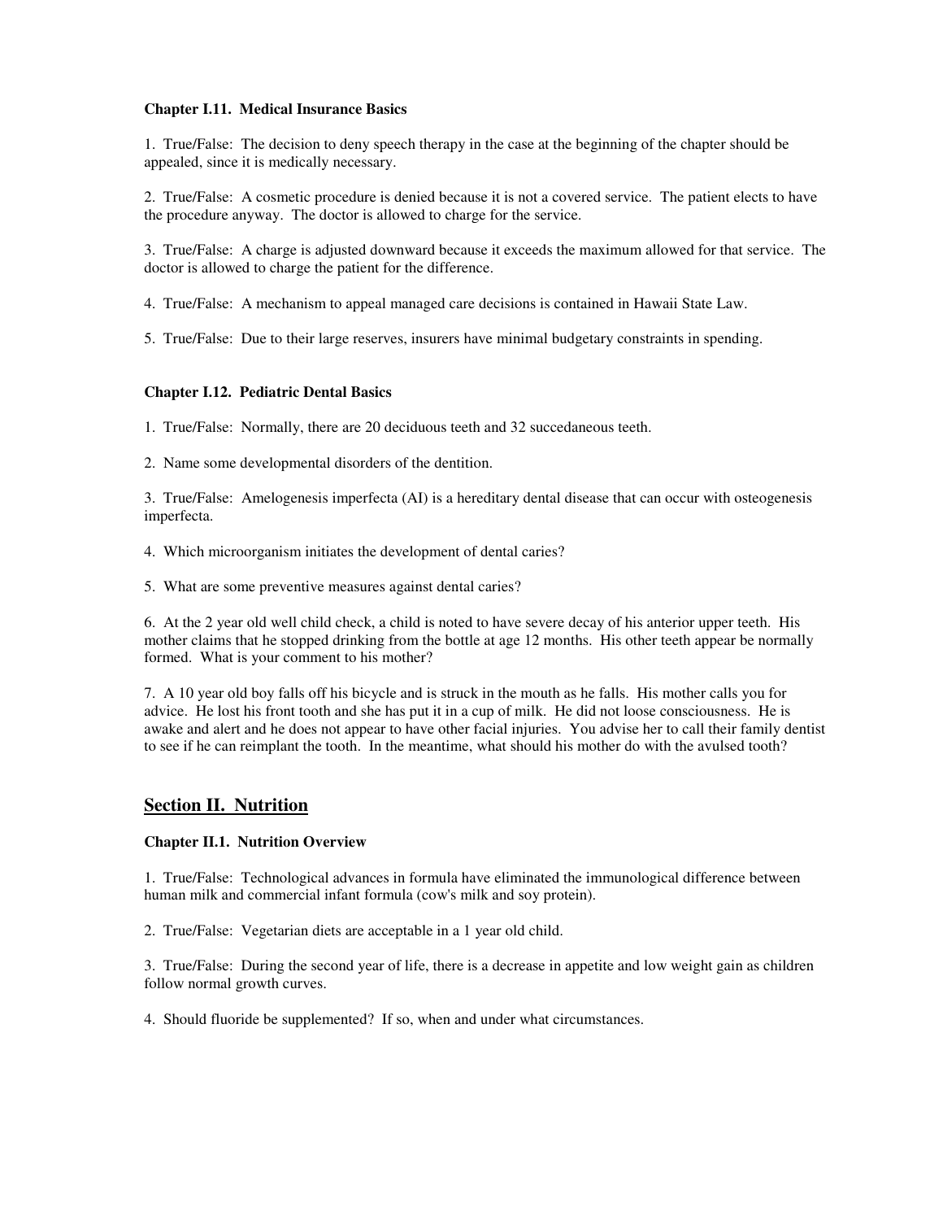### Chapter I.11. Medical Insurance Basics

1. True/False: The decision to deny speech therapy in the case at the beginning of the chapter should be appealed, since it is medically necessary.

2. True/False: A cosmetic procedure is denied because it is not a covered service. The patient elects to have the procedure anyway. The doctor is allowed to charge for the service.

3. True/False: A charge is adjusted downward because it exceeds the maximum allowed for that service. The doctor is allowed to charge the patient for the difference.

4. True/False: A mechanism to appeal managed care decisions is contained in Hawaii State Law.

5. True/False: Due to their large reserves, insurers have minimal budgetary constraints in spending.

### Chapter I.12. Pediatric Dental Basics

1. True/False: Normally, there are 20 deciduous teeth and 32 succedaneous teeth.

2. Name some developmental disorders of the dentition.

3. True/False: Amelogenesis imperfecta (AI) is a hereditary dental disease that can occur with osteogenesis imperfecta.

4. Which microorganism initiates the development of dental caries?

5. What are some preventive measures against dental caries?

6. At the 2 year old well child check, a child is noted to have severe decay of his anterior upper teeth. His mother claims that he stopped drinking from the bottle at age 12 months. His other teeth appear be normally formed. What is your comment to his mother?

7. A 10 year old boy falls off his bicycle and is struck in the mouth as he falls. His mother calls you for advice. He lost his front tooth and she has put it in a cup of milk. He did not loose consciousness. He is awake and alert and he does not appear to have other facial injuries. You advise her to call their family dentist to see if he can reimplant the tooth. In the meantime, what should his mother do with the avulsed tooth?

## Section II. Nutrition

### Chapter II.1. Nutrition Overview

1. True/False: Technological advances in formula have eliminated the immunological difference between human milk and commercial infant formula (cow's milk and soy protein).

2. True/False: Vegetarian diets are acceptable in a 1 year old child.

3. True/False: During the second year of life, there is a decrease in appetite and low weight gain as children follow normal growth curves.

4. Should fluoride be supplemented? If so, when and under what circumstances.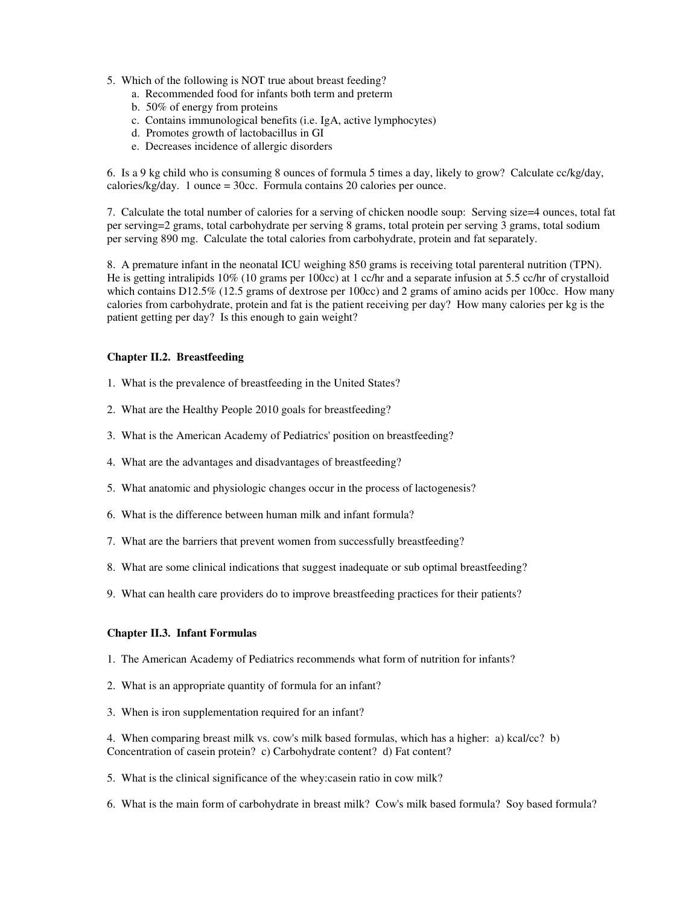5. Which of the following is NOT true about breast feeding?
   a. Recommended food for infants both term and preterm
   b. 50% of energy from proteins
   c. Contains immunological benefits (i.e. IgA, active lymphocytes)
   d. Promotes growth of lactobacillus in GI
   e. Decreases incidence of allergic disorders

6. Is a 9 kg child who is consuming 8 ounces of formula 5 times a day, likely to grow? Calculate cc/kg/day, calories/kg/day. 1 ounce = 30cc. Formula contains 20 calories per ounce.

7. Calculate the total number of calories for a serving of chicken noodle soup: Serving size=4 ounces, total fat per serving=2 grams, total carbohydrate per serving 8 grams, total protein per serving 3 grams, total sodium per serving 890 mg. Calculate the total calories from carbohydrate, protein and fat separately.

8. A premature infant in the neonatal ICU weighing 850 grams is receiving total parenteral nutrition (TPN). He is getting intralipids 10% (10 grams per 100cc) at 1 cc/hr and a separate infusion at 5.5 cc/hr of crystalloid which contains D12.5% (12.5 grams of dextrose per 100cc) and 2 grams of amino acids per 100cc. How many calories from carbohydrate, protein and fat is the patient receiving per day? How many calories per kg is the patient getting per day? Is this enough to gain weight?

### Chapter II.2. Breastfeeding

1. What is the prevalence of breastfeeding in the United States?

2. What are the Healthy People 2010 goals for breastfeeding?

3. What is the American Academy of Pediatrics' position on breastfeeding?

4. What are the advantages and disadvantages of breastfeeding?

5. What anatomic and physiologic changes occur in the process of lactogenesis?

6. What is the difference between human milk and infant formula?

7. What are the barriers that prevent women from successfully breastfeeding?

8. What are some clinical indications that suggest inadequate or sub optimal breastfeeding?

9. What can health care providers do to improve breastfeeding practices for their patients?

### Chapter II.3. Infant Formulas

1. The American Academy of Pediatrics recommends what form of nutrition for infants?

2. What is an appropriate quantity of formula for an infant?

3. When is iron supplementation required for an infant?

4. When comparing breast milk vs. cow's milk based formulas, which has a higher: a) kcal/cc? b) Concentration of casein protein? c) Carbohydrate content? d) Fat content?

5. What is the clinical significance of the whey:casein ratio in cow milk?

6. What is the main form of carbohydrate in breast milk? Cow's milk based formula? Soy based formula?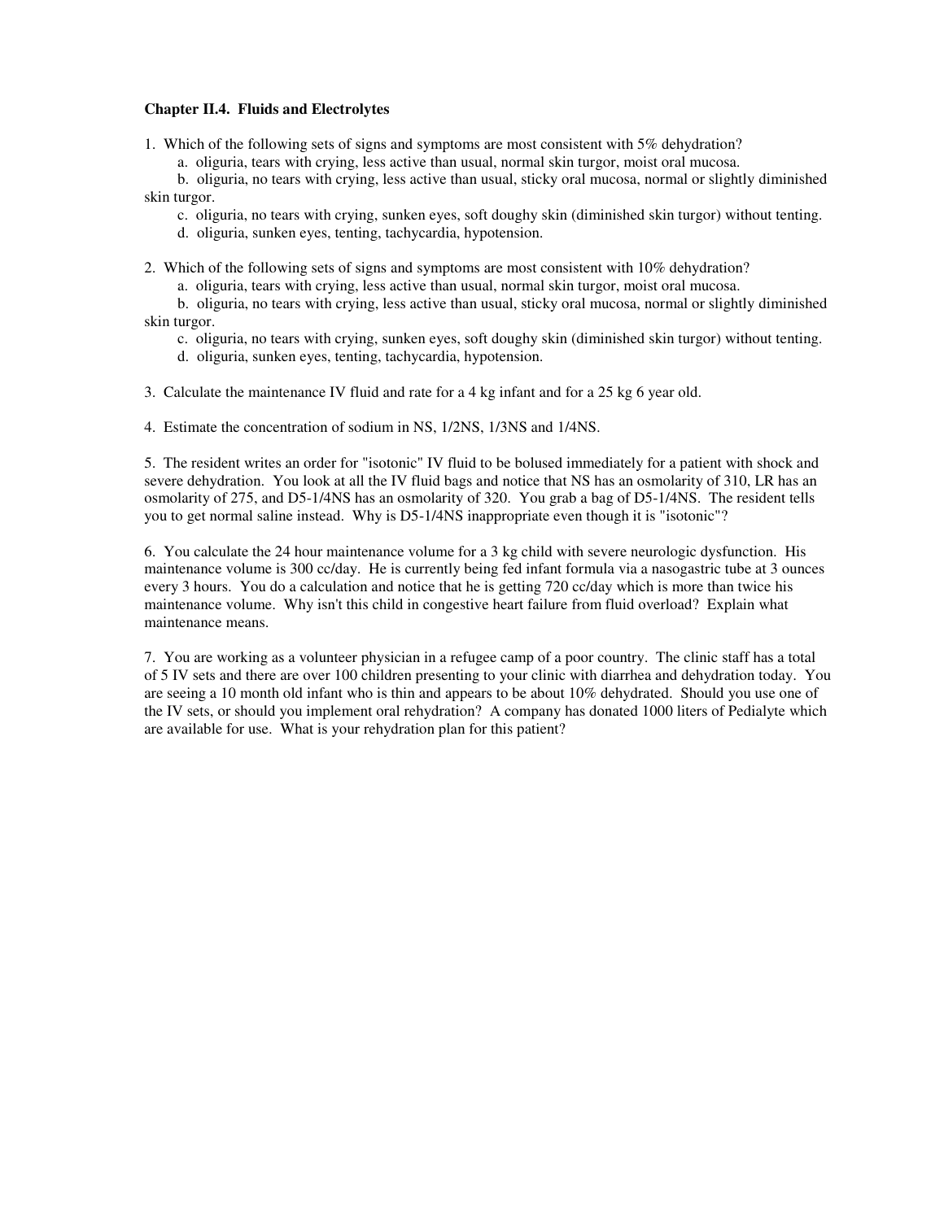**Chapter II.4. Fluids and Electrolytes**

1. Which of the following sets of signs and symptoms are most consistent with 5% dehydration?
   - a. oliguria, tears with crying, less active than usual, normal skin turgor, moist oral mucosa.
   - b. oliguria, no tears with crying, less active than usual, sticky oral mucosa, normal or slightly diminished skin turgor.
   - c. oliguria, no tears with crying, sunken eyes, soft doughy skin (diminished skin turgor) without tenting.
   - d. oliguria, sunken eyes, tenting, tachycardia, hypotension.

2. Which of the following sets of signs and symptoms are most consistent with 10% dehydration?
   - a. oliguria, tears with crying, less active than usual, normal skin turgor, moist oral mucosa.
   - b. oliguria, no tears with crying, less active than usual, sticky oral mucosa, normal or slightly diminished skin turgor.
   - c. oliguria, no tears with crying, sunken eyes, soft doughy skin (diminished skin turgor) without tenting.
   - d. oliguria, sunken eyes, tenting, tachycardia, hypotension.

3. Calculate the maintenance IV fluid and rate for a 4 kg infant and for a 25 kg 6 year old.

4. Estimate the concentration of sodium in NS, 1/2NS, 1/3NS and 1/4NS.

5. The resident writes an order for "isotonic" IV fluid to be bolused immediately for a patient with shock and severe dehydration. You look at all the IV fluid bags and notice that NS has an osmolarity of 310, LR has an osmolarity of 275, and D5-1/4NS has an osmolarity of 320. You grab a bag of D5-1/4NS. The resident tells you to get normal saline instead. Why is D5-1/4NS inappropriate even though it is "isotonic"?

6. You calculate the 24 hour maintenance volume for a 3 kg child with severe neurologic dysfunction. His maintenance volume is 300 cc/day. He is currently being fed infant formula via a nasogastric tube at 3 ounces every 3 hours. You do a calculation and notice that he is getting 720 cc/day which is more than twice his maintenance volume. Why isn't this child in congestive heart failure from fluid overload? Explain what maintenance means.

7. You are working as a volunteer physician in a refugee camp of a poor country. The clinic staff has a total of 5 IV sets and there are over 100 children presenting to your clinic with diarrhea and dehydration today. You are seeing a 10 month old infant who is thin and appears to be about 10% dehydrated. Should you use one of the IV sets, or should you implement oral rehydration? A company has donated 1000 liters of Pedialyte which are available for use. What is your rehydration plan for this patient?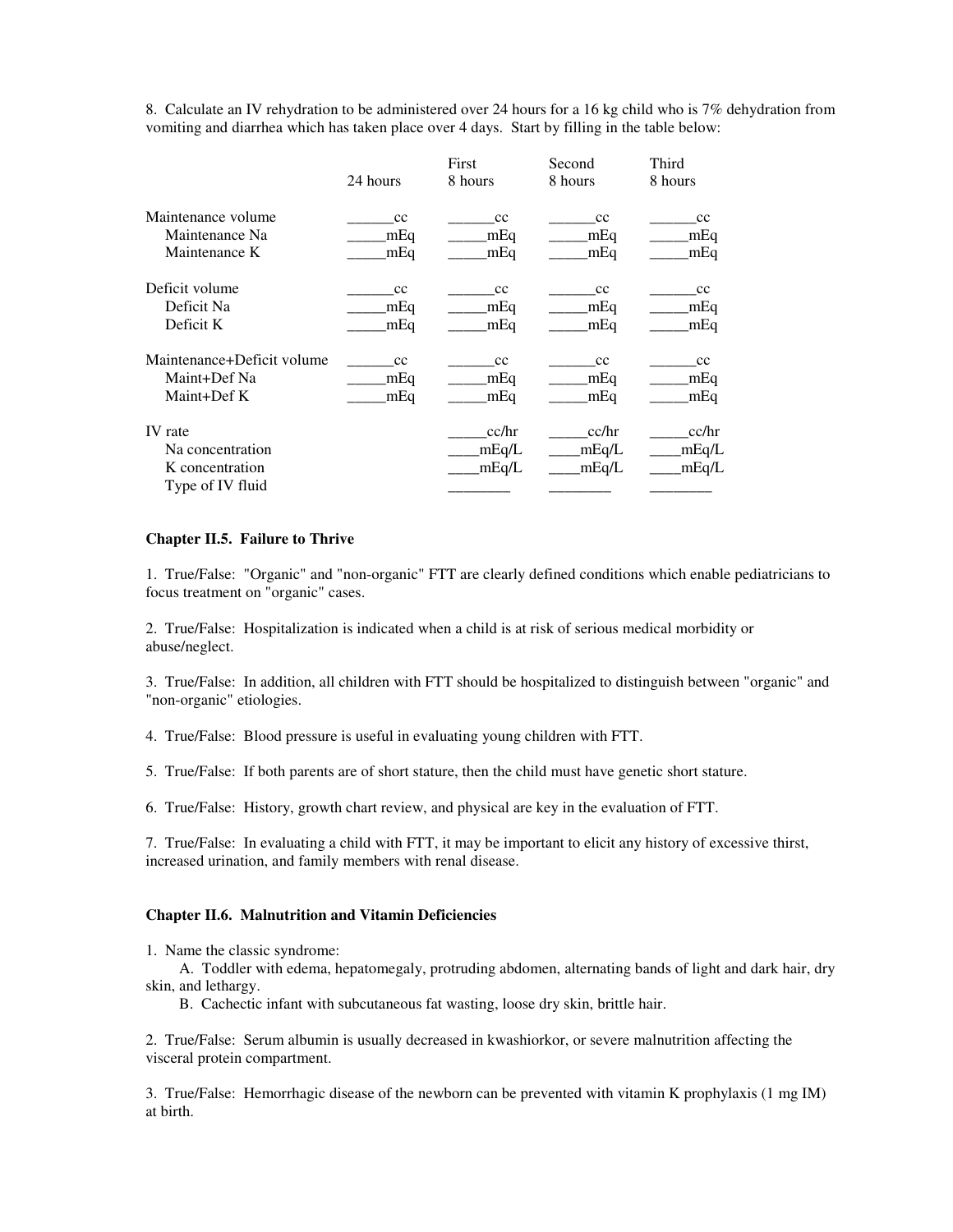8. Calculate an IV rehydration to be administered over 24 hours for a 16 kg child who is 7% dehydration from vomiting and diarrhea which has taken place over 4 days. Start by filling in the table below:

| | 24 hours | First 8 hours | Second 8 hours | Third 8 hours |
|---|---|---|---|---|
| Maintenance volume | ______cc | ______cc | ______cc | ______cc |
| Maintenance Na | _____mEq | _____mEq | _____mEq | _____mEq |
| Maintenance K | _____mEq | _____mEq | _____mEq | _____mEq |
| Deficit volume | ______cc | ______cc | ______cc | ______cc |
| Deficit Na | _____mEq | _____mEq | _____mEq | _____mEq |
| Deficit K | _____mEq | _____mEq | _____mEq | _____mEq |
| Maintenance+Deficit volume | ______cc | ______cc | ______cc | ______cc |
| Maint+Def Na | _____mEq | _____mEq | _____mEq | _____mEq |
| Maint+Def K | _____mEq | _____mEq | _____mEq | _____mEq |
| IV rate | | _____cc/hr | _____cc/hr | _____cc/hr |
| Na concentration | | ____mEq/L | ____mEq/L | ____mEq/L |
| K concentration | | ____mEq/L | ____mEq/L | ____mEq/L |
| Type of IV fluid | | ________ | ________ | ________ |

### Chapter II.5. Failure to Thrive

1. True/False: "Organic" and "non-organic" FTT are clearly defined conditions which enable pediatricians to focus treatment on "organic" cases.

2. True/False: Hospitalization is indicated when a child is at risk of serious medical morbidity or abuse/neglect.

3. True/False: In addition, all children with FTT should be hospitalized to distinguish between "organic" and "non-organic" etiologies.

4. True/False: Blood pressure is useful in evaluating young children with FTT.

5. True/False: If both parents are of short stature, then the child must have genetic short stature.

6. True/False: History, growth chart review, and physical are key in the evaluation of FTT.

7. True/False: In evaluating a child with FTT, it may be important to elicit any history of excessive thirst, increased urination, and family members with renal disease.

### Chapter II.6. Malnutrition and Vitamin Deficiencies

1. Name the classic syndrome:
   A. Toddler with edema, hepatomegaly, protruding abdomen, alternating bands of light and dark hair, dry skin, and lethargy.
   B. Cachectic infant with subcutaneous fat wasting, loose dry skin, brittle hair.

2. True/False: Serum albumin is usually decreased in kwashiorkor, or severe malnutrition affecting the visceral protein compartment.

3. True/False: Hemorrhagic disease of the newborn can be prevented with vitamin K prophylaxis (1 mg IM) at birth.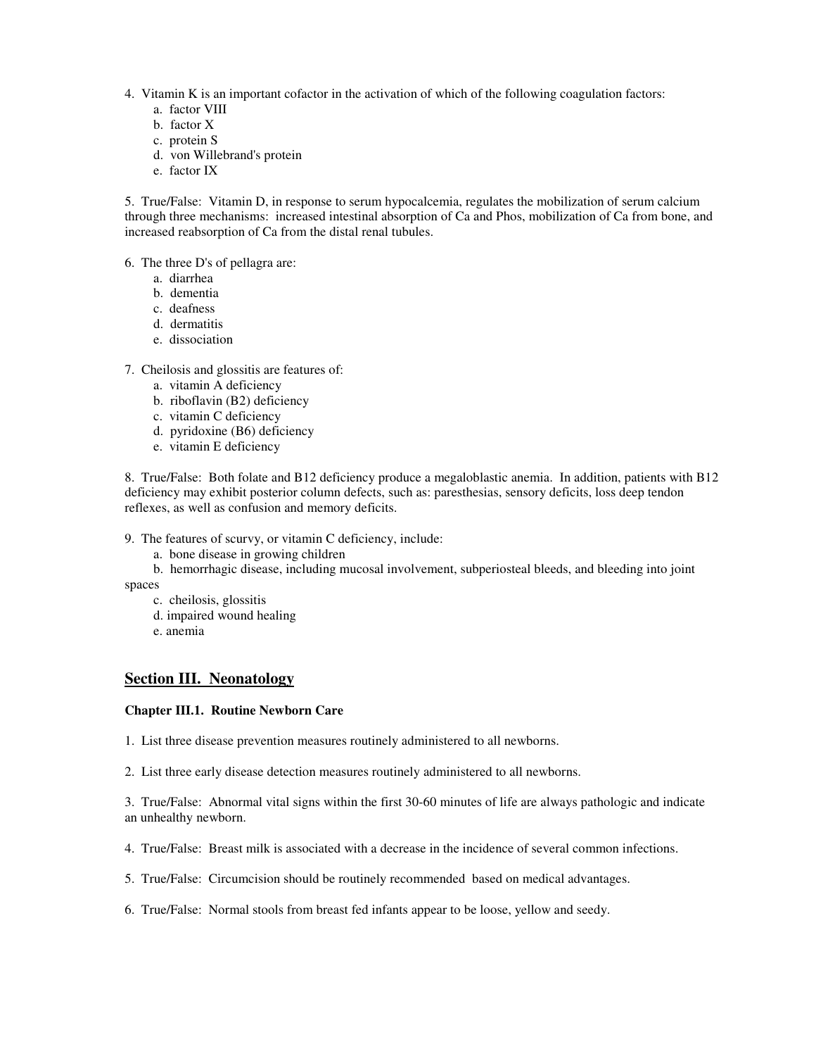4. Vitamin K is an important cofactor in the activation of which of the following coagulation factors:
   a. factor VIII
   b. factor X
   c. protein S
   d. von Willebrand's protein
   e. factor IX

5. True/False: Vitamin D, in response to serum hypocalcemia, regulates the mobilization of serum calcium through three mechanisms: increased intestinal absorption of Ca and Phos, mobilization of Ca from bone, and increased reabsorption of Ca from the distal renal tubules.

6. The three D's of pellagra are:
   a. diarrhea
   b. dementia
   c. deafness
   d. dermatitis
   e. dissociation

7. Cheilosis and glossitis are features of:
   a. vitamin A deficiency
   b. riboflavin (B2) deficiency
   c. vitamin C deficiency
   d. pyridoxine (B6) deficiency
   e. vitamin E deficiency

8. True/False: Both folate and B12 deficiency produce a megaloblastic anemia. In addition, patients with B12 deficiency may exhibit posterior column defects, such as: paresthesias, sensory deficits, loss deep tendon reflexes, as well as confusion and memory deficits.

9. The features of scurvy, or vitamin C deficiency, include:
   a. bone disease in growing children
   b. hemorrhagic disease, including mucosal involvement, subperiosteal bleeds, and bleeding into joint spaces
   c. cheilosis, glossitis
   d. impaired wound healing
   e. anemia

## Section III. Neonatology

### Chapter III.1. Routine Newborn Care

1. List three disease prevention measures routinely administered to all newborns.

2. List three early disease detection measures routinely administered to all newborns.

3. True/False: Abnormal vital signs within the first 30-60 minutes of life are always pathologic and indicate an unhealthy newborn.

4. True/False: Breast milk is associated with a decrease in the incidence of several common infections.

5. True/False: Circumcision should be routinely recommended based on medical advantages.

6. True/False: Normal stools from breast fed infants appear to be loose, yellow and seedy.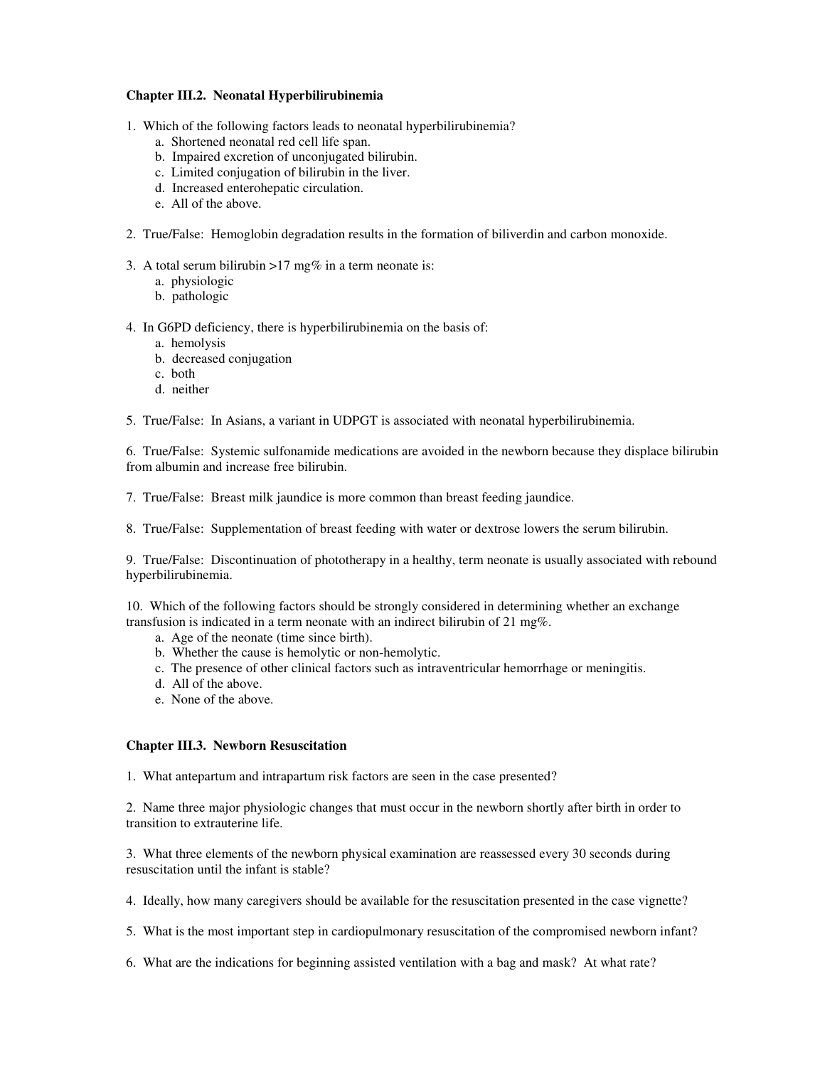### Chapter III.2. Neonatal Hyperbilirubinemia

1. Which of the following factors leads to neonatal hyperbilirubinemia?
   - a. Shortened neonatal red cell life span.
   - b. Impaired excretion of unconjugated bilirubin.
   - c. Limited conjugation of bilirubin in the liver.
   - d. Increased enterohepatic circulation.
   - e. All of the above.

2. True/False: Hemoglobin degradation results in the formation of biliverdin and carbon monoxide.

3. A total serum bilirubin >17 mg% in a term neonate is:
   - a. physiologic
   - b. pathologic

4. In G6PD deficiency, there is hyperbilirubinemia on the basis of:
   - a. hemolysis
   - b. decreased conjugation
   - c. both
   - d. neither

5. True/False: In Asians, a variant in UDPGT is associated with neonatal hyperbilirubinemia.

6. True/False: Systemic sulfonamide medications are avoided in the newborn because they displace bilirubin from albumin and increase free bilirubin.

7. True/False: Breast milk jaundice is more common than breast feeding jaundice.

8. True/False: Supplementation of breast feeding with water or dextrose lowers the serum bilirubin.

9. True/False: Discontinuation of phototherapy in a healthy, term neonate is usually associated with rebound hyperbilirubinemia.

10. Which of the following factors should be strongly considered in determining whether an exchange transfusion is indicated in a term neonate with an indirect bilirubin of 21 mg%.
    - a. Age of the neonate (time since birth).
    - b. Whether the cause is hemolytic or non-hemolytic.
    - c. The presence of other clinical factors such as intraventricular hemorrhage or meningitis.
    - d. All of the above.
    - e. None of the above.

### Chapter III.3. Newborn Resuscitation

1. What antepartum and intrapartum risk factors are seen in the case presented?

2. Name three major physiologic changes that must occur in the newborn shortly after birth in order to transition to extrauterine life.

3. What three elements of the newborn physical examination are reassessed every 30 seconds during resuscitation until the infant is stable?

4. Ideally, how many caregivers should be available for the resuscitation presented in the case vignette?

5. What is the most important step in cardiopulmonary resuscitation of the compromised newborn infant?

6. What are the indications for beginning assisted ventilation with a bag and mask? At what rate?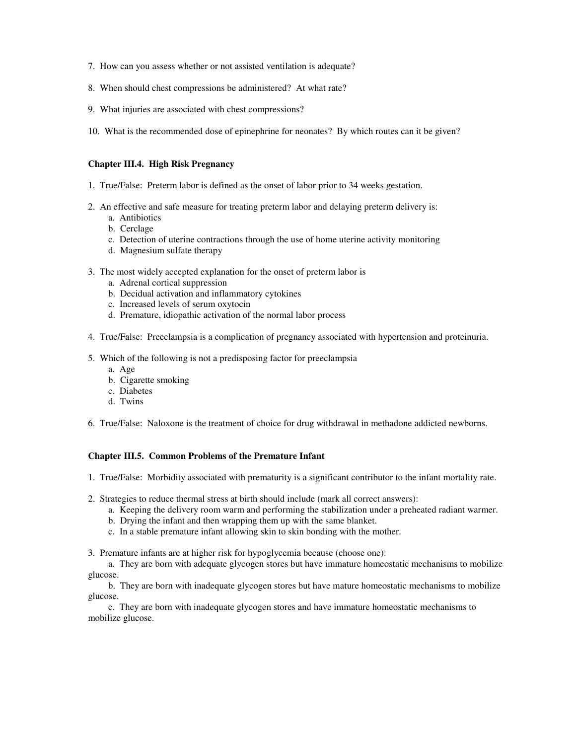7. How can you assess whether or not assisted ventilation is adequate?

8. When should chest compressions be administered? At what rate?

9. What injuries are associated with chest compressions?

10. What is the recommended dose of epinephrine for neonates? By which routes can it be given?

### Chapter III.4. High Risk Pregnancy

1. True/False: Preterm labor is defined as the onset of labor prior to 34 weeks gestation.

2. An effective and safe measure for treating preterm labor and delaying preterm delivery is:
   a. Antibiotics
   b. Cerclage
   c. Detection of uterine contractions through the use of home uterine activity monitoring
   d. Magnesium sulfate therapy

3. The most widely accepted explanation for the onset of preterm labor is
   a. Adrenal cortical suppression
   b. Decidual activation and inflammatory cytokines
   c. Increased levels of serum oxytocin
   d. Premature, idiopathic activation of the normal labor process

4. True/False: Preeclampsia is a complication of pregnancy associated with hypertension and proteinuria.

5. Which of the following is not a predisposing factor for preeclampsia
   a. Age
   b. Cigarette smoking
   c. Diabetes
   d. Twins

6. True/False: Naloxone is the treatment of choice for drug withdrawal in methadone addicted newborns.

### Chapter III.5. Common Problems of the Premature Infant

1. True/False: Morbidity associated with prematurity is a significant contributor to the infant mortality rate.

2. Strategies to reduce thermal stress at birth should include (mark all correct answers):
   a. Keeping the delivery room warm and performing the stabilization under a preheated radiant warmer.
   b. Drying the infant and then wrapping them up with the same blanket.
   c. In a stable premature infant allowing skin to skin bonding with the mother.

3. Premature infants are at higher risk for hypoglycemia because (choose one):
   a. They are born with adequate glycogen stores but have immature homeostatic mechanisms to mobilize glucose.
   b. They are born with inadequate glycogen stores but have mature homeostatic mechanisms to mobilize glucose.
   c. They are born with inadequate glycogen stores and have immature homeostatic mechanisms to mobilize glucose.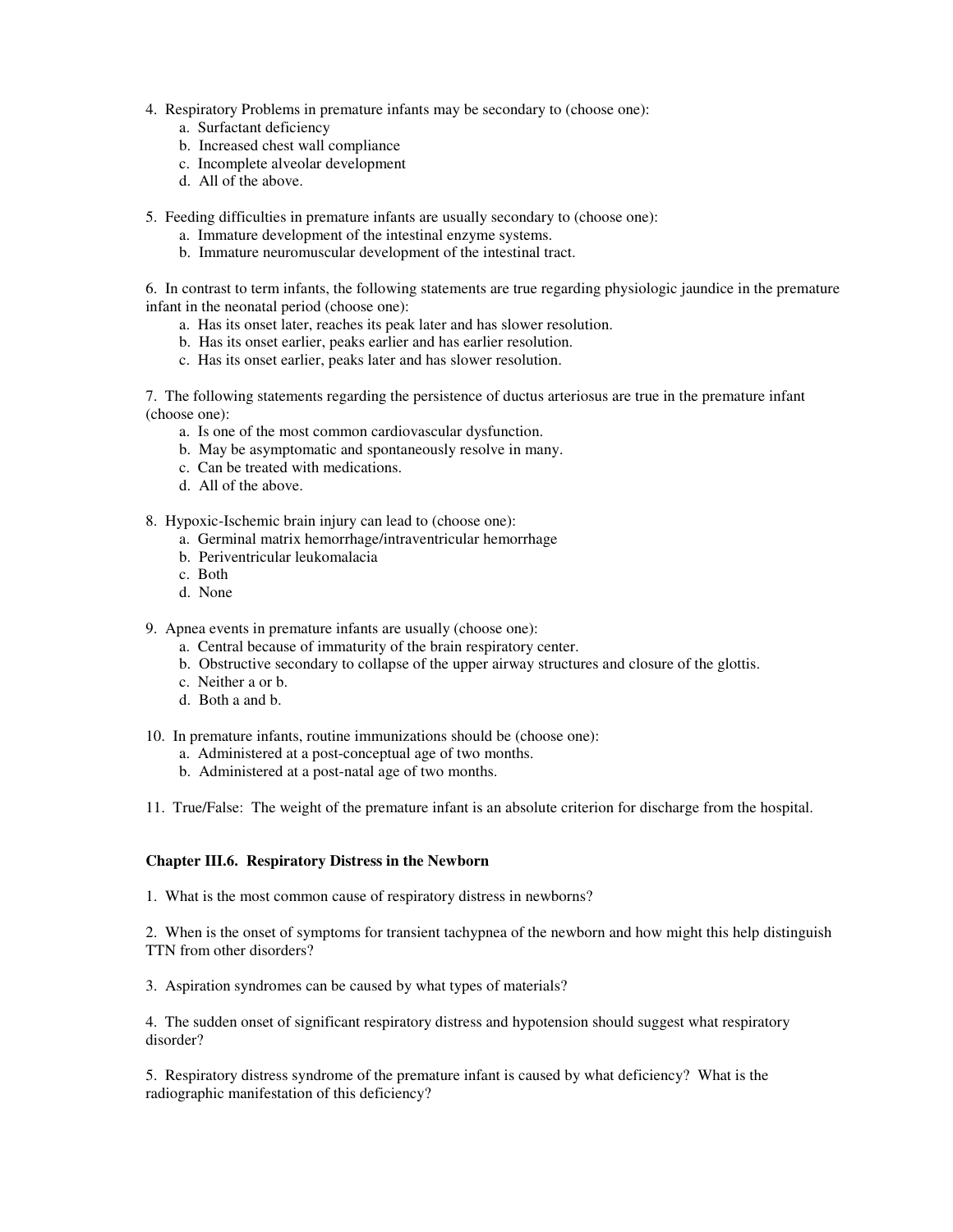4. Respiratory Problems in premature infants may be secondary to (choose one):
    a. Surfactant deficiency
    b. Increased chest wall compliance
    c. Incomplete alveolar development
    d. All of the above.

5. Feeding difficulties in premature infants are usually secondary to (choose one):
    a. Immature development of the intestinal enzyme systems.
    b. Immature neuromuscular development of the intestinal tract.

6. In contrast to term infants, the following statements are true regarding physiologic jaundice in the premature infant in the neonatal period (choose one):
    a. Has its onset later, reaches its peak later and has slower resolution.
    b. Has its onset earlier, peaks earlier and has earlier resolution.
    c. Has its onset earlier, peaks later and has slower resolution.

7. The following statements regarding the persistence of ductus arteriosus are true in the premature infant (choose one):
    a. Is one of the most common cardiovascular dysfunction.
    b. May be asymptomatic and spontaneously resolve in many.
    c. Can be treated with medications.
    d. All of the above.

8. Hypoxic-Ischemic brain injury can lead to (choose one):
    a. Germinal matrix hemorrhage/intraventricular hemorrhage
    b. Periventricular leukomalacia
    c. Both
    d. None

9. Apnea events in premature infants are usually (choose one):
    a. Central because of immaturity of the brain respiratory center.
    b. Obstructive secondary to collapse of the upper airway structures and closure of the glottis.
    c. Neither a or b.
    d. Both a and b.

10. In premature infants, routine immunizations should be (choose one):
    a. Administered at a post-conceptual age of two months.
    b. Administered at a post-natal age of two months.

11. True/False: The weight of the premature infant is an absolute criterion for discharge from the hospital.

**Chapter III.6. Respiratory Distress in the Newborn**

1. What is the most common cause of respiratory distress in newborns?

2. When is the onset of symptoms for transient tachypnea of the newborn and how might this help distinguish TTN from other disorders?

3. Aspiration syndromes can be caused by what types of materials?

4. The sudden onset of significant respiratory distress and hypotension should suggest what respiratory disorder?

5. Respiratory distress syndrome of the premature infant is caused by what deficiency? What is the radiographic manifestation of this deficiency?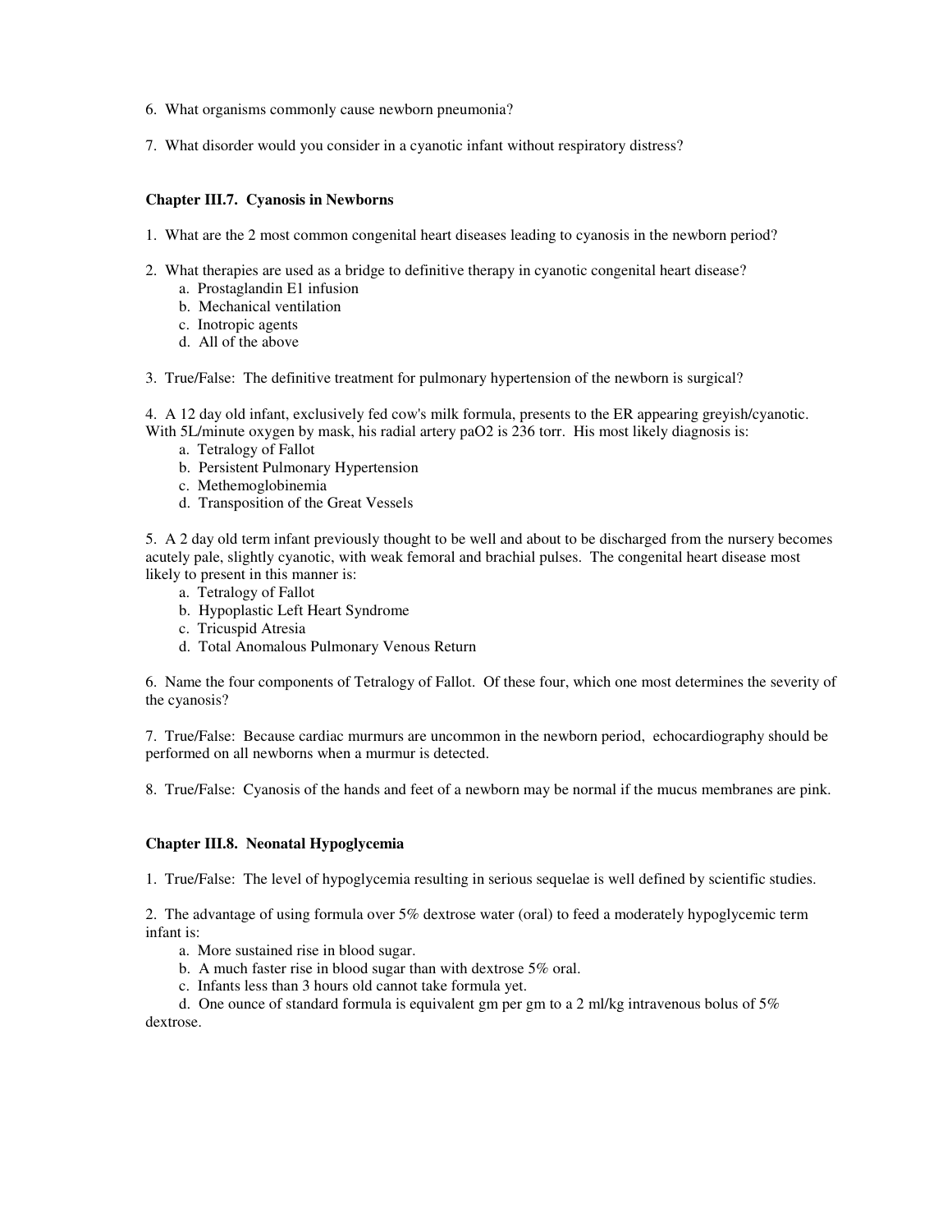6. What organisms commonly cause newborn pneumonia?

7. What disorder would you consider in a cyanotic infant without respiratory distress?

### Chapter III.7. Cyanosis in Newborns

1. What are the 2 most common congenital heart diseases leading to cyanosis in the newborn period?

2. What therapies are used as a bridge to definitive therapy in cyanotic congenital heart disease?
   a. Prostaglandin E1 infusion
   b. Mechanical ventilation
   c. Inotropic agents
   d. All of the above

3. True/False: The definitive treatment for pulmonary hypertension of the newborn is surgical?

4. A 12 day old infant, exclusively fed cow's milk formula, presents to the ER appearing greyish/cyanotic. With 5L/minute oxygen by mask, his radial artery paO2 is 236 torr. His most likely diagnosis is:
   a. Tetralogy of Fallot
   b. Persistent Pulmonary Hypertension
   c. Methemoglobinemia
   d. Transposition of the Great Vessels

5. A 2 day old term infant previously thought to be well and about to be discharged from the nursery becomes acutely pale, slightly cyanotic, with weak femoral and brachial pulses. The congenital heart disease most likely to present in this manner is:
   a. Tetralogy of Fallot
   b. Hypoplastic Left Heart Syndrome
   c. Tricuspid Atresia
   d. Total Anomalous Pulmonary Venous Return

6. Name the four components of Tetralogy of Fallot. Of these four, which one most determines the severity of the cyanosis?

7. True/False: Because cardiac murmurs are uncommon in the newborn period, echocardiography should be performed on all newborns when a murmur is detected.

8. True/False: Cyanosis of the hands and feet of a newborn may be normal if the mucus membranes are pink.

### Chapter III.8. Neonatal Hypoglycemia

1. True/False: The level of hypoglycemia resulting in serious sequelae is well defined by scientific studies.

2. The advantage of using formula over 5% dextrose water (oral) to feed a moderately hypoglycemic term infant is:
   a. More sustained rise in blood sugar.
   b. A much faster rise in blood sugar than with dextrose 5% oral.
   c. Infants less than 3 hours old cannot take formula yet.
   d. One ounce of standard formula is equivalent gm per gm to a 2 ml/kg intravenous bolus of 5% dextrose.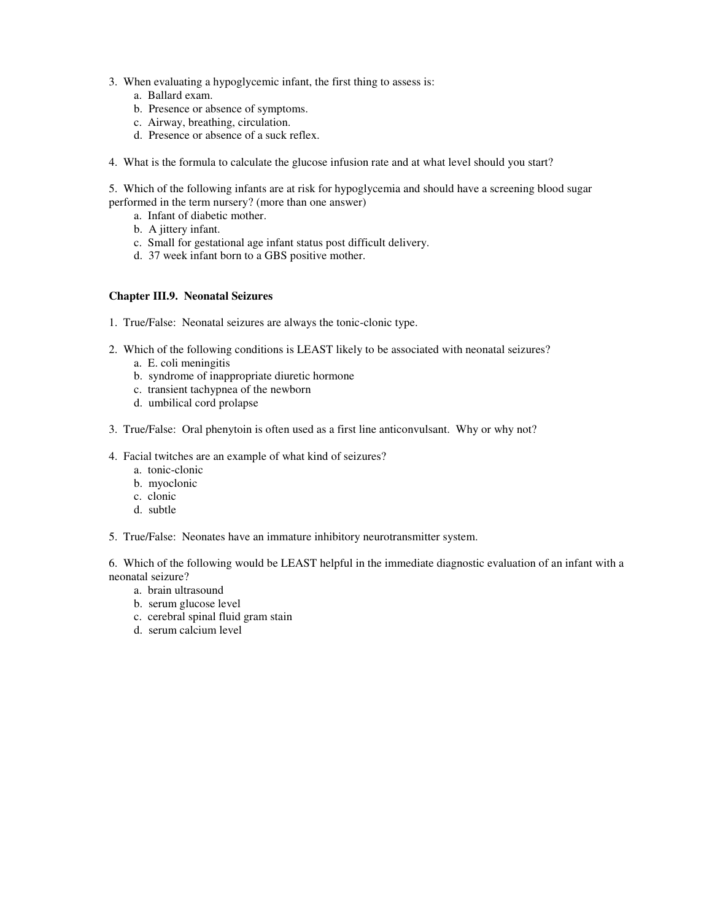3. When evaluating a hypoglycemic infant, the first thing to assess is:
    a. Ballard exam.
    b. Presence or absence of symptoms.
    c. Airway, breathing, circulation.
    d. Presence or absence of a suck reflex.

4. What is the formula to calculate the glucose infusion rate and at what level should you start?

5. Which of the following infants are at risk for hypoglycemia and should have a screening blood sugar performed in the term nursery? (more than one answer)
    a. Infant of diabetic mother.
    b. A jittery infant.
    c. Small for gestational age infant status post difficult delivery.
    d. 37 week infant born to a GBS positive mother.

**Chapter III.9. Neonatal Seizures**

1. True/False: Neonatal seizures are always the tonic-clonic type.

2. Which of the following conditions is LEAST likely to be associated with neonatal seizures?
    a. E. coli meningitis
    b. syndrome of inappropriate diuretic hormone
    c. transient tachypnea of the newborn
    d. umbilical cord prolapse

3. True/False: Oral phenytoin is often used as a first line anticonvulsant. Why or why not?

4. Facial twitches are an example of what kind of seizures?
    a. tonic-clonic
    b. myoclonic
    c. clonic
    d. subtle

5. True/False: Neonates have an immature inhibitory neurotransmitter system.

6. Which of the following would be LEAST helpful in the immediate diagnostic evaluation of an infant with a neonatal seizure?
    a. brain ultrasound
    b. serum glucose level
    c. cerebral spinal fluid gram stain
    d. serum calcium level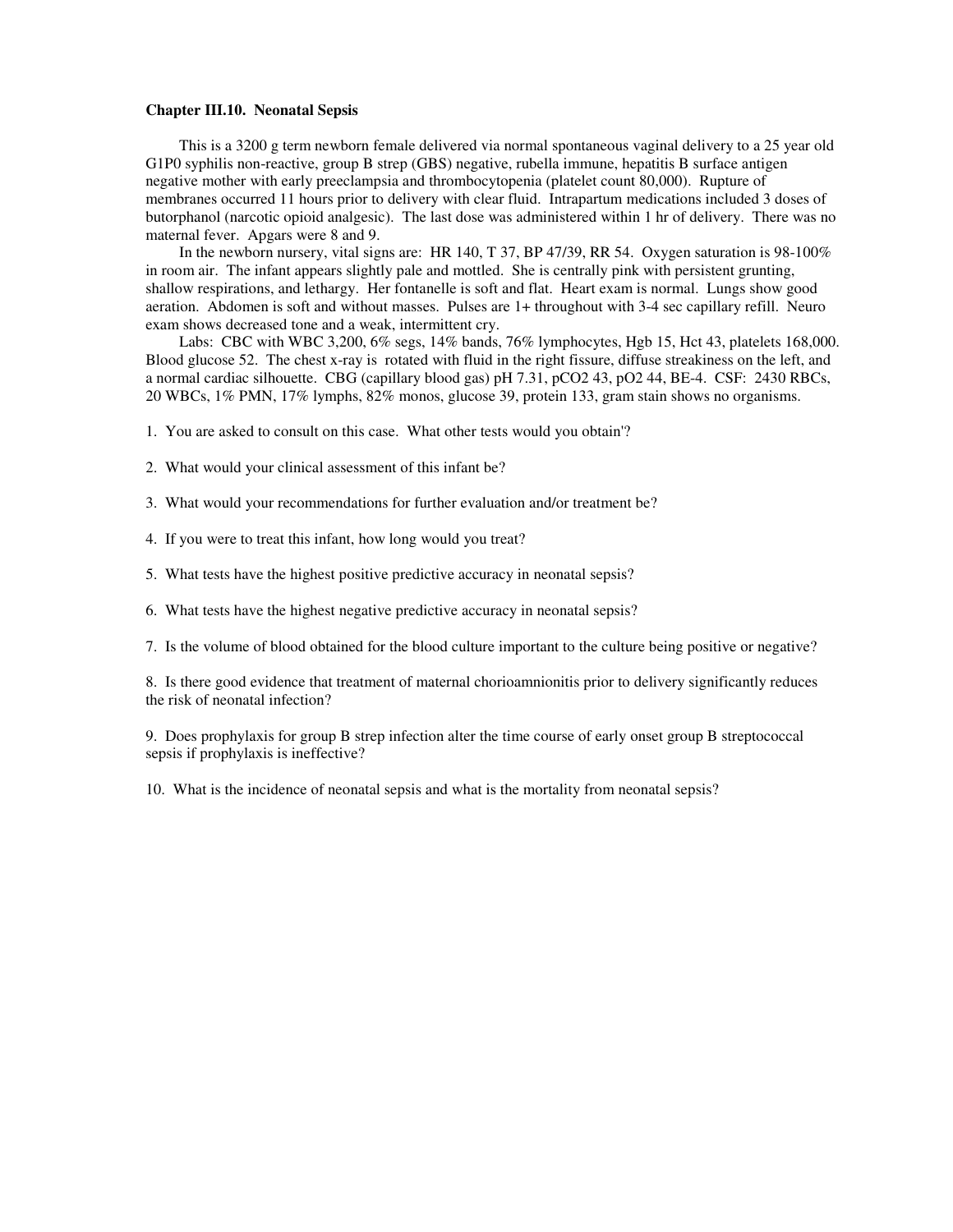## Chapter III.10. Neonatal Sepsis

This is a 3200 g term newborn female delivered via normal spontaneous vaginal delivery to a 25 year old G1P0 syphilis non-reactive, group B strep (GBS) negative, rubella immune, hepatitis B surface antigen negative mother with early preeclampsia and thrombocytopenia (platelet count 80,000). Rupture of membranes occurred 11 hours prior to delivery with clear fluid. Intrapartum medications included 3 doses of butorphanol (narcotic opioid analgesic). The last dose was administered within 1 hr of delivery. There was no maternal fever. Apgars were 8 and 9.

In the newborn nursery, vital signs are: HR 140, T 37, BP 47/39, RR 54. Oxygen saturation is 98-100% in room air. The infant appears slightly pale and mottled. She is centrally pink with persistent grunting, shallow respirations, and lethargy. Her fontanelle is soft and flat. Heart exam is normal. Lungs show good aeration. Abdomen is soft and without masses. Pulses are 1+ throughout with 3-4 sec capillary refill. Neuro exam shows decreased tone and a weak, intermittent cry.

Labs: CBC with WBC 3,200, 6% segs, 14% bands, 76% lymphocytes, Hgb 15, Hct 43, platelets 168,000. Blood glucose 52. The chest x-ray is rotated with fluid in the right fissure, diffuse streakiness on the left, and a normal cardiac silhouette. CBG (capillary blood gas) pH 7.31, pCO2 43, pO2 44, BE-4. CSF: 2430 RBCs, 20 WBCs, 1% PMN, 17% lymphs, 82% monos, glucose 39, protein 133, gram stain shows no organisms.

1. You are asked to consult on this case. What other tests would you obtain'?

2. What would your clinical assessment of this infant be?

3. What would your recommendations for further evaluation and/or treatment be?

4. If you were to treat this infant, how long would you treat?

5. What tests have the highest positive predictive accuracy in neonatal sepsis?

6. What tests have the highest negative predictive accuracy in neonatal sepsis?

7. Is the volume of blood obtained for the blood culture important to the culture being positive or negative?

8. Is there good evidence that treatment of maternal chorioamnionitis prior to delivery significantly reduces the risk of neonatal infection?

9. Does prophylaxis for group B strep infection alter the time course of early onset group B streptococcal sepsis if prophylaxis is ineffective?

10. What is the incidence of neonatal sepsis and what is the mortality from neonatal sepsis?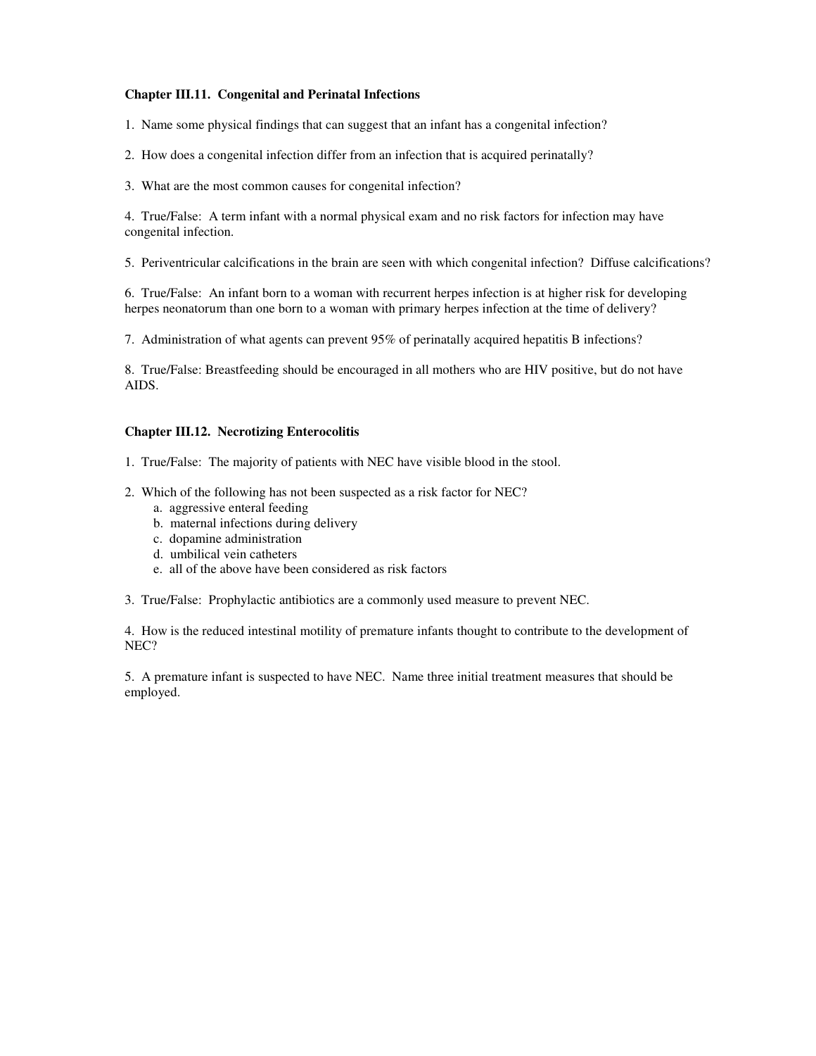**Chapter III.11. Congenital and Perinatal Infections**

1. Name some physical findings that can suggest that an infant has a congenital infection?

2. How does a congenital infection differ from an infection that is acquired perinatally?

3. What are the most common causes for congenital infection?

4. True/False: A term infant with a normal physical exam and no risk factors for infection may have congenital infection.

5. Periventricular calcifications in the brain are seen with which congenital infection? Diffuse calcifications?

6. True/False: An infant born to a woman with recurrent herpes infection is at higher risk for developing herpes neonatorum than one born to a woman with primary herpes infection at the time of delivery?

7. Administration of what agents can prevent 95% of perinatally acquired hepatitis B infections?

8. True/False: Breastfeeding should be encouraged in all mothers who are HIV positive, but do not have AIDS.

**Chapter III.12. Necrotizing Enterocolitis**

1. True/False: The majority of patients with NEC have visible blood in the stool.

2. Which of the following has not been suspected as a risk factor for NEC?
   a. aggressive enteral feeding
   b. maternal infections during delivery
   c. dopamine administration
   d. umbilical vein catheters
   e. all of the above have been considered as risk factors

3. True/False: Prophylactic antibiotics are a commonly used measure to prevent NEC.

4. How is the reduced intestinal motility of premature infants thought to contribute to the development of NEC?

5. A premature infant is suspected to have NEC. Name three initial treatment measures that should be employed.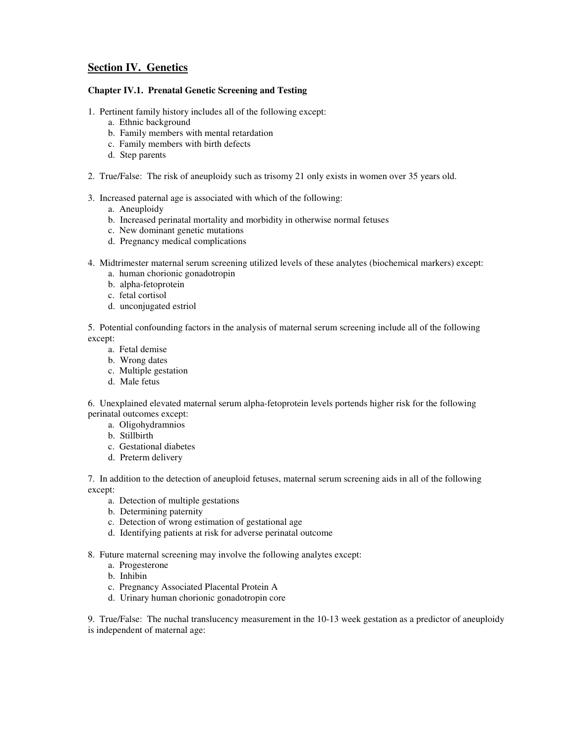## Section IV. Genetics

### Chapter IV.1. Prenatal Genetic Screening and Testing

1. Pertinent family history includes all of the following except:
   - a. Ethnic background
   - b. Family members with mental retardation
   - c. Family members with birth defects
   - d. Step parents

2. True/False: The risk of aneuploidy such as trisomy 21 only exists in women over 35 years old.

3. Increased paternal age is associated with which of the following:
   - a. Aneuploidy
   - b. Increased perinatal mortality and morbidity in otherwise normal fetuses
   - c. New dominant genetic mutations
   - d. Pregnancy medical complications

4. Midtrimester maternal serum screening utilized levels of these analytes (biochemical markers) except:
   - a. human chorionic gonadotropin
   - b. alpha-fetoprotein
   - c. fetal cortisol
   - d. unconjugated estriol

5. Potential confounding factors in the analysis of maternal serum screening include all of the following except:
   - a. Fetal demise
   - b. Wrong dates
   - c. Multiple gestation
   - d. Male fetus

6. Unexplained elevated maternal serum alpha-fetoprotein levels portends higher risk for the following perinatal outcomes except:
   - a. Oligohydramnios
   - b. Stillbirth
   - c. Gestational diabetes
   - d. Preterm delivery

7. In addition to the detection of aneuploid fetuses, maternal serum screening aids in all of the following except:
   - a. Detection of multiple gestations
   - b. Determining paternity
   - c. Detection of wrong estimation of gestational age
   - d. Identifying patients at risk for adverse perinatal outcome

8. Future maternal screening may involve the following analytes except:
   - a. Progesterone
   - b. Inhibin
   - c. Pregnancy Associated Placental Protein A
   - d. Urinary human chorionic gonadotropin core

9. True/False: The nuchal translucency measurement in the 10-13 week gestation as a predictor of aneuploidy is independent of maternal age: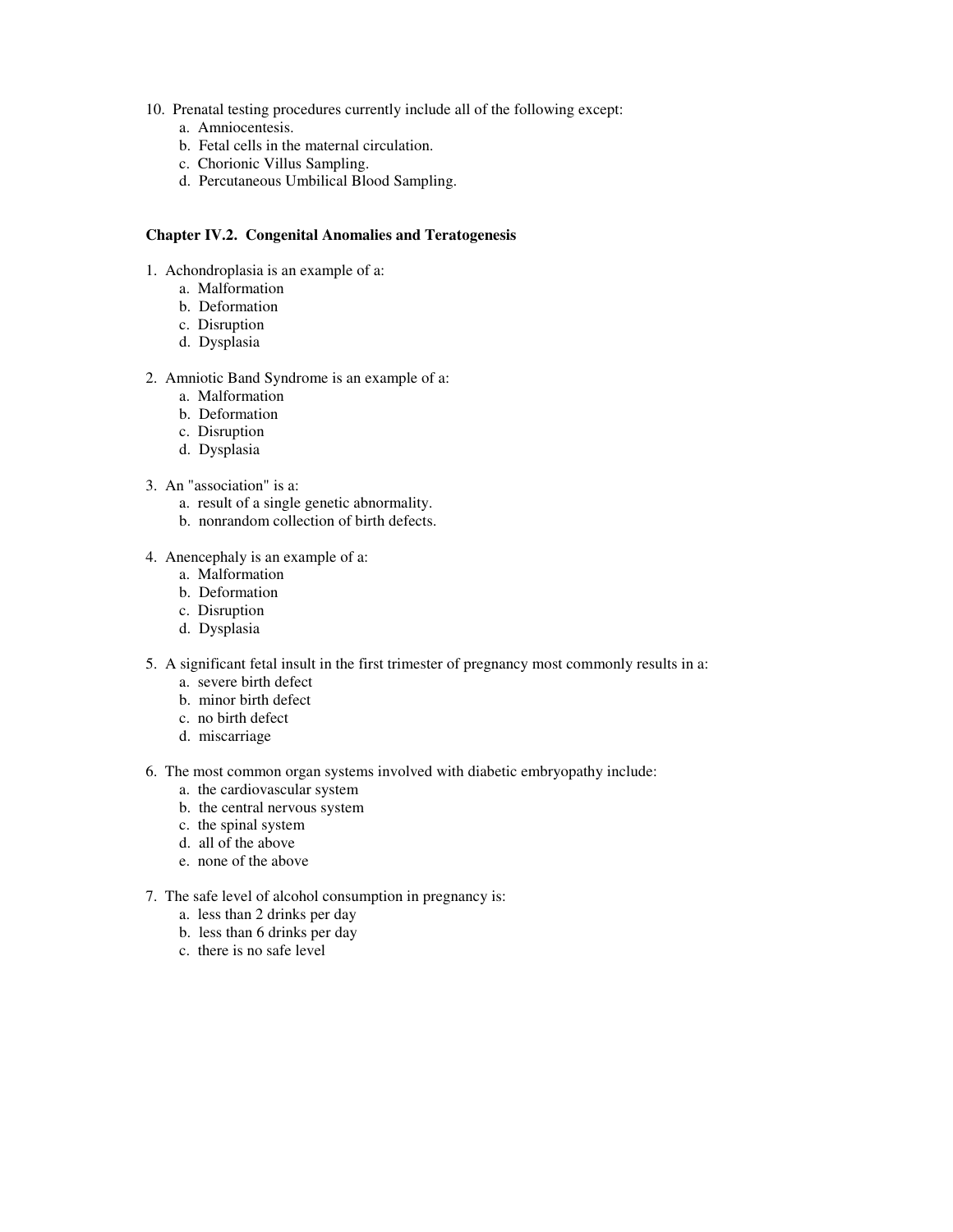10. Prenatal testing procedures currently include all of the following except:
    a. Amniocentesis.
    b. Fetal cells in the maternal circulation.
    c. Chorionic Villus Sampling.
    d. Percutaneous Umbilical Blood Sampling.

### Chapter IV.2. Congenital Anomalies and Teratogenesis

1. Achondroplasia is an example of a:
    a. Malformation
    b. Deformation
    c. Disruption
    d. Dysplasia

2. Amniotic Band Syndrome is an example of a:
    a. Malformation
    b. Deformation
    c. Disruption
    d. Dysplasia

3. An "association" is a:
    a. result of a single genetic abnormality.
    b. nonrandom collection of birth defects.

4. Anencephaly is an example of a:
    a. Malformation
    b. Deformation
    c. Disruption
    d. Dysplasia

5. A significant fetal insult in the first trimester of pregnancy most commonly results in a:
    a. severe birth defect
    b. minor birth defect
    c. no birth defect
    d. miscarriage

6. The most common organ systems involved with diabetic embryopathy include:
    a. the cardiovascular system
    b. the central nervous system
    c. the spinal system
    d. all of the above
    e. none of the above

7. The safe level of alcohol consumption in pregnancy is:
    a. less than 2 drinks per day
    b. less than 6 drinks per day
    c. there is no safe level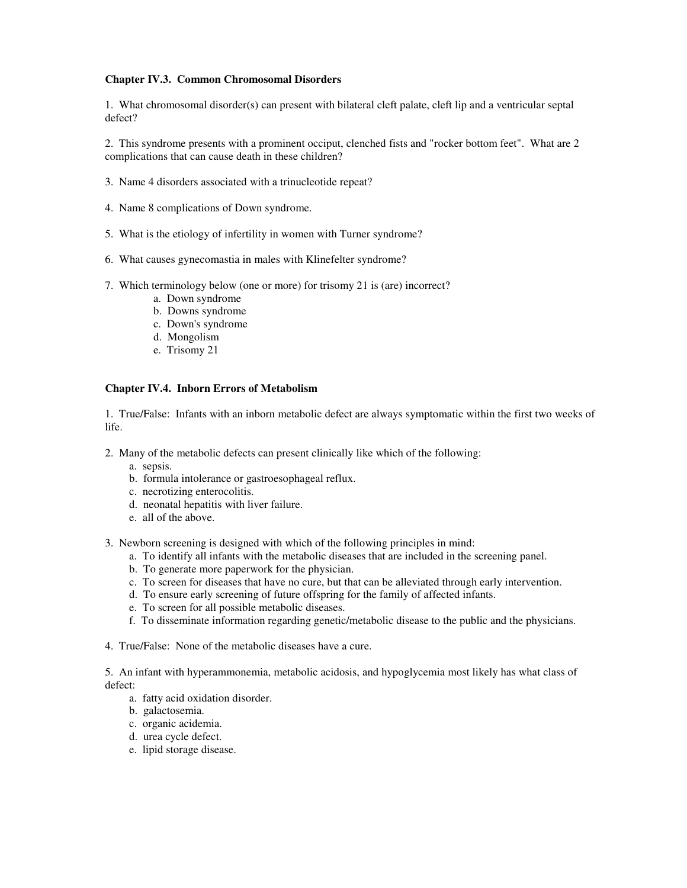### Chapter IV.3. Common Chromosomal Disorders

1. What chromosomal disorder(s) can present with bilateral cleft palate, cleft lip and a ventricular septal defect?

2. This syndrome presents with a prominent occiput, clenched fists and "rocker bottom feet". What are 2 complications that can cause death in these children?

3. Name 4 disorders associated with a trinucleotide repeat?

4. Name 8 complications of Down syndrome.

5. What is the etiology of infertility in women with Turner syndrome?

6. What causes gynecomastia in males with Klinefelter syndrome?

7. Which terminology below (one or more) for trisomy 21 is (are) incorrect?
   a. Down syndrome
   b. Downs syndrome
   c. Down's syndrome
   d. Mongolism
   e. Trisomy 21

### Chapter IV.4. Inborn Errors of Metabolism

1. True/False: Infants with an inborn metabolic defect are always symptomatic within the first two weeks of life.

2. Many of the metabolic defects can present clinically like which of the following:
   a. sepsis.
   b. formula intolerance or gastroesophageal reflux.
   c. necrotizing enterocolitis.
   d. neonatal hepatitis with liver failure.
   e. all of the above.

3. Newborn screening is designed with which of the following principles in mind:
   a. To identify all infants with the metabolic diseases that are included in the screening panel.
   b. To generate more paperwork for the physician.
   c. To screen for diseases that have no cure, but that can be alleviated through early intervention.
   d. To ensure early screening of future offspring for the family of affected infants.
   e. To screen for all possible metabolic diseases.
   f. To disseminate information regarding genetic/metabolic disease to the public and the physicians.

4. True/False: None of the metabolic diseases have a cure.

5. An infant with hyperammonemia, metabolic acidosis, and hypoglycemia most likely has what class of defect:
   a. fatty acid oxidation disorder.
   b. galactosemia.
   c. organic acidemia.
   d. urea cycle defect.
   e. lipid storage disease.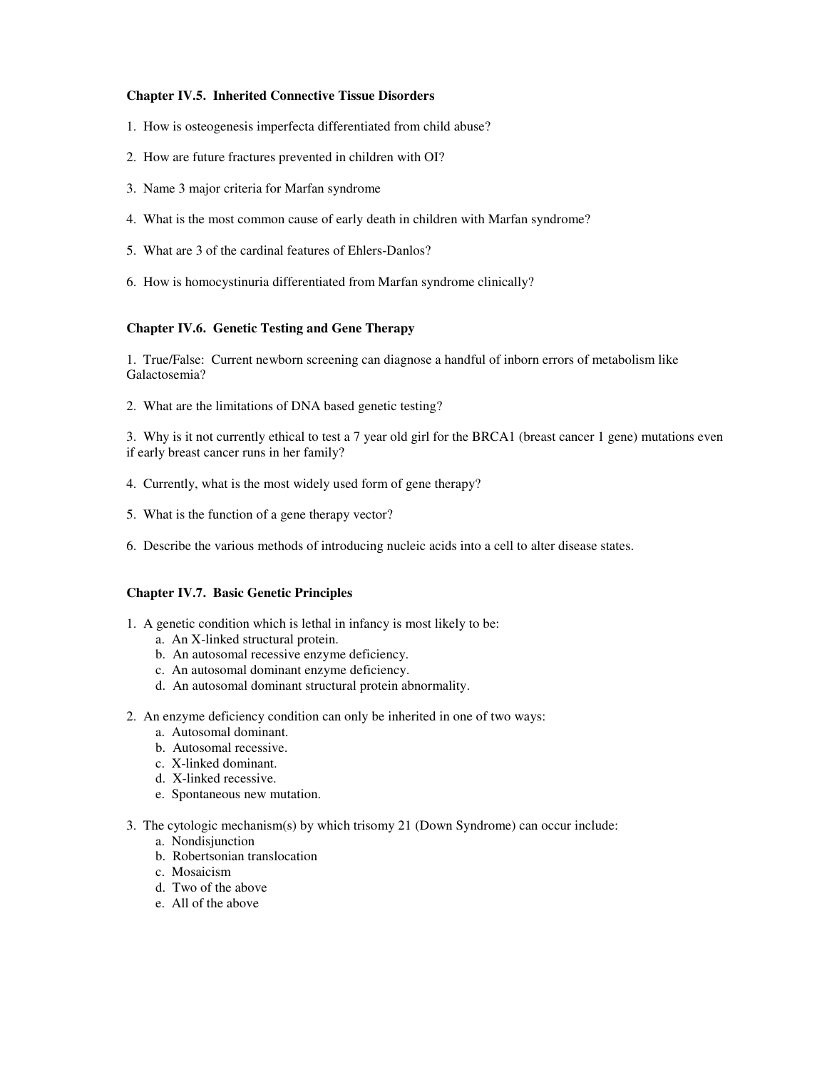## Chapter IV.5. Inherited Connective Tissue Disorders

1. How is osteogenesis imperfecta differentiated from child abuse?

2. How are future fractures prevented in children with OI?

3. Name 3 major criteria for Marfan syndrome

4. What is the most common cause of early death in children with Marfan syndrome?

5. What are 3 of the cardinal features of Ehlers-Danlos?

6. How is homocystinuria differentiated from Marfan syndrome clinically?

## Chapter IV.6. Genetic Testing and Gene Therapy

1. True/False: Current newborn screening can diagnose a handful of inborn errors of metabolism like Galactosemia?

2. What are the limitations of DNA based genetic testing?

3. Why is it not currently ethical to test a 7 year old girl for the BRCA1 (breast cancer 1 gene) mutations even if early breast cancer runs in her family?

4. Currently, what is the most widely used form of gene therapy?

5. What is the function of a gene therapy vector?

6. Describe the various methods of introducing nucleic acids into a cell to alter disease states.

## Chapter IV.7. Basic Genetic Principles

1. A genetic condition which is lethal in infancy is most likely to be:
   a. An X-linked structural protein.
   b. An autosomal recessive enzyme deficiency.
   c. An autosomal dominant enzyme deficiency.
   d. An autosomal dominant structural protein abnormality.

2. An enzyme deficiency condition can only be inherited in one of two ways:
   a. Autosomal dominant.
   b. Autosomal recessive.
   c. X-linked dominant.
   d. X-linked recessive.
   e. Spontaneous new mutation.

3. The cytologic mechanism(s) by which trisomy 21 (Down Syndrome) can occur include:
   a. Nondisjunction
   b. Robertsonian translocation
   c. Mosaicism
   d. Two of the above
   e. All of the above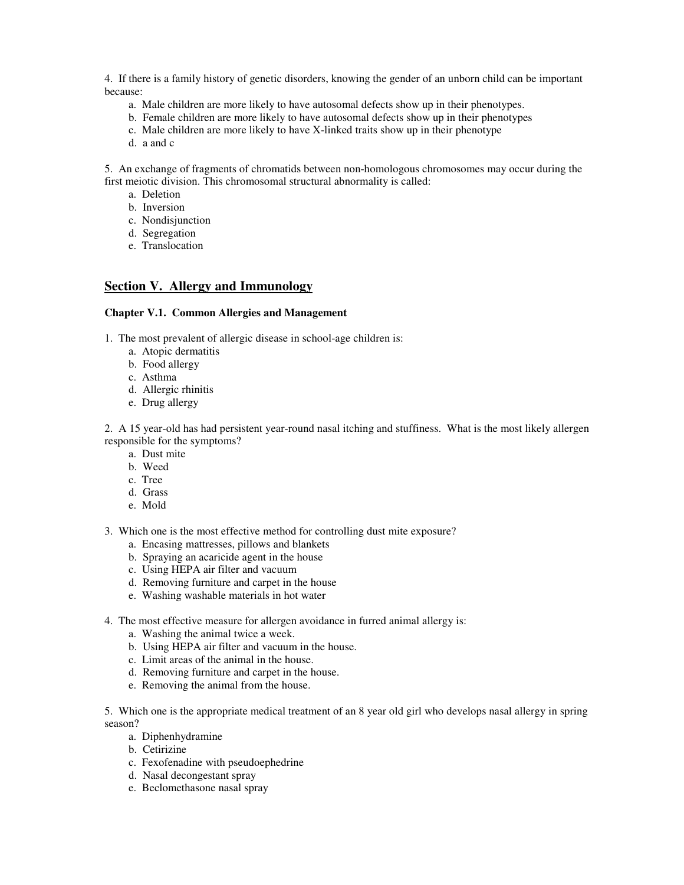4. If there is a family history of genetic disorders, knowing the gender of an unborn child can be important because:

   a. Male children are more likely to have autosomal defects show up in their phenotypes.
   b. Female children are more likely to have autosomal defects show up in their phenotypes
   c. Male children are more likely to have X-linked traits show up in their phenotype
   d. a and c

5. An exchange of fragments of chromatids between non-homologous chromosomes may occur during the first meiotic division. This chromosomal structural abnormality is called:

   a. Deletion
   b. Inversion
   c. Nondisjunction
   d. Segregation
   e. Translocation

## Section V. Allergy and Immunology

### Chapter V.1. Common Allergies and Management

1. The most prevalent of allergic disease in school-age children is:

   a. Atopic dermatitis
   b. Food allergy
   c. Asthma
   d. Allergic rhinitis
   e. Drug allergy

2. A 15 year-old has had persistent year-round nasal itching and stuffiness. What is the most likely allergen responsible for the symptoms?

   a. Dust mite
   b. Weed
   c. Tree
   d. Grass
   e. Mold

3. Which one is the most effective method for controlling dust mite exposure?

   a. Encasing mattresses, pillows and blankets
   b. Spraying an acaricide agent in the house
   c. Using HEPA air filter and vacuum
   d. Removing furniture and carpet in the house
   e. Washing washable materials in hot water

4. The most effective measure for allergen avoidance in furred animal allergy is:

   a. Washing the animal twice a week.
   b. Using HEPA air filter and vacuum in the house.
   c. Limit areas of the animal in the house.
   d. Removing furniture and carpet in the house.
   e. Removing the animal from the house.

5. Which one is the appropriate medical treatment of an 8 year old girl who develops nasal allergy in spring season?

   a. Diphenhydramine
   b. Cetirizine
   c. Fexofenadine with pseudoephedrine
   d. Nasal decongestant spray
   e. Beclomethasone nasal spray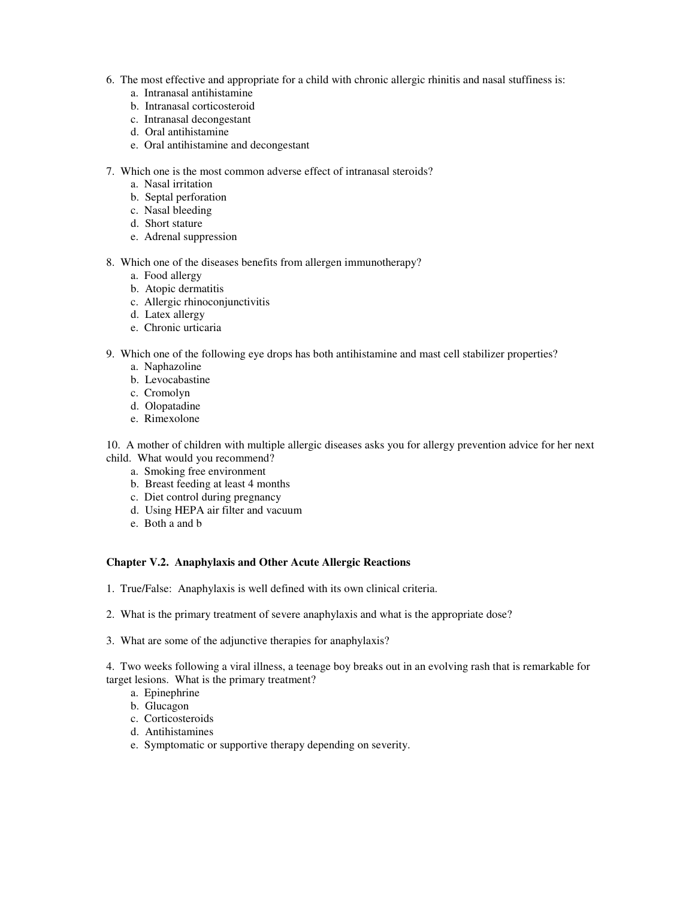6. The most effective and appropriate for a child with chronic allergic rhinitis and nasal stuffiness is:
    a. Intranasal antihistamine
    b. Intranasal corticosteroid
    c. Intranasal decongestant
    d. Oral antihistamine
    e. Oral antihistamine and decongestant

7. Which one is the most common adverse effect of intranasal steroids?
    a. Nasal irritation
    b. Septal perforation
    c. Nasal bleeding
    d. Short stature
    e. Adrenal suppression

8. Which one of the diseases benefits from allergen immunotherapy?
    a. Food allergy
    b. Atopic dermatitis
    c. Allergic rhinoconjunctivitis
    d. Latex allergy
    e. Chronic urticaria

9. Which one of the following eye drops has both antihistamine and mast cell stabilizer properties?
    a. Naphazoline
    b. Levocabastine
    c. Cromolyn
    d. Olopatadine
    e. Rimexolone

10. A mother of children with multiple allergic diseases asks you for allergy prevention advice for her next child. What would you recommend?
    a. Smoking free environment
    b. Breast feeding at least 4 months
    c. Diet control during pregnancy
    d. Using HEPA air filter and vacuum
    e. Both a and b

**Chapter V.2. Anaphylaxis and Other Acute Allergic Reactions**

1. True/False: Anaphylaxis is well defined with its own clinical criteria.

2. What is the primary treatment of severe anaphylaxis and what is the appropriate dose?

3. What are some of the adjunctive therapies for anaphylaxis?

4. Two weeks following a viral illness, a teenage boy breaks out in an evolving rash that is remarkable for target lesions. What is the primary treatment?
    a. Epinephrine
    b. Glucagon
    c. Corticosteroids
    d. Antihistamines
    e. Symptomatic or supportive therapy depending on severity.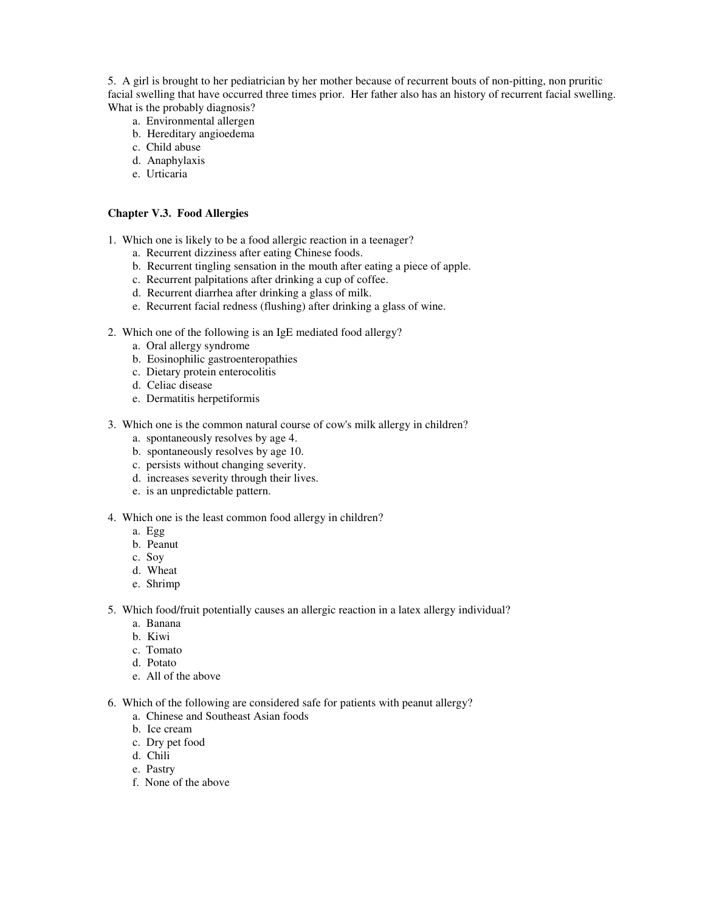5. A girl is brought to her pediatrician by her mother because of recurrent bouts of non-pitting, non pruritic facial swelling that have occurred three times prior. Her father also has an history of recurrent facial swelling. What is the probably diagnosis?

   a. Environmental allergen
   b. Hereditary angioedema
   c. Child abuse
   d. Anaphylaxis
   e. Urticaria

### Chapter V.3. Food Allergies

1. Which one is likely to be a food allergic reaction in a teenager?
   a. Recurrent dizziness after eating Chinese foods.
   b. Recurrent tingling sensation in the mouth after eating a piece of apple.
   c. Recurrent palpitations after drinking a cup of coffee.
   d. Recurrent diarrhea after drinking a glass of milk.
   e. Recurrent facial redness (flushing) after drinking a glass of wine.

2. Which one of the following is an IgE mediated food allergy?
   a. Oral allergy syndrome
   b. Eosinophilic gastroenteropathies
   c. Dietary protein enterocolitis
   d. Celiac disease
   e. Dermatitis herpetiformis

3. Which one is the common natural course of cow's milk allergy in children?
   a. spontaneously resolves by age 4.
   b. spontaneously resolves by age 10.
   c. persists without changing severity.
   d. increases severity through their lives.
   e. is an unpredictable pattern.

4. Which one is the least common food allergy in children?
   a. Egg
   b. Peanut
   c. Soy
   d. Wheat
   e. Shrimp

5. Which food/fruit potentially causes an allergic reaction in a latex allergy individual?
   a. Banana
   b. Kiwi
   c. Tomato
   d. Potato
   e. All of the above

6. Which of the following are considered safe for patients with peanut allergy?
   a. Chinese and Southeast Asian foods
   b. Ice cream
   c. Dry pet food
   d. Chili
   e. Pastry
   f. None of the above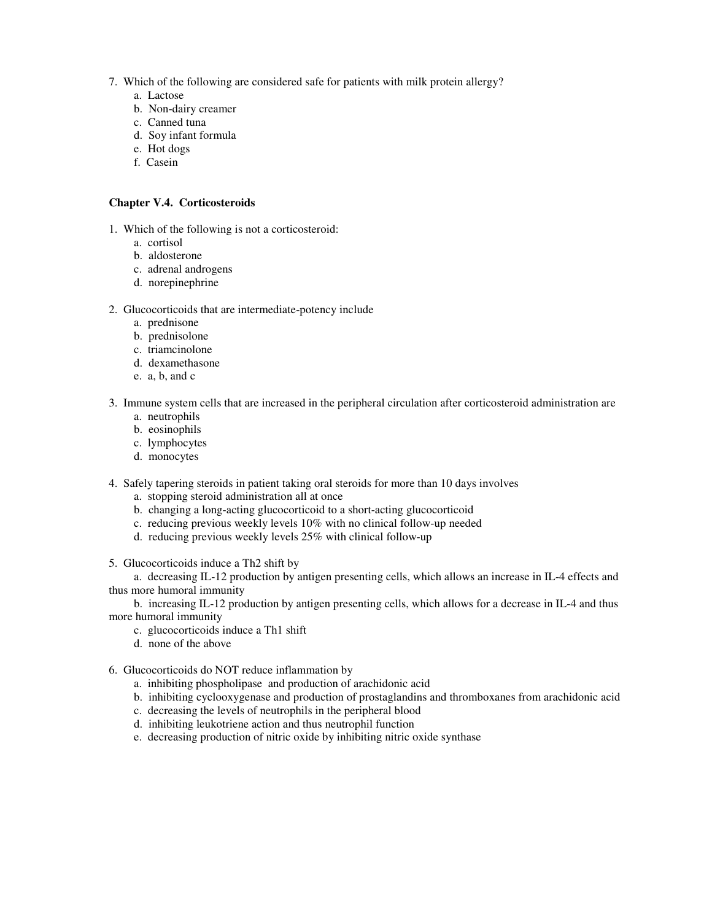7. Which of the following are considered safe for patients with milk protein allergy?
    a. Lactose
    b. Non-dairy creamer
    c. Canned tuna
    d. Soy infant formula
    e. Hot dogs
    f. Casein

### Chapter V.4. Corticosteroids

1. Which of the following is not a corticosteroid:
    a. cortisol
    b. aldosterone
    c. adrenal androgens
    d. norepinephrine

2. Glucocorticoids that are intermediate-potency include
    a. prednisone
    b. prednisolone
    c. triamcinolone
    d. dexamethasone
    e. a, b, and c

3. Immune system cells that are increased in the peripheral circulation after corticosteroid administration are
    a. neutrophils
    b. eosinophils
    c. lymphocytes
    d. monocytes

4. Safely tapering steroids in patient taking oral steroids for more than 10 days involves
    a. stopping steroid administration all at once
    b. changing a long-acting glucocorticoid to a short-acting glucocorticoid
    c. reducing previous weekly levels 10% with no clinical follow-up needed
    d. reducing previous weekly levels 25% with clinical follow-up

5. Glucocorticoids induce a Th2 shift by
    a. decreasing IL-12 production by antigen presenting cells, which allows an increase in IL-4 effects and thus more humoral immunity
    b. increasing IL-12 production by antigen presenting cells, which allows for a decrease in IL-4 and thus more humoral immunity
    c. glucocorticoids induce a Th1 shift
    d. none of the above

6. Glucocorticoids do NOT reduce inflammation by
    a. inhibiting phospholipase and production of arachidonic acid
    b. inhibiting cyclooxygenase and production of prostaglandins and thromboxanes from arachidonic acid
    c. decreasing the levels of neutrophils in the peripheral blood
    d. inhibiting leukotriene action and thus neutrophil function
    e. decreasing production of nitric oxide by inhibiting nitric oxide synthase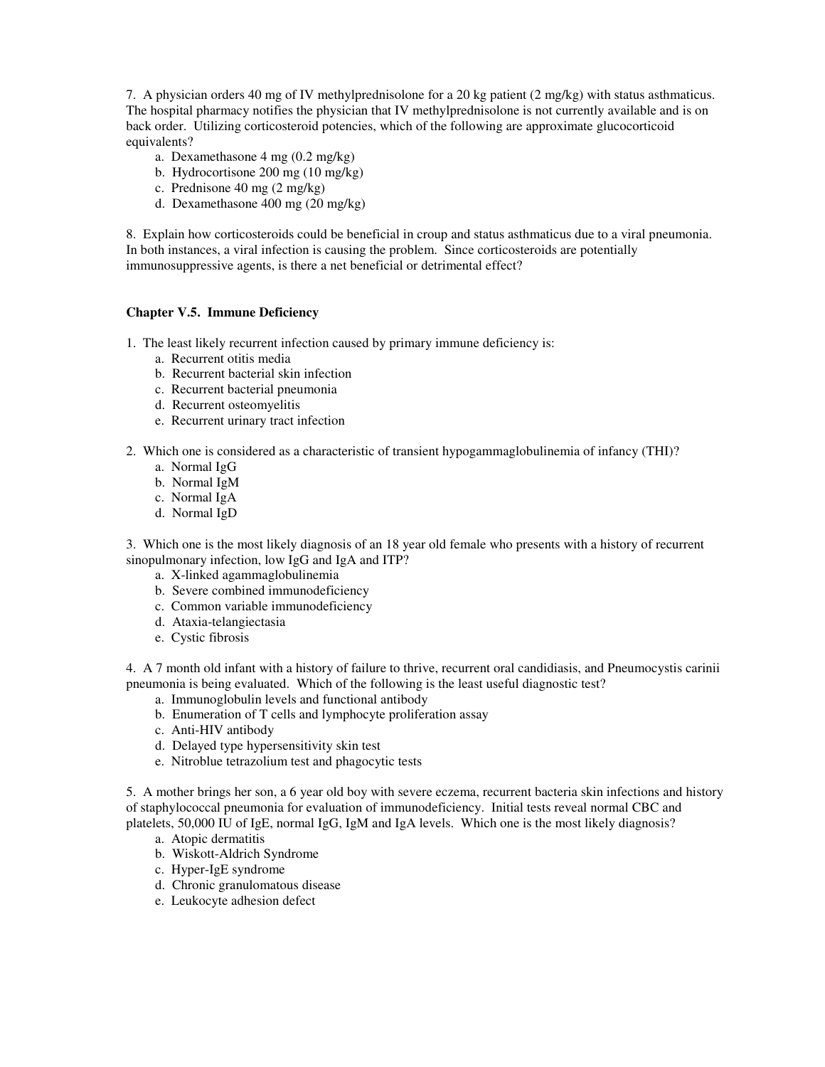7. A physician orders 40 mg of IV methylprednisolone for a 20 kg patient (2 mg/kg) with status asthmaticus. The hospital pharmacy notifies the physician that IV methylprednisolone is not currently available and is on back order. Utilizing corticosteroid potencies, which of the following are approximate glucocorticoid equivalents?

   a. Dexamethasone 4 mg (0.2 mg/kg)
   b. Hydrocortisone 200 mg (10 mg/kg)
   c. Prednisone 40 mg (2 mg/kg)
   d. Dexamethasone 400 mg (20 mg/kg)

8. Explain how corticosteroids could be beneficial in croup and status asthmaticus due to a viral pneumonia. In both instances, a viral infection is causing the problem. Since corticosteroids are potentially immunosuppressive agents, is there a net beneficial or detrimental effect?

### Chapter V.5. Immune Deficiency

1. The least likely recurrent infection caused by primary immune deficiency is:
   a. Recurrent otitis media
   b. Recurrent bacterial skin infection
   c. Recurrent bacterial pneumonia
   d. Recurrent osteomyelitis
   e. Recurrent urinary tract infection

2. Which one is considered as a characteristic of transient hypogammaglobulinemia of infancy (THI)?
   a. Normal IgG
   b. Normal IgM
   c. Normal IgA
   d. Normal IgD

3. Which one is the most likely diagnosis of an 18 year old female who presents with a history of recurrent sinopulmonary infection, low IgG and IgA and ITP?
   a. X-linked agammaglobulinemia
   b. Severe combined immunodeficiency
   c. Common variable immunodeficiency
   d. Ataxia-telangiectasia
   e. Cystic fibrosis

4. A 7 month old infant with a history of failure to thrive, recurrent oral candidiasis, and Pneumocystis carinii pneumonia is being evaluated. Which of the following is the least useful diagnostic test?
   a. Immunoglobulin levels and functional antibody
   b. Enumeration of T cells and lymphocyte proliferation assay
   c. Anti-HIV antibody
   d. Delayed type hypersensitivity skin test
   e. Nitroblue tetrazolium test and phagocytic tests

5. A mother brings her son, a 6 year old boy with severe eczema, recurrent bacteria skin infections and history of staphylococcal pneumonia for evaluation of immunodeficiency. Initial tests reveal normal CBC and platelets, 50,000 IU of IgE, normal IgG, IgM and IgA levels. Which one is the most likely diagnosis?
   a. Atopic dermatitis
   b. Wiskott-Aldrich Syndrome
   c. Hyper-IgE syndrome
   d. Chronic granulomatous disease
   e. Leukocyte adhesion defect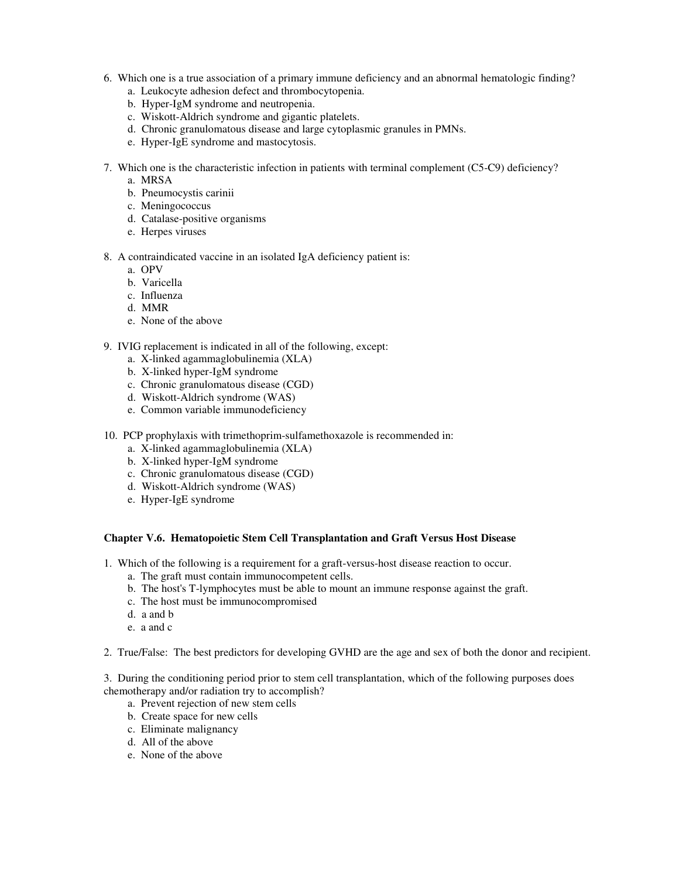6. Which one is a true association of a primary immune deficiency and an abnormal hematologic finding?
   a. Leukocyte adhesion defect and thrombocytopenia.
   b. Hyper-IgM syndrome and neutropenia.
   c. Wiskott-Aldrich syndrome and gigantic platelets.
   d. Chronic granulomatous disease and large cytoplasmic granules in PMNs.
   e. Hyper-IgE syndrome and mastocytosis.

7. Which one is the characteristic infection in patients with terminal complement (C5-C9) deficiency?
   a. MRSA
   b. Pneumocystis carinii
   c. Meningococcus
   d. Catalase-positive organisms
   e. Herpes viruses

8. A contraindicated vaccine in an isolated IgA deficiency patient is:
   a. OPV
   b. Varicella
   c. Influenza
   d. MMR
   e. None of the above

9. IVIG replacement is indicated in all of the following, except:
   a. X-linked agammaglobulinemia (XLA)
   b. X-linked hyper-IgM syndrome
   c. Chronic granulomatous disease (CGD)
   d. Wiskott-Aldrich syndrome (WAS)
   e. Common variable immunodeficiency

10. PCP prophylaxis with trimethoprim-sulfamethoxazole is recommended in:
    a. X-linked agammaglobulinemia (XLA)
    b. X-linked hyper-IgM syndrome
    c. Chronic granulomatous disease (CGD)
    d. Wiskott-Aldrich syndrome (WAS)
    e. Hyper-IgE syndrome

### Chapter V.6. Hematopoietic Stem Cell Transplantation and Graft Versus Host Disease

1. Which of the following is a requirement for a graft-versus-host disease reaction to occur.
   a. The graft must contain immunocompetent cells.
   b. The host's T-lymphocytes must be able to mount an immune response against the graft.
   c. The host must be immunocompromised
   d. a and b
   e. a and c

2. True/False: The best predictors for developing GVHD are the age and sex of both the donor and recipient.

3. During the conditioning period prior to stem cell transplantation, which of the following purposes does chemotherapy and/or radiation try to accomplish?
   a. Prevent rejection of new stem cells
   b. Create space for new cells
   c. Eliminate malignancy
   d. All of the above
   e. None of the above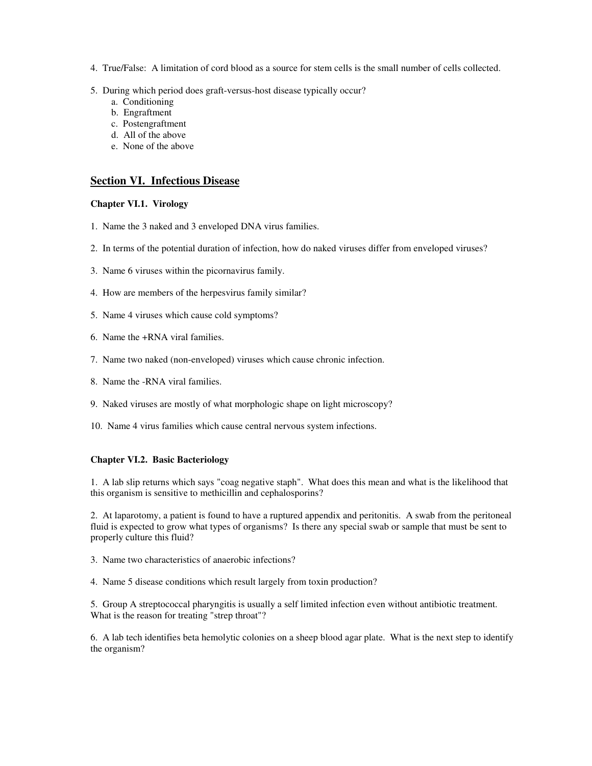4. True/False: A limitation of cord blood as a source for stem cells is the small number of cells collected.

5. During which period does graft-versus-host disease typically occur?
   a. Conditioning
   b. Engraftment
   c. Postengraftment
   d. All of the above
   e. None of the above

## Section VI. Infectious Disease

### Chapter VI.1. Virology

1. Name the 3 naked and 3 enveloped DNA virus families.

2. In terms of the potential duration of infection, how do naked viruses differ from enveloped viruses?

3. Name 6 viruses within the picornavirus family.

4. How are members of the herpesvirus family similar?

5. Name 4 viruses which cause cold symptoms?

6. Name the +RNA viral families.

7. Name two naked (non-enveloped) viruses which cause chronic infection.

8. Name the -RNA viral families.

9. Naked viruses are mostly of what morphologic shape on light microscopy?

10. Name 4 virus families which cause central nervous system infections.

### Chapter VI.2. Basic Bacteriology

1. A lab slip returns which says "coag negative staph". What does this mean and what is the likelihood that this organism is sensitive to methicillin and cephalosporins?

2. At laparotomy, a patient is found to have a ruptured appendix and peritonitis. A swab from the peritoneal fluid is expected to grow what types of organisms? Is there any special swab or sample that must be sent to properly culture this fluid?

3. Name two characteristics of anaerobic infections?

4. Name 5 disease conditions which result largely from toxin production?

5. Group A streptococcal pharyngitis is usually a self limited infection even without antibiotic treatment. What is the reason for treating "strep throat"?

6. A lab tech identifies beta hemolytic colonies on a sheep blood agar plate. What is the next step to identify the organism?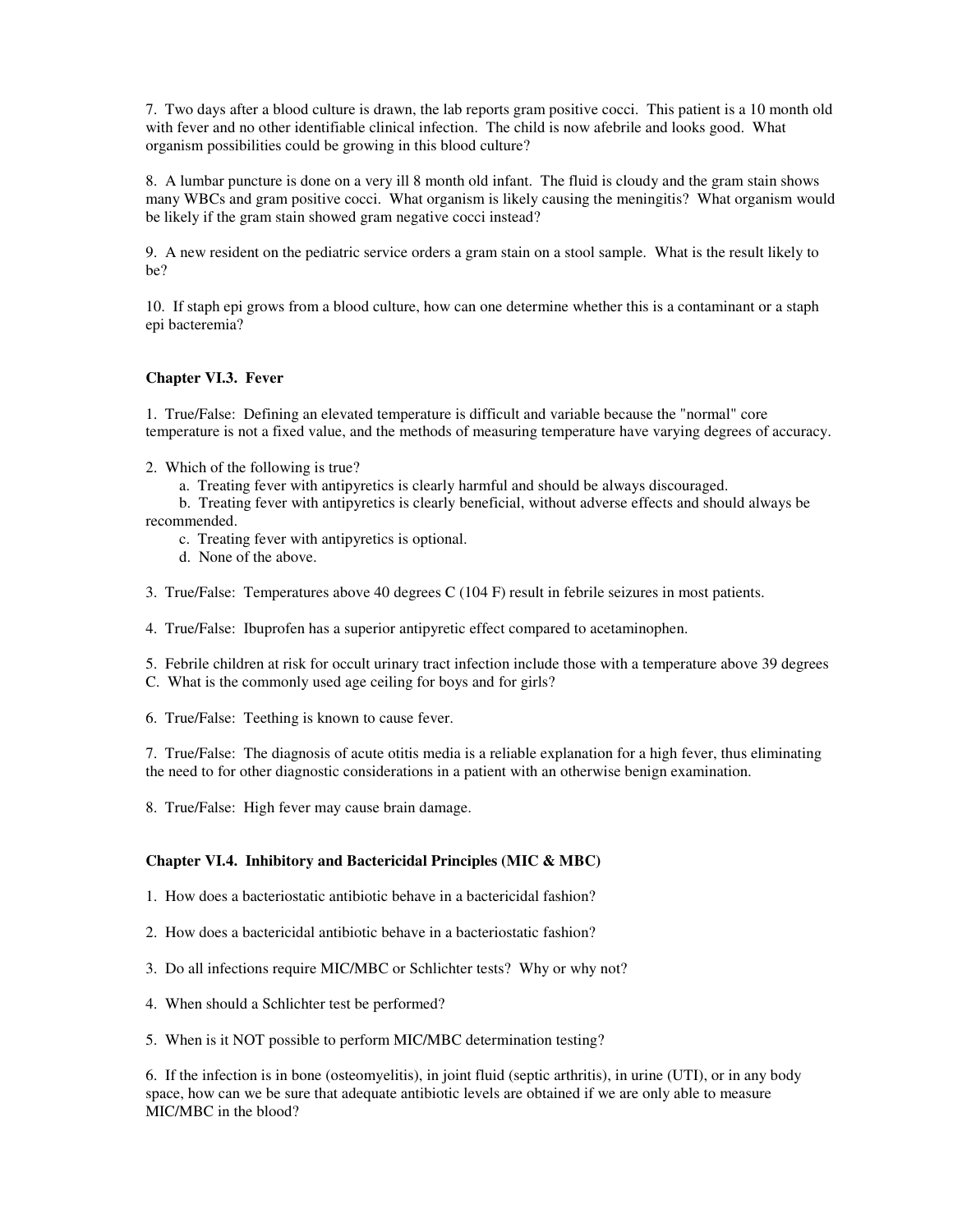7. Two days after a blood culture is drawn, the lab reports gram positive cocci. This patient is a 10 month old with fever and no other identifiable clinical infection. The child is now afebrile and looks good. What organism possibilities could be growing in this blood culture?

8. A lumbar puncture is done on a very ill 8 month old infant. The fluid is cloudy and the gram stain shows many WBCs and gram positive cocci. What organism is likely causing the meningitis? What organism would be likely if the gram stain showed gram negative cocci instead?

9. A new resident on the pediatric service orders a gram stain on a stool sample. What is the result likely to be?

10. If staph epi grows from a blood culture, how can one determine whether this is a contaminant or a staph epi bacteremia?

### Chapter VI.3. Fever

1. True/False: Defining an elevated temperature is difficult and variable because the "normal" core temperature is not a fixed value, and the methods of measuring temperature have varying degrees of accuracy.

2. Which of the following is true?
   - a. Treating fever with antipyretics is clearly harmful and should be always discouraged.
   - b. Treating fever with antipyretics is clearly beneficial, without adverse effects and should always be recommended.
   - c. Treating fever with antipyretics is optional.
   - d. None of the above.

3. True/False: Temperatures above 40 degrees C (104 F) result in febrile seizures in most patients.

4. True/False: Ibuprofen has a superior antipyretic effect compared to acetaminophen.

5. Febrile children at risk for occult urinary tract infection include those with a temperature above 39 degrees C. What is the commonly used age ceiling for boys and for girls?

6. True/False: Teething is known to cause fever.

7. True/False: The diagnosis of acute otitis media is a reliable explanation for a high fever, thus eliminating the need to for other diagnostic considerations in a patient with an otherwise benign examination.

8. True/False: High fever may cause brain damage.

### Chapter VI.4. Inhibitory and Bactericidal Principles (MIC & MBC)

1. How does a bacteriostatic antibiotic behave in a bactericidal fashion?

2. How does a bactericidal antibiotic behave in a bacteriostatic fashion?

3. Do all infections require MIC/MBC or Schlichter tests? Why or why not?

4. When should a Schlichter test be performed?

5. When is it NOT possible to perform MIC/MBC determination testing?

6. If the infection is in bone (osteomyelitis), in joint fluid (septic arthritis), in urine (UTI), or in any body space, how can we be sure that adequate antibiotic levels are obtained if we are only able to measure MIC/MBC in the blood?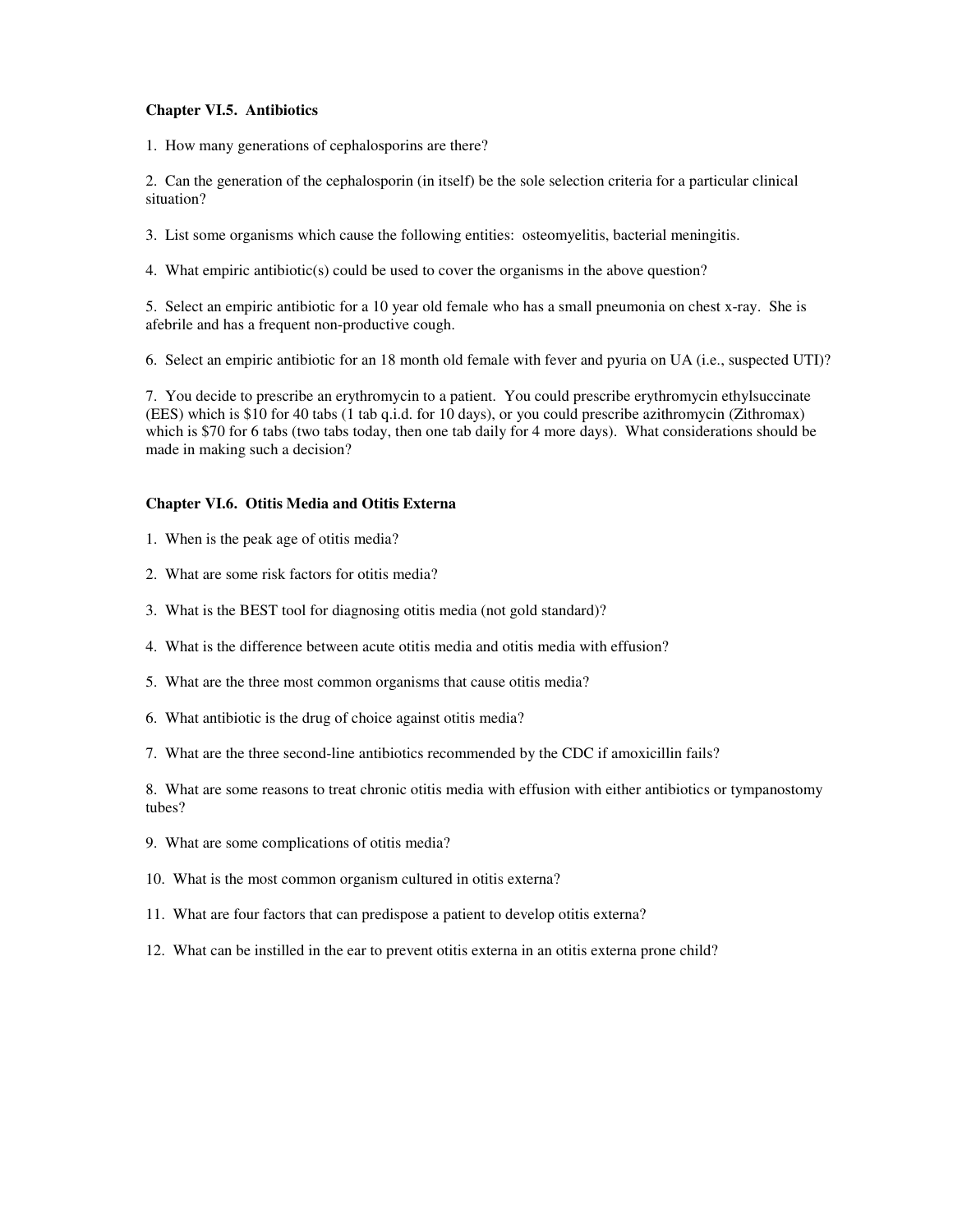## Chapter VI.5. Antibiotics

1. How many generations of cephalosporins are there?

2. Can the generation of the cephalosporin (in itself) be the sole selection criteria for a particular clinical situation?

3. List some organisms which cause the following entities: osteomyelitis, bacterial meningitis.

4. What empiric antibiotic(s) could be used to cover the organisms in the above question?

5. Select an empiric antibiotic for a 10 year old female who has a small pneumonia on chest x-ray. She is afebrile and has a frequent non-productive cough.

6. Select an empiric antibiotic for an 18 month old female with fever and pyuria on UA (i.e., suspected UTI)?

7. You decide to prescribe an erythromycin to a patient. You could prescribe erythromycin ethylsuccinate (EES) which is $10 for 40 tabs (1 tab q.i.d. for 10 days), or you could prescribe azithromycin (Zithromax) which is $70 for 6 tabs (two tabs today, then one tab daily for 4 more days). What considerations should be made in making such a decision?

## Chapter VI.6. Otitis Media and Otitis Externa

1. When is the peak age of otitis media?

2. What are some risk factors for otitis media?

3. What is the BEST tool for diagnosing otitis media (not gold standard)?

4. What is the difference between acute otitis media and otitis media with effusion?

5. What are the three most common organisms that cause otitis media?

6. What antibiotic is the drug of choice against otitis media?

7. What are the three second-line antibiotics recommended by the CDC if amoxicillin fails?

8. What are some reasons to treat chronic otitis media with effusion with either antibiotics or tympanostomy tubes?

9. What are some complications of otitis media?

10. What is the most common organism cultured in otitis externa?

11. What are four factors that can predispose a patient to develop otitis externa?

12. What can be instilled in the ear to prevent otitis externa in an otitis externa prone child?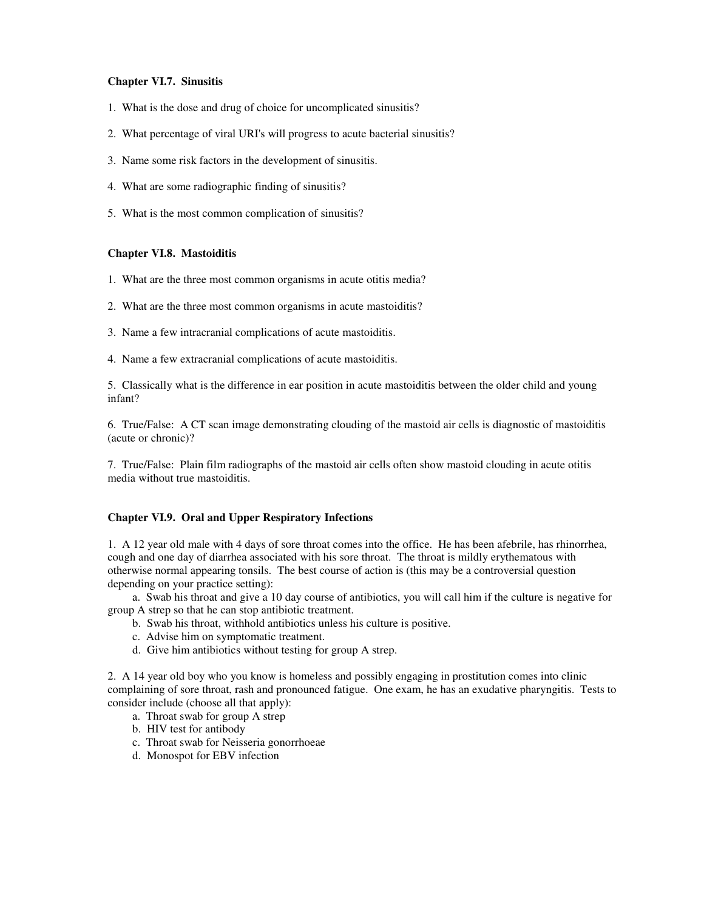### Chapter VI.7. Sinusitis

1. What is the dose and drug of choice for uncomplicated sinusitis?

2. What percentage of viral URI's will progress to acute bacterial sinusitis?

3. Name some risk factors in the development of sinusitis.

4. What are some radiographic finding of sinusitis?

5. What is the most common complication of sinusitis?

### Chapter VI.8. Mastoiditis

1. What are the three most common organisms in acute otitis media?

2. What are the three most common organisms in acute mastoiditis?

3. Name a few intracranial complications of acute mastoiditis.

4. Name a few extracranial complications of acute mastoiditis.

5. Classically what is the difference in ear position in acute mastoiditis between the older child and young infant?

6. True/False: A CT scan image demonstrating clouding of the mastoid air cells is diagnostic of mastoiditis (acute or chronic)?

7. True/False: Plain film radiographs of the mastoid air cells often show mastoid clouding in acute otitis media without true mastoiditis.

### Chapter VI.9. Oral and Upper Respiratory Infections

1. A 12 year old male with 4 days of sore throat comes into the office. He has been afebrile, has rhinorrhea, cough and one day of diarrhea associated with his sore throat. The throat is mildly erythematous with otherwise normal appearing tonsils. The best course of action is (this may be a controversial question depending on your practice setting):

   a. Swab his throat and give a 10 day course of antibiotics, you will call him if the culture is negative for group A strep so that he can stop antibiotic treatment.
   b. Swab his throat, withhold antibiotics unless his culture is positive.
   c. Advise him on symptomatic treatment.
   d. Give him antibiotics without testing for group A strep.

2. A 14 year old boy who you know is homeless and possibly engaging in prostitution comes into clinic complaining of sore throat, rash and pronounced fatigue. One exam, he has an exudative pharyngitis. Tests to consider include (choose all that apply):

   a. Throat swab for group A strep
   b. HIV test for antibody
   c. Throat swab for Neisseria gonorrhoeae
   d. Monospot for EBV infection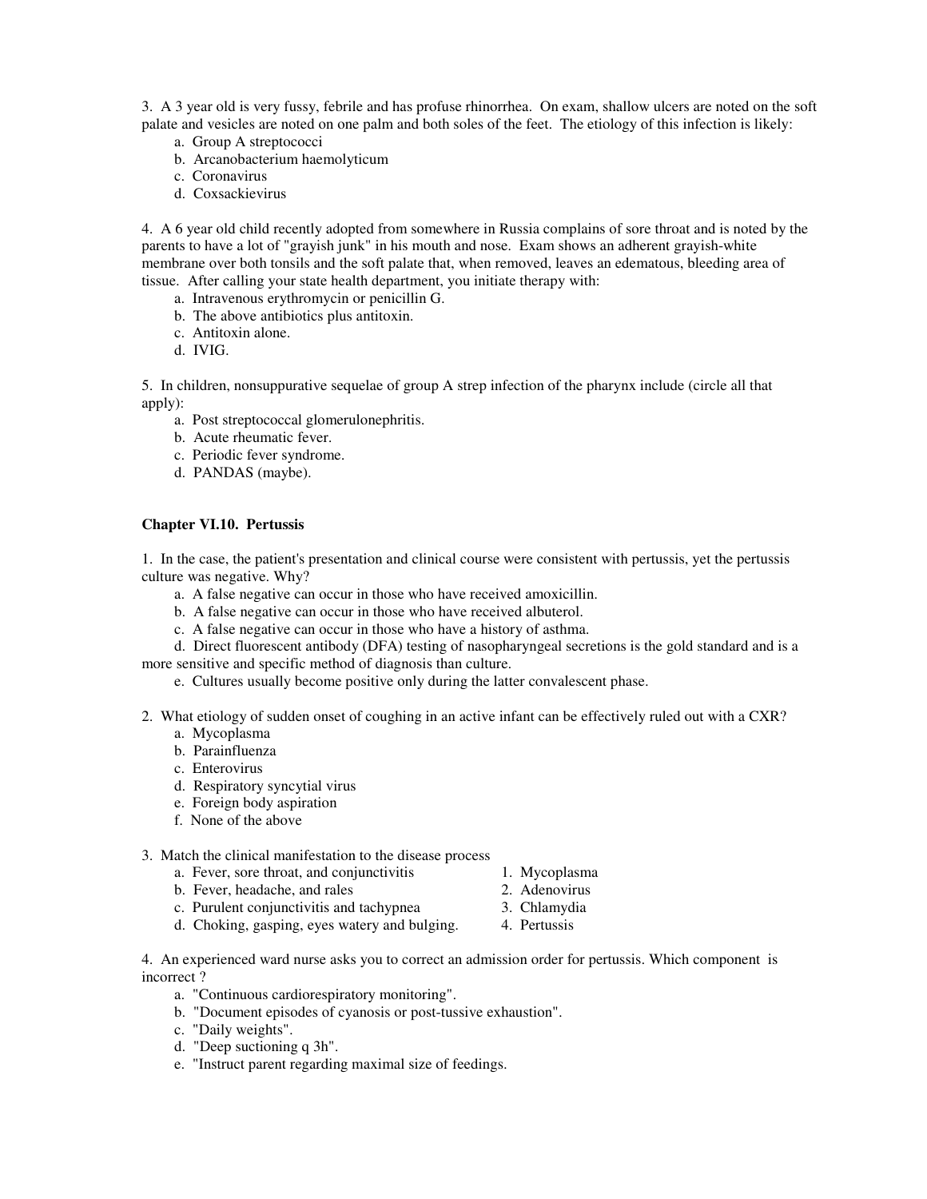3. A 3 year old is very fussy, febrile and has profuse rhinorrhea. On exam, shallow ulcers are noted on the soft palate and vesicles are noted on one palm and both soles of the feet. The etiology of this infection is likely:

   a. Group A streptococci
   b. Arcanobacterium haemolyticum
   c. Coronavirus
   d. Coxsackievirus

4. A 6 year old child recently adopted from somewhere in Russia complains of sore throat and is noted by the parents to have a lot of "grayish junk" in his mouth and nose. Exam shows an adherent grayish-white membrane over both tonsils and the soft palate that, when removed, leaves an edematous, bleeding area of tissue. After calling your state health department, you initiate therapy with:

   a. Intravenous erythromycin or penicillin G.
   b. The above antibiotics plus antitoxin.
   c. Antitoxin alone.
   d. IVIG.

5. In children, nonsuppurative sequelae of group A strep infection of the pharynx include (circle all that apply):

   a. Post streptococcal glomerulonephritis.
   b. Acute rheumatic fever.
   c. Periodic fever syndrome.
   d. PANDAS (maybe).

## Chapter VI.10. Pertussis

1. In the case, the patient's presentation and clinical course were consistent with pertussis, yet the pertussis culture was negative. Why?

   a. A false negative can occur in those who have received amoxicillin.
   b. A false negative can occur in those who have received albuterol.
   c. A false negative can occur in those who have a history of asthma.
   d. Direct fluorescent antibody (DFA) testing of nasopharyngeal secretions is the gold standard and is a more sensitive and specific method of diagnosis than culture.
   e. Cultures usually become positive only during the latter convalescent phase.

2. What etiology of sudden onset of coughing in an active infant can be effectively ruled out with a CXR?

   a. Mycoplasma
   b. Parainfluenza
   c. Enterovirus
   d. Respiratory syncytial virus
   e. Foreign body aspiration
   f. None of the above

3. Match the clinical manifestation to the disease process

| | |
|---|---|
| a. Fever, sore throat, and conjunctivitis | 1. Mycoplasma |
| b. Fever, headache, and rales | 2. Adenovirus |
| c. Purulent conjunctivitis and tachypnea | 3. Chlamydia |
| d. Choking, gasping, eyes watery and bulging. | 4. Pertussis |

4. An experienced ward nurse asks you to correct an admission order for pertussis. Which component is incorrect ?

   a. "Continuous cardiorespiratory monitoring".
   b. "Document episodes of cyanosis or post-tussive exhaustion".
   c. "Daily weights".
   d. "Deep suctioning q 3h".
   e. "Instruct parent regarding maximal size of feedings.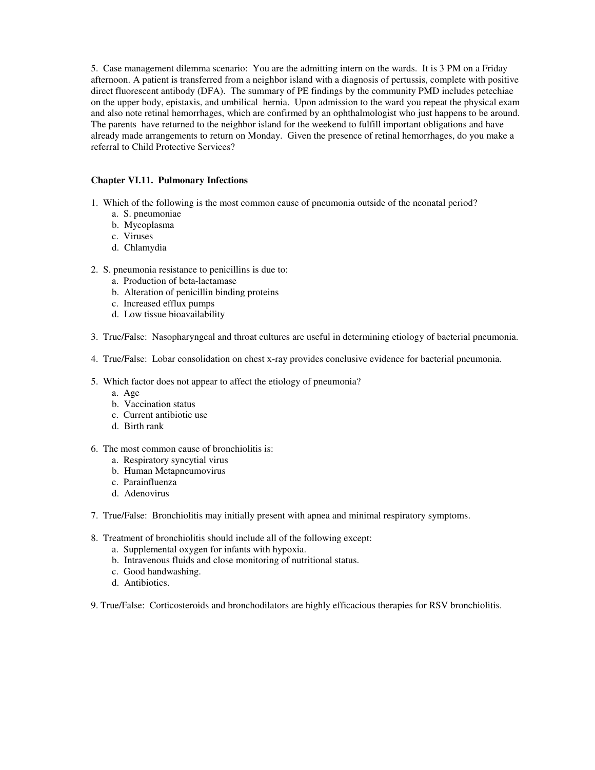5. Case management dilemma scenario: You are the admitting intern on the wards. It is 3 PM on a Friday afternoon. A patient is transferred from a neighbor island with a diagnosis of pertussis, complete with positive direct fluorescent antibody (DFA). The summary of PE findings by the community PMD includes petechiae on the upper body, epistaxis, and umbilical hernia. Upon admission to the ward you repeat the physical exam and also note retinal hemorrhages, which are confirmed by an ophthalmologist who just happens to be around. The parents have returned to the neighbor island for the weekend to fulfill important obligations and have already made arrangements to return on Monday. Given the presence of retinal hemorrhages, do you make a referral to Child Protective Services?

### Chapter VI.11. Pulmonary Infections

1. Which of the following is the most common cause of pneumonia outside of the neonatal period?
   a. S. pneumoniae
   b. Mycoplasma
   c. Viruses
   d. Chlamydia

2. S. pneumonia resistance to penicillins is due to:
   a. Production of beta-lactamase
   b. Alteration of penicillin binding proteins
   c. Increased efflux pumps
   d. Low tissue bioavailability

3. True/False: Nasopharyngeal and throat cultures are useful in determining etiology of bacterial pneumonia.

4. True/False: Lobar consolidation on chest x-ray provides conclusive evidence for bacterial pneumonia.

5. Which factor does not appear to affect the etiology of pneumonia?
   a. Age
   b. Vaccination status
   c. Current antibiotic use
   d. Birth rank

6. The most common cause of bronchiolitis is:
   a. Respiratory syncytial virus
   b. Human Metapneumovirus
   c. Parainfluenza
   d. Adenovirus

7. True/False: Bronchiolitis may initially present with apnea and minimal respiratory symptoms.

8. Treatment of bronchiolitis should include all of the following except:
   a. Supplemental oxygen for infants with hypoxia.
   b. Intravenous fluids and close monitoring of nutritional status.
   c. Good handwashing.
   d. Antibiotics.

9. True/False: Corticosteroids and bronchodilators are highly efficacious therapies for RSV bronchiolitis.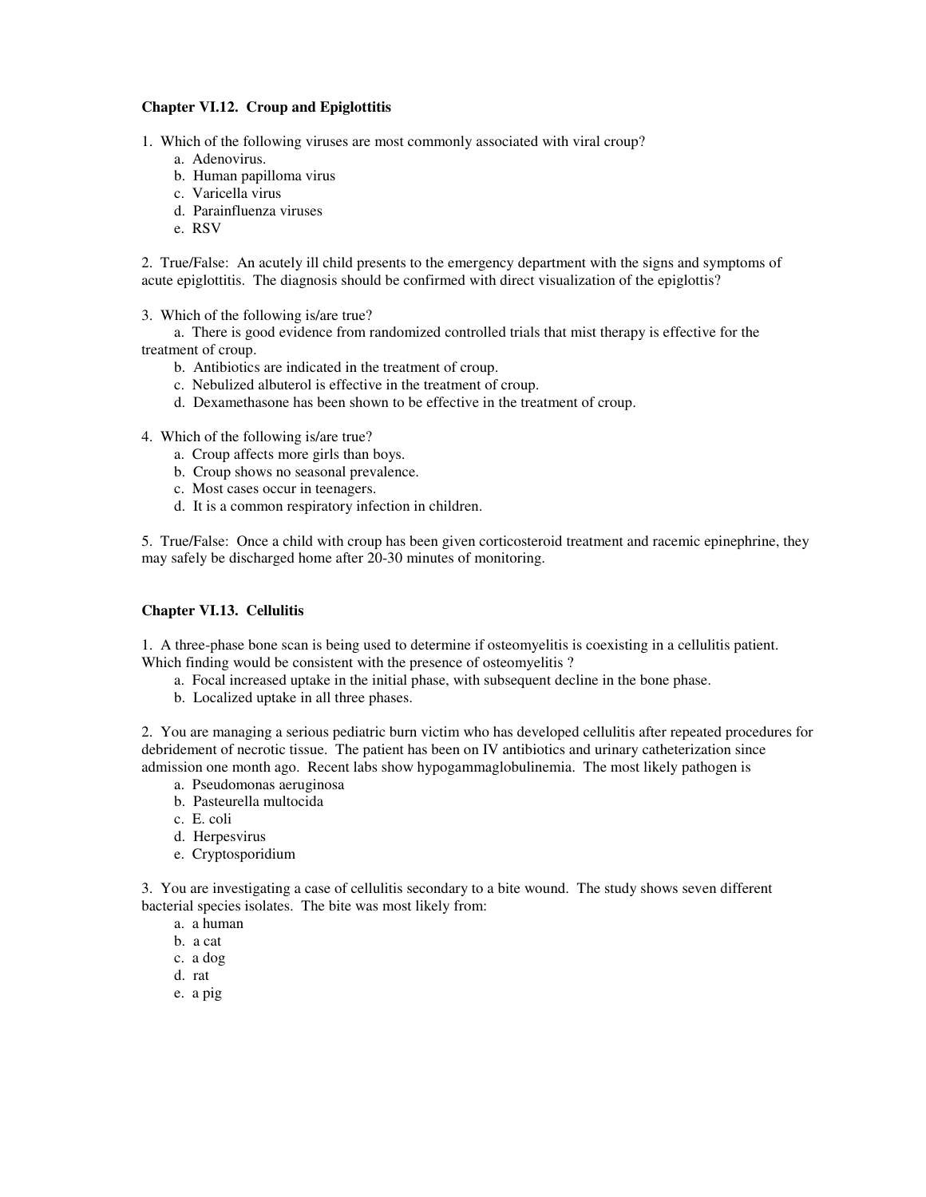### Chapter VI.12. Croup and Epiglottitis

1. Which of the following viruses are most commonly associated with viral croup?
   a. Adenovirus.
   b. Human papilloma virus
   c. Varicella virus
   d. Parainfluenza viruses
   e. RSV

2. True/False: An acutely ill child presents to the emergency department with the signs and symptoms of acute epiglottitis. The diagnosis should be confirmed with direct visualization of the epiglottis?

3. Which of the following is/are true?
   a. There is good evidence from randomized controlled trials that mist therapy is effective for the treatment of croup.
   b. Antibiotics are indicated in the treatment of croup.
   c. Nebulized albuterol is effective in the treatment of croup.
   d. Dexamethasone has been shown to be effective in the treatment of croup.

4. Which of the following is/are true?
   a. Croup affects more girls than boys.
   b. Croup shows no seasonal prevalence.
   c. Most cases occur in teenagers.
   d. It is a common respiratory infection in children.

5. True/False: Once a child with croup has been given corticosteroid treatment and racemic epinephrine, they may safely be discharged home after 20-30 minutes of monitoring.

### Chapter VI.13. Cellulitis

1. A three-phase bone scan is being used to determine if osteomyelitis is coexisting in a cellulitis patient. Which finding would be consistent with the presence of osteomyelitis ?
   a. Focal increased uptake in the initial phase, with subsequent decline in the bone phase.
   b. Localized uptake in all three phases.

2. You are managing a serious pediatric burn victim who has developed cellulitis after repeated procedures for debridement of necrotic tissue. The patient has been on IV antibiotics and urinary catheterization since admission one month ago. Recent labs show hypogammaglobulinemia. The most likely pathogen is
   a. Pseudomonas aeruginosa
   b. Pasteurella multocida
   c. E. coli
   d. Herpesvirus
   e. Cryptosporidium

3. You are investigating a case of cellulitis secondary to a bite wound. The study shows seven different bacterial species isolates. The bite was most likely from:
   a. a human
   b. a cat
   c. a dog
   d. rat
   e. a pig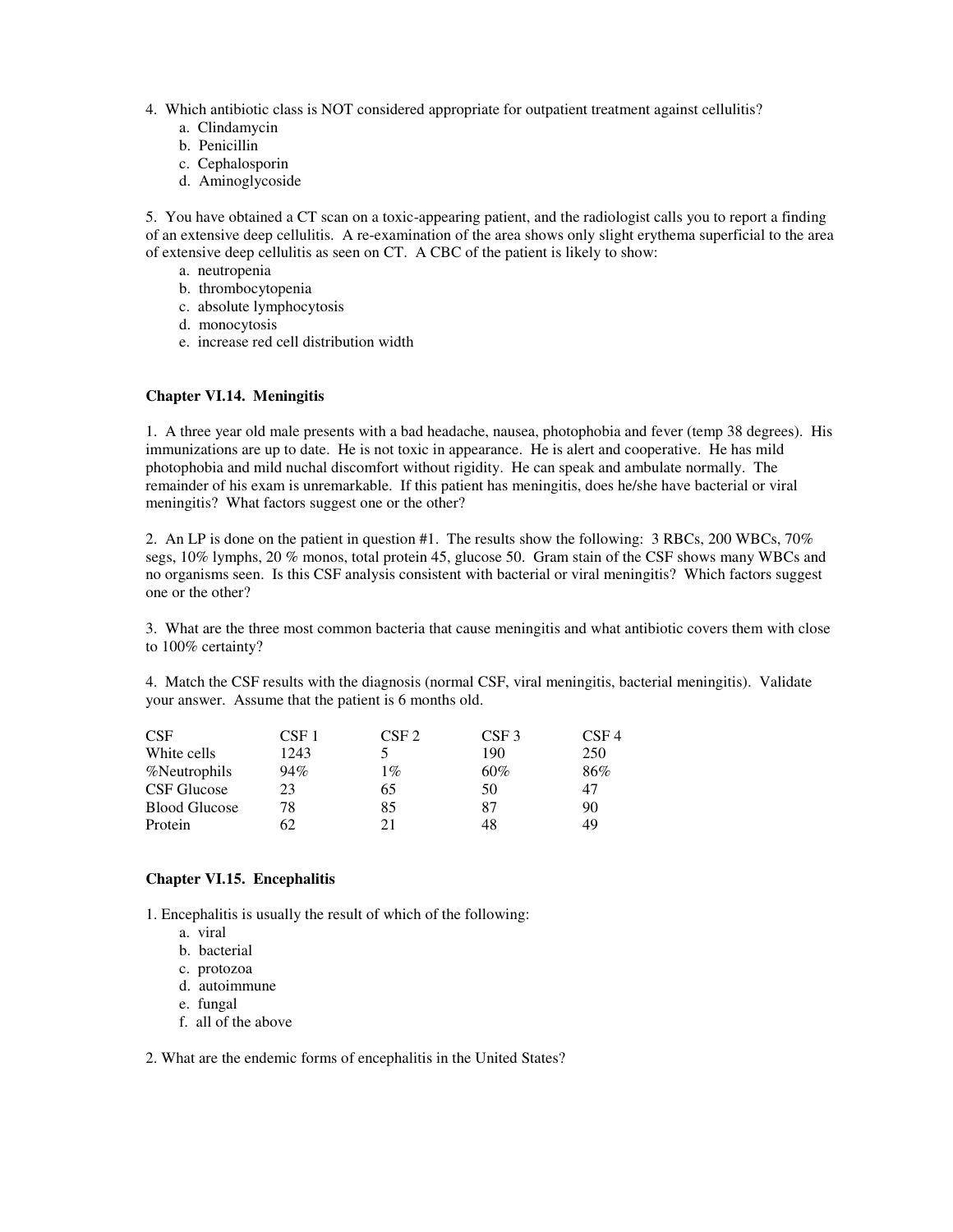4. Which antibiotic class is NOT considered appropriate for outpatient treatment against cellulitis?
   a. Clindamycin
   b. Penicillin
   c. Cephalosporin
   d. Aminoglycoside

5. You have obtained a CT scan on a toxic-appearing patient, and the radiologist calls you to report a finding of an extensive deep cellulitis. A re-examination of the area shows only slight erythema superficial to the area of extensive deep cellulitis as seen on CT. A CBC of the patient is likely to show:
   a. neutropenia
   b. thrombocytopenia
   c. absolute lymphocytosis
   d. monocytosis
   e. increase red cell distribution width

### Chapter VI.14. Meningitis

1. A three year old male presents with a bad headache, nausea, photophobia and fever (temp 38 degrees). His immunizations are up to date. He is not toxic in appearance. He is alert and cooperative. He has mild photophobia and mild nuchal discomfort without rigidity. He can speak and ambulate normally. The remainder of his exam is unremarkable. If this patient has meningitis, does he/she have bacterial or viral meningitis? What factors suggest one or the other?

2. An LP is done on the patient in question #1. The results show the following: 3 RBCs, 200 WBCs, 70% segs, 10% lymphs, 20 % monos, total protein 45, glucose 50. Gram stain of the CSF shows many WBCs and no organisms seen. Is this CSF analysis consistent with bacterial or viral meningitis? Which factors suggest one or the other?

3. What are the three most common bacteria that cause meningitis and what antibiotic covers them with close to 100% certainty?

4. Match the CSF results with the diagnosis (normal CSF, viral meningitis, bacterial meningitis). Validate your answer. Assume that the patient is 6 months old.

| CSF | CSF 1 | CSF 2 | CSF 3 | CSF 4 |
|---|---|---|---|---|
| White cells | 1243 | 5 | 190 | 250 |
| %Neutrophils | 94% | 1% | 60% | 86% |
| CSF Glucose | 23 | 65 | 50 | 47 |
| Blood Glucose | 78 | 85 | 87 | 90 |
| Protein | 62 | 21 | 48 | 49 |

### Chapter VI.15. Encephalitis

1. Encephalitis is usually the result of which of the following:
   a. viral
   b. bacterial
   c. protozoa
   d. autoimmune
   e. fungal
   f. all of the above

2. What are the endemic forms of encephalitis in the United States?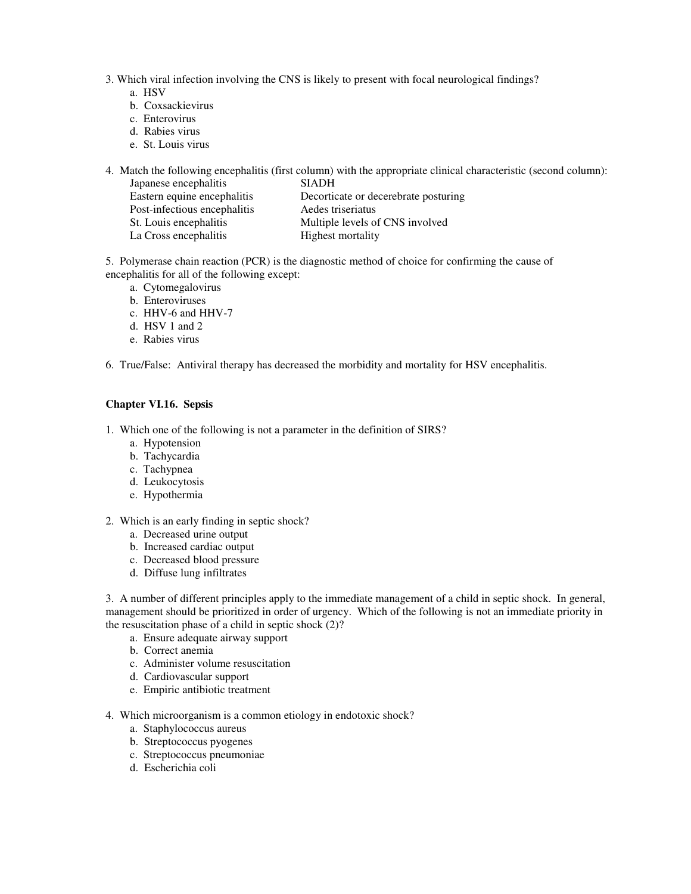3. Which viral infection involving the CNS is likely to present with focal neurological findings?
   a. HSV
   b. Coxsackievirus
   c. Enterovirus
   d. Rabies virus
   e. St. Louis virus

4. Match the following encephalitis (first column) with the appropriate clinical characteristic (second column):

| | |
|---|---|
| Japanese encephalitis | SIADH |
| Eastern equine encephalitis | Decorticate or decerebrate posturing |
| Post-infectious encephalitis | Aedes triseriatus |
| St. Louis encephalitis | Multiple levels of CNS involved |
| La Cross encephalitis | Highest mortality |

5. Polymerase chain reaction (PCR) is the diagnostic method of choice for confirming the cause of encephalitis for all of the following except:
   a. Cytomegalovirus
   b. Enteroviruses
   c. HHV-6 and HHV-7
   d. HSV 1 and 2
   e. Rabies virus

6. True/False: Antiviral therapy has decreased the morbidity and mortality for HSV encephalitis.

### Chapter VI.16. Sepsis

1. Which one of the following is not a parameter in the definition of SIRS?
   a. Hypotension
   b. Tachycardia
   c. Tachypnea
   d. Leukocytosis
   e. Hypothermia

2. Which is an early finding in septic shock?
   a. Decreased urine output
   b. Increased cardiac output
   c. Decreased blood pressure
   d. Diffuse lung infiltrates

3. A number of different principles apply to the immediate management of a child in septic shock. In general, management should be prioritized in order of urgency. Which of the following is not an immediate priority in the resuscitation phase of a child in septic shock (2)?
   a. Ensure adequate airway support
   b. Correct anemia
   c. Administer volume resuscitation
   d. Cardiovascular support
   e. Empiric antibiotic treatment

4. Which microorganism is a common etiology in endotoxic shock?
   a. Staphylococcus aureus
   b. Streptococcus pyogenes
   c. Streptococcus pneumoniae
   d. Escherichia coli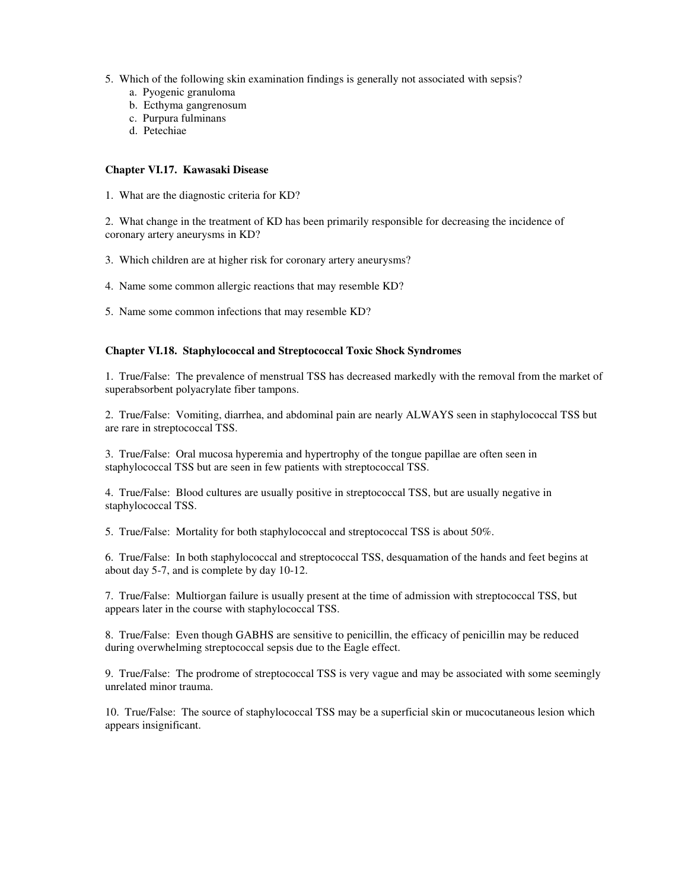5. Which of the following skin examination findings is generally not associated with sepsis?
   a. Pyogenic granuloma
   b. Ecthyma gangrenosum
   c. Purpura fulminans
   d. Petechiae

### Chapter VI.17. Kawasaki Disease

1. What are the diagnostic criteria for KD?

2. What change in the treatment of KD has been primarily responsible for decreasing the incidence of coronary artery aneurysms in KD?

3. Which children are at higher risk for coronary artery aneurysms?

4. Name some common allergic reactions that may resemble KD?

5. Name some common infections that may resemble KD?

### Chapter VI.18. Staphylococcal and Streptococcal Toxic Shock Syndromes

1. True/False: The prevalence of menstrual TSS has decreased markedly with the removal from the market of superabsorbent polyacrylate fiber tampons.

2. True/False: Vomiting, diarrhea, and abdominal pain are nearly ALWAYS seen in staphylococcal TSS but are rare in streptococcal TSS.

3. True/False: Oral mucosa hyperemia and hypertrophy of the tongue papillae are often seen in staphylococcal TSS but are seen in few patients with streptococcal TSS.

4. True/False: Blood cultures are usually positive in streptococcal TSS, but are usually negative in staphylococcal TSS.

5. True/False: Mortality for both staphylococcal and streptococcal TSS is about 50%.

6. True/False: In both staphylococcal and streptococcal TSS, desquamation of the hands and feet begins at about day 5-7, and is complete by day 10-12.

7. True/False: Multiorgan failure is usually present at the time of admission with streptococcal TSS, but appears later in the course with staphylococcal TSS.

8. True/False: Even though GABHS are sensitive to penicillin, the efficacy of penicillin may be reduced during overwhelming streptococcal sepsis due to the Eagle effect.

9. True/False: The prodrome of streptococcal TSS is very vague and may be associated with some seemingly unrelated minor trauma.

10. True/False: The source of staphylococcal TSS may be a superficial skin or mucocutaneous lesion which appears insignificant.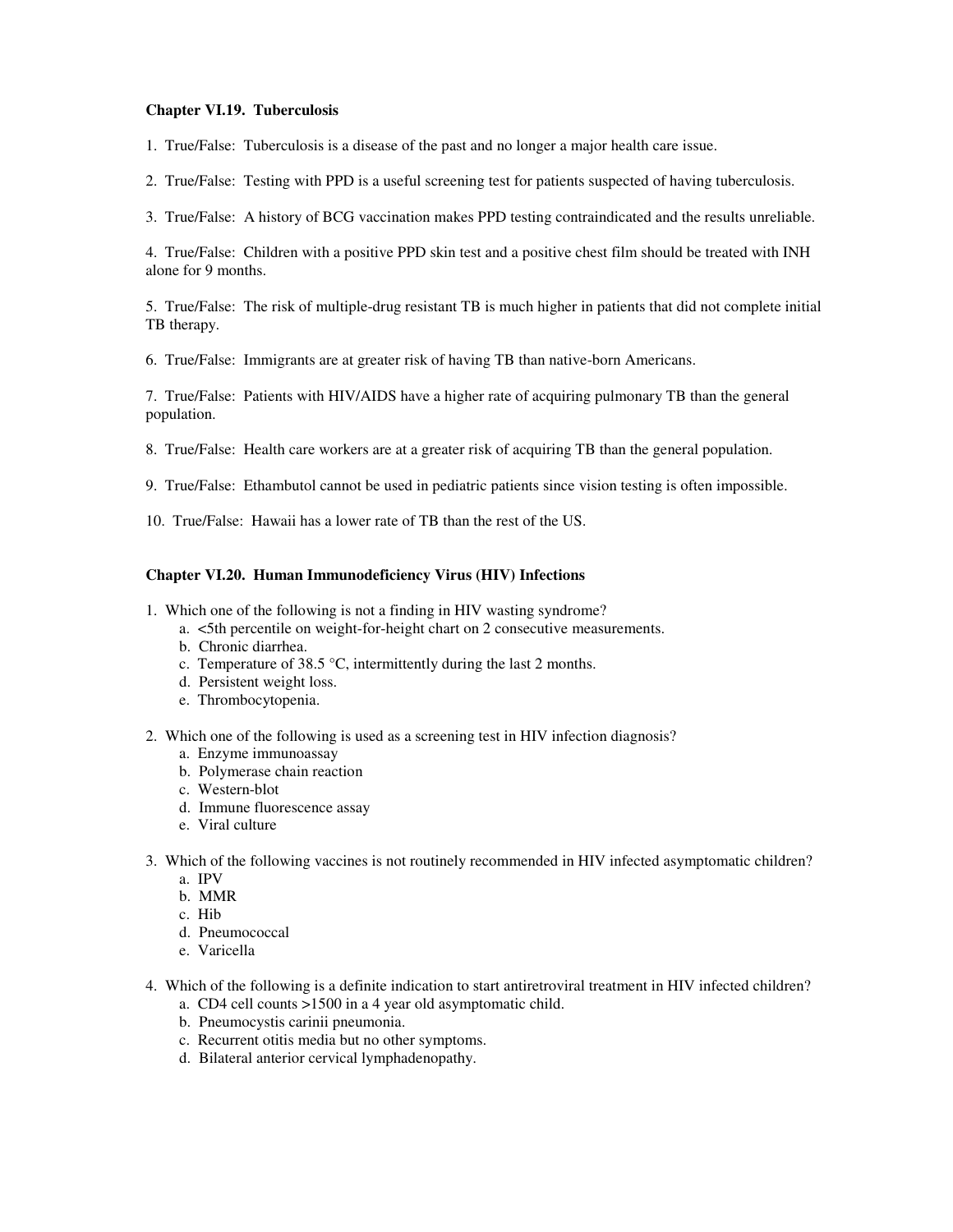### Chapter VI.19. Tuberculosis

1. True/False: Tuberculosis is a disease of the past and no longer a major health care issue.

2. True/False: Testing with PPD is a useful screening test for patients suspected of having tuberculosis.

3. True/False: A history of BCG vaccination makes PPD testing contraindicated and the results unreliable.

4. True/False: Children with a positive PPD skin test and a positive chest film should be treated with INH alone for 9 months.

5. True/False: The risk of multiple-drug resistant TB is much higher in patients that did not complete initial TB therapy.

6. True/False: Immigrants are at greater risk of having TB than native-born Americans.

7. True/False: Patients with HIV/AIDS have a higher rate of acquiring pulmonary TB than the general population.

8. True/False: Health care workers are at a greater risk of acquiring TB than the general population.

9. True/False: Ethambutol cannot be used in pediatric patients since vision testing is often impossible.

10. True/False: Hawaii has a lower rate of TB than the rest of the US.

### Chapter VI.20. Human Immunodeficiency Virus (HIV) Infections

1. Which one of the following is not a finding in HIV wasting syndrome?
   - a. <5th percentile on weight-for-height chart on 2 consecutive measurements.
   - b. Chronic diarrhea.
   - c. Temperature of 38.5 °C, intermittently during the last 2 months.
   - d. Persistent weight loss.
   - e. Thrombocytopenia.

2. Which one of the following is used as a screening test in HIV infection diagnosis?
   - a. Enzyme immunoassay
   - b. Polymerase chain reaction
   - c. Western-blot
   - d. Immune fluorescence assay
   - e. Viral culture

3. Which of the following vaccines is not routinely recommended in HIV infected asymptomatic children?
   - a. IPV
   - b. MMR
   - c. Hib
   - d. Pneumococcal
   - e. Varicella

4. Which of the following is a definite indication to start antiretroviral treatment in HIV infected children?
   - a. CD4 cell counts >1500 in a 4 year old asymptomatic child.
   - b. Pneumocystis carinii pneumonia.
   - c. Recurrent otitis media but no other symptoms.
   - d. Bilateral anterior cervical lymphadenopathy.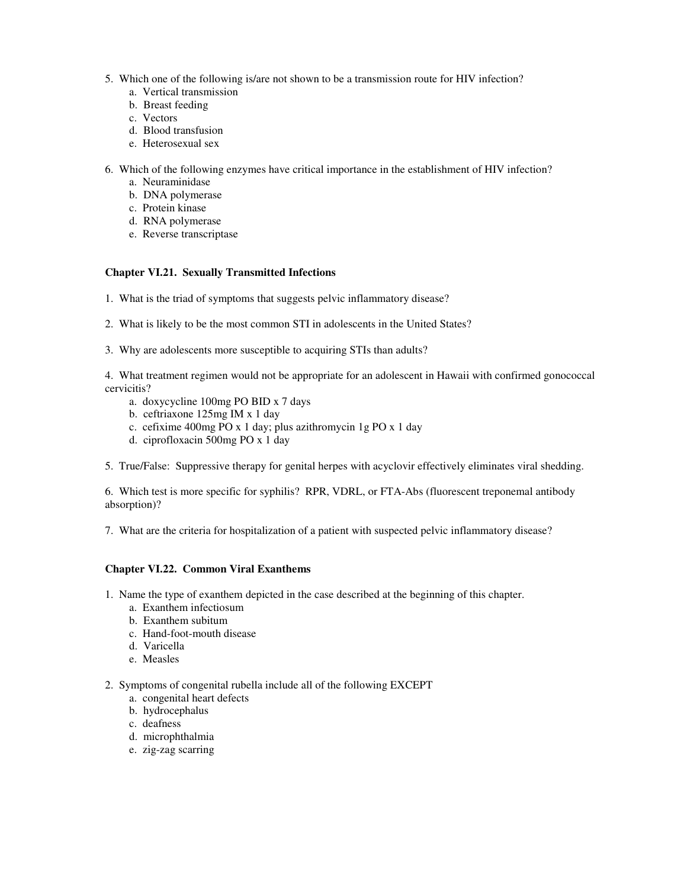5. Which one of the following is/are not shown to be a transmission route for HIV infection?
   a. Vertical transmission
   b. Breast feeding
   c. Vectors
   d. Blood transfusion
   e. Heterosexual sex

6. Which of the following enzymes have critical importance in the establishment of HIV infection?
   a. Neuraminidase
   b. DNA polymerase
   c. Protein kinase
   d. RNA polymerase
   e. Reverse transcriptase

### Chapter VI.21. Sexually Transmitted Infections

1. What is the triad of symptoms that suggests pelvic inflammatory disease?

2. What is likely to be the most common STI in adolescents in the United States?

3. Why are adolescents more susceptible to acquiring STIs than adults?

4. What treatment regimen would not be appropriate for an adolescent in Hawaii with confirmed gonococcal cervicitis?
   a. doxycycline 100mg PO BID x 7 days
   b. ceftriaxone 125mg IM x 1 day
   c. cefixime 400mg PO x 1 day; plus azithromycin 1g PO x 1 day
   d. ciprofloxacin 500mg PO x 1 day

5. True/False: Suppressive therapy for genital herpes with acyclovir effectively eliminates viral shedding.

6. Which test is more specific for syphilis? RPR, VDRL, or FTA-Abs (fluorescent treponemal antibody absorption)?

7. What are the criteria for hospitalization of a patient with suspected pelvic inflammatory disease?

### Chapter VI.22. Common Viral Exanthems

1. Name the type of exanthem depicted in the case described at the beginning of this chapter.
   a. Exanthem infectiosum
   b. Exanthem subitum
   c. Hand-foot-mouth disease
   d. Varicella
   e. Measles

2. Symptoms of congenital rubella include all of the following EXCEPT
   a. congenital heart defects
   b. hydrocephalus
   c. deafness
   d. microphthalmia
   e. zig-zag scarring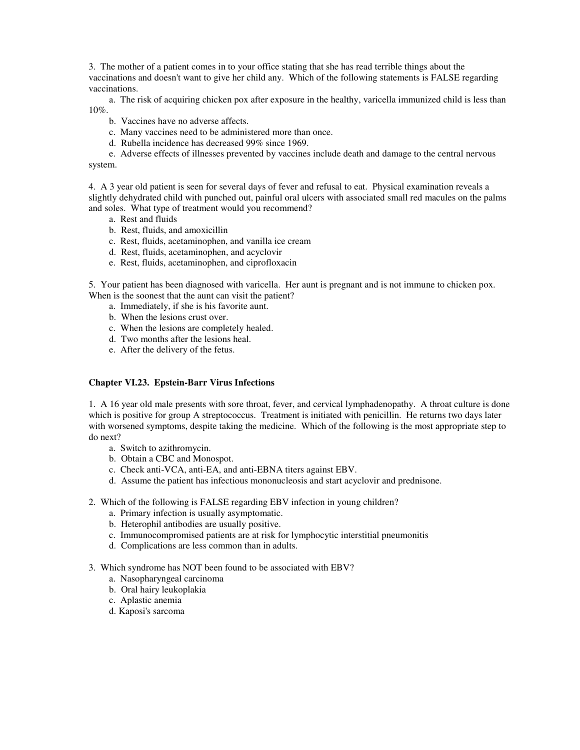3. The mother of a patient comes in to your office stating that she has read terrible things about the vaccinations and doesn't want to give her child any. Which of the following statements is FALSE regarding vaccinations.

a. The risk of acquiring chicken pox after exposure in the healthy, varicella immunized child is less than 10%.

b. Vaccines have no adverse affects.

c. Many vaccines need to be administered more than once.

d. Rubella incidence has decreased 99% since 1969.

e. Adverse effects of illnesses prevented by vaccines include death and damage to the central nervous system.

4. A 3 year old patient is seen for several days of fever and refusal to eat. Physical examination reveals a slightly dehydrated child with punched out, painful oral ulcers with associated small red macules on the palms and soles. What type of treatment would you recommend?

a. Rest and fluids

b. Rest, fluids, and amoxicillin

c. Rest, fluids, acetaminophen, and vanilla ice cream

d. Rest, fluids, acetaminophen, and acyclovir

e. Rest, fluids, acetaminophen, and ciprofloxacin

5. Your patient has been diagnosed with varicella. Her aunt is pregnant and is not immune to chicken pox. When is the soonest that the aunt can visit the patient?

a. Immediately, if she is his favorite aunt.

b. When the lesions crust over.

c. When the lesions are completely healed.

d. Two months after the lesions heal.

e. After the delivery of the fetus.

### Chapter VI.23. Epstein-Barr Virus Infections

1. A 16 year old male presents with sore throat, fever, and cervical lymphadenopathy. A throat culture is done which is positive for group A streptococcus. Treatment is initiated with penicillin. He returns two days later with worsened symptoms, despite taking the medicine. Which of the following is the most appropriate step to do next?

a. Switch to azithromycin.

b. Obtain a CBC and Monospot.

c. Check anti-VCA, anti-EA, and anti-EBNA titers against EBV.

d. Assume the patient has infectious mononucleosis and start acyclovir and prednisone.

2. Which of the following is FALSE regarding EBV infection in young children?

a. Primary infection is usually asymptomatic.

b. Heterophil antibodies are usually positive.

c. Immunocompromised patients are at risk for lymphocytic interstitial pneumonitis

d. Complications are less common than in adults.

3. Which syndrome has NOT been found to be associated with EBV?

a. Nasopharyngeal carcinoma

b. Oral hairy leukoplakia

c. Aplastic anemia

d. Kaposi's sarcoma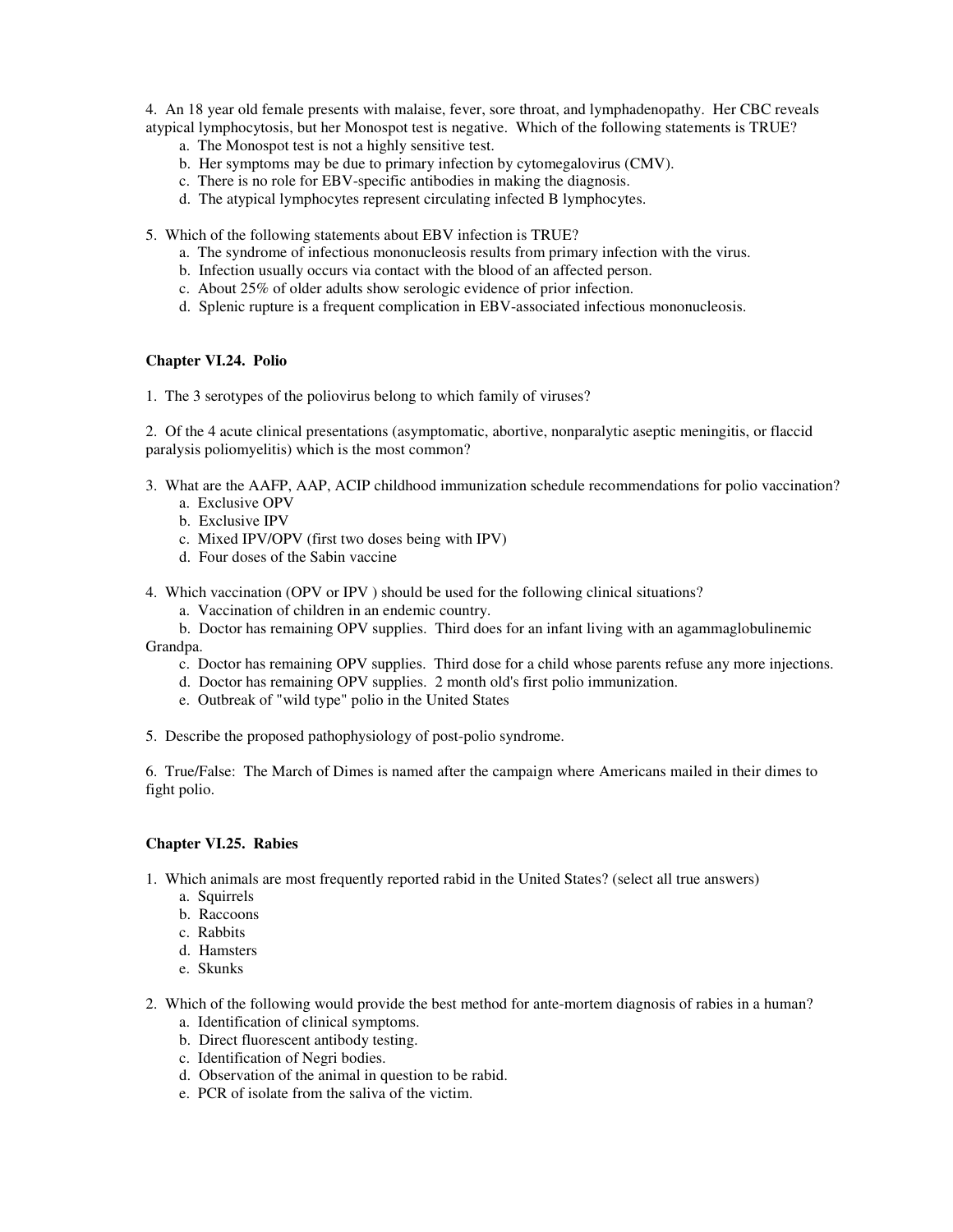4. An 18 year old female presents with malaise, fever, sore throat, and lymphadenopathy. Her CBC reveals atypical lymphocytosis, but her Monospot test is negative. Which of the following statements is TRUE?

  a. The Monospot test is not a highly sensitive test.
  b. Her symptoms may be due to primary infection by cytomegalovirus (CMV).
  c. There is no role for EBV-specific antibodies in making the diagnosis.
  d. The atypical lymphocytes represent circulating infected B lymphocytes.

5. Which of the following statements about EBV infection is TRUE?

  a. The syndrome of infectious mononucleosis results from primary infection with the virus.
  b. Infection usually occurs via contact with the blood of an affected person.
  c. About 25% of older adults show serologic evidence of prior infection.
  d. Splenic rupture is a frequent complication in EBV-associated infectious mononucleosis.

### Chapter VI.24. Polio

1. The 3 serotypes of the poliovirus belong to which family of viruses?

2. Of the 4 acute clinical presentations (asymptomatic, abortive, nonparalytic aseptic meningitis, or flaccid paralysis poliomyelitis) which is the most common?

3. What are the AAFP, AAP, ACIP childhood immunization schedule recommendations for polio vaccination?

  a. Exclusive OPV
  b. Exclusive IPV
  c. Mixed IPV/OPV (first two doses being with IPV)
  d. Four doses of the Sabin vaccine

4. Which vaccination (OPV or IPV ) should be used for the following clinical situations?

  a. Vaccination of children in an endemic country.
  b. Doctor has remaining OPV supplies. Third does for an infant living with an agammaglobulinemic Grandpa.
  c. Doctor has remaining OPV supplies. Third dose for a child whose parents refuse any more injections.
  d. Doctor has remaining OPV supplies. 2 month old's first polio immunization.
  e. Outbreak of "wild type" polio in the United States

5. Describe the proposed pathophysiology of post-polio syndrome.

6. True/False: The March of Dimes is named after the campaign where Americans mailed in their dimes to fight polio.

### Chapter VI.25. Rabies

1. Which animals are most frequently reported rabid in the United States? (select all true answers)

  a. Squirrels
  b. Raccoons
  c. Rabbits
  d. Hamsters
  e. Skunks

2. Which of the following would provide the best method for ante-mortem diagnosis of rabies in a human?

  a. Identification of clinical symptoms.
  b. Direct fluorescent antibody testing.
  c. Identification of Negri bodies.
  d. Observation of the animal in question to be rabid.
  e. PCR of isolate from the saliva of the victim.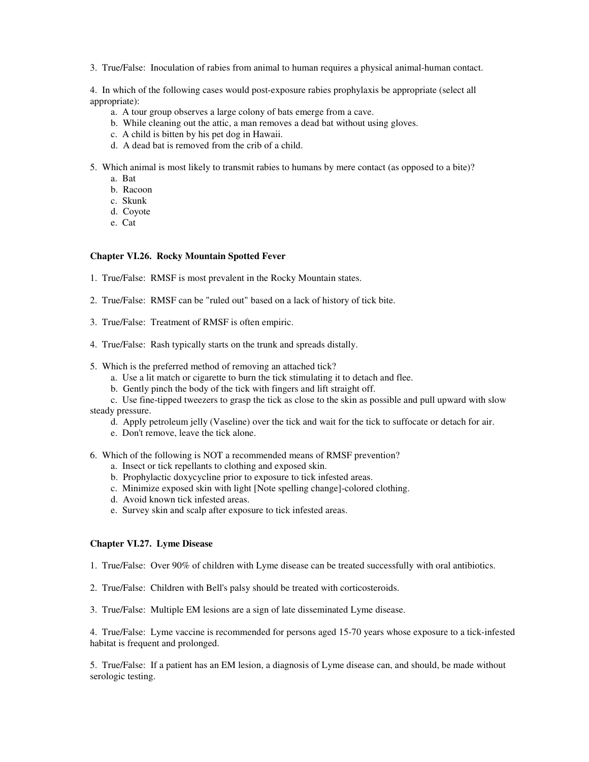3. True/False: Inoculation of rabies from animal to human requires a physical animal-human contact.

4. In which of the following cases would post-exposure rabies prophylaxis be appropriate (select all appropriate):
   a. A tour group observes a large colony of bats emerge from a cave.
   b. While cleaning out the attic, a man removes a dead bat without using gloves.
   c. A child is bitten by his pet dog in Hawaii.
   d. A dead bat is removed from the crib of a child.

5. Which animal is most likely to transmit rabies to humans by mere contact (as opposed to a bite)?
   a. Bat
   b. Racoon
   c. Skunk
   d. Coyote
   e. Cat

### Chapter VI.26. Rocky Mountain Spotted Fever

1. True/False: RMSF is most prevalent in the Rocky Mountain states.

2. True/False: RMSF can be "ruled out" based on a lack of history of tick bite.

3. True/False: Treatment of RMSF is often empiric.

4. True/False: Rash typically starts on the trunk and spreads distally.

5. Which is the preferred method of removing an attached tick?
   a. Use a lit match or cigarette to burn the tick stimulating it to detach and flee.
   b. Gently pinch the body of the tick with fingers and lift straight off.
   c. Use fine-tipped tweezers to grasp the tick as close to the skin as possible and pull upward with slow steady pressure.
   d. Apply petroleum jelly (Vaseline) over the tick and wait for the tick to suffocate or detach for air.
   e. Don't remove, leave the tick alone.

6. Which of the following is NOT a recommended means of RMSF prevention?
   a. Insect or tick repellants to clothing and exposed skin.
   b. Prophylactic doxycycline prior to exposure to tick infested areas.
   c. Minimize exposed skin with light [Note spelling change]-colored clothing.
   d. Avoid known tick infested areas.
   e. Survey skin and scalp after exposure to tick infested areas.

### Chapter VI.27. Lyme Disease

1. True/False: Over 90% of children with Lyme disease can be treated successfully with oral antibiotics.

2. True/False: Children with Bell's palsy should be treated with corticosteroids.

3. True/False: Multiple EM lesions are a sign of late disseminated Lyme disease.

4. True/False: Lyme vaccine is recommended for persons aged 15-70 years whose exposure to a tick-infested habitat is frequent and prolonged.

5. True/False: If a patient has an EM lesion, a diagnosis of Lyme disease can, and should, be made without serologic testing.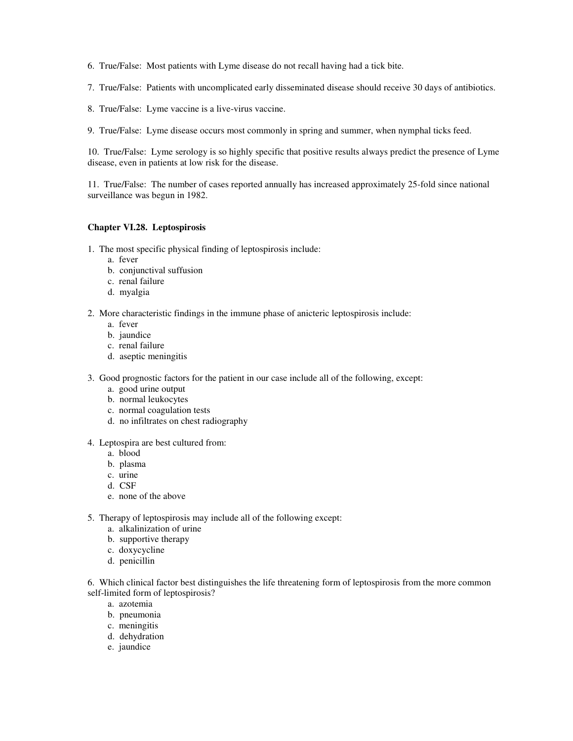6. True/False: Most patients with Lyme disease do not recall having had a tick bite.

7. True/False: Patients with uncomplicated early disseminated disease should receive 30 days of antibiotics.

8. True/False: Lyme vaccine is a live-virus vaccine.

9. True/False: Lyme disease occurs most commonly in spring and summer, when nymphal ticks feed.

10. True/False: Lyme serology is so highly specific that positive results always predict the presence of Lyme disease, even in patients at low risk for the disease.

11. True/False: The number of cases reported annually has increased approximately 25-fold since national surveillance was begun in 1982.

### Chapter VI.28. Leptospirosis

1. The most specific physical finding of leptospirosis include:
   a. fever
   b. conjunctival suffusion
   c. renal failure
   d. myalgia

2. More characteristic findings in the immune phase of anicteric leptospirosis include:
   a. fever
   b. jaundice
   c. renal failure
   d. aseptic meningitis

3. Good prognostic factors for the patient in our case include all of the following, except:
   a. good urine output
   b. normal leukocytes
   c. normal coagulation tests
   d. no infiltrates on chest radiography

4. Leptospira are best cultured from:
   a. blood
   b. plasma
   c. urine
   d. CSF
   e. none of the above

5. Therapy of leptospirosis may include all of the following except:
   a. alkalinization of urine
   b. supportive therapy
   c. doxycycline
   d. penicillin

6. Which clinical factor best distinguishes the life threatening form of leptospirosis from the more common self-limited form of leptospirosis?
   a. azotemia
   b. pneumonia
   c. meningitis
   d. dehydration
   e. jaundice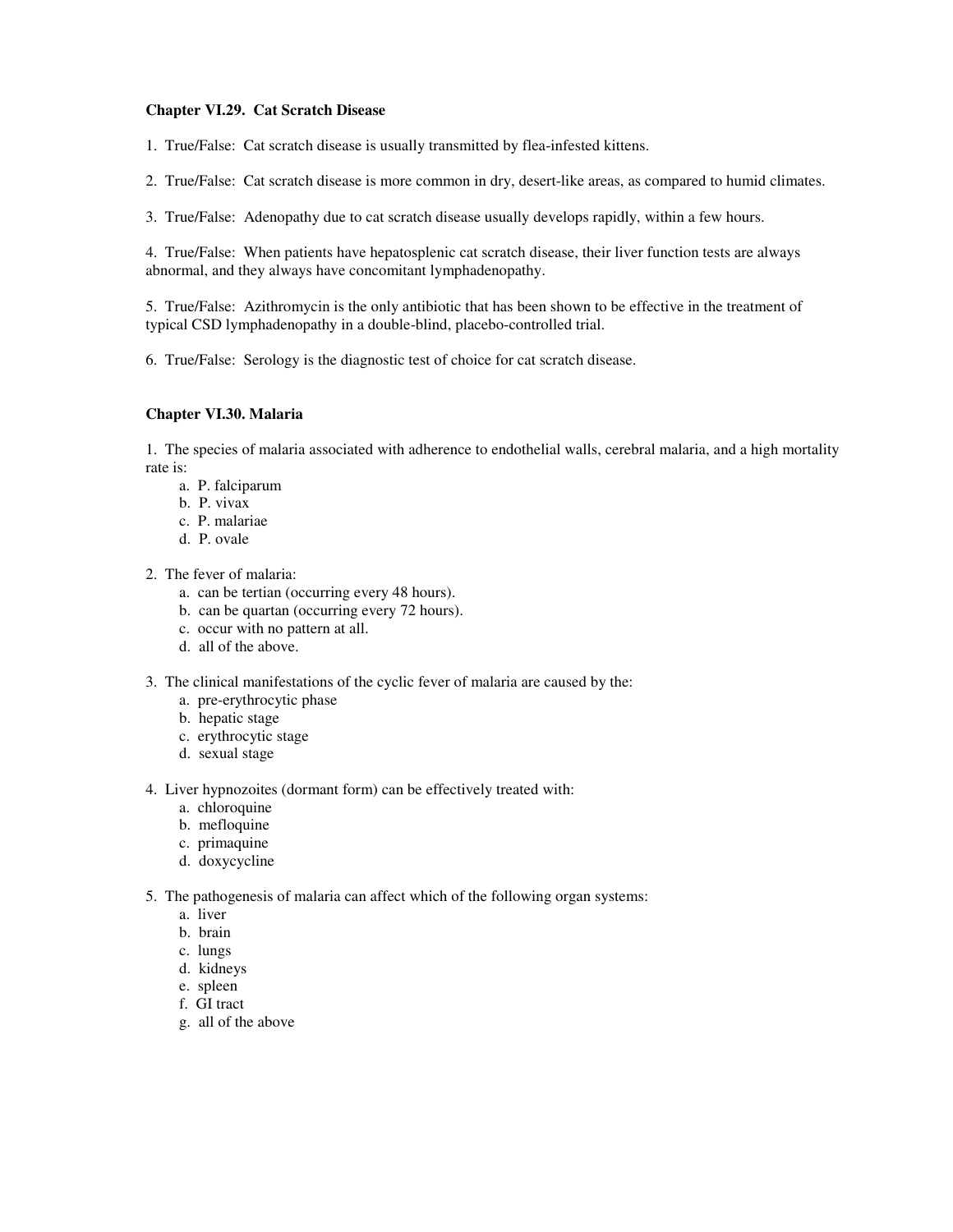### Chapter VI.29. Cat Scratch Disease

1. True/False: Cat scratch disease is usually transmitted by flea-infested kittens.

2. True/False: Cat scratch disease is more common in dry, desert-like areas, as compared to humid climates.

3. True/False: Adenopathy due to cat scratch disease usually develops rapidly, within a few hours.

4. True/False: When patients have hepatosplenic cat scratch disease, their liver function tests are always abnormal, and they always have concomitant lymphadenopathy.

5. True/False: Azithromycin is the only antibiotic that has been shown to be effective in the treatment of typical CSD lymphadenopathy in a double-blind, placebo-controlled trial.

6. True/False: Serology is the diagnostic test of choice for cat scratch disease.

### Chapter VI.30. Malaria

1. The species of malaria associated with adherence to endothelial walls, cerebral malaria, and a high mortality rate is:
   - a. P. falciparum
   - b. P. vivax
   - c. P. malariae
   - d. P. ovale

2. The fever of malaria:
   - a. can be tertian (occurring every 48 hours).
   - b. can be quartan (occurring every 72 hours).
   - c. occur with no pattern at all.
   - d. all of the above.

3. The clinical manifestations of the cyclic fever of malaria are caused by the:
   - a. pre-erythrocytic phase
   - b. hepatic stage
   - c. erythrocytic stage
   - d. sexual stage

4. Liver hypnozoites (dormant form) can be effectively treated with:
   - a. chloroquine
   - b. mefloquine
   - c. primaquine
   - d. doxycycline

5. The pathogenesis of malaria can affect which of the following organ systems:
   - a. liver
   - b. brain
   - c. lungs
   - d. kidneys
   - e. spleen
   - f. GI tract
   - g. all of the above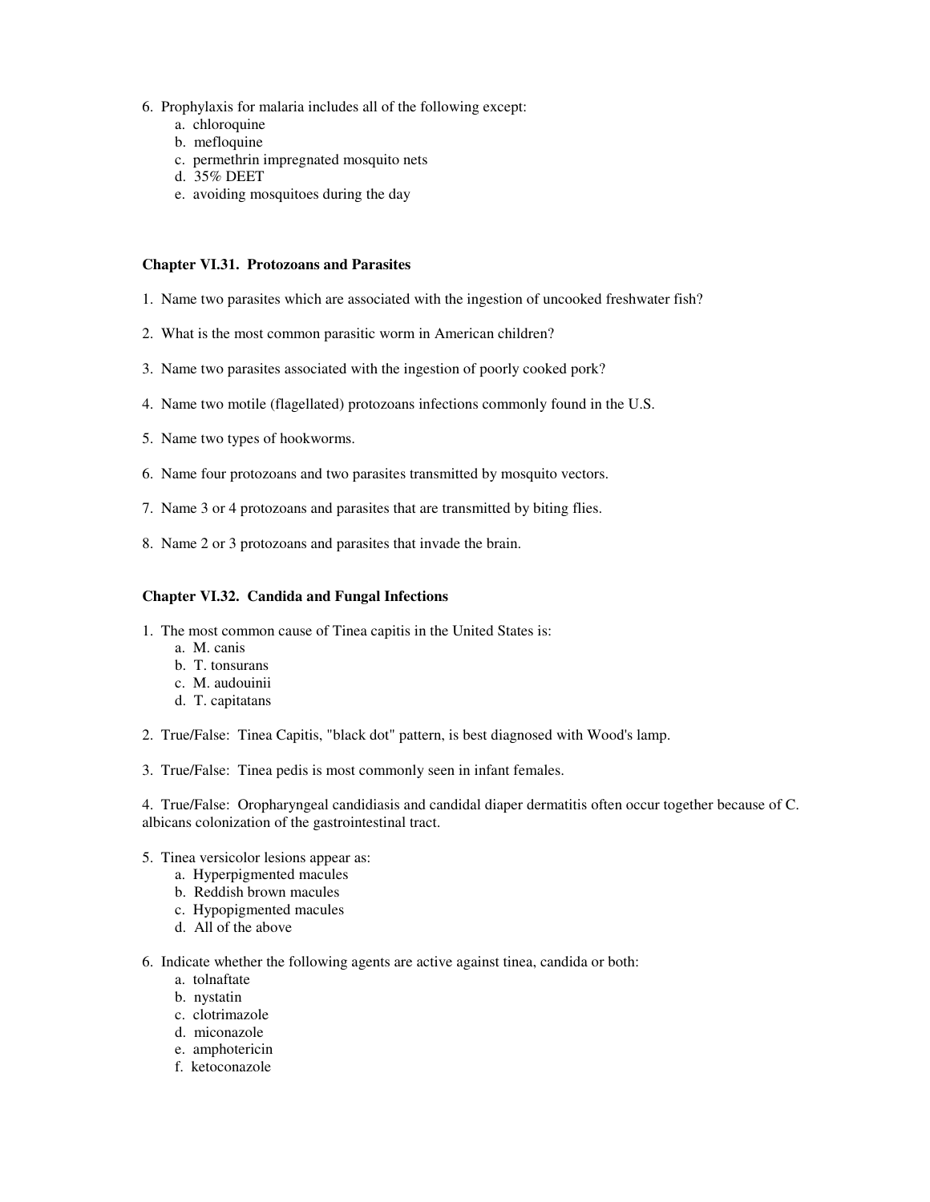6. Prophylaxis for malaria includes all of the following except:
   a. chloroquine
   b. mefloquine
   c. permethrin impregnated mosquito nets
   d. 35% DEET
   e. avoiding mosquitoes during the day

### Chapter VI.31. Protozoans and Parasites

1. Name two parasites which are associated with the ingestion of uncooked freshwater fish?

2. What is the most common parasitic worm in American children?

3. Name two parasites associated with the ingestion of poorly cooked pork?

4. Name two motile (flagellated) protozoans infections commonly found in the U.S.

5. Name two types of hookworms.

6. Name four protozoans and two parasites transmitted by mosquito vectors.

7. Name 3 or 4 protozoans and parasites that are transmitted by biting flies.

8. Name 2 or 3 protozoans and parasites that invade the brain.

### Chapter VI.32. Candida and Fungal Infections

1. The most common cause of Tinea capitis in the United States is:
   a. M. canis
   b. T. tonsurans
   c. M. audouinii
   d. T. capitatans

2. True/False: Tinea Capitis, "black dot" pattern, is best diagnosed with Wood's lamp.

3. True/False: Tinea pedis is most commonly seen in infant females.

4. True/False: Oropharyngeal candidiasis and candidal diaper dermatitis often occur together because of C. albicans colonization of the gastrointestinal tract.

5. Tinea versicolor lesions appear as:
   a. Hyperpigmented macules
   b. Reddish brown macules
   c. Hypopigmented macules
   d. All of the above

6. Indicate whether the following agents are active against tinea, candida or both:
   a. tolnaftate
   b. nystatin
   c. clotrimazole
   d. miconazole
   e. amphotericin
   f. ketoconazole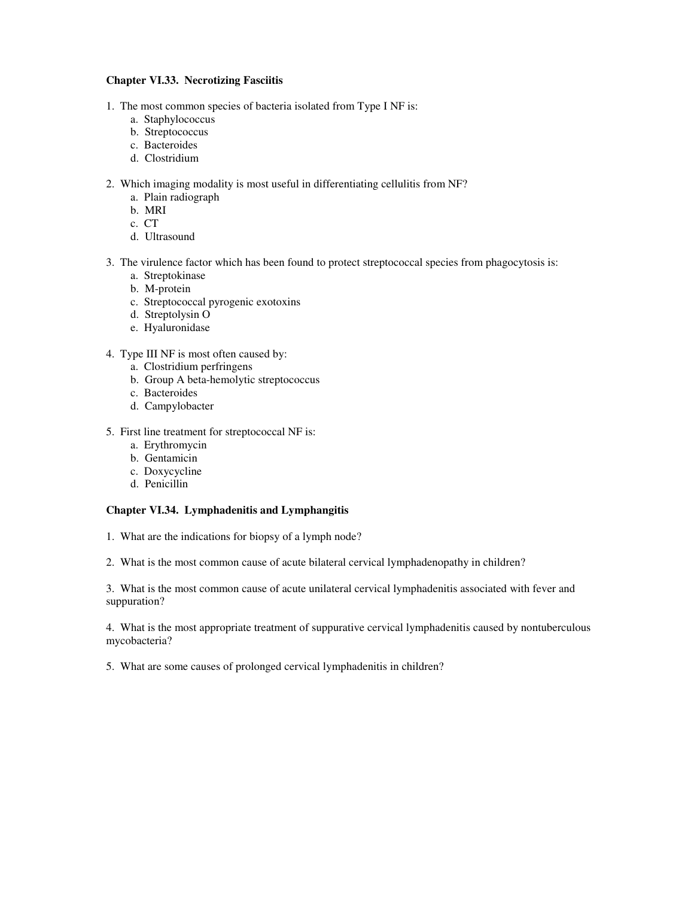### Chapter VI.33. Necrotizing Fasciitis

1. The most common species of bacteria isolated from Type I NF is:
    a. Staphylococcus
    b. Streptococcus
    c. Bacteroides
    d. Clostridium

2. Which imaging modality is most useful in differentiating cellulitis from NF?
    a. Plain radiograph
    b. MRI
    c. CT
    d. Ultrasound

3. The virulence factor which has been found to protect streptococcal species from phagocytosis is:
    a. Streptokinase
    b. M-protein
    c. Streptococcal pyrogenic exotoxins
    d. Streptolysin O
    e. Hyaluronidase

4. Type III NF is most often caused by:
    a. Clostridium perfringens
    b. Group A beta-hemolytic streptococcus
    c. Bacteroides
    d. Campylobacter

5. First line treatment for streptococcal NF is:
    a. Erythromycin
    b. Gentamicin
    c. Doxycycline
    d. Penicillin

### Chapter VI.34. Lymphadenitis and Lymphangitis

1. What are the indications for biopsy of a lymph node?

2. What is the most common cause of acute bilateral cervical lymphadenopathy in children?

3. What is the most common cause of acute unilateral cervical lymphadenitis associated with fever and suppuration?

4. What is the most appropriate treatment of suppurative cervical lymphadenitis caused by nontuberculous mycobacteria?

5. What are some causes of prolonged cervical lymphadenitis in children?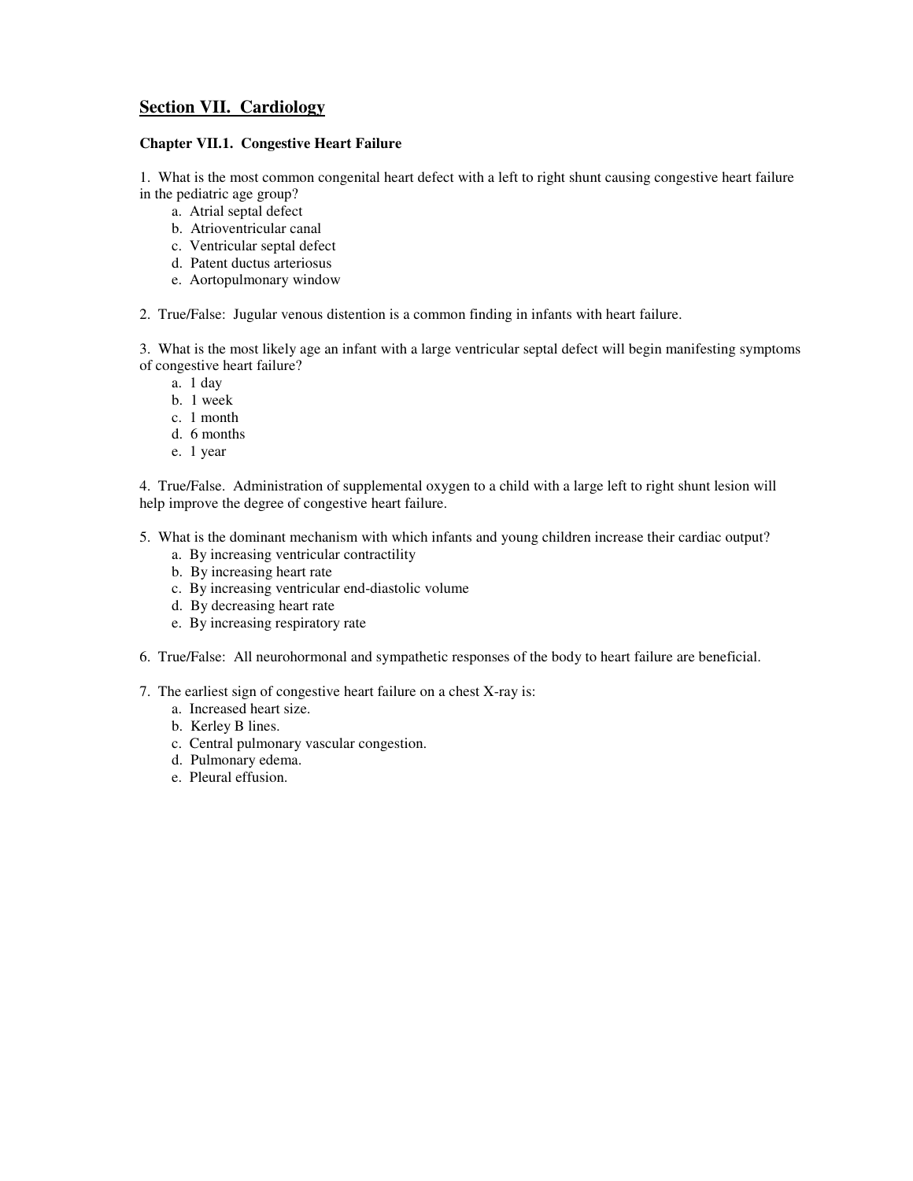# Section VII. Cardiology

## Chapter VII.1. Congestive Heart Failure

1. What is the most common congenital heart defect with a left to right shunt causing congestive heart failure in the pediatric age group?
   a. Atrial septal defect
   b. Atrioventricular canal
   c. Ventricular septal defect
   d. Patent ductus arteriosus
   e. Aortopulmonary window

2. True/False: Jugular venous distention is a common finding in infants with heart failure.

3. What is the most likely age an infant with a large ventricular septal defect will begin manifesting symptoms of congestive heart failure?
   a. 1 day
   b. 1 week
   c. 1 month
   d. 6 months
   e. 1 year

4. True/False. Administration of supplemental oxygen to a child with a large left to right shunt lesion will help improve the degree of congestive heart failure.

5. What is the dominant mechanism with which infants and young children increase their cardiac output?
   a. By increasing ventricular contractility
   b. By increasing heart rate
   c. By increasing ventricular end-diastolic volume
   d. By decreasing heart rate
   e. By increasing respiratory rate

6. True/False: All neurohormonal and sympathetic responses of the body to heart failure are beneficial.

7. The earliest sign of congestive heart failure on a chest X-ray is:
   a. Increased heart size.
   b. Kerley B lines.
   c. Central pulmonary vascular congestion.
   d. Pulmonary edema.
   e. Pleural effusion.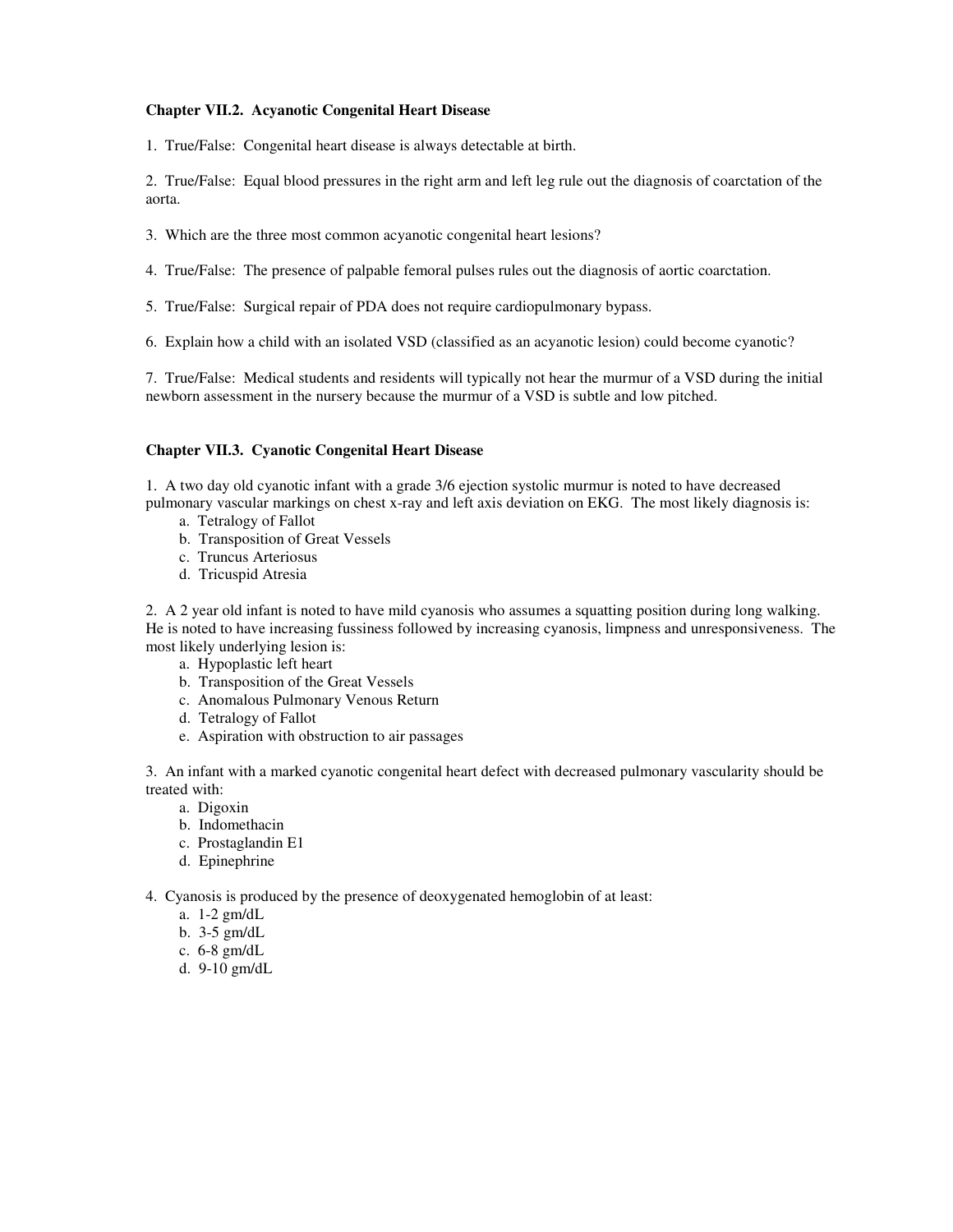### Chapter VII.2. Acyanotic Congenital Heart Disease

1. True/False: Congenital heart disease is always detectable at birth.

2. True/False: Equal blood pressures in the right arm and left leg rule out the diagnosis of coarctation of the aorta.

3. Which are the three most common acyanotic congenital heart lesions?

4. True/False: The presence of palpable femoral pulses rules out the diagnosis of aortic coarctation.

5. True/False: Surgical repair of PDA does not require cardiopulmonary bypass.

6. Explain how a child with an isolated VSD (classified as an acyanotic lesion) could become cyanotic?

7. True/False: Medical students and residents will typically not hear the murmur of a VSD during the initial newborn assessment in the nursery because the murmur of a VSD is subtle and low pitched.

### Chapter VII.3. Cyanotic Congenital Heart Disease

1. A two day old cyanotic infant with a grade 3/6 ejection systolic murmur is noted to have decreased pulmonary vascular markings on chest x-ray and left axis deviation on EKG. The most likely diagnosis is:
   a. Tetralogy of Fallot
   b. Transposition of Great Vessels
   c. Truncus Arteriosus
   d. Tricuspid Atresia

2. A 2 year old infant is noted to have mild cyanosis who assumes a squatting position during long walking. He is noted to have increasing fussiness followed by increasing cyanosis, limpness and unresponsiveness. The most likely underlying lesion is:
   a. Hypoplastic left heart
   b. Transposition of the Great Vessels
   c. Anomalous Pulmonary Venous Return
   d. Tetralogy of Fallot
   e. Aspiration with obstruction to air passages

3. An infant with a marked cyanotic congenital heart defect with decreased pulmonary vascularity should be treated with:
   a. Digoxin
   b. Indomethacin
   c. Prostaglandin E1
   d. Epinephrine

4. Cyanosis is produced by the presence of deoxygenated hemoglobin of at least:
   a. 1-2 gm/dL
   b. 3-5 gm/dL
   c. 6-8 gm/dL
   d. 9-10 gm/dL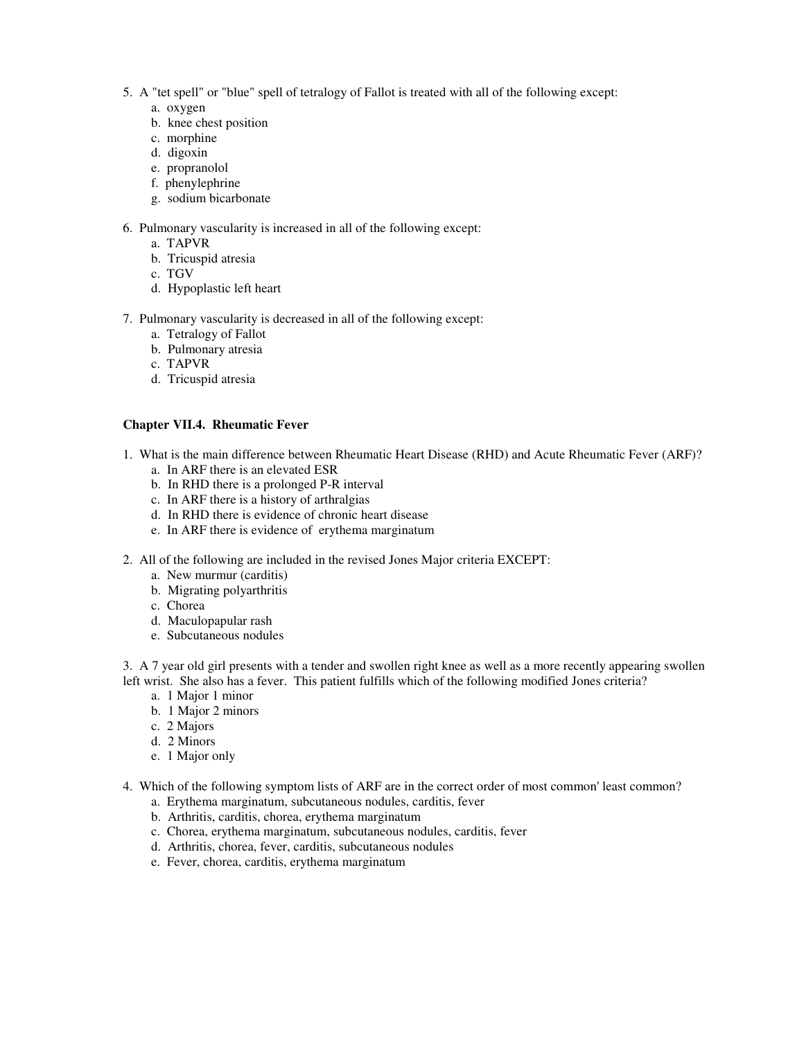5. A "tet spell" or "blue" spell of tetralogy of Fallot is treated with all of the following except:
    a. oxygen
    b. knee chest position
    c. morphine
    d. digoxin
    e. propranolol
    f. phenylephrine
    g. sodium bicarbonate

6. Pulmonary vascularity is increased in all of the following except:
    a. TAPVR
    b. Tricuspid atresia
    c. TGV
    d. Hypoplastic left heart

7. Pulmonary vascularity is decreased in all of the following except:
    a. Tetralogy of Fallot
    b. Pulmonary atresia
    c. TAPVR
    d. Tricuspid atresia

**Chapter VII.4. Rheumatic Fever**

1. What is the main difference between Rheumatic Heart Disease (RHD) and Acute Rheumatic Fever (ARF)?
    a. In ARF there is an elevated ESR
    b. In RHD there is a prolonged P-R interval
    c. In ARF there is a history of arthralgias
    d. In RHD there is evidence of chronic heart disease
    e. In ARF there is evidence of erythema marginatum

2. All of the following are included in the revised Jones Major criteria EXCEPT:
    a. New murmur (carditis)
    b. Migrating polyarthritis
    c. Chorea
    d. Maculopapular rash
    e. Subcutaneous nodules

3. A 7 year old girl presents with a tender and swollen right knee as well as a more recently appearing swollen left wrist. She also has a fever. This patient fulfills which of the following modified Jones criteria?
    a. 1 Major 1 minor
    b. 1 Major 2 minors
    c. 2 Majors
    d. 2 Minors
    e. 1 Major only

4. Which of the following symptom lists of ARF are in the correct order of most common' least common?
    a. Erythema marginatum, subcutaneous nodules, carditis, fever
    b. Arthritis, carditis, chorea, erythema marginatum
    c. Chorea, erythema marginatum, subcutaneous nodules, carditis, fever
    d. Arthritis, chorea, fever, carditis, subcutaneous nodules
    e. Fever, chorea, carditis, erythema marginatum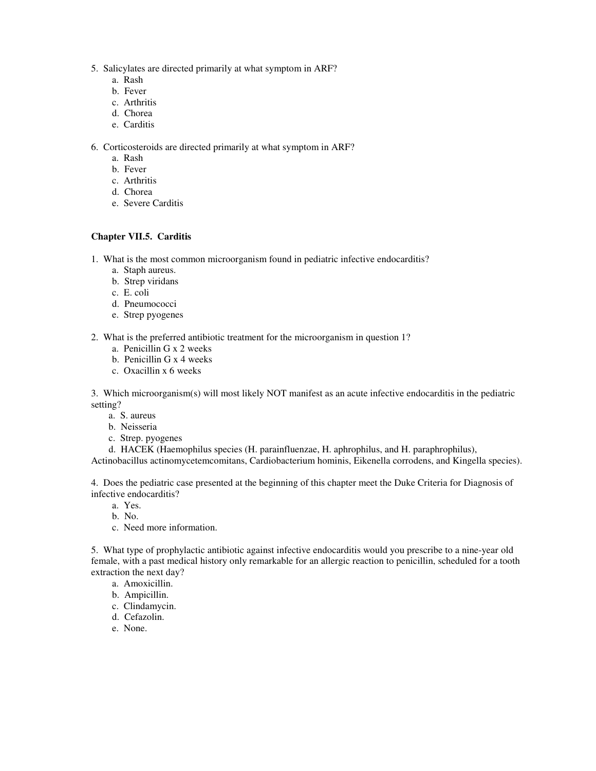5. Salicylates are directed primarily at what symptom in ARF?
    a. Rash
    b. Fever
    c. Arthritis
    d. Chorea
    e. Carditis

6. Corticosteroids are directed primarily at what symptom in ARF?
    a. Rash
    b. Fever
    c. Arthritis
    d. Chorea
    e. Severe Carditis

**Chapter VII.5. Carditis**

1. What is the most common microorganism found in pediatric infective endocarditis?
    a. Staph aureus.
    b. Strep viridans
    c. E. coli
    d. Pneumococci
    e. Strep pyogenes

2. What is the preferred antibiotic treatment for the microorganism in question 1?
    a. Penicillin G x 2 weeks
    b. Penicillin G x 4 weeks
    c. Oxacillin x 6 weeks

3. Which microorganism(s) will most likely NOT manifest as an acute infective endocarditis in the pediatric setting?
    a. S. aureus
    b. Neisseria
    c. Strep. pyogenes
    d. HACEK (Haemophilus species (H. parainfluenzae, H. aphrophilus, and H. paraphrophilus), Actinobacillus actinomycetemcomitans, Cardiobacterium hominis, Eikenella corrodens, and Kingella species).

4. Does the pediatric case presented at the beginning of this chapter meet the Duke Criteria for Diagnosis of infective endocarditis?
    a. Yes.
    b. No.
    c. Need more information.

5. What type of prophylactic antibiotic against infective endocarditis would you prescribe to a nine-year old female, with a past medical history only remarkable for an allergic reaction to penicillin, scheduled for a tooth extraction the next day?
    a. Amoxicillin.
    b. Ampicillin.
    c. Clindamycin.
    d. Cefazolin.
    e. None.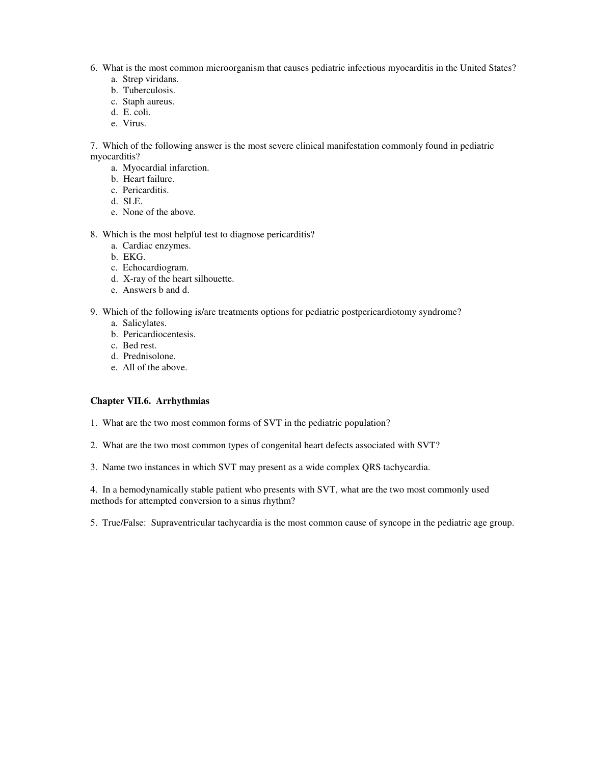6. What is the most common microorganism that causes pediatric infectious myocarditis in the United States?
   a. Strep viridans.
   b. Tuberculosis.
   c. Staph aureus.
   d. E. coli.
   e. Virus.

7. Which of the following answer is the most severe clinical manifestation commonly found in pediatric myocarditis?
   a. Myocardial infarction.
   b. Heart failure.
   c. Pericarditis.
   d. SLE.
   e. None of the above.

8. Which is the most helpful test to diagnose pericarditis?
   a. Cardiac enzymes.
   b. EKG.
   c. Echocardiogram.
   d. X-ray of the heart silhouette.
   e. Answers b and d.

9. Which of the following is/are treatments options for pediatric postpericardiotomy syndrome?
   a. Salicylates.
   b. Pericardiocentesis.
   c. Bed rest.
   d. Prednisolone.
   e. All of the above.

### Chapter VII.6. Arrhythmias

1. What are the two most common forms of SVT in the pediatric population?

2. What are the two most common types of congenital heart defects associated with SVT?

3. Name two instances in which SVT may present as a wide complex QRS tachycardia.

4. In a hemodynamically stable patient who presents with SVT, what are the two most commonly used methods for attempted conversion to a sinus rhythm?

5. True/False: Supraventricular tachycardia is the most common cause of syncope in the pediatric age group.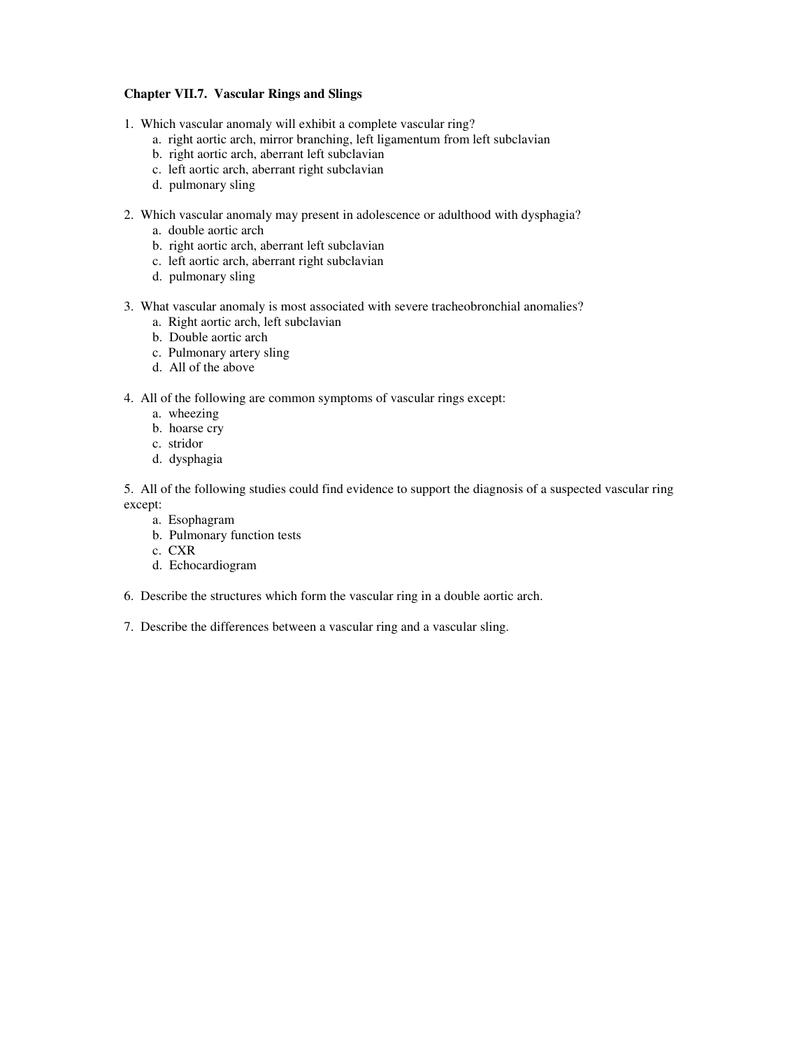## Chapter VII.7. Vascular Rings and Slings

1. Which vascular anomaly will exhibit a complete vascular ring?
   a. right aortic arch, mirror branching, left ligamentum from left subclavian
   b. right aortic arch, aberrant left subclavian
   c. left aortic arch, aberrant right subclavian
   d. pulmonary sling

2. Which vascular anomaly may present in adolescence or adulthood with dysphagia?
   a. double aortic arch
   b. right aortic arch, aberrant left subclavian
   c. left aortic arch, aberrant right subclavian
   d. pulmonary sling

3. What vascular anomaly is most associated with severe tracheobronchial anomalies?
   a. Right aortic arch, left subclavian
   b. Double aortic arch
   c. Pulmonary artery sling
   d. All of the above

4. All of the following are common symptoms of vascular rings except:
   a. wheezing
   b. hoarse cry
   c. stridor
   d. dysphagia

5. All of the following studies could find evidence to support the diagnosis of a suspected vascular ring except:
   a. Esophagram
   b. Pulmonary function tests
   c. CXR
   d. Echocardiogram

6. Describe the structures which form the vascular ring in a double aortic arch.

7. Describe the differences between a vascular ring and a vascular sling.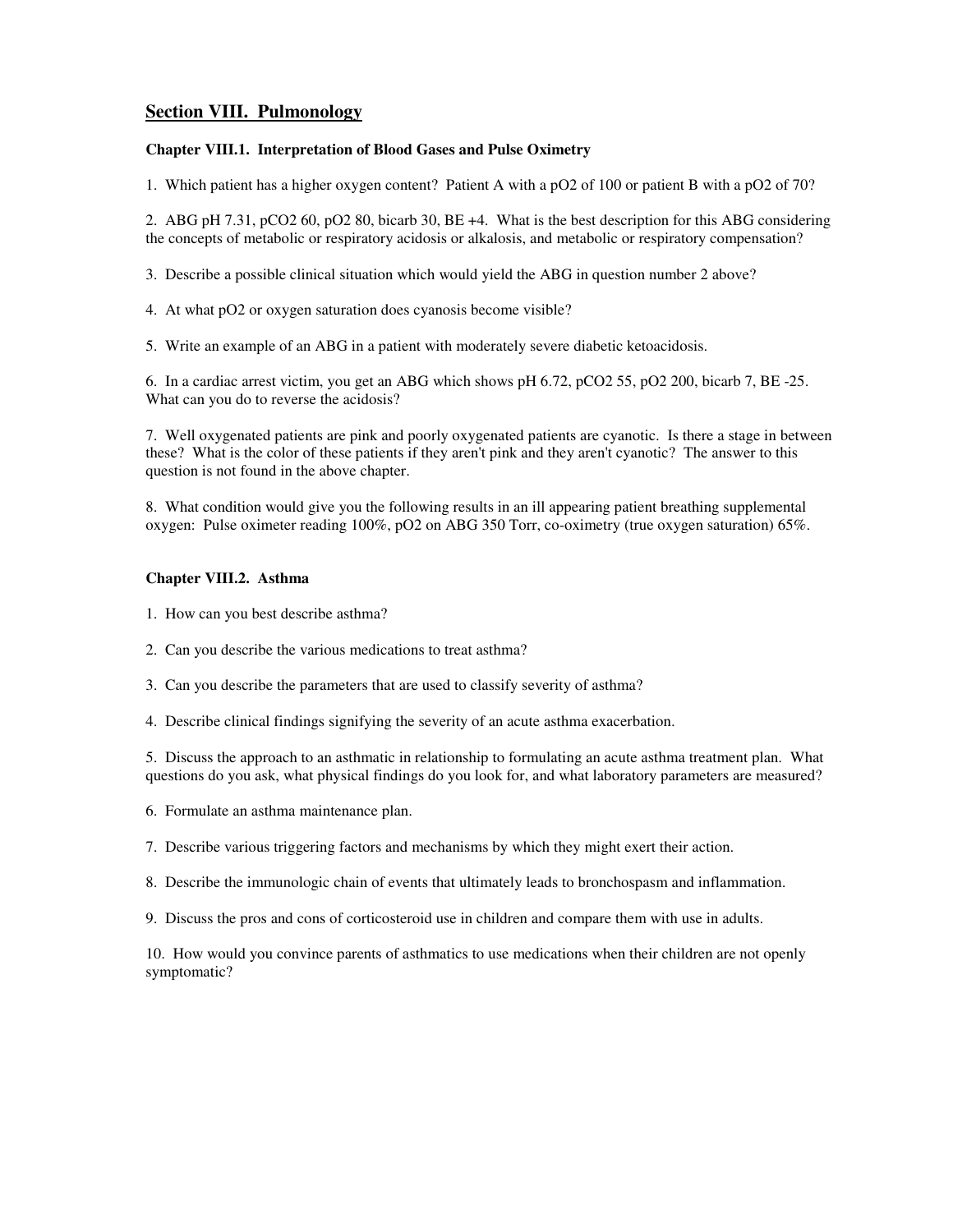# Section VIII. Pulmonology

### Chapter VIII.1. Interpretation of Blood Gases and Pulse Oximetry

1. Which patient has a higher oxygen content? Patient A with a $pO_2$ of 100 or patient B with a $pO_2$ of 70?

2. ABG pH 7.31, $pCO_2$ 60, $pO_2$ 80, bicarb 30, BE +4. What is the best description for this ABG considering the concepts of metabolic or respiratory acidosis or alkalosis, and metabolic or respiratory compensation?

3. Describe a possible clinical situation which would yield the ABG in question number 2 above?

4. At what $pO_2$ or oxygen saturation does cyanosis become visible?

5. Write an example of an ABG in a patient with moderately severe diabetic ketoacidosis.

6. In a cardiac arrest victim, you get an ABG which shows pH 6.72, $pCO_2$ 55, $pO_2$ 200, bicarb 7, BE -25. What can you do to reverse the acidosis?

7. Well oxygenated patients are pink and poorly oxygenated patients are cyanotic. Is there a stage in between these? What is the color of these patients if they aren't pink and they aren't cyanotic? The answer to this question is not found in the above chapter.

8. What condition would give you the following results in an ill appearing patient breathing supplemental oxygen: Pulse oximeter reading 100%, $pO_2$ on ABG 350 Torr, co-oximetry (true oxygen saturation) 65%.

### Chapter VIII.2. Asthma

1. How can you best describe asthma?

2. Can you describe the various medications to treat asthma?

3. Can you describe the parameters that are used to classify severity of asthma?

4. Describe clinical findings signifying the severity of an acute asthma exacerbation.

5. Discuss the approach to an asthmatic in relationship to formulating an acute asthma treatment plan. What questions do you ask, what physical findings do you look for, and what laboratory parameters are measured?

6. Formulate an asthma maintenance plan.

7. Describe various triggering factors and mechanisms by which they might exert their action.

8. Describe the immunologic chain of events that ultimately leads to bronchospasm and inflammation.

9. Discuss the pros and cons of corticosteroid use in children and compare them with use in adults.

10. How would you convince parents of asthmatics to use medications when their children are not openly symptomatic?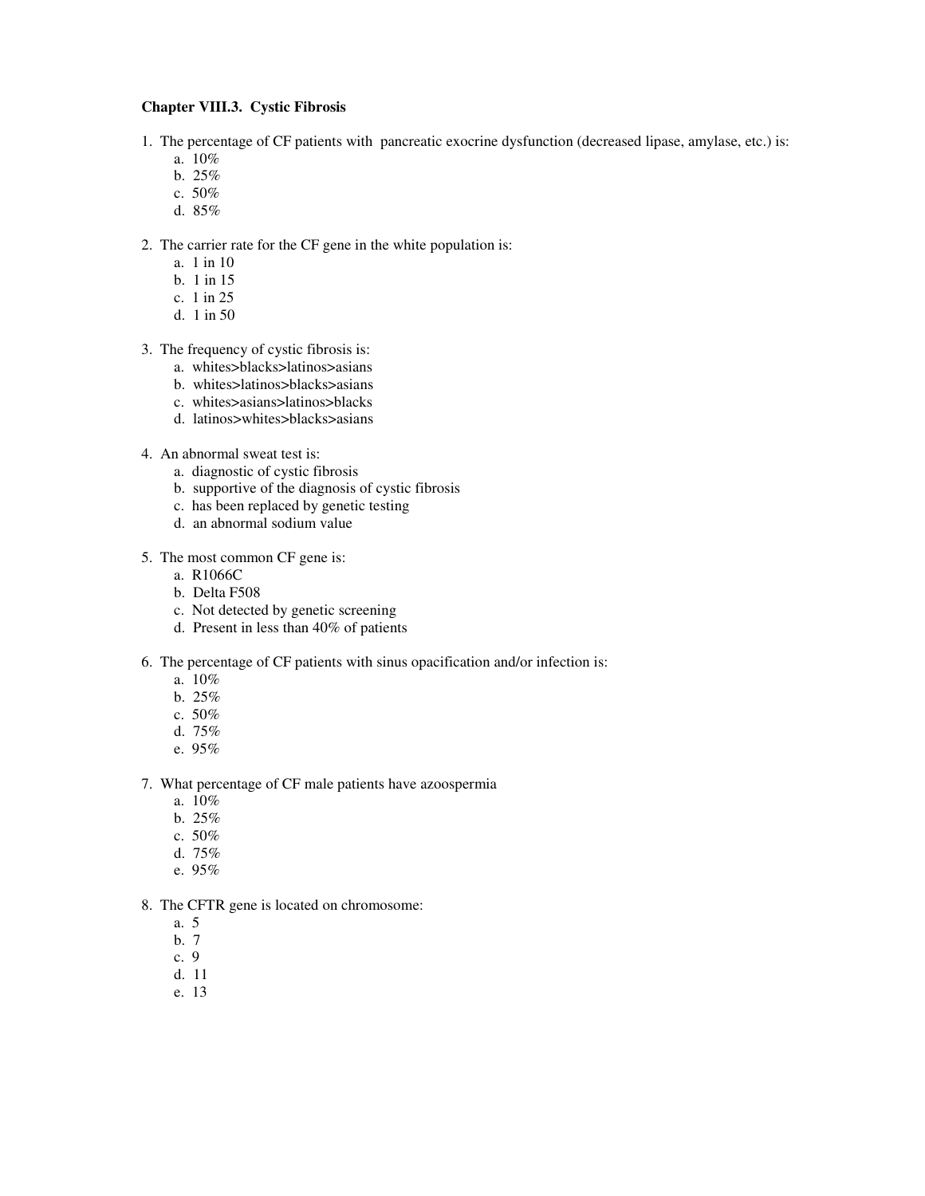**Chapter VIII.3. Cystic Fibrosis**

1. The percentage of CF patients with pancreatic exocrine dysfunction (decreased lipase, amylase, etc.) is:
   a. 10%
   b. 25%
   c. 50%
   d. 85%

2. The carrier rate for the CF gene in the white population is:
   a. 1 in 10
   b. 1 in 15
   c. 1 in 25
   d. 1 in 50

3. The frequency of cystic fibrosis is:
   a. whites>blacks>latinos>asians
   b. whites>latinos>blacks>asians
   c. whites>asians>latinos>blacks
   d. latinos>whites>blacks>asians

4. An abnormal sweat test is:
   a. diagnostic of cystic fibrosis
   b. supportive of the diagnosis of cystic fibrosis
   c. has been replaced by genetic testing
   d. an abnormal sodium value

5. The most common CF gene is:
   a. R1066C
   b. Delta F508
   c. Not detected by genetic screening
   d. Present in less than 40% of patients

6. The percentage of CF patients with sinus opacification and/or infection is:
   a. 10%
   b. 25%
   c. 50%
   d. 75%
   e. 95%

7. What percentage of CF male patients have azoospermia
   a. 10%
   b. 25%
   c. 50%
   d. 75%
   e. 95%

8. The CFTR gene is located on chromosome:
   a. 5
   b. 7
   c. 9
   d. 11
   e. 13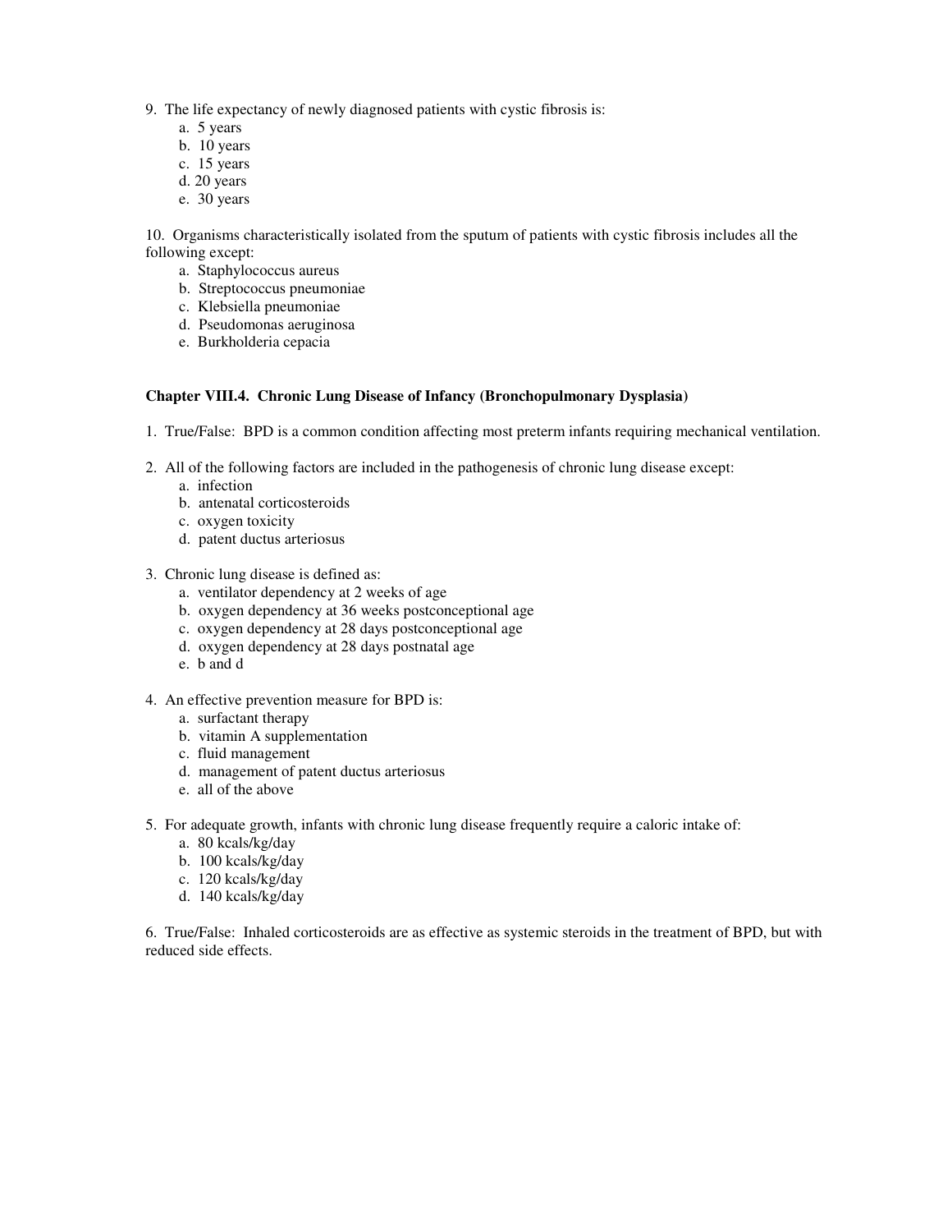9. The life expectancy of newly diagnosed patients with cystic fibrosis is:
   a. 5 years
   b. 10 years
   c. 15 years
   d. 20 years
   e. 30 years

10. Organisms characteristically isolated from the sputum of patients with cystic fibrosis includes all the following except:
    a. Staphylococcus aureus
    b. Streptococcus pneumoniae
    c. Klebsiella pneumoniae
    d. Pseudomonas aeruginosa
    e. Burkholderia cepacia

**Chapter VIII.4. Chronic Lung Disease of Infancy (Bronchopulmonary Dysplasia)**

1. True/False: BPD is a common condition affecting most preterm infants requiring mechanical ventilation.

2. All of the following factors are included in the pathogenesis of chronic lung disease except:
   a. infection
   b. antenatal corticosteroids
   c. oxygen toxicity
   d. patent ductus arteriosus

3. Chronic lung disease is defined as:
   a. ventilator dependency at 2 weeks of age
   b. oxygen dependency at 36 weeks postconceptional age
   c. oxygen dependency at 28 days postconceptional age
   d. oxygen dependency at 28 days postnatal age
   e. b and d

4. An effective prevention measure for BPD is:
   a. surfactant therapy
   b. vitamin A supplementation
   c. fluid management
   d. management of patent ductus arteriosus
   e. all of the above

5. For adequate growth, infants with chronic lung disease frequently require a caloric intake of:
   a. 80 kcals/kg/day
   b. 100 kcals/kg/day
   c. 120 kcals/kg/day
   d. 140 kcals/kg/day

6. True/False: Inhaled corticosteroids are as effective as systemic steroids in the treatment of BPD, but with reduced side effects.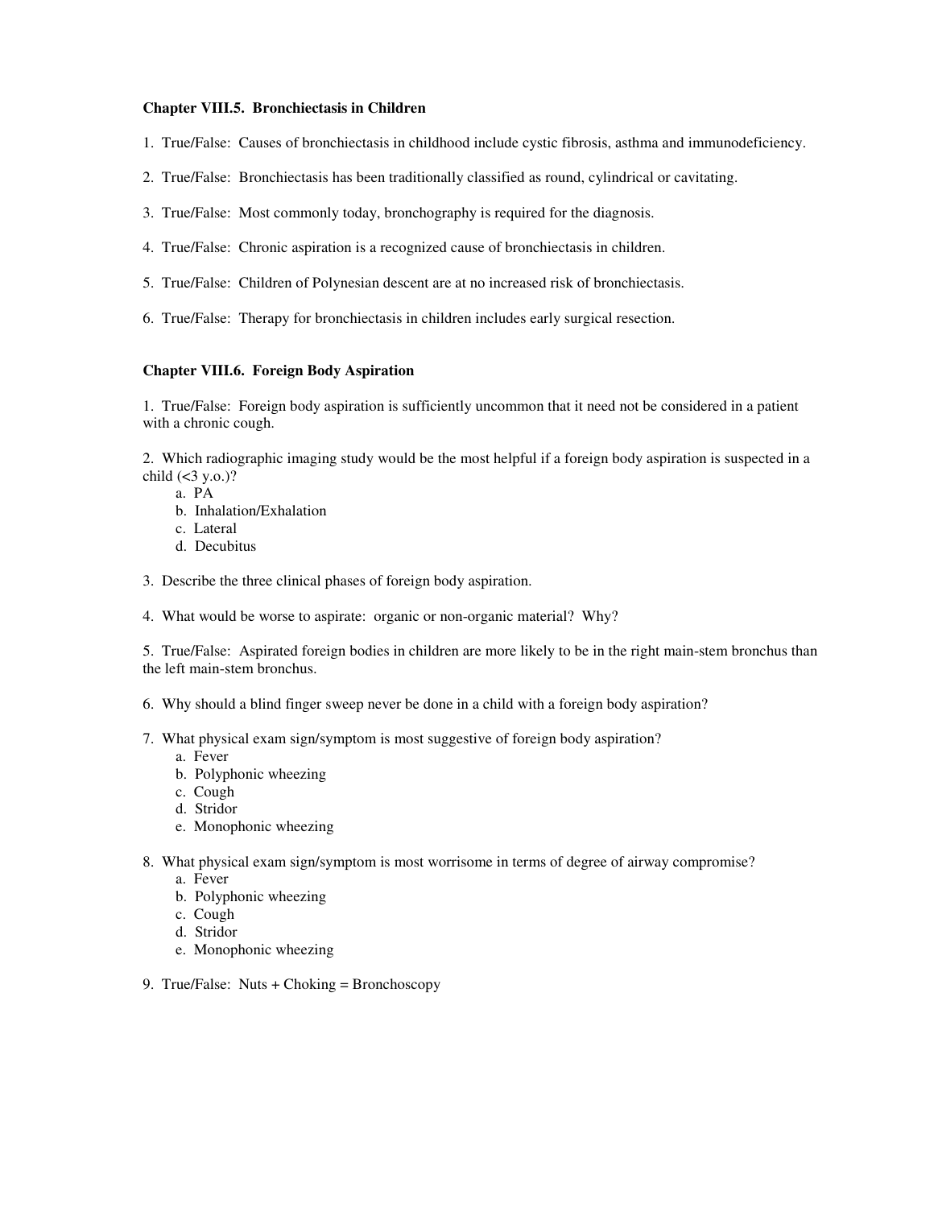### Chapter VIII.5. Bronchiectasis in Children

1. True/False: Causes of bronchiectasis in childhood include cystic fibrosis, asthma and immunodeficiency.

2. True/False: Bronchiectasis has been traditionally classified as round, cylindrical or cavitating.

3. True/False: Most commonly today, bronchography is required for the diagnosis.

4. True/False: Chronic aspiration is a recognized cause of bronchiectasis in children.

5. True/False: Children of Polynesian descent are at no increased risk of bronchiectasis.

6. True/False: Therapy for bronchiectasis in children includes early surgical resection.

### Chapter VIII.6. Foreign Body Aspiration

1. True/False: Foreign body aspiration is sufficiently uncommon that it need not be considered in a patient with a chronic cough.

2. Which radiographic imaging study would be the most helpful if a foreign body aspiration is suspected in a child (<3 y.o.)?
   a. PA
   b. Inhalation/Exhalation
   c. Lateral
   d. Decubitus

3. Describe the three clinical phases of foreign body aspiration.

4. What would be worse to aspirate: organic or non-organic material? Why?

5. True/False: Aspirated foreign bodies in children are more likely to be in the right main-stem bronchus than the left main-stem bronchus.

6. Why should a blind finger sweep never be done in a child with a foreign body aspiration?

7. What physical exam sign/symptom is most suggestive of foreign body aspiration?
   a. Fever
   b. Polyphonic wheezing
   c. Cough
   d. Stridor
   e. Monophonic wheezing

8. What physical exam sign/symptom is most worrisome in terms of degree of airway compromise?
   a. Fever
   b. Polyphonic wheezing
   c. Cough
   d. Stridor
   e. Monophonic wheezing

9. True/False: Nuts + Choking = Bronchoscopy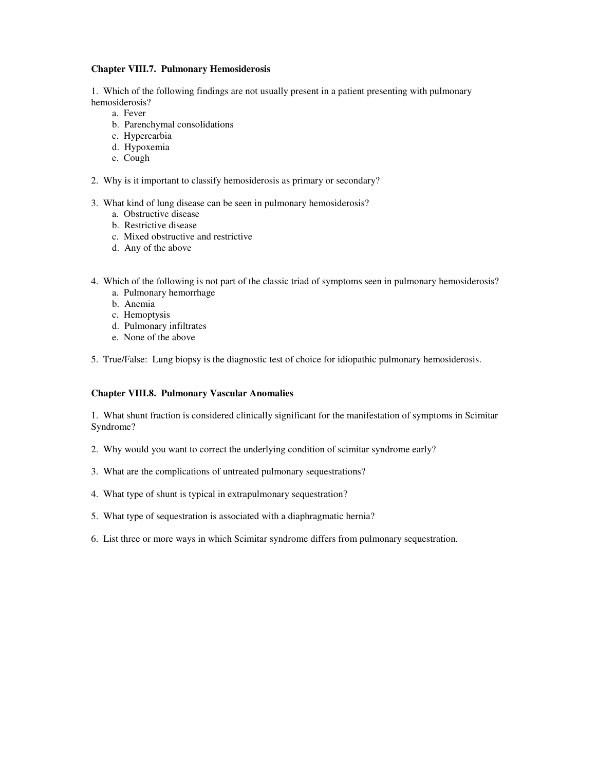### Chapter VIII.7. Pulmonary Hemosiderosis

1. Which of the following findings are not usually present in a patient presenting with pulmonary hemosiderosis?
   a. Fever
   b. Parenchymal consolidations
   c. Hypercarbia
   d. Hypoxemia
   e. Cough

2. Why is it important to classify hemosiderosis as primary or secondary?

3. What kind of lung disease can be seen in pulmonary hemosiderosis?
   a. Obstructive disease
   b. Restrictive disease
   c. Mixed obstructive and restrictive
   d. Any of the above

4. Which of the following is not part of the classic triad of symptoms seen in pulmonary hemosiderosis?
   a. Pulmonary hemorrhage
   b. Anemia
   c. Hemoptysis
   d. Pulmonary infiltrates
   e. None of the above

5. True/False: Lung biopsy is the diagnostic test of choice for idiopathic pulmonary hemosiderosis.

### Chapter VIII.8. Pulmonary Vascular Anomalies

1. What shunt fraction is considered clinically significant for the manifestation of symptoms in Scimitar Syndrome?

2. Why would you want to correct the underlying condition of scimitar syndrome early?

3. What are the complications of untreated pulmonary sequestrations?

4. What type of shunt is typical in extrapulmonary sequestration?

5. What type of sequestration is associated with a diaphragmatic hernia?

6. List three or more ways in which Scimitar syndrome differs from pulmonary sequestration.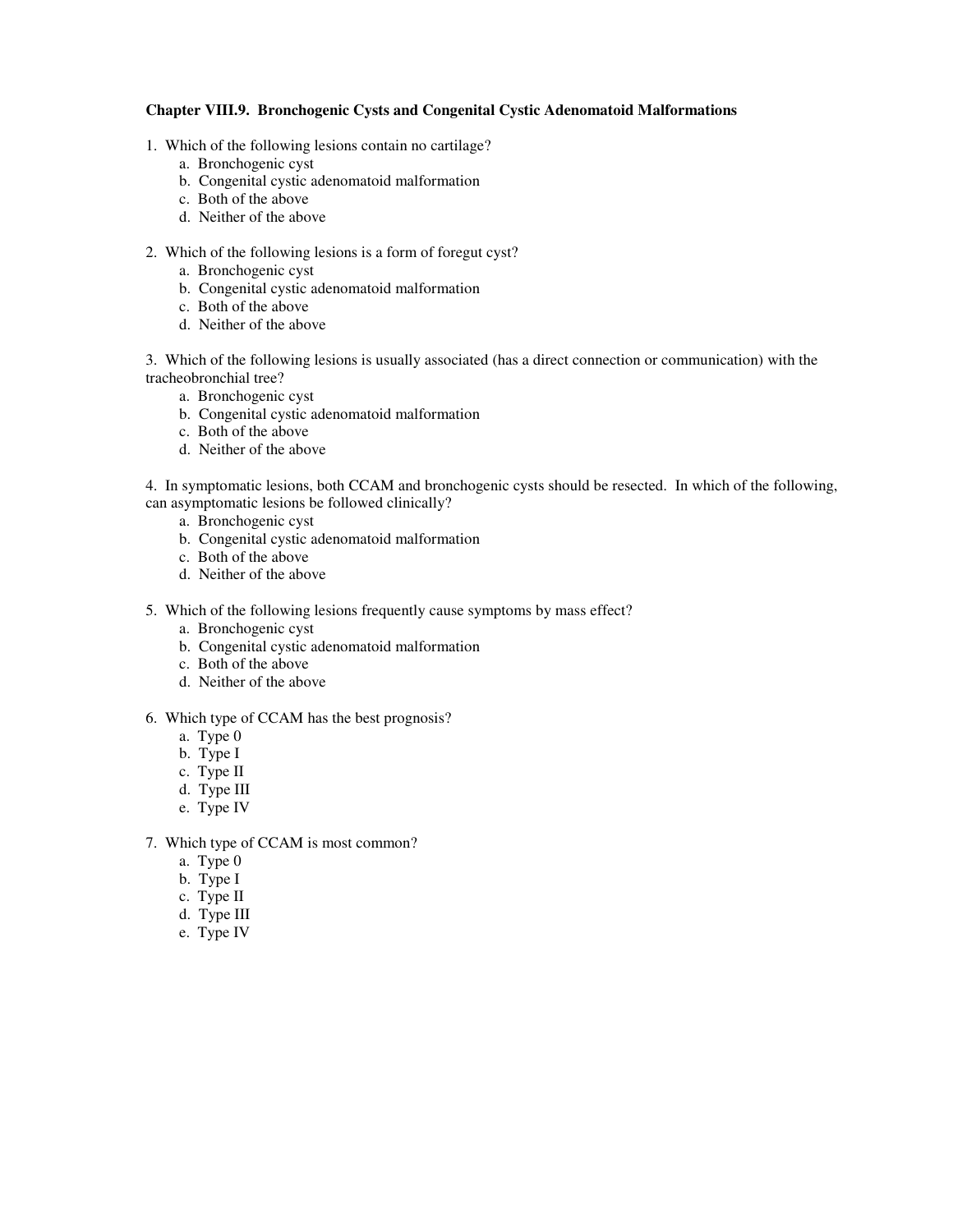**Chapter VIII.9. Bronchogenic Cysts and Congenital Cystic Adenomatoid Malformations**

1. Which of the following lesions contain no cartilage?
   a. Bronchogenic cyst
   b. Congenital cystic adenomatoid malformation
   c. Both of the above
   d. Neither of the above

2. Which of the following lesions is a form of foregut cyst?
   a. Bronchogenic cyst
   b. Congenital cystic adenomatoid malformation
   c. Both of the above
   d. Neither of the above

3. Which of the following lesions is usually associated (has a direct connection or communication) with the tracheobronchial tree?
   a. Bronchogenic cyst
   b. Congenital cystic adenomatoid malformation
   c. Both of the above
   d. Neither of the above

4. In symptomatic lesions, both CCAM and bronchogenic cysts should be resected. In which of the following, can asymptomatic lesions be followed clinically?
   a. Bronchogenic cyst
   b. Congenital cystic adenomatoid malformation
   c. Both of the above
   d. Neither of the above

5. Which of the following lesions frequently cause symptoms by mass effect?
   a. Bronchogenic cyst
   b. Congenital cystic adenomatoid malformation
   c. Both of the above
   d. Neither of the above

6. Which type of CCAM has the best prognosis?
   a. Type 0
   b. Type I
   c. Type II
   d. Type III
   e. Type IV

7. Which type of CCAM is most common?
   a. Type 0
   b. Type I
   c. Type II
   d. Type III
   e. Type IV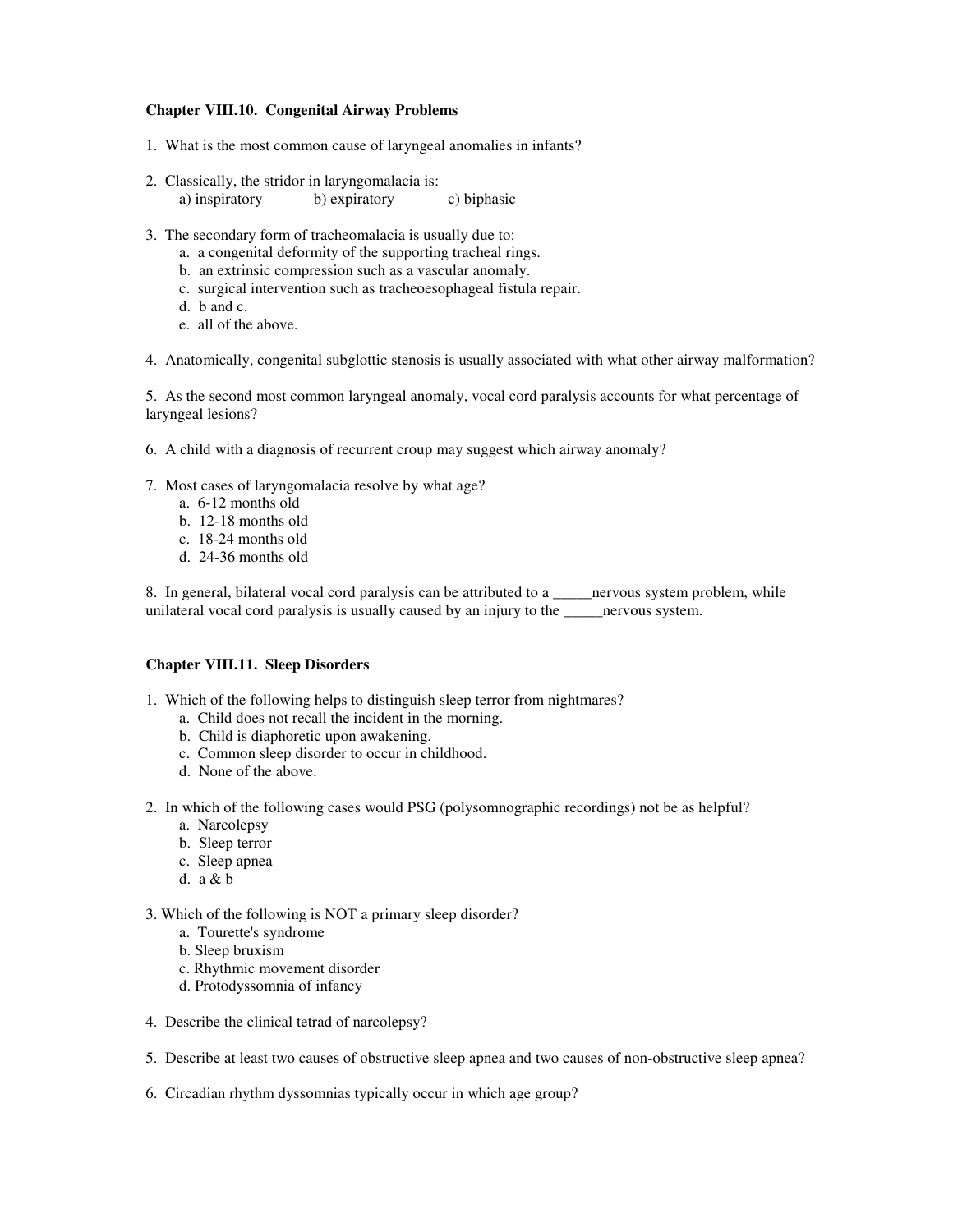**Chapter VIII.10. Congenital Airway Problems**

1. What is the most common cause of laryngeal anomalies in infants?

2. Classically, the stridor in laryngomalacia is:
   a) inspiratory   b) expiratory   c) biphasic

3. The secondary form of tracheomalacia is usually due to:
   a. a congenital deformity of the supporting tracheal rings.
   b. an extrinsic compression such as a vascular anomaly.
   c. surgical intervention such as tracheoesophageal fistula repair.
   d. b and c.
   e. all of the above.

4. Anatomically, congenital subglottic stenosis is usually associated with what other airway malformation?

5. As the second most common laryngeal anomaly, vocal cord paralysis accounts for what percentage of laryngeal lesions?

6. A child with a diagnosis of recurrent croup may suggest which airway anomaly?

7. Most cases of laryngomalacia resolve by what age?
   a. 6-12 months old
   b. 12-18 months old
   c. 18-24 months old
   d. 24-36 months old

8. In general, bilateral vocal cord paralysis can be attributed to a _____nervous system problem, while unilateral vocal cord paralysis is usually caused by an injury to the _____nervous system.

**Chapter VIII.11. Sleep Disorders**

1. Which of the following helps to distinguish sleep terror from nightmares?
   a. Child does not recall the incident in the morning.
   b. Child is diaphoretic upon awakening.
   c. Common sleep disorder to occur in childhood.
   d. None of the above.

2. In which of the following cases would PSG (polysomnographic recordings) not be as helpful?
   a. Narcolepsy
   b. Sleep terror
   c. Sleep apnea
   d. a & b

3. Which of the following is NOT a primary sleep disorder?
   a. Tourette's syndrome
   b. Sleep bruxism
   c. Rhythmic movement disorder
   d. Protodyssomnia of infancy

4. Describe the clinical tetrad of narcolepsy?

5. Describe at least two causes of obstructive sleep apnea and two causes of non-obstructive sleep apnea?

6. Circadian rhythm dyssomnias typically occur in which age group?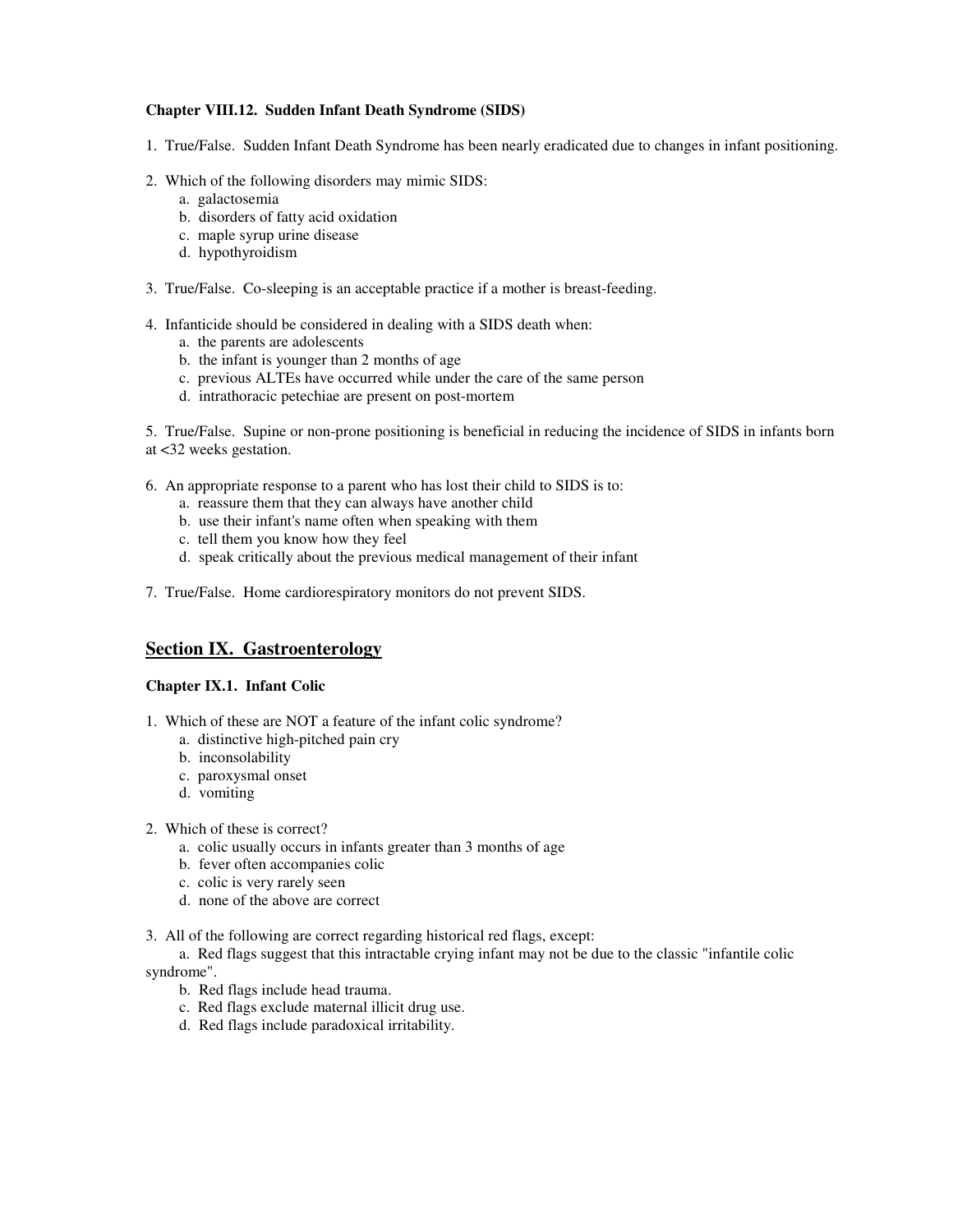**Chapter VIII.12. Sudden Infant Death Syndrome (SIDS)**

1. True/False. Sudden Infant Death Syndrome has been nearly eradicated due to changes in infant positioning.

2. Which of the following disorders may mimic SIDS:
   a. galactosemia
   b. disorders of fatty acid oxidation
   c. maple syrup urine disease
   d. hypothyroidism

3. True/False. Co-sleeping is an acceptable practice if a mother is breast-feeding.

4. Infanticide should be considered in dealing with a SIDS death when:
   a. the parents are adolescents
   b. the infant is younger than 2 months of age
   c. previous ALTEs have occurred while under the care of the same person
   d. intrathoracic petechiae are present on post-mortem

5. True/False. Supine or non-prone positioning is beneficial in reducing the incidence of SIDS in infants born at <32 weeks gestation.

6. An appropriate response to a parent who has lost their child to SIDS is to:
   a. reassure them that they can always have another child
   b. use their infant's name often when speaking with them
   c. tell them you know how they feel
   d. speak critically about the previous medical management of their infant

7. True/False. Home cardiorespiratory monitors do not prevent SIDS.

## Section IX. Gastroenterology

**Chapter IX.1. Infant Colic**

1. Which of these are NOT a feature of the infant colic syndrome?
   a. distinctive high-pitched pain cry
   b. inconsolability
   c. paroxysmal onset
   d. vomiting

2. Which of these is correct?
   a. colic usually occurs in infants greater than 3 months of age
   b. fever often accompanies colic
   c. colic is very rarely seen
   d. none of the above are correct

3. All of the following are correct regarding historical red flags, except:
   a. Red flags suggest that this intractable crying infant may not be due to the classic "infantile colic syndrome".
   b. Red flags include head trauma.
   c. Red flags exclude maternal illicit drug use.
   d. Red flags include paradoxical irritability.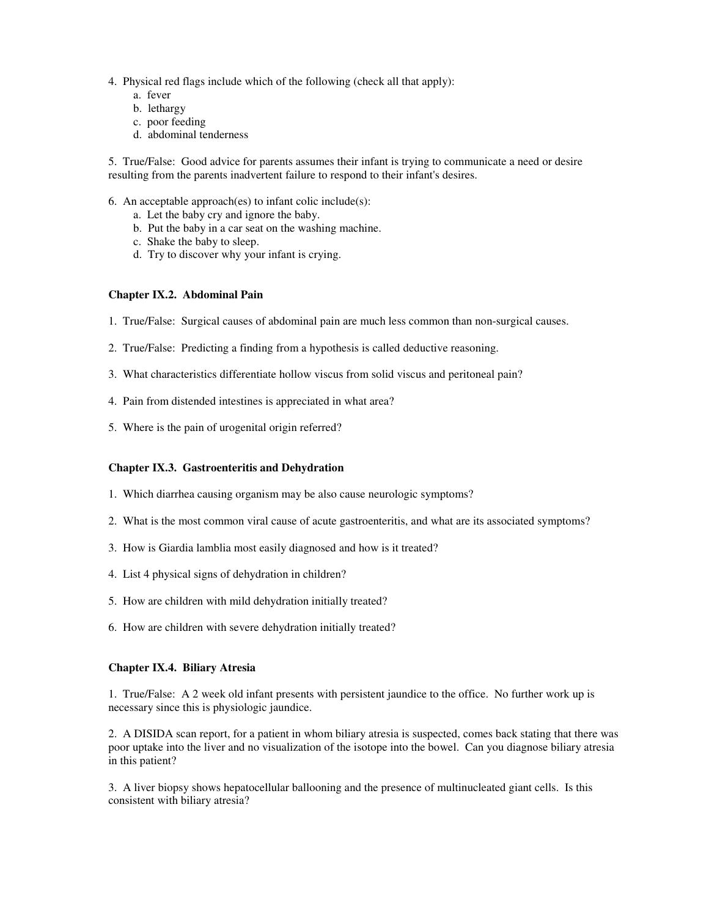4. Physical red flags include which of the following (check all that apply):
   a. fever
   b. lethargy
   c. poor feeding
   d. abdominal tenderness

5. True/False: Good advice for parents assumes their infant is trying to communicate a need or desire resulting from the parents inadvertent failure to respond to their infant's desires.

6. An acceptable approach(es) to infant colic include(s):
   a. Let the baby cry and ignore the baby.
   b. Put the baby in a car seat on the washing machine.
   c. Shake the baby to sleep.
   d. Try to discover why your infant is crying.

### Chapter IX.2. Abdominal Pain

1. True/False: Surgical causes of abdominal pain are much less common than non-surgical causes.

2. True/False: Predicting a finding from a hypothesis is called deductive reasoning.

3. What characteristics differentiate hollow viscus from solid viscus and peritoneal pain?

4. Pain from distended intestines is appreciated in what area?

5. Where is the pain of urogenital origin referred?

### Chapter IX.3. Gastroenteritis and Dehydration

1. Which diarrhea causing organism may be also cause neurologic symptoms?

2. What is the most common viral cause of acute gastroenteritis, and what are its associated symptoms?

3. How is Giardia lamblia most easily diagnosed and how is it treated?

4. List 4 physical signs of dehydration in children?

5. How are children with mild dehydration initially treated?

6. How are children with severe dehydration initially treated?

### Chapter IX.4. Biliary Atresia

1. True/False: A 2 week old infant presents with persistent jaundice to the office. No further work up is necessary since this is physiologic jaundice.

2. A DISIDA scan report, for a patient in whom biliary atresia is suspected, comes back stating that there was poor uptake into the liver and no visualization of the isotope into the bowel. Can you diagnose biliary atresia in this patient?

3. A liver biopsy shows hepatocellular ballooning and the presence of multinucleated giant cells. Is this consistent with biliary atresia?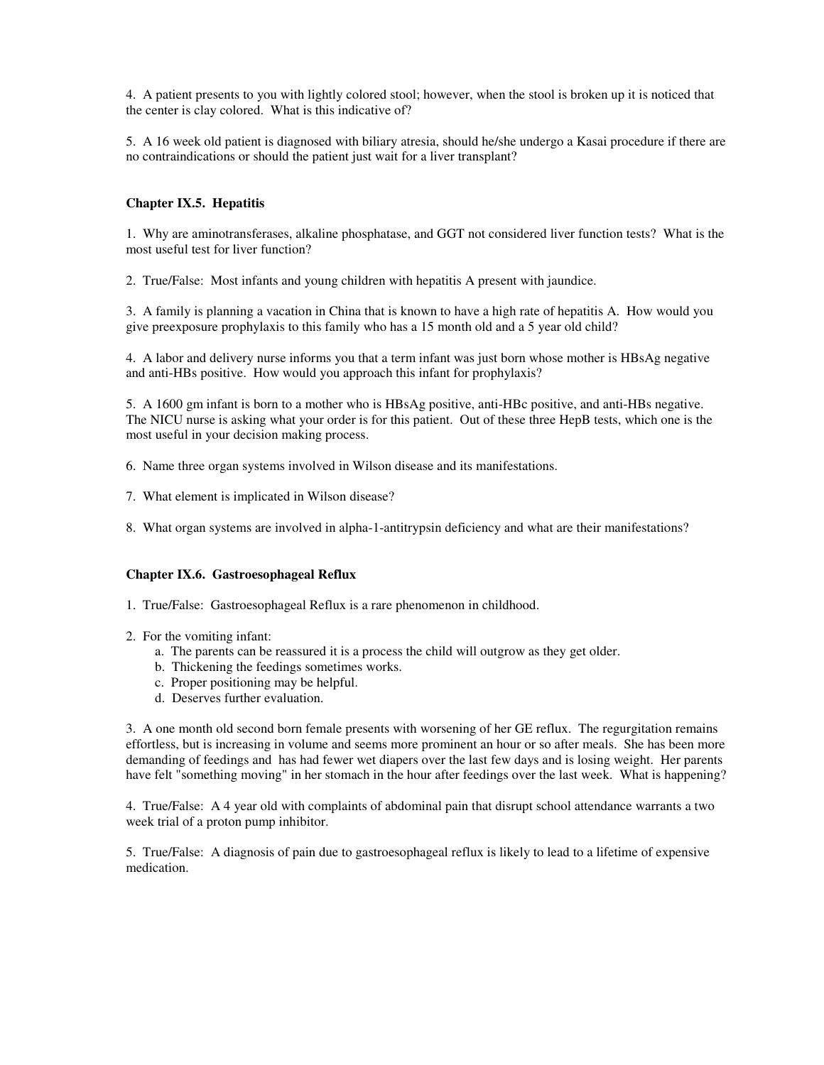4. A patient presents to you with lightly colored stool; however, when the stool is broken up it is noticed that the center is clay colored. What is this indicative of?

5. A 16 week old patient is diagnosed with biliary atresia, should he/she undergo a Kasai procedure if there are no contraindications or should the patient just wait for a liver transplant?

### Chapter IX.5. Hepatitis

1. Why are aminotransferases, alkaline phosphatase, and GGT not considered liver function tests? What is the most useful test for liver function?

2. True/False: Most infants and young children with hepatitis A present with jaundice.

3. A family is planning a vacation in China that is known to have a high rate of hepatitis A. How would you give preexposure prophylaxis to this family who has a 15 month old and a 5 year old child?

4. A labor and delivery nurse informs you that a term infant was just born whose mother is HBsAg negative and anti-HBs positive. How would you approach this infant for prophylaxis?

5. A 1600 gm infant is born to a mother who is HBsAg positive, anti-HBc positive, and anti-HBs negative. The NICU nurse is asking what your order is for this patient. Out of these three HepB tests, which one is the most useful in your decision making process.

6. Name three organ systems involved in Wilson disease and its manifestations.

7. What element is implicated in Wilson disease?

8. What organ systems are involved in alpha-1-antitrypsin deficiency and what are their manifestations?

### Chapter IX.6. Gastroesophageal Reflux

1. True/False: Gastroesophageal Reflux is a rare phenomenon in childhood.

2. For the vomiting infant:
   a. The parents can be reassured it is a process the child will outgrow as they get older.
   b. Thickening the feedings sometimes works.
   c. Proper positioning may be helpful.
   d. Deserves further evaluation.

3. A one month old second born female presents with worsening of her GE reflux. The regurgitation remains effortless, but is increasing in volume and seems more prominent an hour or so after meals. She has been more demanding of feedings and has had fewer wet diapers over the last few days and is losing weight. Her parents have felt "something moving" in her stomach in the hour after feedings over the last week. What is happening?

4. True/False: A 4 year old with complaints of abdominal pain that disrupt school attendance warrants a two week trial of a proton pump inhibitor.

5. True/False: A diagnosis of pain due to gastroesophageal reflux is likely to lead to a lifetime of expensive medication.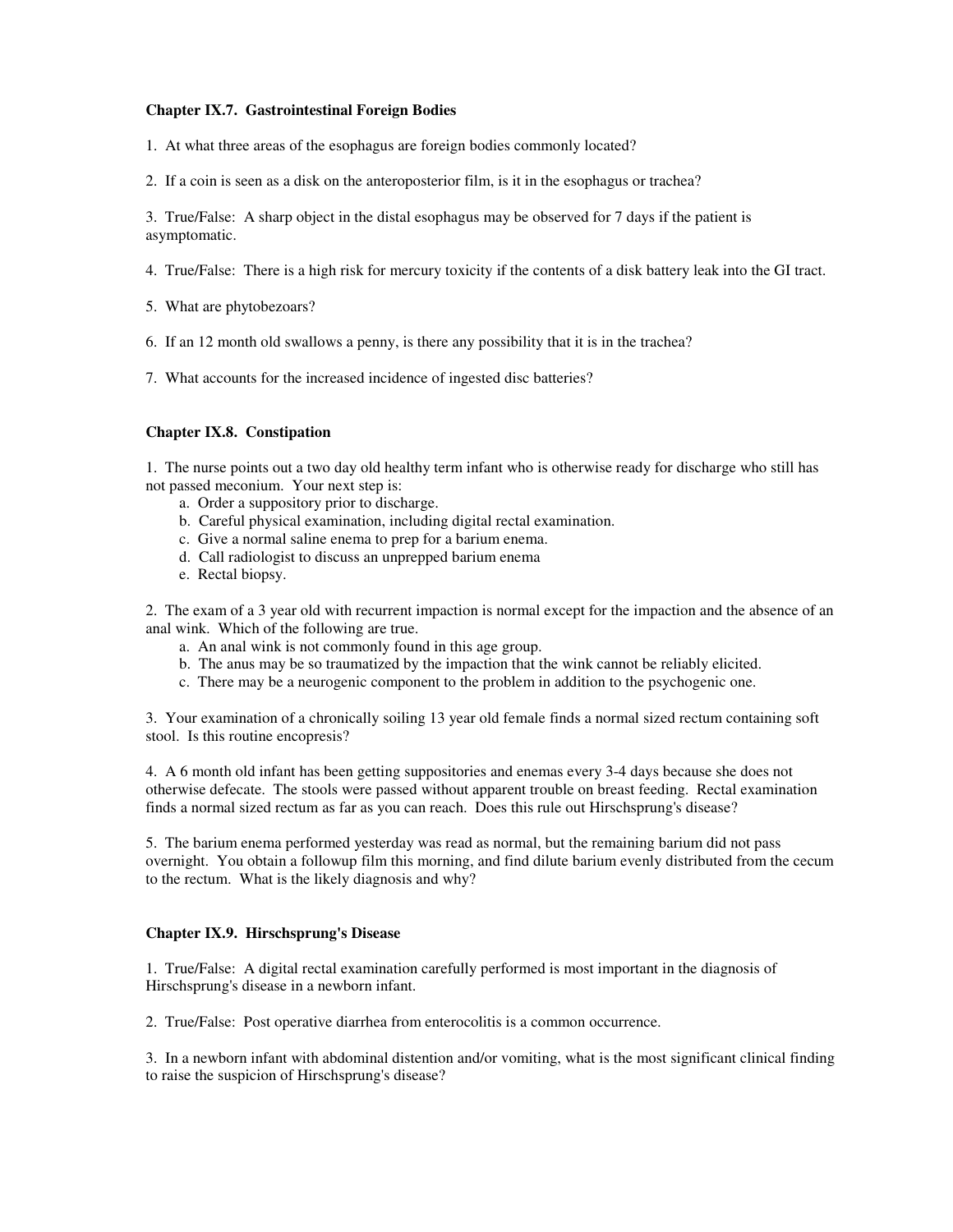### Chapter IX.7. Gastrointestinal Foreign Bodies

1. At what three areas of the esophagus are foreign bodies commonly located?

2. If a coin is seen as a disk on the anteroposterior film, is it in the esophagus or trachea?

3. True/False: A sharp object in the distal esophagus may be observed for 7 days if the patient is asymptomatic.

4. True/False: There is a high risk for mercury toxicity if the contents of a disk battery leak into the GI tract.

5. What are phytobezoars?

6. If an 12 month old swallows a penny, is there any possibility that it is in the trachea?

7. What accounts for the increased incidence of ingested disc batteries?

### Chapter IX.8. Constipation

1. The nurse points out a two day old healthy term infant who is otherwise ready for discharge who still has not passed meconium. Your next step is:
   a. Order a suppository prior to discharge.
   b. Careful physical examination, including digital rectal examination.
   c. Give a normal saline enema to prep for a barium enema.
   d. Call radiologist to discuss an unprepped barium enema
   e. Rectal biopsy.

2. The exam of a 3 year old with recurrent impaction is normal except for the impaction and the absence of an anal wink. Which of the following are true.
   a. An anal wink is not commonly found in this age group.
   b. The anus may be so traumatized by the impaction that the wink cannot be reliably elicited.
   c. There may be a neurogenic component to the problem in addition to the psychogenic one.

3. Your examination of a chronically soiling 13 year old female finds a normal sized rectum containing soft stool. Is this routine encopresis?

4. A 6 month old infant has been getting suppositories and enemas every 3-4 days because she does not otherwise defecate. The stools were passed without apparent trouble on breast feeding. Rectal examination finds a normal sized rectum as far as you can reach. Does this rule out Hirschsprung's disease?

5. The barium enema performed yesterday was read as normal, but the remaining barium did not pass overnight. You obtain a followup film this morning, and find dilute barium evenly distributed from the cecum to the rectum. What is the likely diagnosis and why?

### Chapter IX.9. Hirschsprung's Disease

1. True/False: A digital rectal examination carefully performed is most important in the diagnosis of Hirschsprung's disease in a newborn infant.

2. True/False: Post operative diarrhea from enterocolitis is a common occurrence.

3. In a newborn infant with abdominal distention and/or vomiting, what is the most significant clinical finding to raise the suspicion of Hirschsprung's disease?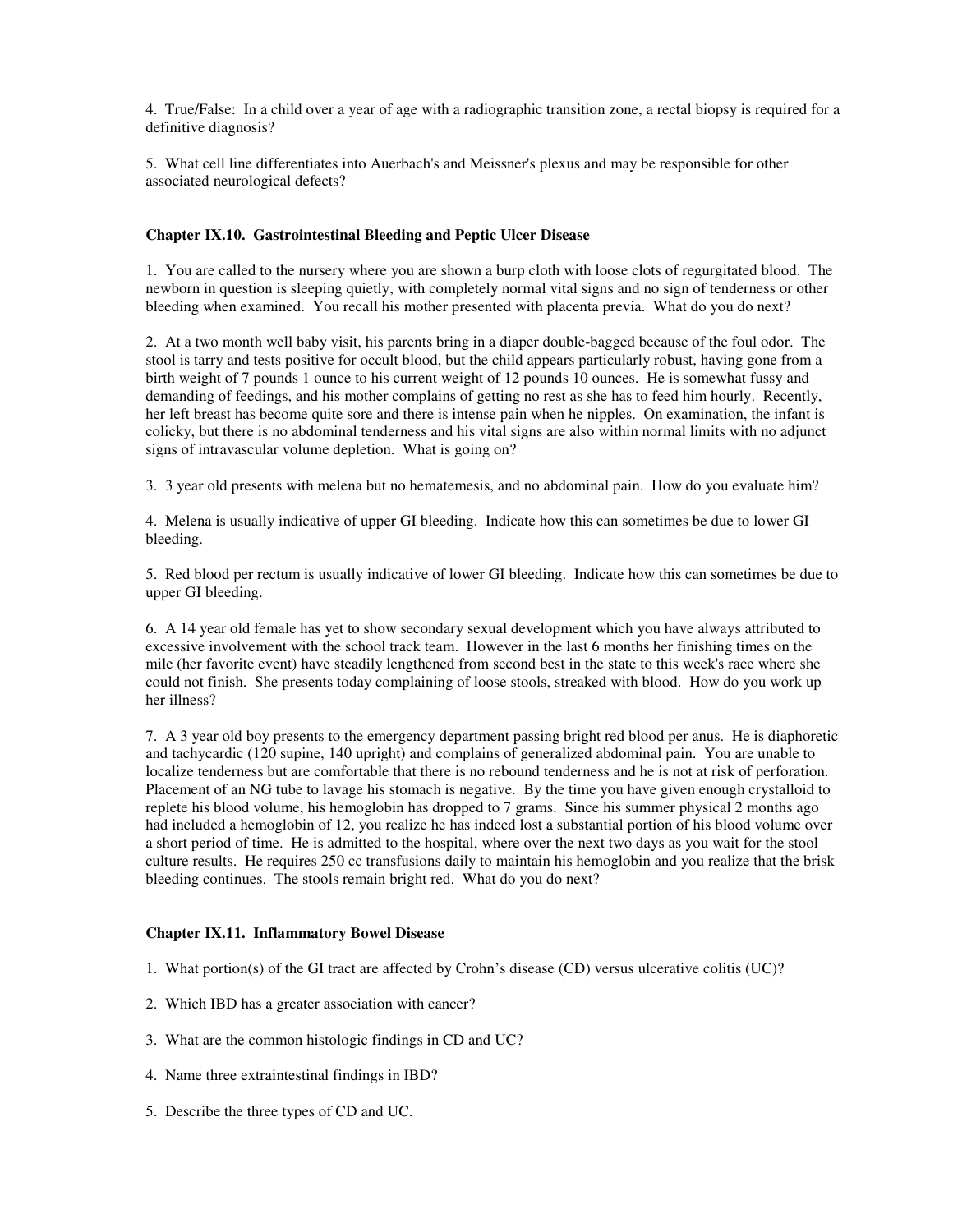4. True/False: In a child over a year of age with a radiographic transition zone, a rectal biopsy is required for a definitive diagnosis?

5. What cell line differentiates into Auerbach's and Meissner's plexus and may be responsible for other associated neurological defects?

### Chapter IX.10. Gastrointestinal Bleeding and Peptic Ulcer Disease

1. You are called to the nursery where you are shown a burp cloth with loose clots of regurgitated blood. The newborn in question is sleeping quietly, with completely normal vital signs and no sign of tenderness or other bleeding when examined. You recall his mother presented with placenta previa. What do you do next?

2. At a two month well baby visit, his parents bring in a diaper double-bagged because of the foul odor. The stool is tarry and tests positive for occult blood, but the child appears particularly robust, having gone from a birth weight of 7 pounds 1 ounce to his current weight of 12 pounds 10 ounces. He is somewhat fussy and demanding of feedings, and his mother complains of getting no rest as she has to feed him hourly. Recently, her left breast has become quite sore and there is intense pain when he nipples. On examination, the infant is colicky, but there is no abdominal tenderness and his vital signs are also within normal limits with no adjunct signs of intravascular volume depletion. What is going on?

3. 3 year old presents with melena but no hematemesis, and no abdominal pain. How do you evaluate him?

4. Melena is usually indicative of upper GI bleeding. Indicate how this can sometimes be due to lower GI bleeding.

5. Red blood per rectum is usually indicative of lower GI bleeding. Indicate how this can sometimes be due to upper GI bleeding.

6. A 14 year old female has yet to show secondary sexual development which you have always attributed to excessive involvement with the school track team. However in the last 6 months her finishing times on the mile (her favorite event) have steadily lengthened from second best in the state to this week's race where she could not finish. She presents today complaining of loose stools, streaked with blood. How do you work up her illness?

7. A 3 year old boy presents to the emergency department passing bright red blood per anus. He is diaphoretic and tachycardic (120 supine, 140 upright) and complains of generalized abdominal pain. You are unable to localize tenderness but are comfortable that there is no rebound tenderness and he is not at risk of perforation. Placement of an NG tube to lavage his stomach is negative. By the time you have given enough crystalloid to replete his blood volume, his hemoglobin has dropped to 7 grams. Since his summer physical 2 months ago had included a hemoglobin of 12, you realize he has indeed lost a substantial portion of his blood volume over a short period of time. He is admitted to the hospital, where over the next two days as you wait for the stool culture results. He requires 250 cc transfusions daily to maintain his hemoglobin and you realize that the brisk bleeding continues. The stools remain bright red. What do you do next?

### Chapter IX.11. Inflammatory Bowel Disease

1. What portion(s) of the GI tract are affected by Crohn's disease (CD) versus ulcerative colitis (UC)?

2. Which IBD has a greater association with cancer?

3. What are the common histologic findings in CD and UC?

4. Name three extraintestinal findings in IBD?

5. Describe the three types of CD and UC.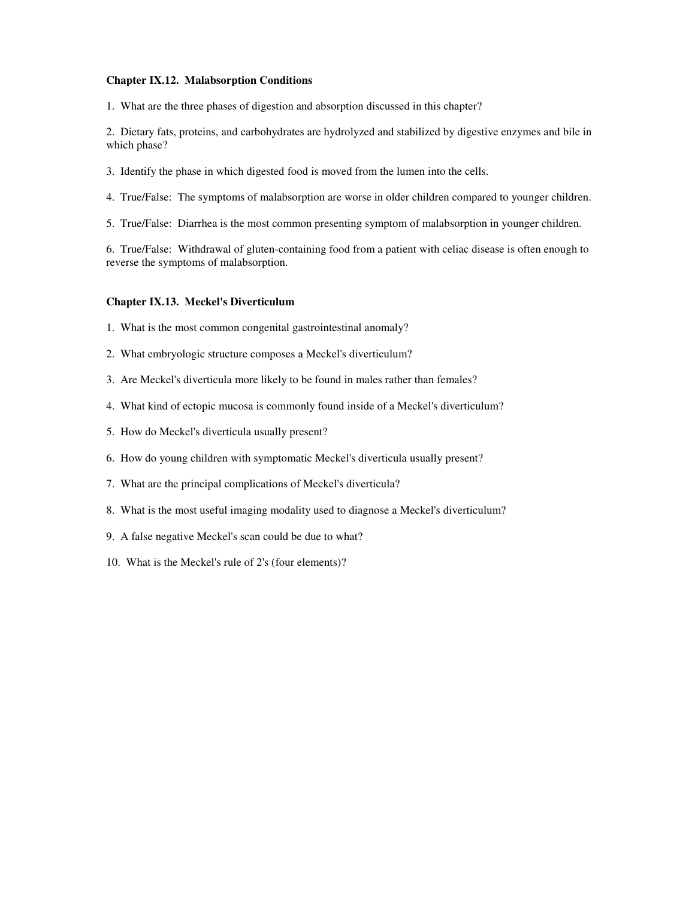### Chapter IX.12. Malabsorption Conditions

1. What are the three phases of digestion and absorption discussed in this chapter?

2. Dietary fats, proteins, and carbohydrates are hydrolyzed and stabilized by digestive enzymes and bile in which phase?

3. Identify the phase in which digested food is moved from the lumen into the cells.

4. True/False: The symptoms of malabsorption are worse in older children compared to younger children.

5. True/False: Diarrhea is the most common presenting symptom of malabsorption in younger children.

6. True/False: Withdrawal of gluten-containing food from a patient with celiac disease is often enough to reverse the symptoms of malabsorption.

### Chapter IX.13. Meckel's Diverticulum

1. What is the most common congenital gastrointestinal anomaly?

2. What embryologic structure composes a Meckel's diverticulum?

3. Are Meckel's diverticula more likely to be found in males rather than females?

4. What kind of ectopic mucosa is commonly found inside of a Meckel's diverticulum?

5. How do Meckel's diverticula usually present?

6. How do young children with symptomatic Meckel's diverticula usually present?

7. What are the principal complications of Meckel's diverticula?

8. What is the most useful imaging modality used to diagnose a Meckel's diverticulum?

9. A false negative Meckel's scan could be due to what?

10. What is the Meckel's rule of 2's (four elements)?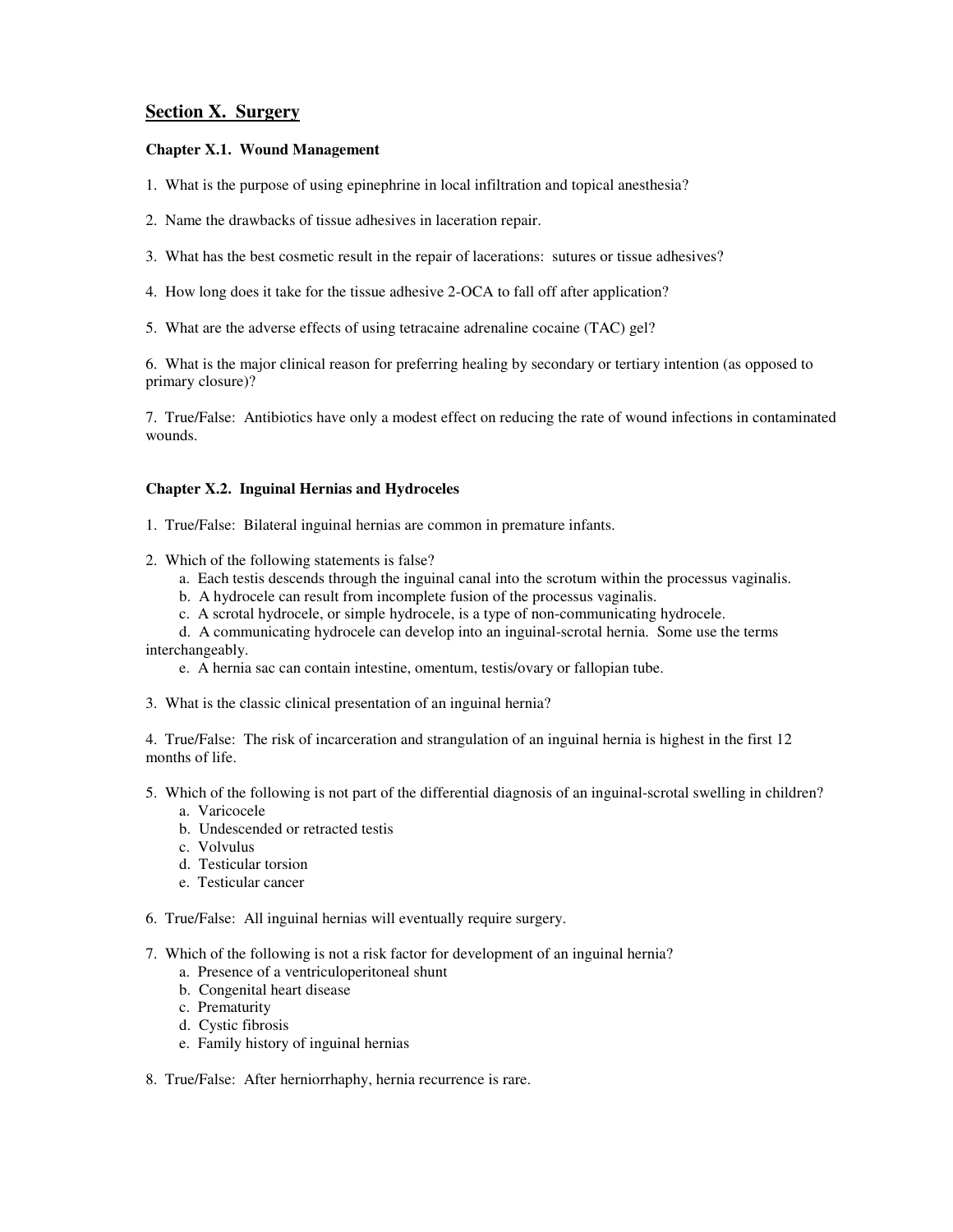## Section X. Surgery

### Chapter X.1. Wound Management

1. What is the purpose of using epinephrine in local infiltration and topical anesthesia?

2. Name the drawbacks of tissue adhesives in laceration repair.

3. What has the best cosmetic result in the repair of lacerations: sutures or tissue adhesives?

4. How long does it take for the tissue adhesive 2-OCA to fall off after application?

5. What are the adverse effects of using tetracaine adrenaline cocaine (TAC) gel?

6. What is the major clinical reason for preferring healing by secondary or tertiary intention (as opposed to primary closure)?

7. True/False: Antibiotics have only a modest effect on reducing the rate of wound infections in contaminated wounds.

### Chapter X.2. Inguinal Hernias and Hydroceles

1. True/False: Bilateral inguinal hernias are common in premature infants.

2. Which of the following statements is false?
   a. Each testis descends through the inguinal canal into the scrotum within the processus vaginalis.
   b. A hydrocele can result from incomplete fusion of the processus vaginalis.
   c. A scrotal hydrocele, or simple hydrocele, is a type of non-communicating hydrocele.
   d. A communicating hydrocele can develop into an inguinal-scrotal hernia. Some use the terms interchangeably.
   e. A hernia sac can contain intestine, omentum, testis/ovary or fallopian tube.

3. What is the classic clinical presentation of an inguinal hernia?

4. True/False: The risk of incarceration and strangulation of an inguinal hernia is highest in the first 12 months of life.

5. Which of the following is not part of the differential diagnosis of an inguinal-scrotal swelling in children?
   a. Varicocele
   b. Undescended or retracted testis
   c. Volvulus
   d. Testicular torsion
   e. Testicular cancer

6. True/False: All inguinal hernias will eventually require surgery.

7. Which of the following is not a risk factor for development of an inguinal hernia?
   a. Presence of a ventriculoperitoneal shunt
   b. Congenital heart disease
   c. Prematurity
   d. Cystic fibrosis
   e. Family history of inguinal hernias

8. True/False: After herniorrhaphy, hernia recurrence is rare.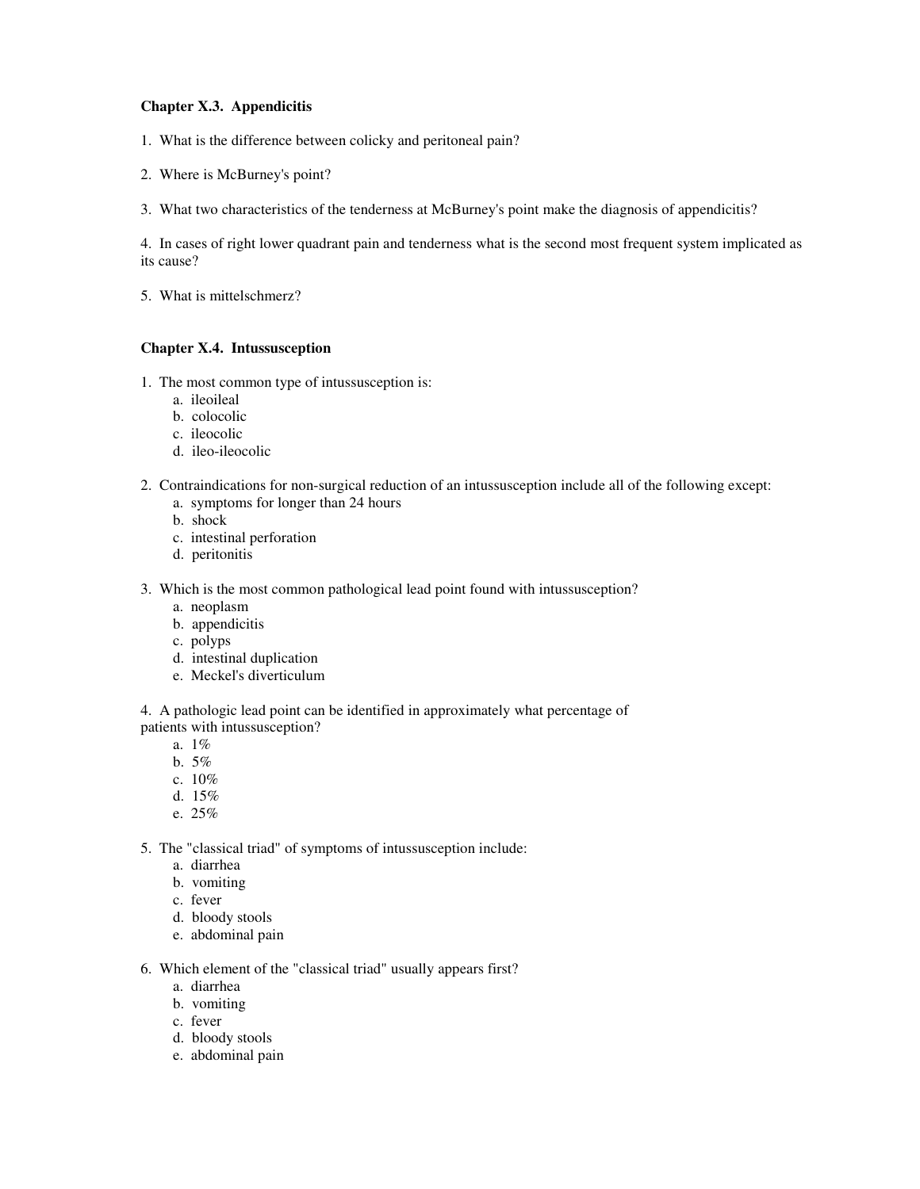### Chapter X.3. Appendicitis

1. What is the difference between colicky and peritoneal pain?

2. Where is McBurney's point?

3. What two characteristics of the tenderness at McBurney's point make the diagnosis of appendicitis?

4. In cases of right lower quadrant pain and tenderness what is the second most frequent system implicated as its cause?

5. What is mittelschmerz?

### Chapter X.4. Intussusception

1. The most common type of intussusception is:
   a. ileoileal
   b. colocolic
   c. ileocolic
   d. ileo-ileocolic

2. Contraindications for non-surgical reduction of an intussusception include all of the following except:
   a. symptoms for longer than 24 hours
   b. shock
   c. intestinal perforation
   d. peritonitis

3. Which is the most common pathological lead point found with intussusception?
   a. neoplasm
   b. appendicitis
   c. polyps
   d. intestinal duplication
   e. Meckel's diverticulum

4. A pathologic lead point can be identified in approximately what percentage of patients with intussusception?
   a. 1%
   b. 5%
   c. 10%
   d. 15%
   e. 25%

5. The "classical triad" of symptoms of intussusception include:
   a. diarrhea
   b. vomiting
   c. fever
   d. bloody stools
   e. abdominal pain

6. Which element of the "classical triad" usually appears first?
   a. diarrhea
   b. vomiting
   c. fever
   d. bloody stools
   e. abdominal pain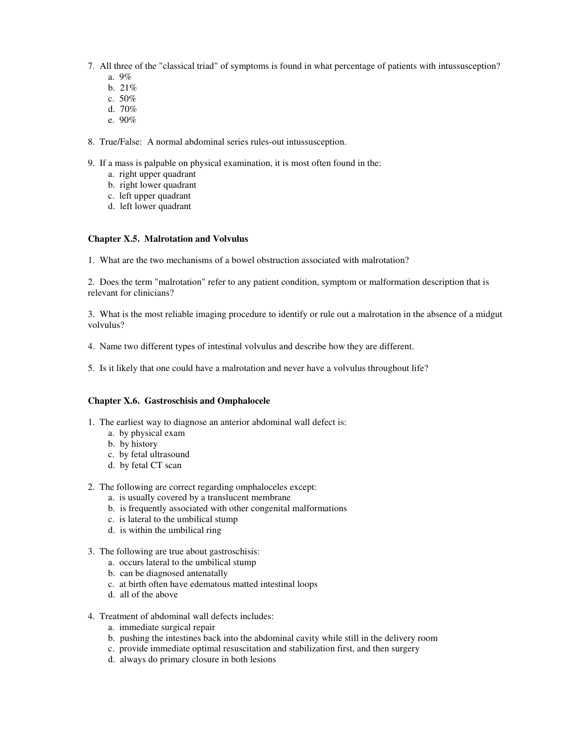7. All three of the "classical triad" of symptoms is found in what percentage of patients with intussusception?
   a. 9%
   b. 21%
   c. 50%
   d. 70%
   e. 90%

8. True/False: A normal abdominal series rules-out intussusception.

9. If a mass is palpable on physical examination, it is most often found in the:
   a. right upper quadrant
   b. right lower quadrant
   c. left upper quadrant
   d. left lower quadrant

### Chapter X.5. Malrotation and Volvulus

1. What are the two mechanisms of a bowel obstruction associated with malrotation?

2. Does the term "malrotation" refer to any patient condition, symptom or malformation description that is relevant for clinicians?

3. What is the most reliable imaging procedure to identify or rule out a malrotation in the absence of a midgut volvulus?

4. Name two different types of intestinal volvulus and describe how they are different.

5. Is it likely that one could have a malrotation and never have a volvulus throughout life?

### Chapter X.6. Gastroschisis and Omphalocele

1. The earliest way to diagnose an anterior abdominal wall defect is:
   a. by physical exam
   b. by history
   c. by fetal ultrasound
   d. by fetal CT scan

2. The following are correct regarding omphaloceles except:
   a. is usually covered by a translucent membrane
   b. is frequently associated with other congenital malformations
   c. is lateral to the umbilical stump
   d. is within the umbilical ring

3. The following are true about gastroschisis:
   a. occurs lateral to the umbilical stump
   b. can be diagnosed antenatally
   c. at birth often have edematous matted intestinal loops
   d. all of the above

4. Treatment of abdominal wall defects includes:
   a. immediate surgical repair
   b. pushing the intestines back into the abdominal cavity while still in the delivery room
   c. provide immediate optimal resuscitation and stabilization first, and then surgery
   d. always do primary closure in both lesions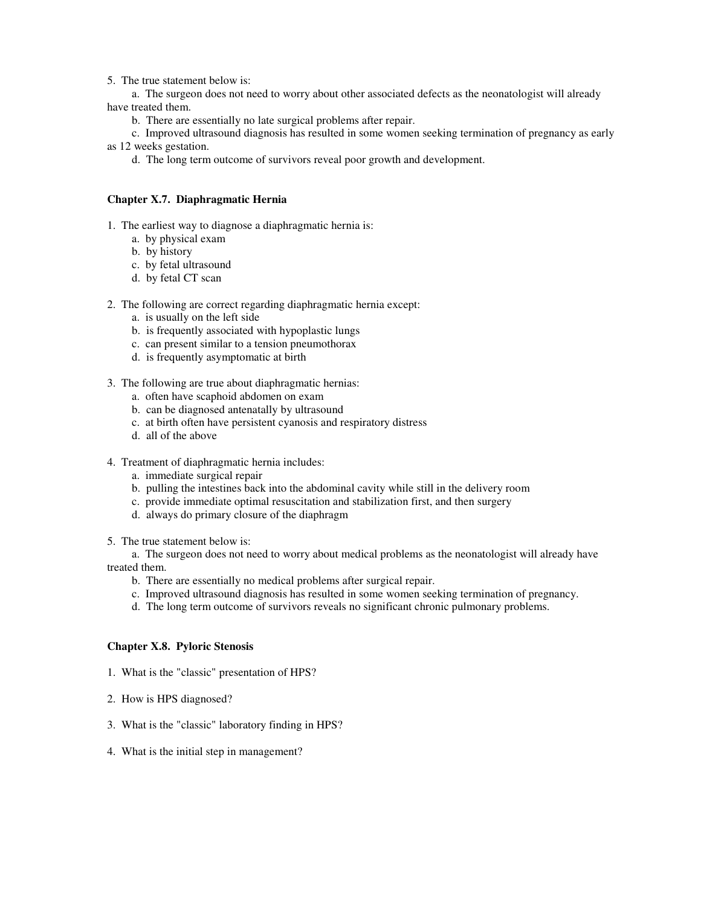5. The true statement below is:

   a. The surgeon does not need to worry about other associated defects as the neonatologist will already have treated them.

   b. There are essentially no late surgical problems after repair.

   c. Improved ultrasound diagnosis has resulted in some women seeking termination of pregnancy as early as 12 weeks gestation.

   d. The long term outcome of survivors reveal poor growth and development.

### Chapter X.7. Diaphragmatic Hernia

1. The earliest way to diagnose a diaphragmatic hernia is:
   a. by physical exam
   b. by history
   c. by fetal ultrasound
   d. by fetal CT scan

2. The following are correct regarding diaphragmatic hernia except:
   a. is usually on the left side
   b. is frequently associated with hypoplastic lungs
   c. can present similar to a tension pneumothorax
   d. is frequently asymptomatic at birth

3. The following are true about diaphragmatic hernias:
   a. often have scaphoid abdomen on exam
   b. can be diagnosed antenatally by ultrasound
   c. at birth often have persistent cyanosis and respiratory distress
   d. all of the above

4. Treatment of diaphragmatic hernia includes:
   a. immediate surgical repair
   b. pulling the intestines back into the abdominal cavity while still in the delivery room
   c. provide immediate optimal resuscitation and stabilization first, and then surgery
   d. always do primary closure of the diaphragm

5. The true statement below is:

   a. The surgeon does not need to worry about medical problems as the neonatologist will already have treated them.

   b. There are essentially no medical problems after surgical repair.

   c. Improved ultrasound diagnosis has resulted in some women seeking termination of pregnancy.

   d. The long term outcome of survivors reveals no significant chronic pulmonary problems.

### Chapter X.8. Pyloric Stenosis

1. What is the "classic" presentation of HPS?

2. How is HPS diagnosed?

3. What is the "classic" laboratory finding in HPS?

4. What is the initial step in management?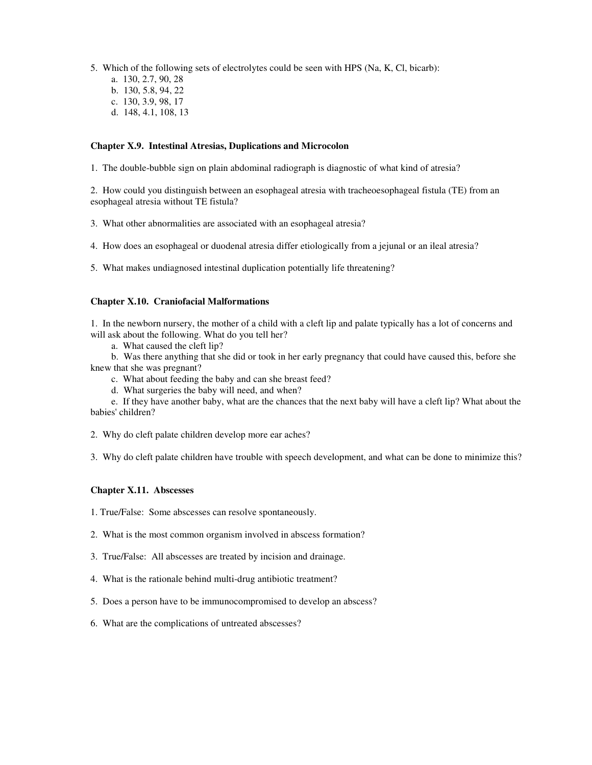5. Which of the following sets of electrolytes could be seen with HPS (Na, K, Cl, bicarb):
   a. 130, 2.7, 90, 28
   b. 130, 5.8, 94, 22
   c. 130, 3.9, 98, 17
   d. 148, 4.1, 108, 13

**Chapter X.9. Intestinal Atresias, Duplications and Microcolon**

1. The double-bubble sign on plain abdominal radiograph is diagnostic of what kind of atresia?

2. How could you distinguish between an esophageal atresia with tracheoesophageal fistula (TE) from an esophageal atresia without TE fistula?

3. What other abnormalities are associated with an esophageal atresia?

4. How does an esophageal or duodenal atresia differ etiologically from a jejunal or an ileal atresia?

5. What makes undiagnosed intestinal duplication potentially life threatening?

**Chapter X.10. Craniofacial Malformations**

1. In the newborn nursery, the mother of a child with a cleft lip and palate typically has a lot of concerns and will ask about the following. What do you tell her?
   a. What caused the cleft lip?
   b. Was there anything that she did or took in her early pregnancy that could have caused this, before she knew that she was pregnant?
   c. What about feeding the baby and can she breast feed?
   d. What surgeries the baby will need, and when?
   e. If they have another baby, what are the chances that the next baby will have a cleft lip? What about the babies' children?

2. Why do cleft palate children develop more ear aches?

3. Why do cleft palate children have trouble with speech development, and what can be done to minimize this?

**Chapter X.11. Abscesses**

1. True/False: Some abscesses can resolve spontaneously.

2. What is the most common organism involved in abscess formation?

3. True/False: All abscesses are treated by incision and drainage.

4. What is the rationale behind multi-drug antibiotic treatment?

5. Does a person have to be immunocompromised to develop an abscess?

6. What are the complications of untreated abscesses?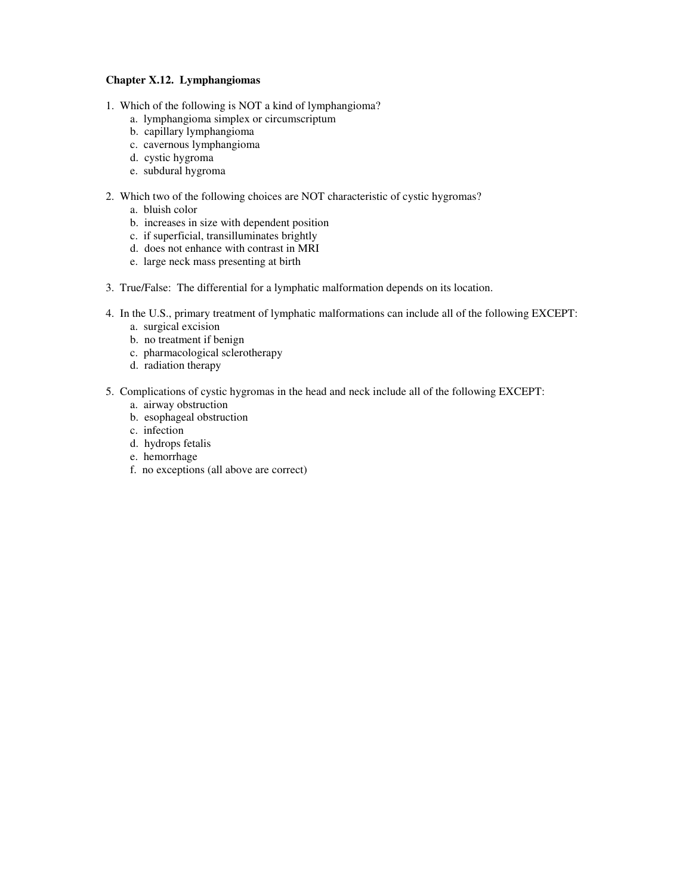**Chapter X.12. Lymphangiomas**

1. Which of the following is NOT a kind of lymphangioma?
    a. lymphangioma simplex or circumscriptum
    b. capillary lymphangioma
    c. cavernous lymphangioma
    d. cystic hygroma
    e. subdural hygroma

2. Which two of the following choices are NOT characteristic of cystic hygromas?
    a. bluish color
    b. increases in size with dependent position
    c. if superficial, transilluminates brightly
    d. does not enhance with contrast in MRI
    e. large neck mass presenting at birth

3. True/False: The differential for a lymphatic malformation depends on its location.

4. In the U.S., primary treatment of lymphatic malformations can include all of the following EXCEPT:
    a. surgical excision
    b. no treatment if benign
    c. pharmacological sclerotherapy
    d. radiation therapy

5. Complications of cystic hygromas in the head and neck include all of the following EXCEPT:
    a. airway obstruction
    b. esophageal obstruction
    c. infection
    d. hydrops fetalis
    e. hemorrhage
    f. no exceptions (all above are correct)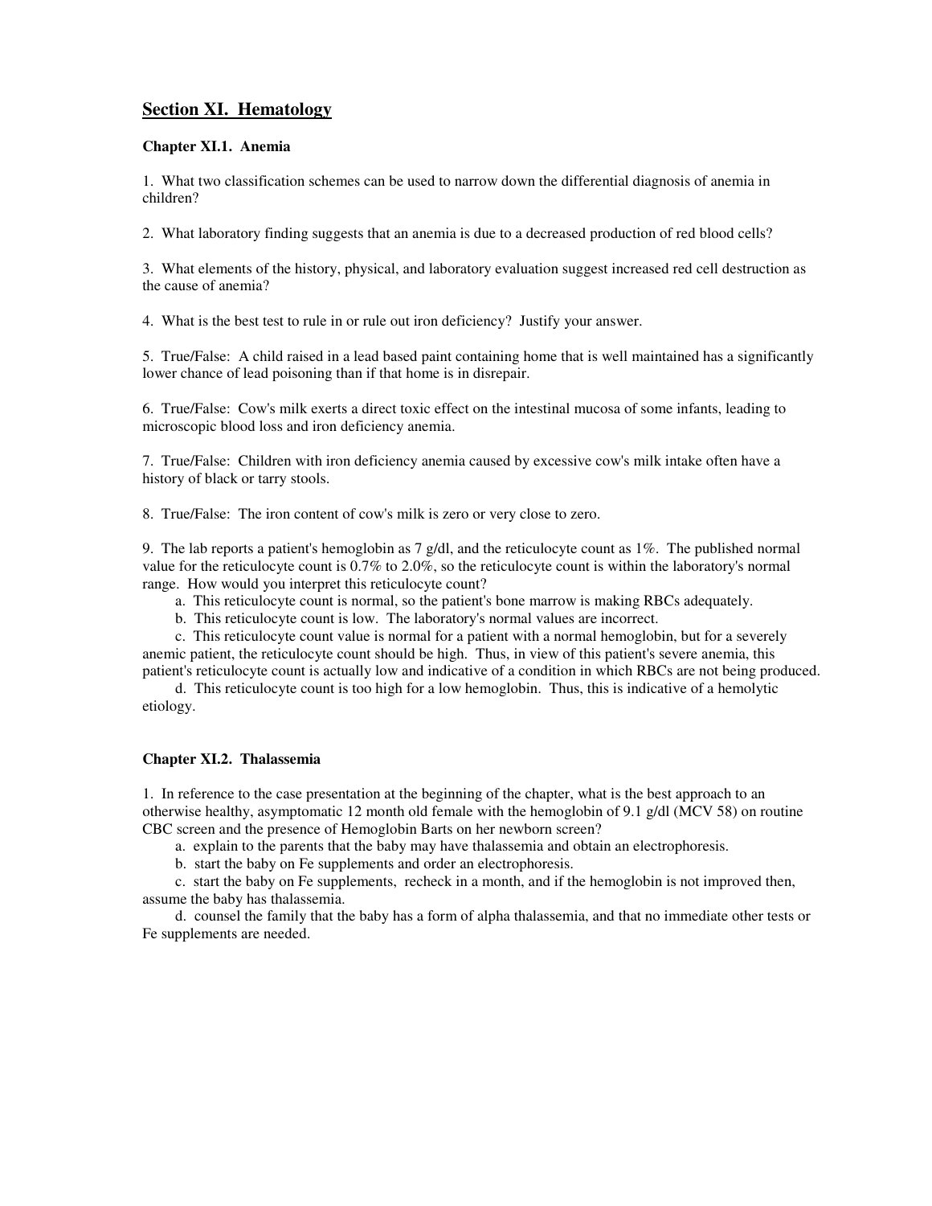# Section XI. Hematology

### Chapter XI.1. Anemia

1. What two classification schemes can be used to narrow down the differential diagnosis of anemia in children?

2. What laboratory finding suggests that an anemia is due to a decreased production of red blood cells?

3. What elements of the history, physical, and laboratory evaluation suggest increased red cell destruction as the cause of anemia?

4. What is the best test to rule in or rule out iron deficiency? Justify your answer.

5. True/False: A child raised in a lead based paint containing home that is well maintained has a significantly lower chance of lead poisoning than if that home is in disrepair.

6. True/False: Cow's milk exerts a direct toxic effect on the intestinal mucosa of some infants, leading to microscopic blood loss and iron deficiency anemia.

7. True/False: Children with iron deficiency anemia caused by excessive cow's milk intake often have a history of black or tarry stools.

8. True/False: The iron content of cow's milk is zero or very close to zero.

9. The lab reports a patient's hemoglobin as 7 g/dl, and the reticulocyte count as 1%. The published normal value for the reticulocyte count is 0.7% to 2.0%, so the reticulocyte count is within the laboratory's normal range. How would you interpret this reticulocyte count?

   a. This reticulocyte count is normal, so the patient's bone marrow is making RBCs adequately.

   b. This reticulocyte count is low. The laboratory's normal values are incorrect.

   c. This reticulocyte count value is normal for a patient with a normal hemoglobin, but for a severely anemic patient, the reticulocyte count should be high. Thus, in view of this patient's severe anemia, this patient's reticulocyte count is actually low and indicative of a condition in which RBCs are not being produced.

   d. This reticulocyte count is too high for a low hemoglobin. Thus, this is indicative of a hemolytic etiology.

### Chapter XI.2. Thalassemia

1. In reference to the case presentation at the beginning of the chapter, what is the best approach to an otherwise healthy, asymptomatic 12 month old female with the hemoglobin of 9.1 g/dl (MCV 58) on routine CBC screen and the presence of Hemoglobin Barts on her newborn screen?

   a. explain to the parents that the baby may have thalassemia and obtain an electrophoresis.

   b. start the baby on Fe supplements and order an electrophoresis.

   c. start the baby on Fe supplements, recheck in a month, and if the hemoglobin is not improved then, assume the baby has thalassemia.

   d. counsel the family that the baby has a form of alpha thalassemia, and that no immediate other tests or Fe supplements are needed.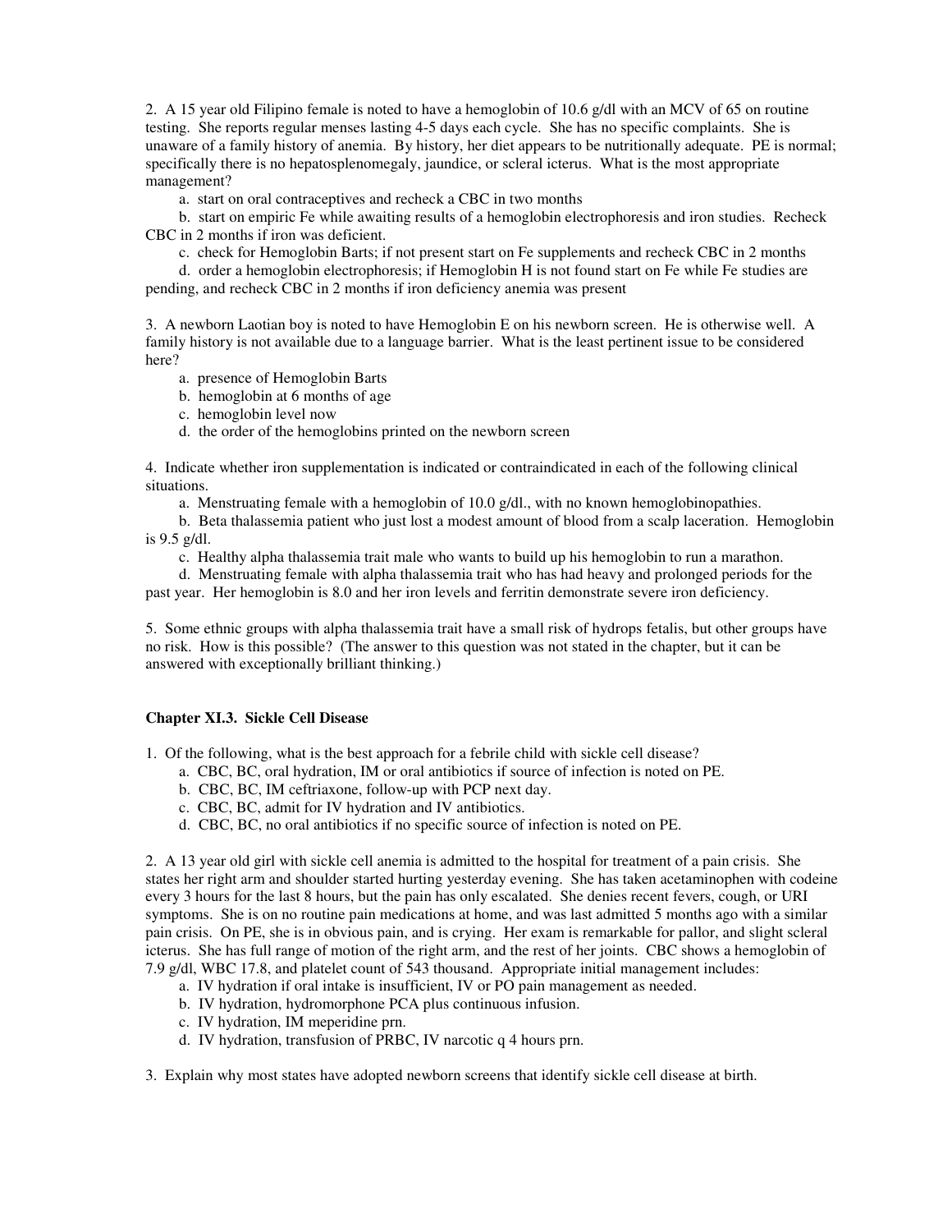2. A 15 year old Filipino female is noted to have a hemoglobin of 10.6 g/dl with an MCV of 65 on routine testing. She reports regular menses lasting 4-5 days each cycle. She has no specific complaints. She is unaware of a family history of anemia. By history, her diet appears to be nutritionally adequate. PE is normal; specifically there is no hepatosplenomegaly, jaundice, or scleral icterus. What is the most appropriate management?

a. start on oral contraceptives and recheck a CBC in two months

b. start on empiric Fe while awaiting results of a hemoglobin electrophoresis and iron studies. Recheck CBC in 2 months if iron was deficient.

c. check for Hemoglobin Barts; if not present start on Fe supplements and recheck CBC in 2 months

d. order a hemoglobin electrophoresis; if Hemoglobin H is not found start on Fe while Fe studies are pending, and recheck CBC in 2 months if iron deficiency anemia was present

3. A newborn Laotian boy is noted to have Hemoglobin E on his newborn screen. He is otherwise well. A family history is not available due to a language barrier. What is the least pertinent issue to be considered here?

a. presence of Hemoglobin Barts

b. hemoglobin at 6 months of age

c. hemoglobin level now

d. the order of the hemoglobins printed on the newborn screen

4. Indicate whether iron supplementation is indicated or contraindicated in each of the following clinical situations.

a. Menstruating female with a hemoglobin of 10.0 g/dl., with no known hemoglobinopathies.

b. Beta thalassemia patient who just lost a modest amount of blood from a scalp laceration. Hemoglobin is 9.5 g/dl.

c. Healthy alpha thalassemia trait male who wants to build up his hemoglobin to run a marathon.

d. Menstruating female with alpha thalassemia trait who has had heavy and prolonged periods for the past year. Her hemoglobin is 8.0 and her iron levels and ferritin demonstrate severe iron deficiency.

5. Some ethnic groups with alpha thalassemia trait have a small risk of hydrops fetalis, but other groups have no risk. How is this possible? (The answer to this question was not stated in the chapter, but it can be answered with exceptionally brilliant thinking.)

### Chapter XI.3. Sickle Cell Disease

1. Of the following, what is the best approach for a febrile child with sickle cell disease?

a. CBC, BC, oral hydration, IM or oral antibiotics if source of infection is noted on PE.

b. CBC, BC, IM ceftriaxone, follow-up with PCP next day.

c. CBC, BC, admit for IV hydration and IV antibiotics.

d. CBC, BC, no oral antibiotics if no specific source of infection is noted on PE.

2. A 13 year old girl with sickle cell anemia is admitted to the hospital for treatment of a pain crisis. She states her right arm and shoulder started hurting yesterday evening. She has taken acetaminophen with codeine every 3 hours for the last 8 hours, but the pain has only escalated. She denies recent fevers, cough, or URI symptoms. She is on no routine pain medications at home, and was last admitted 5 months ago with a similar pain crisis. On PE, she is in obvious pain, and is crying. Her exam is remarkable for pallor, and slight scleral icterus. She has full range of motion of the right arm, and the rest of her joints. CBC shows a hemoglobin of 7.9 g/dl, WBC 17.8, and platelet count of 543 thousand. Appropriate initial management includes:

a. IV hydration if oral intake is insufficient, IV or PO pain management as needed.

b. IV hydration, hydromorphone PCA plus continuous infusion.

c. IV hydration, IM meperidine prn.

d. IV hydration, transfusion of PRBC, IV narcotic q 4 hours prn.

3. Explain why most states have adopted newborn screens that identify sickle cell disease at birth.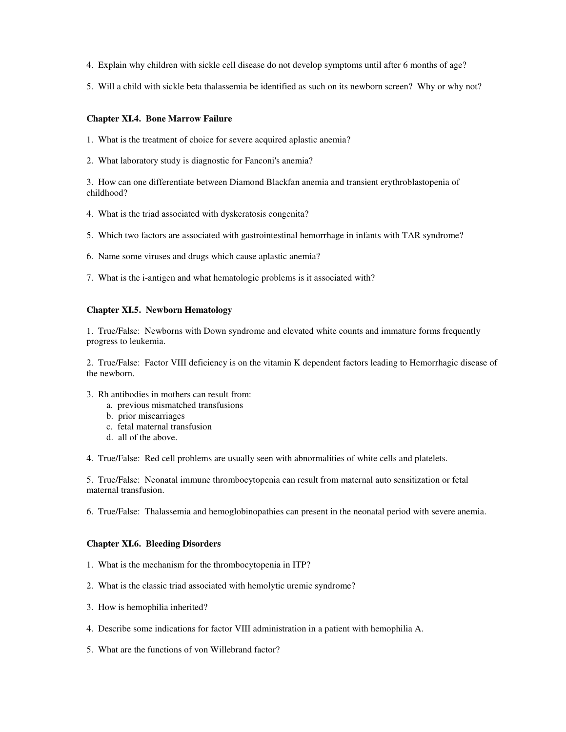4. Explain why children with sickle cell disease do not develop symptoms until after 6 months of age?

5. Will a child with sickle beta thalassemia be identified as such on its newborn screen? Why or why not?

### Chapter XI.4. Bone Marrow Failure

1. What is the treatment of choice for severe acquired aplastic anemia?

2. What laboratory study is diagnostic for Fanconi's anemia?

3. How can one differentiate between Diamond Blackfan anemia and transient erythroblastopenia of childhood?

4. What is the triad associated with dyskeratosis congenita?

5. Which two factors are associated with gastrointestinal hemorrhage in infants with TAR syndrome?

6. Name some viruses and drugs which cause aplastic anemia?

7. What is the i-antigen and what hematologic problems is it associated with?

### Chapter XI.5. Newborn Hematology

1. True/False: Newborns with Down syndrome and elevated white counts and immature forms frequently progress to leukemia.

2. True/False: Factor VIII deficiency is on the vitamin K dependent factors leading to Hemorrhagic disease of the newborn.

3. Rh antibodies in mothers can result from:
   a. previous mismatched transfusions
   b. prior miscarriages
   c. fetal maternal transfusion
   d. all of the above.

4. True/False: Red cell problems are usually seen with abnormalities of white cells and platelets.

5. True/False: Neonatal immune thrombocytopenia can result from maternal auto sensitization or fetal maternal transfusion.

6. True/False: Thalassemia and hemoglobinopathies can present in the neonatal period with severe anemia.

### Chapter XI.6. Bleeding Disorders

1. What is the mechanism for the thrombocytopenia in ITP?

2. What is the classic triad associated with hemolytic uremic syndrome?

3. How is hemophilia inherited?

4. Describe some indications for factor VIII administration in a patient with hemophilia A.

5. What are the functions of von Willebrand factor?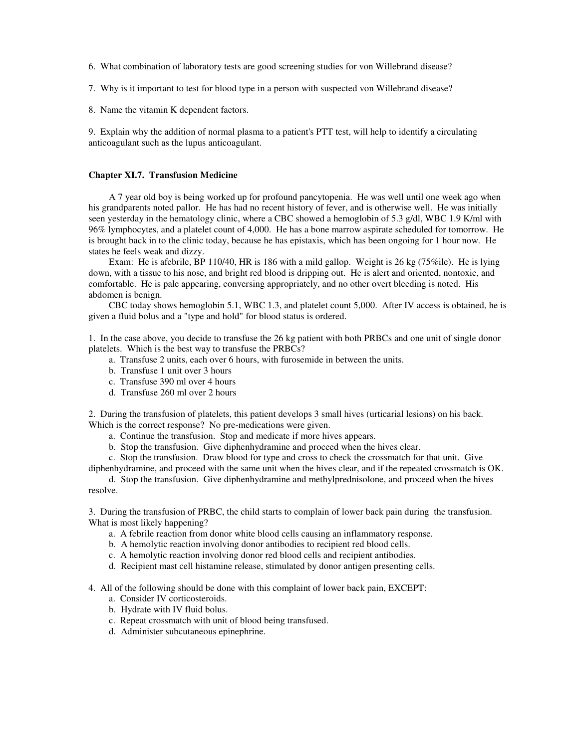6. What combination of laboratory tests are good screening studies for von Willebrand disease?

7. Why is it important to test for blood type in a person with suspected von Willebrand disease?

8. Name the vitamin K dependent factors.

9. Explain why the addition of normal plasma to a patient's PTT test, will help to identify a circulating anticoagulant such as the lupus anticoagulant.

**Chapter XI.7. Transfusion Medicine**

A 7 year old boy is being worked up for profound pancytopenia. He was well until one week ago when his grandparents noted pallor. He has had no recent history of fever, and is otherwise well. He was initially seen yesterday in the hematology clinic, where a CBC showed a hemoglobin of 5.3 g/dl, WBC 1.9 K/ml with 96% lymphocytes, and a platelet count of 4,000. He has a bone marrow aspirate scheduled for tomorrow. He is brought back in to the clinic today, because he has epistaxis, which has been ongoing for 1 hour now. He states he feels weak and dizzy.

Exam: He is afebrile, BP 110/40, HR is 186 with a mild gallop. Weight is 26 kg (75%ile). He is lying down, with a tissue to his nose, and bright red blood is dripping out. He is alert and oriented, nontoxic, and comfortable. He is pale appearing, conversing appropriately, and no other overt bleeding is noted. His abdomen is benign.

CBC today shows hemoglobin 5.1, WBC 1.3, and platelet count 5,000. After IV access is obtained, he is given a fluid bolus and a "type and hold" for blood status is ordered.

1. In the case above, you decide to transfuse the 26 kg patient with both PRBCs and one unit of single donor platelets. Which is the best way to transfuse the PRBCs?
   a. Transfuse 2 units, each over 6 hours, with furosemide in between the units.
   b. Transfuse 1 unit over 3 hours
   c. Transfuse 390 ml over 4 hours
   d. Transfuse 260 ml over 2 hours

2. During the transfusion of platelets, this patient develops 3 small hives (urticarial lesions) on his back. Which is the correct response? No pre-medications were given.
   a. Continue the transfusion. Stop and medicate if more hives appears.
   b. Stop the transfusion. Give diphenhydramine and proceed when the hives clear.
   c. Stop the transfusion. Draw blood for type and cross to check the crossmatch for that unit. Give diphenhydramine, and proceed with the same unit when the hives clear, and if the repeated crossmatch is OK.
   d. Stop the transfusion. Give diphenhydramine and methylprednisolone, and proceed when the hives resolve.

3. During the transfusion of PRBC, the child starts to complain of lower back pain during the transfusion. What is most likely happening?
   a. A febrile reaction from donor white blood cells causing an inflammatory response.
   b. A hemolytic reaction involving donor antibodies to recipient red blood cells.
   c. A hemolytic reaction involving donor red blood cells and recipient antibodies.
   d. Recipient mast cell histamine release, stimulated by donor antigen presenting cells.

4. All of the following should be done with this complaint of lower back pain, EXCEPT:
   a. Consider IV corticosteroids.
   b. Hydrate with IV fluid bolus.
   c. Repeat crossmatch with unit of blood being transfused.
   d. Administer subcutaneous epinephrine.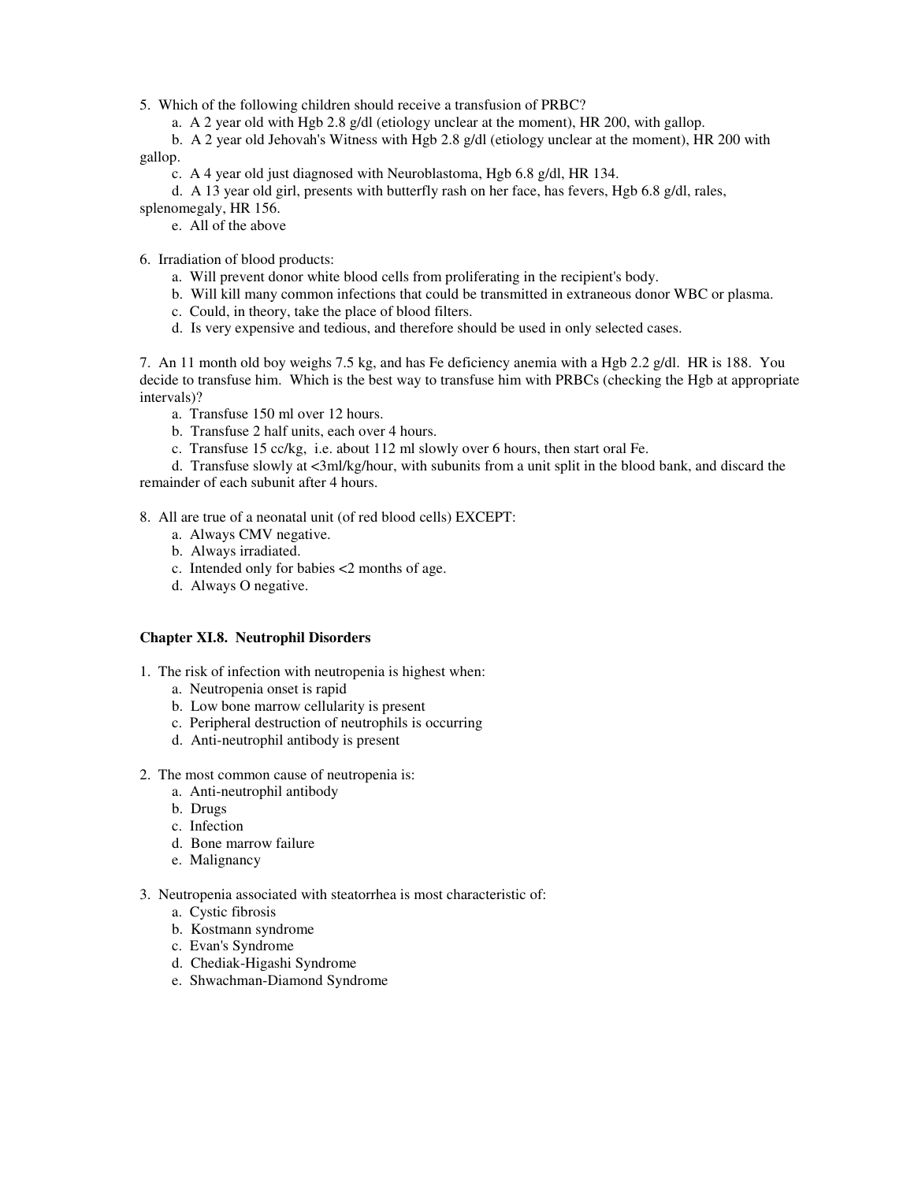5. Which of the following children should receive a transfusion of PRBC?
   a. A 2 year old with Hgb 2.8 g/dl (etiology unclear at the moment), HR 200, with gallop.
   b. A 2 year old Jehovah's Witness with Hgb 2.8 g/dl (etiology unclear at the moment), HR 200 with gallop.
   c. A 4 year old just diagnosed with Neuroblastoma, Hgb 6.8 g/dl, HR 134.
   d. A 13 year old girl, presents with butterfly rash on her face, has fevers, Hgb 6.8 g/dl, rales, splenomegaly, HR 156.
   e. All of the above

6. Irradiation of blood products:
   a. Will prevent donor white blood cells from proliferating in the recipient's body.
   b. Will kill many common infections that could be transmitted in extraneous donor WBC or plasma.
   c. Could, in theory, take the place of blood filters.
   d. Is very expensive and tedious, and therefore should be used in only selected cases.

7. An 11 month old boy weighs 7.5 kg, and has Fe deficiency anemia with a Hgb 2.2 g/dl. HR is 188. You decide to transfuse him. Which is the best way to transfuse him with PRBCs (checking the Hgb at appropriate intervals)?
   a. Transfuse 150 ml over 12 hours.
   b. Transfuse 2 half units, each over 4 hours.
   c. Transfuse 15 cc/kg, i.e. about 112 ml slowly over 6 hours, then start oral Fe.
   d. Transfuse slowly at <3ml/kg/hour, with subunits from a unit split in the blood bank, and discard the remainder of each subunit after 4 hours.

8. All are true of a neonatal unit (of red blood cells) EXCEPT:
   a. Always CMV negative.
   b. Always irradiated.
   c. Intended only for babies <2 months of age.
   d. Always O negative.

## Chapter XI.8. Neutrophil Disorders

1. The risk of infection with neutropenia is highest when:
   a. Neutropenia onset is rapid
   b. Low bone marrow cellularity is present
   c. Peripheral destruction of neutrophils is occurring
   d. Anti-neutrophil antibody is present

2. The most common cause of neutropenia is:
   a. Anti-neutrophil antibody
   b. Drugs
   c. Infection
   d. Bone marrow failure
   e. Malignancy

3. Neutropenia associated with steatorrhea is most characteristic of:
   a. Cystic fibrosis
   b. Kostmann syndrome
   c. Evan's Syndrome
   d. Chediak-Higashi Syndrome
   e. Shwachman-Diamond Syndrome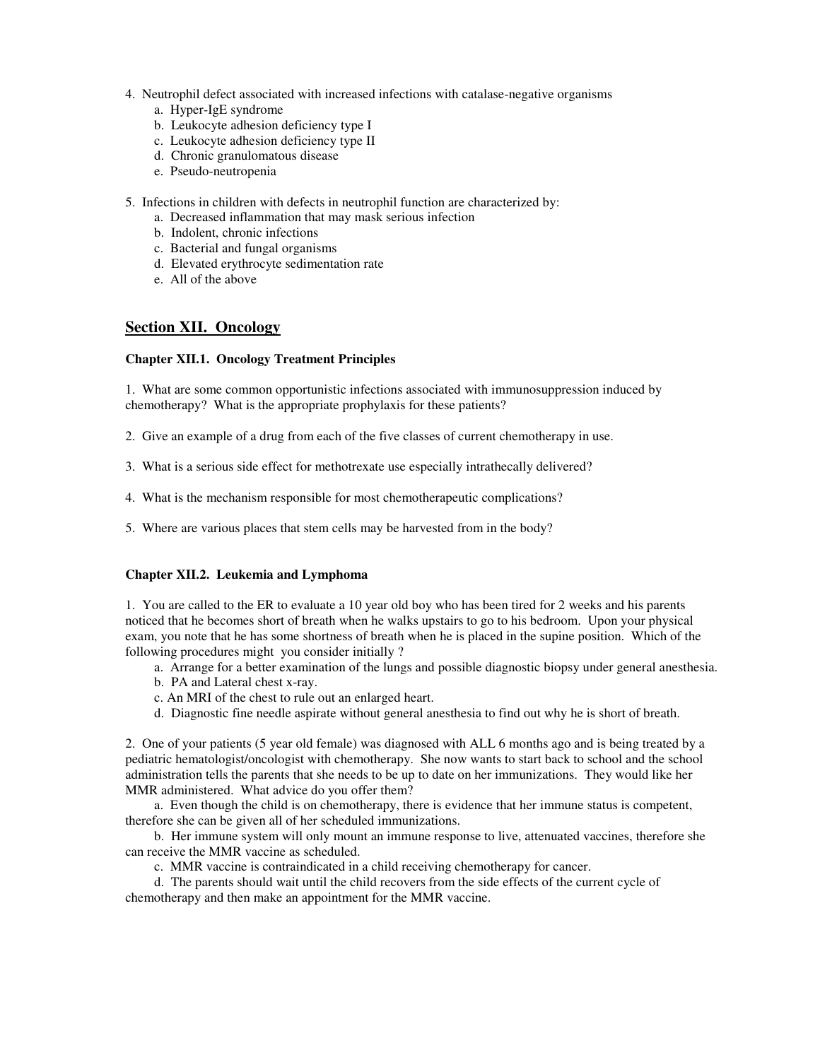4. Neutrophil defect associated with increased infections with catalase-negative organisms
    a. Hyper-IgE syndrome
    b. Leukocyte adhesion deficiency type I
    c. Leukocyte adhesion deficiency type II
    d. Chronic granulomatous disease
    e. Pseudo-neutropenia

5. Infections in children with defects in neutrophil function are characterized by:
    a. Decreased inflammation that may mask serious infection
    b. Indolent, chronic infections
    c. Bacterial and fungal organisms
    d. Elevated erythrocyte sedimentation rate
    e. All of the above

## Section XII. Oncology

### Chapter XII.1. Oncology Treatment Principles

1. What are some common opportunistic infections associated with immunosuppression induced by chemotherapy? What is the appropriate prophylaxis for these patients?

2. Give an example of a drug from each of the five classes of current chemotherapy in use.

3. What is a serious side effect for methotrexate use especially intrathecally delivered?

4. What is the mechanism responsible for most chemotherapeutic complications?

5. Where are various places that stem cells may be harvested from in the body?

### Chapter XII.2. Leukemia and Lymphoma

1. You are called to the ER to evaluate a 10 year old boy who has been tired for 2 weeks and his parents noticed that he becomes short of breath when he walks upstairs to go to his bedroom. Upon your physical exam, you note that he has some shortness of breath when he is placed in the supine position. Which of the following procedures might you consider initially ?
    a. Arrange for a better examination of the lungs and possible diagnostic biopsy under general anesthesia.
    b. PA and Lateral chest x-ray.
    c. An MRI of the chest to rule out an enlarged heart.
    d. Diagnostic fine needle aspirate without general anesthesia to find out why he is short of breath.

2. One of your patients (5 year old female) was diagnosed with ALL 6 months ago and is being treated by a pediatric hematologist/oncologist with chemotherapy. She now wants to start back to school and the school administration tells the parents that she needs to be up to date on her immunizations. They would like her MMR administered. What advice do you offer them?

    a. Even though the child is on chemotherapy, there is evidence that her immune status is competent, therefore she can be given all of her scheduled immunizations.

    b. Her immune system will only mount an immune response to live, attenuated vaccines, therefore she can receive the MMR vaccine as scheduled.

    c. MMR vaccine is contraindicated in a child receiving chemotherapy for cancer.

    d. The parents should wait until the child recovers from the side effects of the current cycle of chemotherapy and then make an appointment for the MMR vaccine.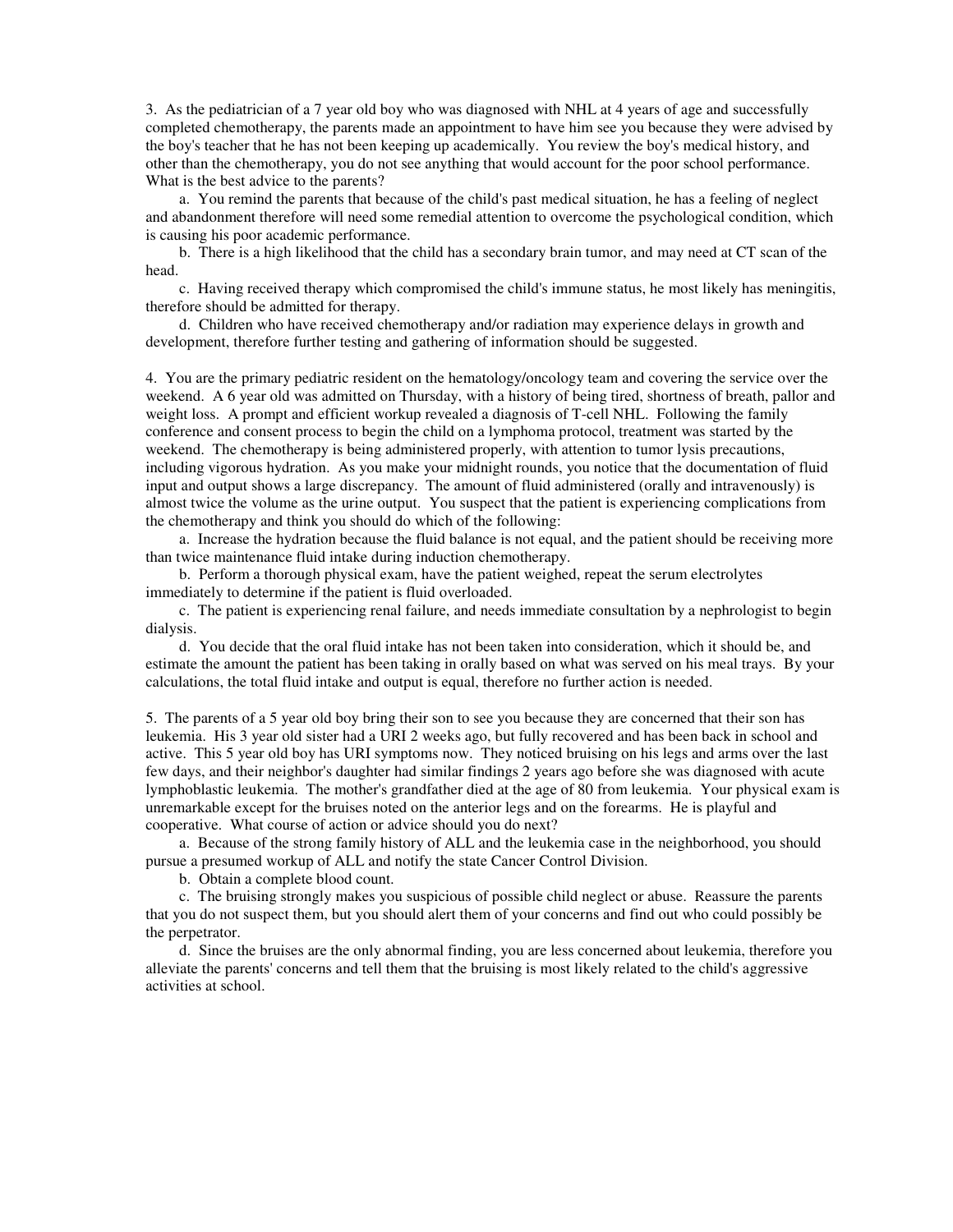3. As the pediatrician of a 7 year old boy who was diagnosed with NHL at 4 years of age and successfully completed chemotherapy, the parents made an appointment to have him see you because they were advised by the boy's teacher that he has not been keeping up academically. You review the boy's medical history, and other than the chemotherapy, you do not see anything that would account for the poor school performance. What is the best advice to the parents?

a. You remind the parents that because of the child's past medical situation, he has a feeling of neglect and abandonment therefore will need some remedial attention to overcome the psychological condition, which is causing his poor academic performance.

b. There is a high likelihood that the child has a secondary brain tumor, and may need at CT scan of the head.

c. Having received therapy which compromised the child's immune status, he most likely has meningitis, therefore should be admitted for therapy.

d. Children who have received chemotherapy and/or radiation may experience delays in growth and development, therefore further testing and gathering of information should be suggested.

4. You are the primary pediatric resident on the hematology/oncology team and covering the service over the weekend. A 6 year old was admitted on Thursday, with a history of being tired, shortness of breath, pallor and weight loss. A prompt and efficient workup revealed a diagnosis of T-cell NHL. Following the family conference and consent process to begin the child on a lymphoma protocol, treatment was started by the weekend. The chemotherapy is being administered properly, with attention to tumor lysis precautions, including vigorous hydration. As you make your midnight rounds, you notice that the documentation of fluid input and output shows a large discrepancy. The amount of fluid administered (orally and intravenously) is almost twice the volume as the urine output. You suspect that the patient is experiencing complications from the chemotherapy and think you should do which of the following:

a. Increase the hydration because the fluid balance is not equal, and the patient should be receiving more than twice maintenance fluid intake during induction chemotherapy.

b. Perform a thorough physical exam, have the patient weighed, repeat the serum electrolytes immediately to determine if the patient is fluid overloaded.

c. The patient is experiencing renal failure, and needs immediate consultation by a nephrologist to begin dialysis.

d. You decide that the oral fluid intake has not been taken into consideration, which it should be, and estimate the amount the patient has been taking in orally based on what was served on his meal trays. By your calculations, the total fluid intake and output is equal, therefore no further action is needed.

5. The parents of a 5 year old boy bring their son to see you because they are concerned that their son has leukemia. His 3 year old sister had a URI 2 weeks ago, but fully recovered and has been back in school and active. This 5 year old boy has URI symptoms now. They noticed bruising on his legs and arms over the last few days, and their neighbor's daughter had similar findings 2 years ago before she was diagnosed with acute lymphoblastic leukemia. The mother's grandfather died at the age of 80 from leukemia. Your physical exam is unremarkable except for the bruises noted on the anterior legs and on the forearms. He is playful and cooperative. What course of action or advice should you do next?

a. Because of the strong family history of ALL and the leukemia case in the neighborhood, you should pursue a presumed workup of ALL and notify the state Cancer Control Division.

b. Obtain a complete blood count.

c. The bruising strongly makes you suspicious of possible child neglect or abuse. Reassure the parents that you do not suspect them, but you should alert them of your concerns and find out who could possibly be the perpetrator.

d. Since the bruises are the only abnormal finding, you are less concerned about leukemia, therefore you alleviate the parents' concerns and tell them that the bruising is most likely related to the child's aggressive activities at school.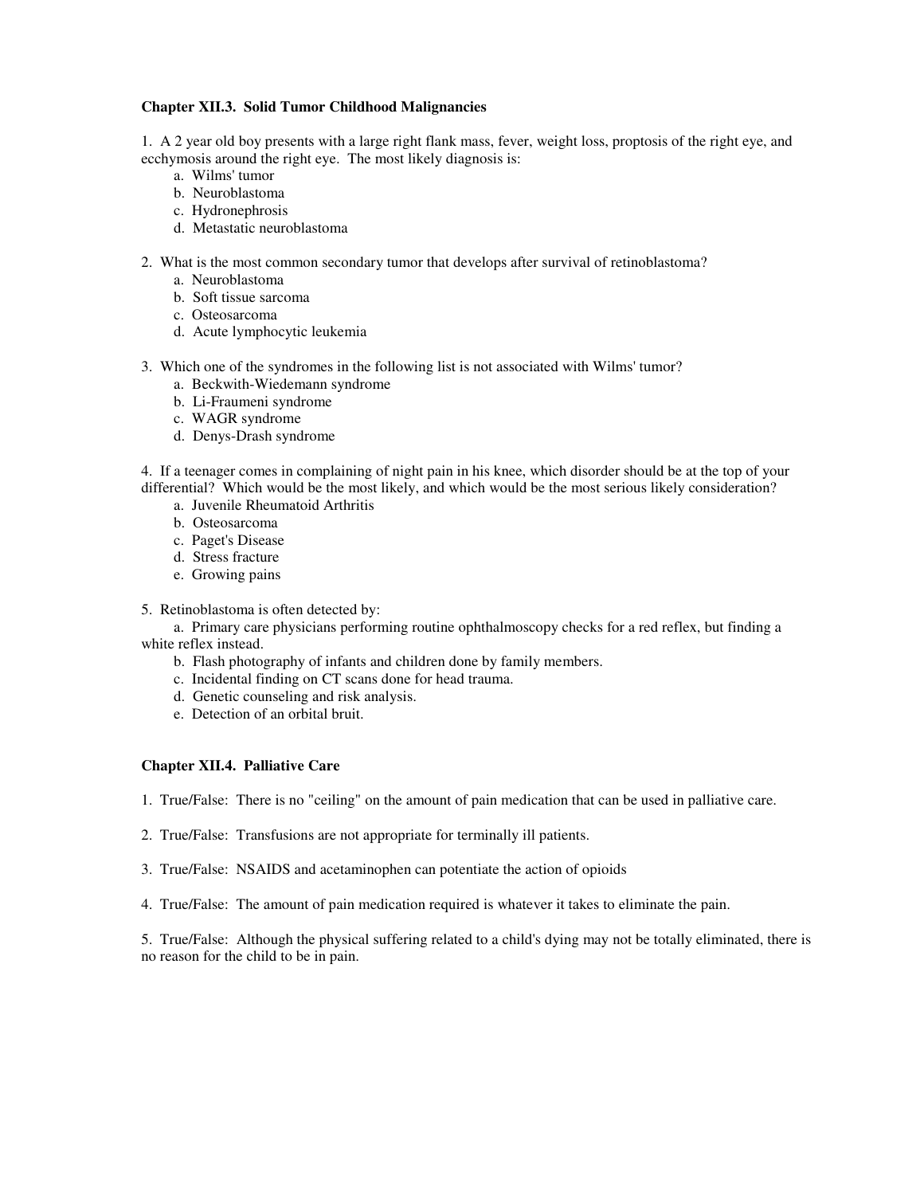### Chapter XII.3. Solid Tumor Childhood Malignancies

1. A 2 year old boy presents with a large right flank mass, fever, weight loss, proptosis of the right eye, and ecchymosis around the right eye. The most likely diagnosis is:
    a. Wilms' tumor
    b. Neuroblastoma
    c. Hydronephrosis
    d. Metastatic neuroblastoma

2. What is the most common secondary tumor that develops after survival of retinoblastoma?
    a. Neuroblastoma
    b. Soft tissue sarcoma
    c. Osteosarcoma
    d. Acute lymphocytic leukemia

3. Which one of the syndromes in the following list is not associated with Wilms' tumor?
    a. Beckwith-Wiedemann syndrome
    b. Li-Fraumeni syndrome
    c. WAGR syndrome
    d. Denys-Drash syndrome

4. If a teenager comes in complaining of night pain in his knee, which disorder should be at the top of your differential? Which would be the most likely, and which would be the most serious likely consideration?
    a. Juvenile Rheumatoid Arthritis
    b. Osteosarcoma
    c. Paget's Disease
    d. Stress fracture
    e. Growing pains

5. Retinoblastoma is often detected by:
    a. Primary care physicians performing routine ophthalmoscopy checks for a red reflex, but finding a white reflex instead.
    b. Flash photography of infants and children done by family members.
    c. Incidental finding on CT scans done for head trauma.
    d. Genetic counseling and risk analysis.
    e. Detection of an orbital bruit.

### Chapter XII.4. Palliative Care

1. True/False: There is no "ceiling" on the amount of pain medication that can be used in palliative care.

2. True/False: Transfusions are not appropriate for terminally ill patients.

3. True/False: NSAIDS and acetaminophen can potentiate the action of opioids

4. True/False: The amount of pain medication required is whatever it takes to eliminate the pain.

5. True/False: Although the physical suffering related to a child's dying may not be totally eliminated, there is no reason for the child to be in pain.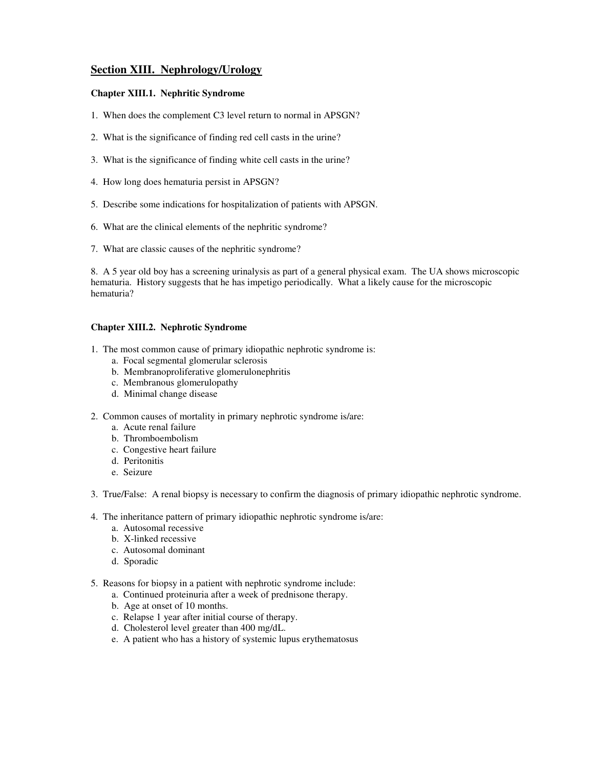# Section XIII. Nephrology/Urology

### Chapter XIII.1. Nephritic Syndrome

1. When does the complement C3 level return to normal in APSGN?

2. What is the significance of finding red cell casts in the urine?

3. What is the significance of finding white cell casts in the urine?

4. How long does hematuria persist in APSGN?

5. Describe some indications for hospitalization of patients with APSGN.

6. What are the clinical elements of the nephritic syndrome?

7. What are classic causes of the nephritic syndrome?

8. A 5 year old boy has a screening urinalysis as part of a general physical exam. The UA shows microscopic hematuria. History suggests that he has impetigo periodically. What a likely cause for the microscopic hematuria?

### Chapter XIII.2. Nephrotic Syndrome

1. The most common cause of primary idiopathic nephrotic syndrome is:
    a. Focal segmental glomerular sclerosis
    b. Membranoproliferative glomerulonephritis
    c. Membranous glomerulopathy
    d. Minimal change disease

2. Common causes of mortality in primary nephrotic syndrome is/are:
    a. Acute renal failure
    b. Thromboembolism
    c. Congestive heart failure
    d. Peritonitis
    e. Seizure

3. True/False: A renal biopsy is necessary to confirm the diagnosis of primary idiopathic nephrotic syndrome.

4. The inheritance pattern of primary idiopathic nephrotic syndrome is/are:
    a. Autosomal recessive
    b. X-linked recessive
    c. Autosomal dominant
    d. Sporadic

5. Reasons for biopsy in a patient with nephrotic syndrome include:
    a. Continued proteinuria after a week of prednisone therapy.
    b. Age at onset of 10 months.
    c. Relapse 1 year after initial course of therapy.
    d. Cholesterol level greater than 400 mg/dL.
    e. A patient who has a history of systemic lupus erythematosus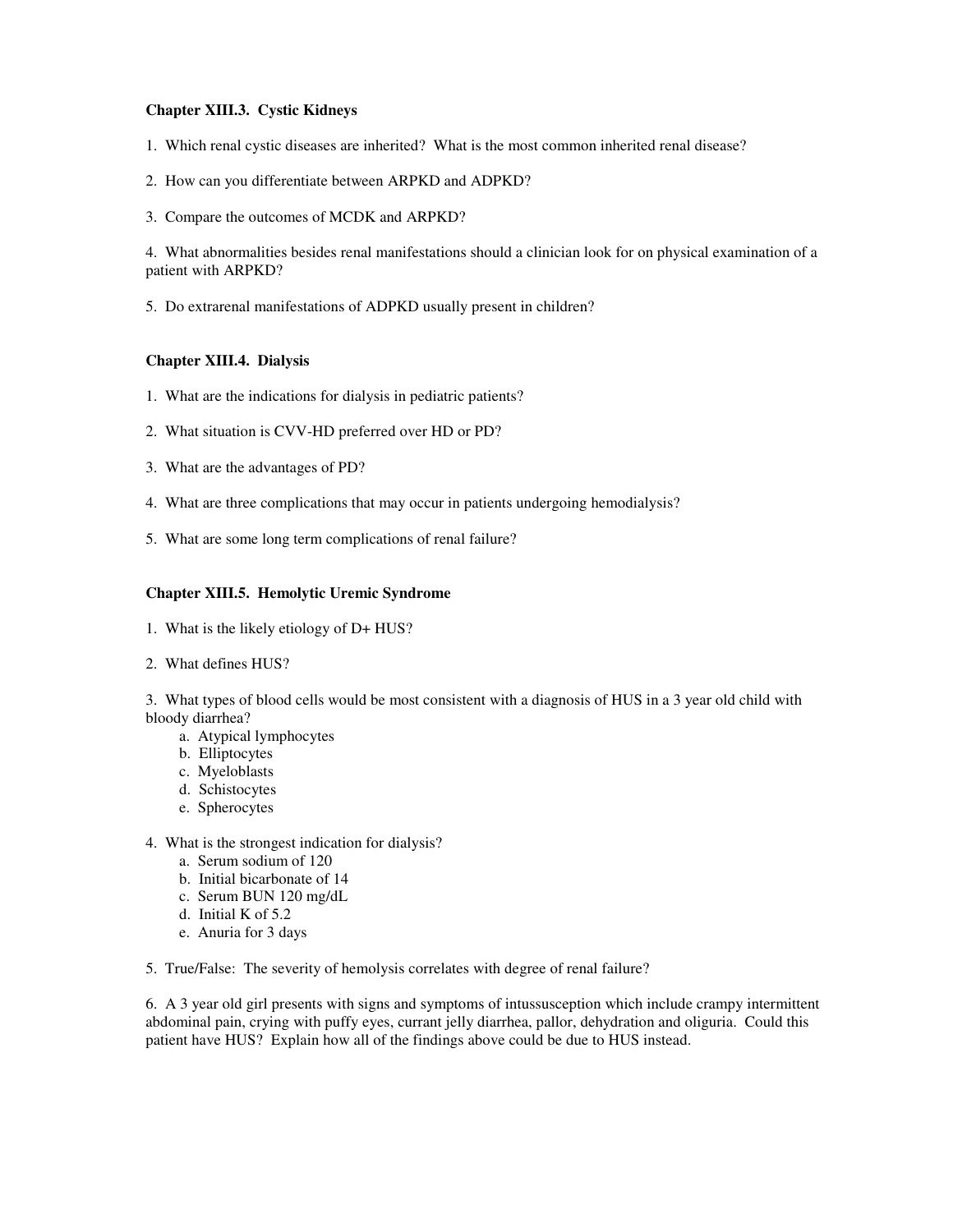### Chapter XIII.3. Cystic Kidneys

1. Which renal cystic diseases are inherited? What is the most common inherited renal disease?

2. How can you differentiate between ARPKD and ADPKD?

3. Compare the outcomes of MCDK and ARPKD?

4. What abnormalities besides renal manifestations should a clinician look for on physical examination of a patient with ARPKD?

5. Do extrarenal manifestations of ADPKD usually present in children?

### Chapter XIII.4. Dialysis

1. What are the indications for dialysis in pediatric patients?

2. What situation is CVV-HD preferred over HD or PD?

3. What are the advantages of PD?

4. What are three complications that may occur in patients undergoing hemodialysis?

5. What are some long term complications of renal failure?

### Chapter XIII.5. Hemolytic Uremic Syndrome

1. What is the likely etiology of D+ HUS?

2. What defines HUS?

3. What types of blood cells would be most consistent with a diagnosis of HUS in a 3 year old child with bloody diarrhea?
   a. Atypical lymphocytes
   b. Elliptocytes
   c. Myeloblasts
   d. Schistocytes
   e. Spherocytes

4. What is the strongest indication for dialysis?
   a. Serum sodium of 120
   b. Initial bicarbonate of 14
   c. Serum BUN 120 mg/dL
   d. Initial K of 5.2
   e. Anuria for 3 days

5. True/False: The severity of hemolysis correlates with degree of renal failure?

6. A 3 year old girl presents with signs and symptoms of intussusception which include crampy intermittent abdominal pain, crying with puffy eyes, currant jelly diarrhea, pallor, dehydration and oliguria. Could this patient have HUS? Explain how all of the findings above could be due to HUS instead.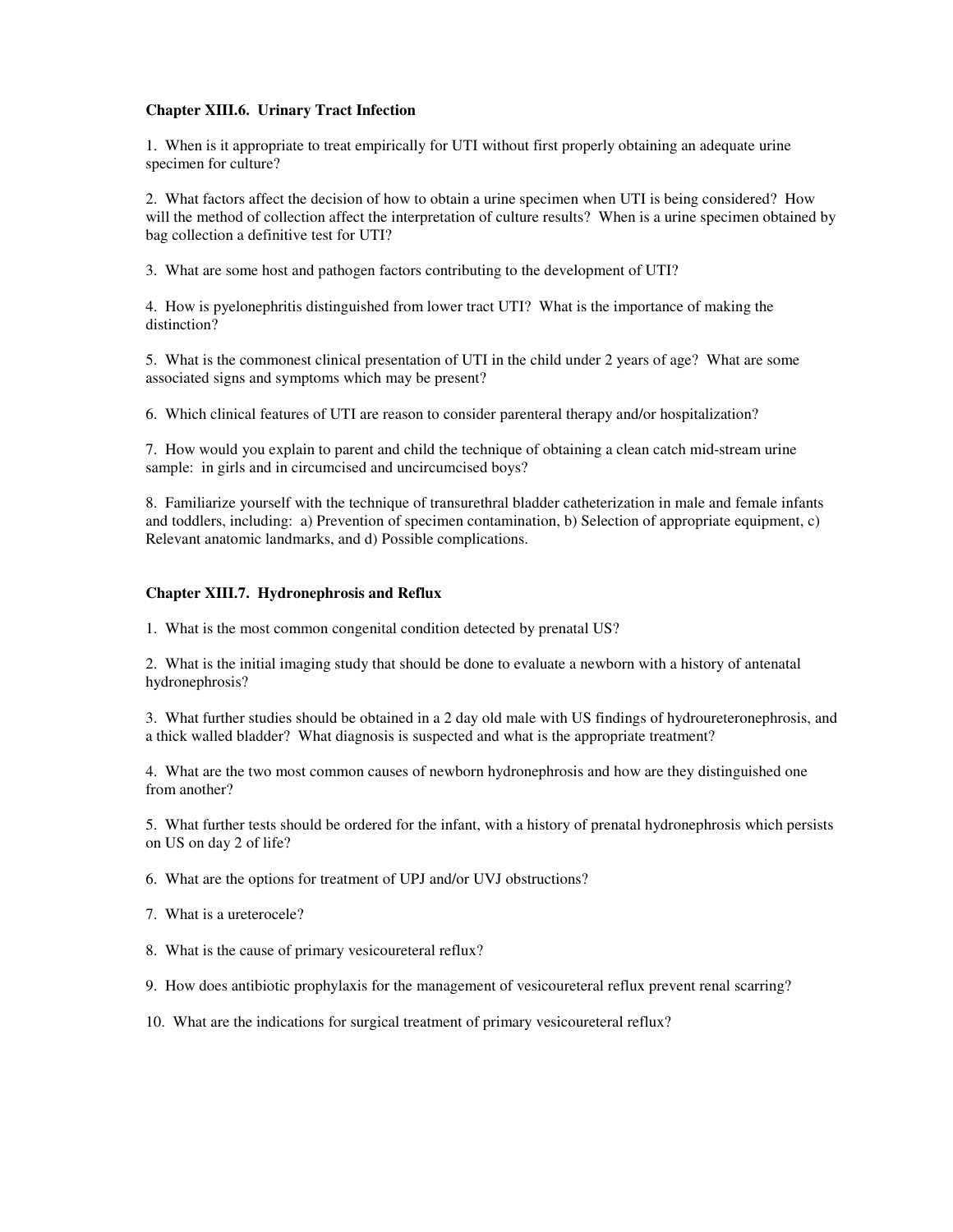**Chapter XIII.6. Urinary Tract Infection**

1. When is it appropriate to treat empirically for UTI without first properly obtaining an adequate urine specimen for culture?

2. What factors affect the decision of how to obtain a urine specimen when UTI is being considered? How will the method of collection affect the interpretation of culture results? When is a urine specimen obtained by bag collection a definitive test for UTI?

3. What are some host and pathogen factors contributing to the development of UTI?

4. How is pyelonephritis distinguished from lower tract UTI? What is the importance of making the distinction?

5. What is the commonest clinical presentation of UTI in the child under 2 years of age? What are some associated signs and symptoms which may be present?

6. Which clinical features of UTI are reason to consider parenteral therapy and/or hospitalization?

7. How would you explain to parent and child the technique of obtaining a clean catch mid-stream urine sample: in girls and in circumcised and uncircumcised boys?

8. Familiarize yourself with the technique of transurethral bladder catheterization in male and female infants and toddlers, including: a) Prevention of specimen contamination, b) Selection of appropriate equipment, c) Relevant anatomic landmarks, and d) Possible complications.

**Chapter XIII.7. Hydronephrosis and Reflux**

1. What is the most common congenital condition detected by prenatal US?

2. What is the initial imaging study that should be done to evaluate a newborn with a history of antenatal hydronephrosis?

3. What further studies should be obtained in a 2 day old male with US findings of hydroureteronephrosis, and a thick walled bladder? What diagnosis is suspected and what is the appropriate treatment?

4. What are the two most common causes of newborn hydronephrosis and how are they distinguished one from another?

5. What further tests should be ordered for the infant, with a history of prenatal hydronephrosis which persists on US on day 2 of life?

6. What are the options for treatment of UPJ and/or UVJ obstructions?

7. What is a ureterocele?

8. What is the cause of primary vesicoureteral reflux?

9. How does antibiotic prophylaxis for the management of vesicoureteral reflux prevent renal scarring?

10. What are the indications for surgical treatment of primary vesicoureteral reflux?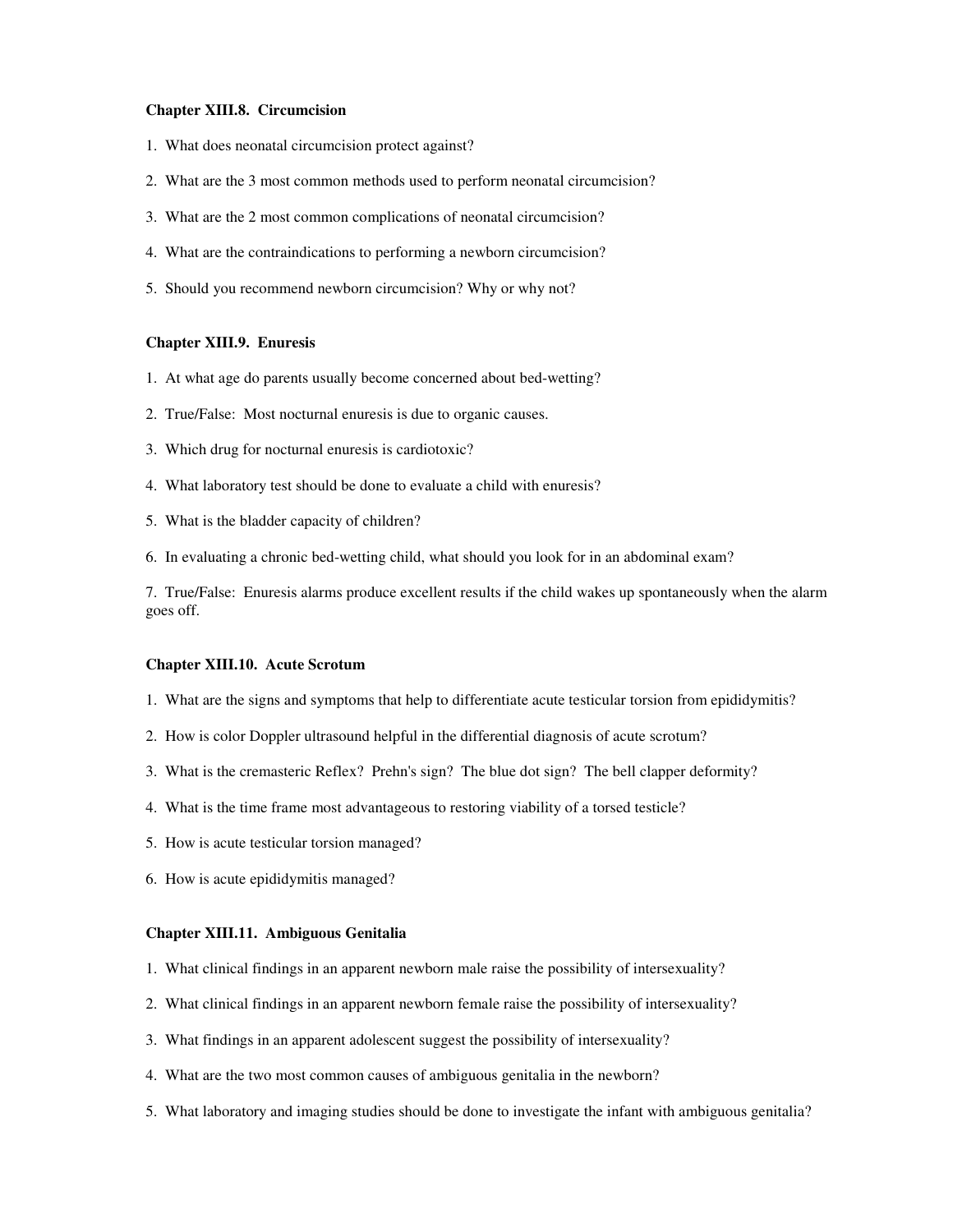### Chapter XIII.8. Circumcision

1. What does neonatal circumcision protect against?

2. What are the 3 most common methods used to perform neonatal circumcision?

3. What are the 2 most common complications of neonatal circumcision?

4. What are the contraindications to performing a newborn circumcision?

5. Should you recommend newborn circumcision? Why or why not?

### Chapter XIII.9. Enuresis

1. At what age do parents usually become concerned about bed-wetting?

2. True/False: Most nocturnal enuresis is due to organic causes.

3. Which drug for nocturnal enuresis is cardiotoxic?

4. What laboratory test should be done to evaluate a child with enuresis?

5. What is the bladder capacity of children?

6. In evaluating a chronic bed-wetting child, what should you look for in an abdominal exam?

7. True/False: Enuresis alarms produce excellent results if the child wakes up spontaneously when the alarm goes off.

### Chapter XIII.10. Acute Scrotum

1. What are the signs and symptoms that help to differentiate acute testicular torsion from epididymitis?

2. How is color Doppler ultrasound helpful in the differential diagnosis of acute scrotum?

3. What is the cremasteric Reflex? Prehn's sign? The blue dot sign? The bell clapper deformity?

4. What is the time frame most advantageous to restoring viability of a torsed testicle?

5. How is acute testicular torsion managed?

6. How is acute epididymitis managed?

### Chapter XIII.11. Ambiguous Genitalia

1. What clinical findings in an apparent newborn male raise the possibility of intersexuality?

2. What clinical findings in an apparent newborn female raise the possibility of intersexuality?

3. What findings in an apparent adolescent suggest the possibility of intersexuality?

4. What are the two most common causes of ambiguous genitalia in the newborn?

5. What laboratory and imaging studies should be done to investigate the infant with ambiguous genitalia?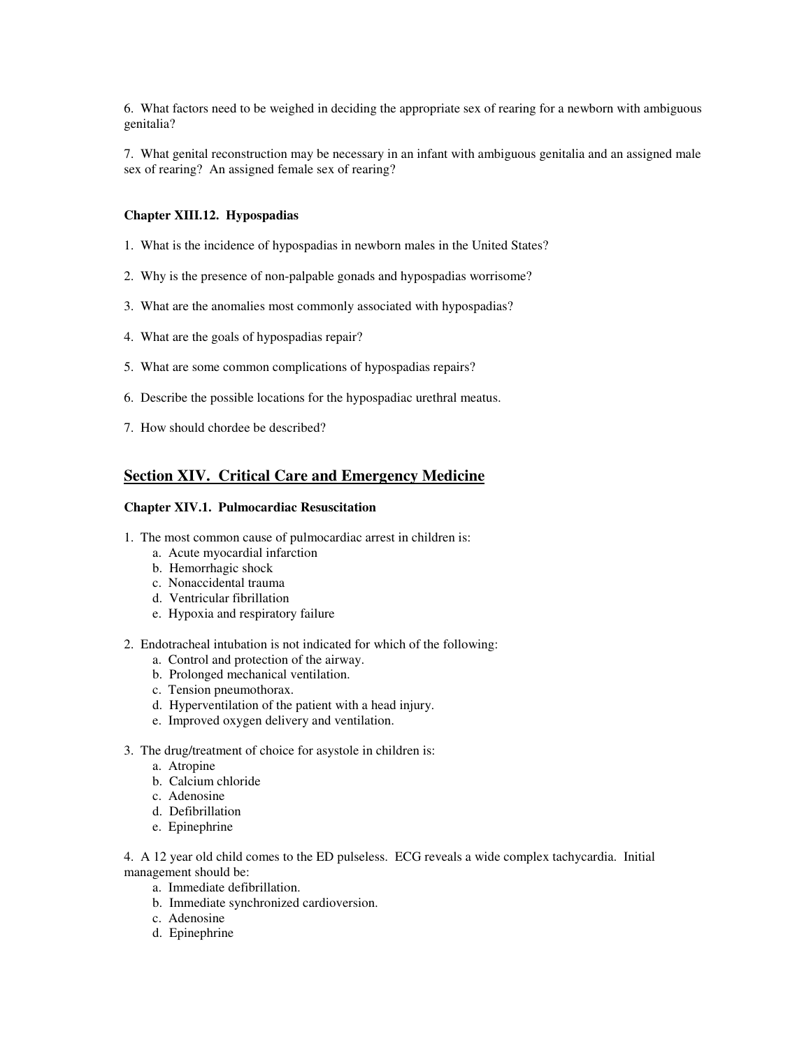6. What factors need to be weighed in deciding the appropriate sex of rearing for a newborn with ambiguous genitalia?

7. What genital reconstruction may be necessary in an infant with ambiguous genitalia and an assigned male sex of rearing? An assigned female sex of rearing?

**Chapter XIII.12. Hypospadias**

1. What is the incidence of hypospadias in newborn males in the United States?

2. Why is the presence of non-palpable gonads and hypospadias worrisome?

3. What are the anomalies most commonly associated with hypospadias?

4. What are the goals of hypospadias repair?

5. What are some common complications of hypospadias repairs?

6. Describe the possible locations for the hypospadiac urethral meatus.

7. How should chordee be described?

## Section XIV. Critical Care and Emergency Medicine

**Chapter XIV.1. Pulmocardiac Resuscitation**

1. The most common cause of pulmocardiac arrest in children is:
   a. Acute myocardial infarction
   b. Hemorrhagic shock
   c. Nonaccidental trauma
   d. Ventricular fibrillation
   e. Hypoxia and respiratory failure

2. Endotracheal intubation is not indicated for which of the following:
   a. Control and protection of the airway.
   b. Prolonged mechanical ventilation.
   c. Tension pneumothorax.
   d. Hyperventilation of the patient with a head injury.
   e. Improved oxygen delivery and ventilation.

3. The drug/treatment of choice for asystole in children is:
   a. Atropine
   b. Calcium chloride
   c. Adenosine
   d. Defibrillation
   e. Epinephrine

4. A 12 year old child comes to the ED pulseless. ECG reveals a wide complex tachycardia. Initial management should be:
   a. Immediate defibrillation.
   b. Immediate synchronized cardioversion.
   c. Adenosine
   d. Epinephrine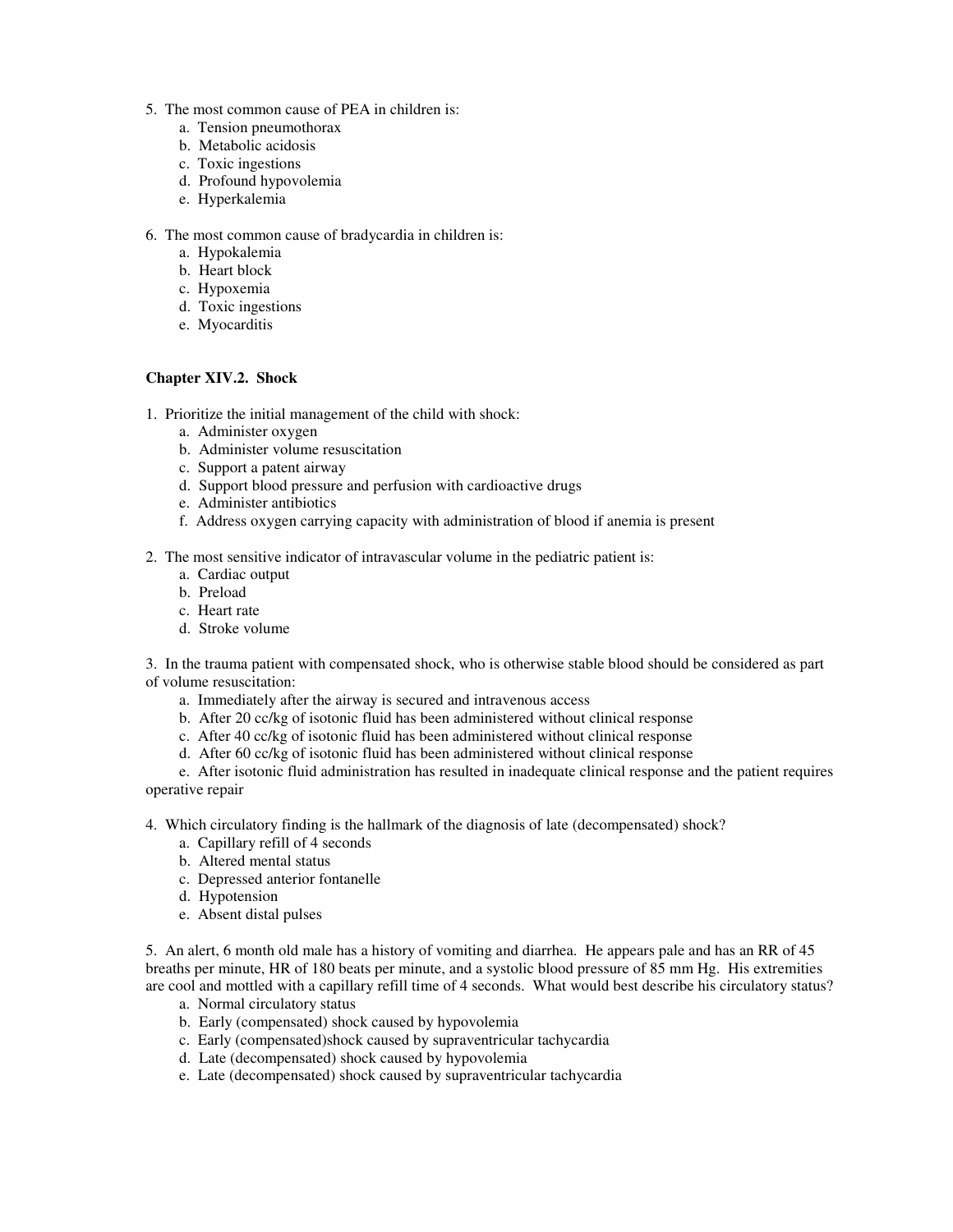5. The most common cause of PEA in children is:
   a. Tension pneumothorax
   b. Metabolic acidosis
   c. Toxic ingestions
   d. Profound hypovolemia
   e. Hyperkalemia

6. The most common cause of bradycardia in children is:
   a. Hypokalemia
   b. Heart block
   c. Hypoxemia
   d. Toxic ingestions
   e. Myocarditis

### Chapter XIV.2. Shock

1. Prioritize the initial management of the child with shock:
   a. Administer oxygen
   b. Administer volume resuscitation
   c. Support a patent airway
   d. Support blood pressure and perfusion with cardioactive drugs
   e. Administer antibiotics
   f. Address oxygen carrying capacity with administration of blood if anemia is present

2. The most sensitive indicator of intravascular volume in the pediatric patient is:
   a. Cardiac output
   b. Preload
   c. Heart rate
   d. Stroke volume

3. In the trauma patient with compensated shock, who is otherwise stable blood should be considered as part of volume resuscitation:
   a. Immediately after the airway is secured and intravenous access
   b. After 20 cc/kg of isotonic fluid has been administered without clinical response
   c. After 40 cc/kg of isotonic fluid has been administered without clinical response
   d. After 60 cc/kg of isotonic fluid has been administered without clinical response
   e. After isotonic fluid administration has resulted in inadequate clinical response and the patient requires operative repair

4. Which circulatory finding is the hallmark of the diagnosis of late (decompensated) shock?
   a. Capillary refill of 4 seconds
   b. Altered mental status
   c. Depressed anterior fontanelle
   d. Hypotension
   e. Absent distal pulses

5. An alert, 6 month old male has a history of vomiting and diarrhea. He appears pale and has an RR of 45 breaths per minute, HR of 180 beats per minute, and a systolic blood pressure of 85 mm Hg. His extremities are cool and mottled with a capillary refill time of 4 seconds. What would best describe his circulatory status?
   a. Normal circulatory status
   b. Early (compensated) shock caused by hypovolemia
   c. Early (compensated)shock caused by supraventricular tachycardia
   d. Late (decompensated) shock caused by hypovolemia
   e. Late (decompensated) shock caused by supraventricular tachycardia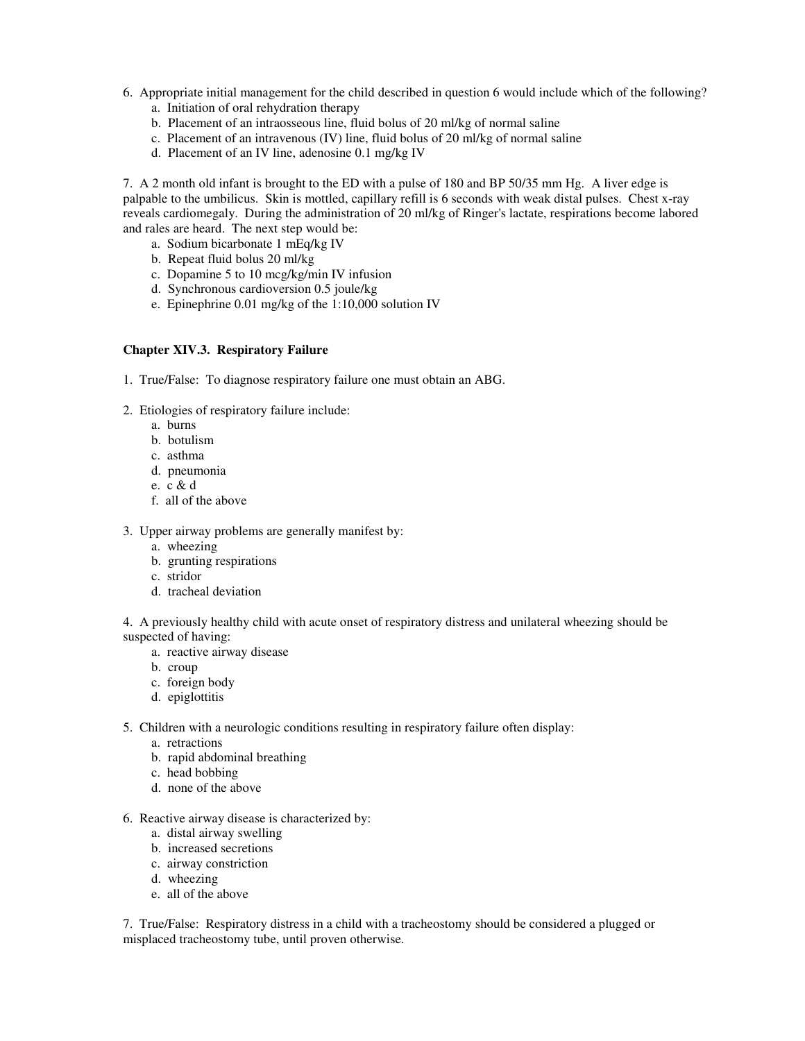6. Appropriate initial management for the child described in question 6 would include which of the following?
   a. Initiation of oral rehydration therapy
   b. Placement of an intraosseous line, fluid bolus of 20 ml/kg of normal saline
   c. Placement of an intravenous (IV) line, fluid bolus of 20 ml/kg of normal saline
   d. Placement of an IV line, adenosine 0.1 mg/kg IV

7. A 2 month old infant is brought to the ED with a pulse of 180 and BP 50/35 mm Hg. A liver edge is palpable to the umbilicus. Skin is mottled, capillary refill is 6 seconds with weak distal pulses. Chest x-ray reveals cardiomegaly. During the administration of 20 ml/kg of Ringer's lactate, respirations become labored and rales are heard. The next step would be:
   a. Sodium bicarbonate 1 mEq/kg IV
   b. Repeat fluid bolus 20 ml/kg
   c. Dopamine 5 to 10 mcg/kg/min IV infusion
   d. Synchronous cardioversion 0.5 joule/kg
   e. Epinephrine 0.01 mg/kg of the 1:10,000 solution IV

### Chapter XIV.3. Respiratory Failure

1. True/False: To diagnose respiratory failure one must obtain an ABG.

2. Etiologies of respiratory failure include:
   a. burns
   b. botulism
   c. asthma
   d. pneumonia
   e. c & d
   f. all of the above

3. Upper airway problems are generally manifest by:
   a. wheezing
   b. grunting respirations
   c. stridor
   d. tracheal deviation

4. A previously healthy child with acute onset of respiratory distress and unilateral wheezing should be suspected of having:
   a. reactive airway disease
   b. croup
   c. foreign body
   d. epiglottitis

5. Children with a neurologic conditions resulting in respiratory failure often display:
   a. retractions
   b. rapid abdominal breathing
   c. head bobbing
   d. none of the above

6. Reactive airway disease is characterized by:
   a. distal airway swelling
   b. increased secretions
   c. airway constriction
   d. wheezing
   e. all of the above

7. True/False: Respiratory distress in a child with a tracheostomy should be considered a plugged or misplaced tracheostomy tube, until proven otherwise.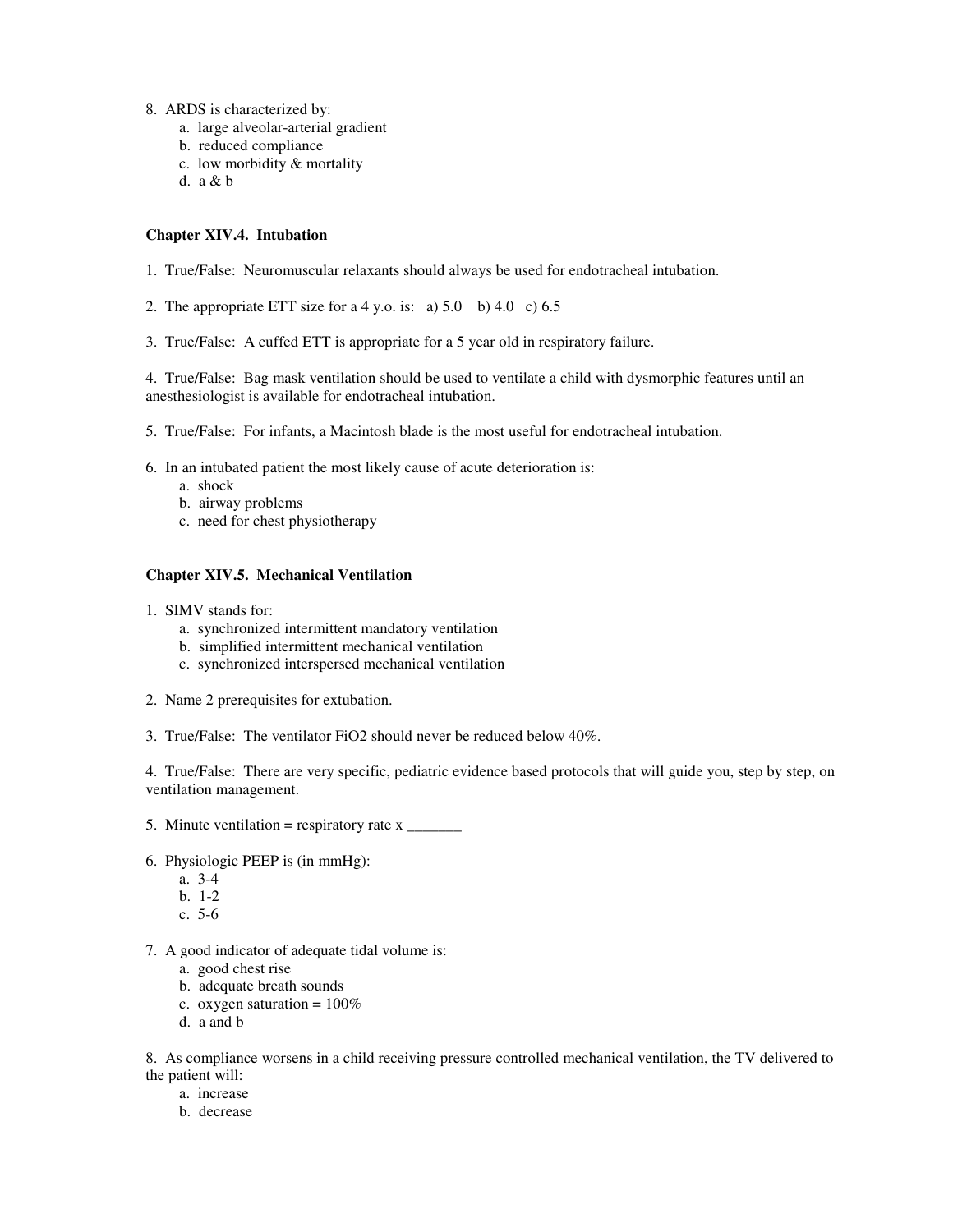8. ARDS is characterized by:
   a. large alveolar-arterial gradient
   b. reduced compliance
   c. low morbidity & mortality
   d. a & b

### Chapter XIV.4. Intubation

1. True/False: Neuromuscular relaxants should always be used for endotracheal intubation.

2. The appropriate ETT size for a 4 y.o. is: a) 5.0 b) 4.0 c) 6.5

3. True/False: A cuffed ETT is appropriate for a 5 year old in respiratory failure.

4. True/False: Bag mask ventilation should be used to ventilate a child with dysmorphic features until an anesthesiologist is available for endotracheal intubation.

5. True/False: For infants, a Macintosh blade is the most useful for endotracheal intubation.

6. In an intubated patient the most likely cause of acute deterioration is:
   a. shock
   b. airway problems
   c. need for chest physiotherapy

### Chapter XIV.5. Mechanical Ventilation

1. SIMV stands for:
   a. synchronized intermittent mandatory ventilation
   b. simplified intermittent mechanical ventilation
   c. synchronized interspersed mechanical ventilation

2. Name 2 prerequisites for extubation.

3. True/False: The ventilator $FiO_2$ should never be reduced below 40%.

4. True/False: There are very specific, pediatric evidence based protocols that will guide you, step by step, on ventilation management.

5. Minute ventilation = respiratory rate x _______

6. Physiologic PEEP is (in mmHg):
   a. 3-4
   b. 1-2
   c. 5-6

7. A good indicator of adequate tidal volume is:
   a. good chest rise
   b. adequate breath sounds
   c. oxygen saturation = 100%
   d. a and b

8. As compliance worsens in a child receiving pressure controlled mechanical ventilation, the TV delivered to the patient will:
   a. increase
   b. decrease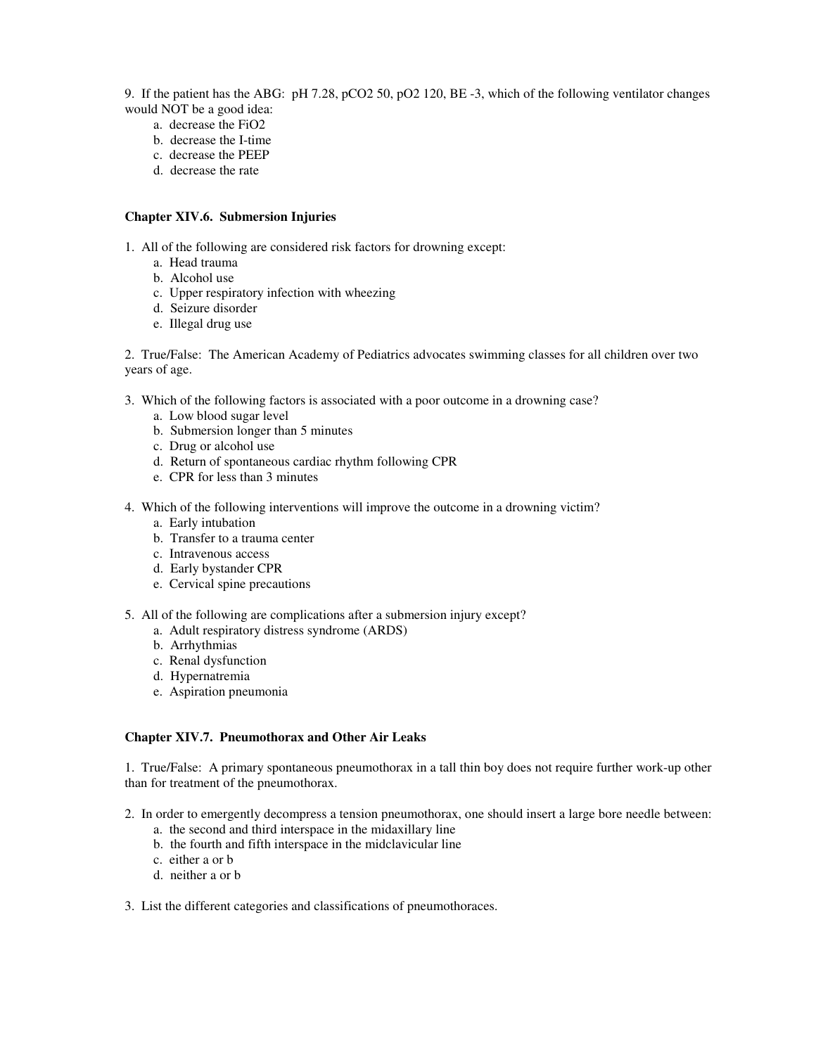9. If the patient has the ABG: pH 7.28, $pCO_2$ 50, $pO_2$ 120, BE -3, which of the following ventilator changes would NOT be a good idea:

   a. decrease the $FiO_2$
   b. decrease the I-time
   c. decrease the PEEP
   d. decrease the rate

### Chapter XIV.6. Submersion Injuries

1. All of the following are considered risk factors for drowning except:
   a. Head trauma
   b. Alcohol use
   c. Upper respiratory infection with wheezing
   d. Seizure disorder
   e. Illegal drug use

2. True/False: The American Academy of Pediatrics advocates swimming classes for all children over two years of age.

3. Which of the following factors is associated with a poor outcome in a drowning case?
   a. Low blood sugar level
   b. Submersion longer than 5 minutes
   c. Drug or alcohol use
   d. Return of spontaneous cardiac rhythm following CPR
   e. CPR for less than 3 minutes

4. Which of the following interventions will improve the outcome in a drowning victim?
   a. Early intubation
   b. Transfer to a trauma center
   c. Intravenous access
   d. Early bystander CPR
   e. Cervical spine precautions

5. All of the following are complications after a submersion injury except?
   a. Adult respiratory distress syndrome (ARDS)
   b. Arrhythmias
   c. Renal dysfunction
   d. Hypernatremia
   e. Aspiration pneumonia

### Chapter XIV.7. Pneumothorax and Other Air Leaks

1. True/False: A primary spontaneous pneumothorax in a tall thin boy does not require further work-up other than for treatment of the pneumothorax.

2. In order to emergently decompress a tension pneumothorax, one should insert a large bore needle between:
   a. the second and third interspace in the midaxillary line
   b. the fourth and fifth interspace in the midclavicular line
   c. either a or b
   d. neither a or b

3. List the different categories and classifications of pneumothoraces.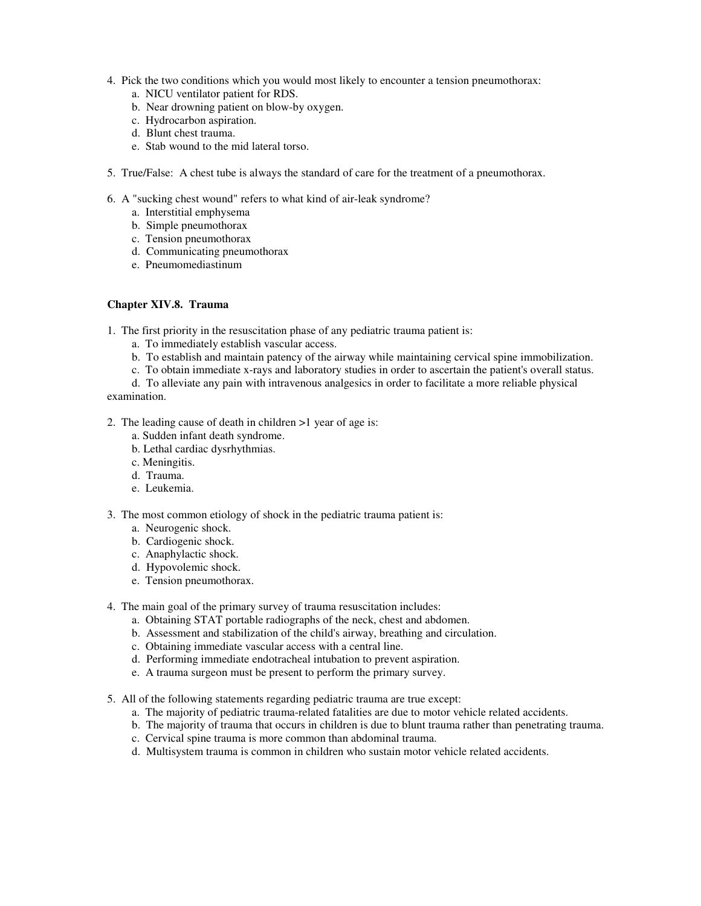4. Pick the two conditions which you would most likely to encounter a tension pneumothorax:
   a. NICU ventilator patient for RDS.
   b. Near drowning patient on blow-by oxygen.
   c. Hydrocarbon aspiration.
   d. Blunt chest trauma.
   e. Stab wound to the mid lateral torso.

5. True/False: A chest tube is always the standard of care for the treatment of a pneumothorax.

6. A "sucking chest wound" refers to what kind of air-leak syndrome?
   a. Interstitial emphysema
   b. Simple pneumothorax
   c. Tension pneumothorax
   d. Communicating pneumothorax
   e. Pneumomediastinum

### Chapter XIV.8. Trauma

1. The first priority in the resuscitation phase of any pediatric trauma patient is:
   a. To immediately establish vascular access.
   b. To establish and maintain patency of the airway while maintaining cervical spine immobilization.
   c. To obtain immediate x-rays and laboratory studies in order to ascertain the patient's overall status.
   d. To alleviate any pain with intravenous analgesics in order to facilitate a more reliable physical examination.

2. The leading cause of death in children >1 year of age is:
   a. Sudden infant death syndrome.
   b. Lethal cardiac dysrhythmias.
   c. Meningitis.
   d. Trauma.
   e. Leukemia.

3. The most common etiology of shock in the pediatric trauma patient is:
   a. Neurogenic shock.
   b. Cardiogenic shock.
   c. Anaphylactic shock.
   d. Hypovolemic shock.
   e. Tension pneumothorax.

4. The main goal of the primary survey of trauma resuscitation includes:
   a. Obtaining STAT portable radiographs of the neck, chest and abdomen.
   b. Assessment and stabilization of the child's airway, breathing and circulation.
   c. Obtaining immediate vascular access with a central line.
   d. Performing immediate endotracheal intubation to prevent aspiration.
   e. A trauma surgeon must be present to perform the primary survey.

5. All of the following statements regarding pediatric trauma are true except:
   a. The majority of pediatric trauma-related fatalities are due to motor vehicle related accidents.
   b. The majority of trauma that occurs in children is due to blunt trauma rather than penetrating trauma.
   c. Cervical spine trauma is more common than abdominal trauma.
   d. Multisystem trauma is common in children who sustain motor vehicle related accidents.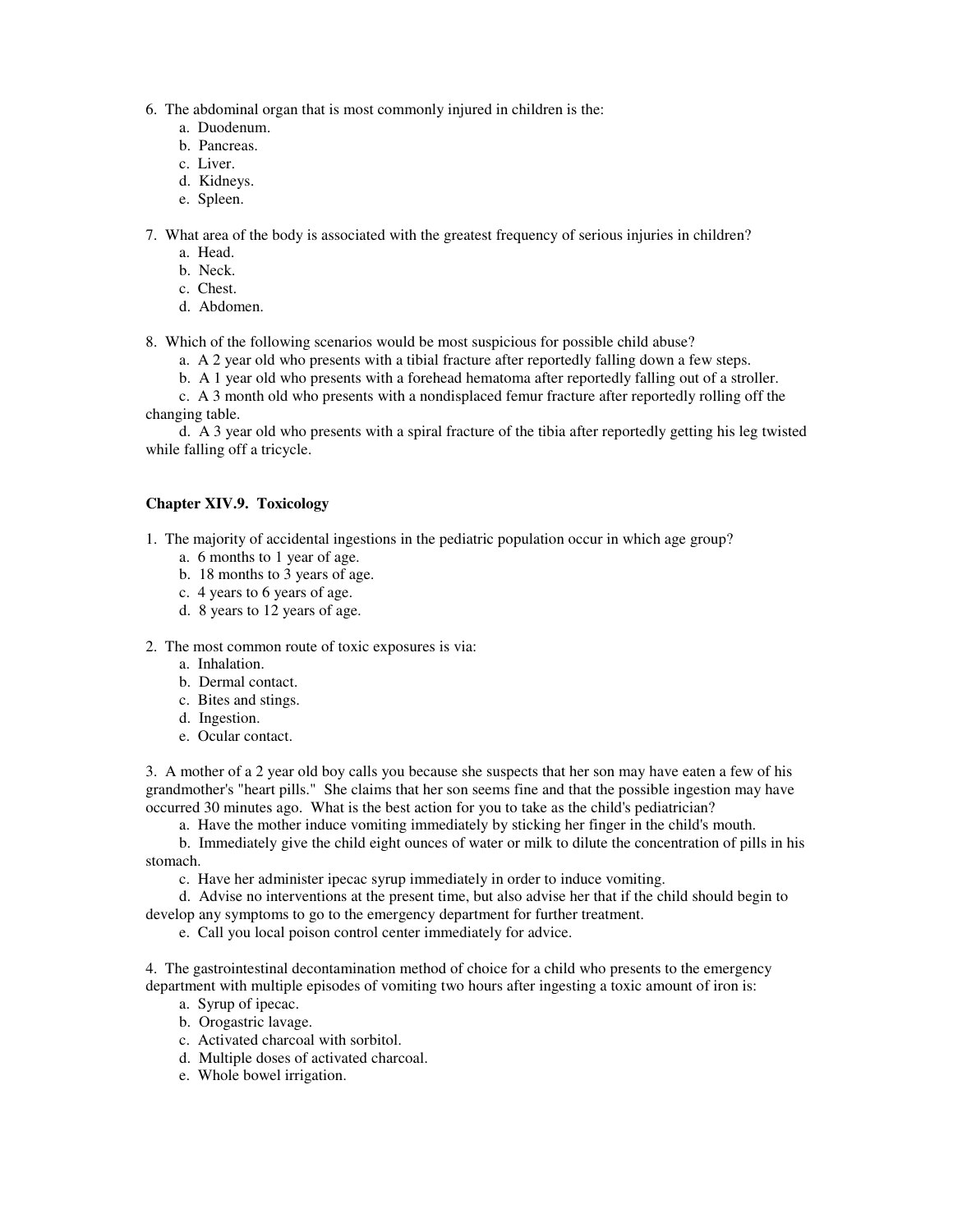6. The abdominal organ that is most commonly injured in children is the:
   a. Duodenum.
   b. Pancreas.
   c. Liver.
   d. Kidneys.
   e. Spleen.

7. What area of the body is associated with the greatest frequency of serious injuries in children?
   a. Head.
   b. Neck.
   c. Chest.
   d. Abdomen.

8. Which of the following scenarios would be most suspicious for possible child abuse?
   a. A 2 year old who presents with a tibial fracture after reportedly falling down a few steps.
   b. A 1 year old who presents with a forehead hematoma after reportedly falling out of a stroller.
   c. A 3 month old who presents with a nondisplaced femur fracture after reportedly rolling off the changing table.
   d. A 3 year old who presents with a spiral fracture of the tibia after reportedly getting his leg twisted while falling off a tricycle.

### Chapter XIV.9. Toxicology

1. The majority of accidental ingestions in the pediatric population occur in which age group?
   a. 6 months to 1 year of age.
   b. 18 months to 3 years of age.
   c. 4 years to 6 years of age.
   d. 8 years to 12 years of age.

2. The most common route of toxic exposures is via:
   a. Inhalation.
   b. Dermal contact.
   c. Bites and stings.
   d. Ingestion.
   e. Ocular contact.

3. A mother of a 2 year old boy calls you because she suspects that her son may have eaten a few of his grandmother's "heart pills." She claims that her son seems fine and that the possible ingestion may have occurred 30 minutes ago. What is the best action for you to take as the child's pediatrician?
   a. Have the mother induce vomiting immediately by sticking her finger in the child's mouth.
   b. Immediately give the child eight ounces of water or milk to dilute the concentration of pills in his stomach.
   c. Have her administer ipecac syrup immediately in order to induce vomiting.
   d. Advise no interventions at the present time, but also advise her that if the child should begin to develop any symptoms to go to the emergency department for further treatment.
   e. Call you local poison control center immediately for advice.

4. The gastrointestinal decontamination method of choice for a child who presents to the emergency department with multiple episodes of vomiting two hours after ingesting a toxic amount of iron is:
   a. Syrup of ipecac.
   b. Orogastric lavage.
   c. Activated charcoal with sorbitol.
   d. Multiple doses of activated charcoal.
   e. Whole bowel irrigation.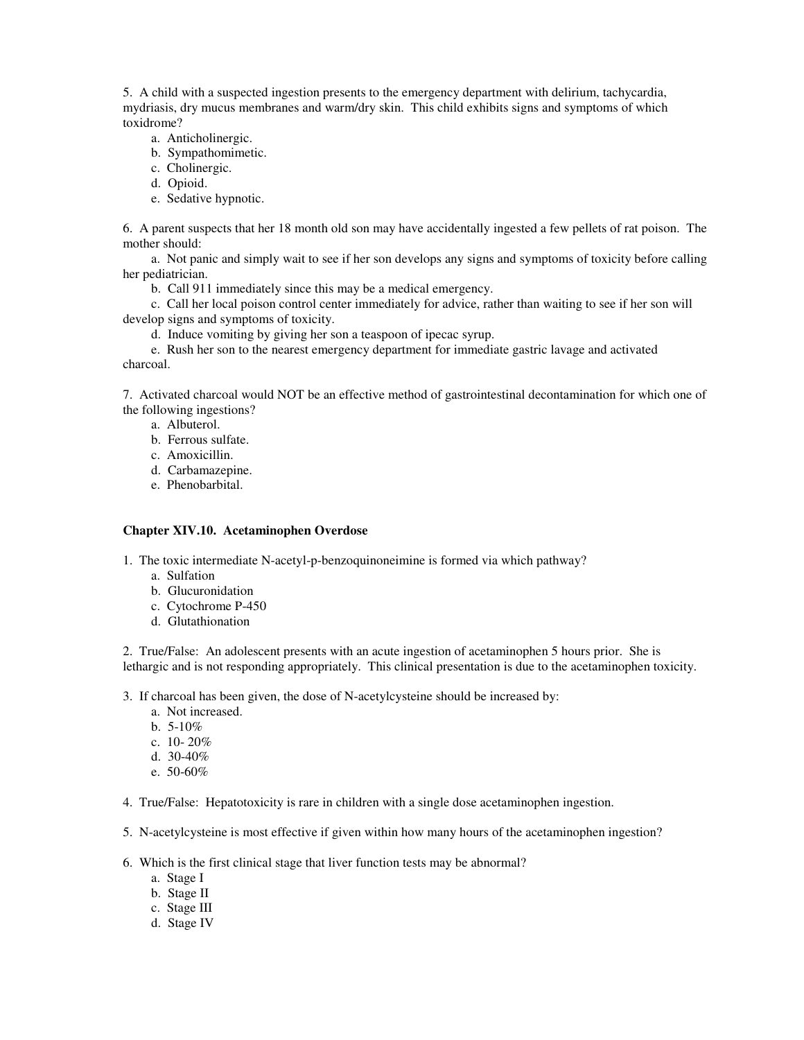5. A child with a suspected ingestion presents to the emergency department with delirium, tachycardia, mydriasis, dry mucus membranes and warm/dry skin. This child exhibits signs and symptoms of which toxidrome?

   a. Anticholinergic.
   b. Sympathomimetic.
   c. Cholinergic.
   d. Opioid.
   e. Sedative hypnotic.

6. A parent suspects that her 18 month old son may have accidentally ingested a few pellets of rat poison. The mother should:

   a. Not panic and simply wait to see if her son develops any signs and symptoms of toxicity before calling her pediatrician.
   b. Call 911 immediately since this may be a medical emergency.
   c. Call her local poison control center immediately for advice, rather than waiting to see if her son will develop signs and symptoms of toxicity.
   d. Induce vomiting by giving her son a teaspoon of ipecac syrup.
   e. Rush her son to the nearest emergency department for immediate gastric lavage and activated charcoal.

7. Activated charcoal would NOT be an effective method of gastrointestinal decontamination for which one of the following ingestions?

   a. Albuterol.
   b. Ferrous sulfate.
   c. Amoxicillin.
   d. Carbamazepine.
   e. Phenobarbital.

**Chapter XIV.10. Acetaminophen Overdose**

1. The toxic intermediate N-acetyl-p-benzoquinoneimine is formed via which pathway?

   a. Sulfation
   b. Glucuronidation
   c. Cytochrome P-450
   d. Glutathionation

2. True/False: An adolescent presents with an acute ingestion of acetaminophen 5 hours prior. She is lethargic and is not responding appropriately. This clinical presentation is due to the acetaminophen toxicity.

3. If charcoal has been given, the dose of N-acetylcysteine should be increased by:

   a. Not increased.
   b. 5-10%
   c. 10- 20%
   d. 30-40%
   e. 50-60%

4. True/False: Hepatotoxicity is rare in children with a single dose acetaminophen ingestion.

5. N-acetylcysteine is most effective if given within how many hours of the acetaminophen ingestion?

6. Which is the first clinical stage that liver function tests may be abnormal?

   a. Stage I
   b. Stage II
   c. Stage III
   d. Stage IV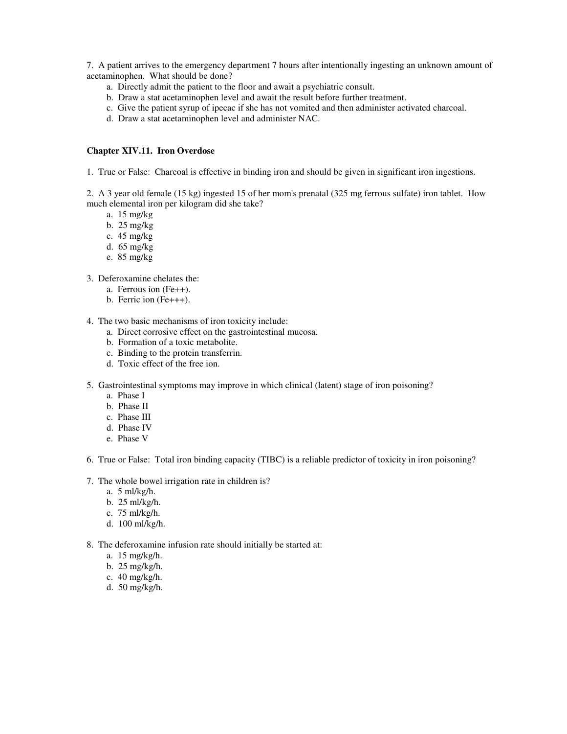7. A patient arrives to the emergency department 7 hours after intentionally ingesting an unknown amount of acetaminophen. What should be done?

   a. Directly admit the patient to the floor and await a psychiatric consult.
   b. Draw a stat acetaminophen level and await the result before further treatment.
   c. Give the patient syrup of ipecac if she has not vomited and then administer activated charcoal.
   d. Draw a stat acetaminophen level and administer NAC.

**Chapter XIV.11. Iron Overdose**

1. True or False: Charcoal is effective in binding iron and should be given in significant iron ingestions.

2. A 3 year old female (15 kg) ingested 15 of her mom's prenatal (325 mg ferrous sulfate) iron tablet. How much elemental iron per kilogram did she take?

   a. 15 mg/kg
   b. 25 mg/kg
   c. 45 mg/kg
   d. 65 mg/kg
   e. 85 mg/kg

3. Deferoxamine chelates the:

   a. Ferrous ion ($Fe^{++}$).
   b. Ferric ion ($Fe^{+++}$).

4. The two basic mechanisms of iron toxicity include:

   a. Direct corrosive effect on the gastrointestinal mucosa.
   b. Formation of a toxic metabolite.
   c. Binding to the protein transferrin.
   d. Toxic effect of the free ion.

5. Gastrointestinal symptoms may improve in which clinical (latent) stage of iron poisoning?

   a. Phase I
   b. Phase II
   c. Phase III
   d. Phase IV
   e. Phase V

6. True or False: Total iron binding capacity (TIBC) is a reliable predictor of toxicity in iron poisoning?

7. The whole bowel irrigation rate in children is?

   a. 5 ml/kg/h.
   b. 25 ml/kg/h.
   c. 75 ml/kg/h.
   d. 100 ml/kg/h.

8. The deferoxamine infusion rate should initially be started at:

   a. 15 mg/kg/h.
   b. 25 mg/kg/h.
   c. 40 mg/kg/h.
   d. 50 mg/kg/h.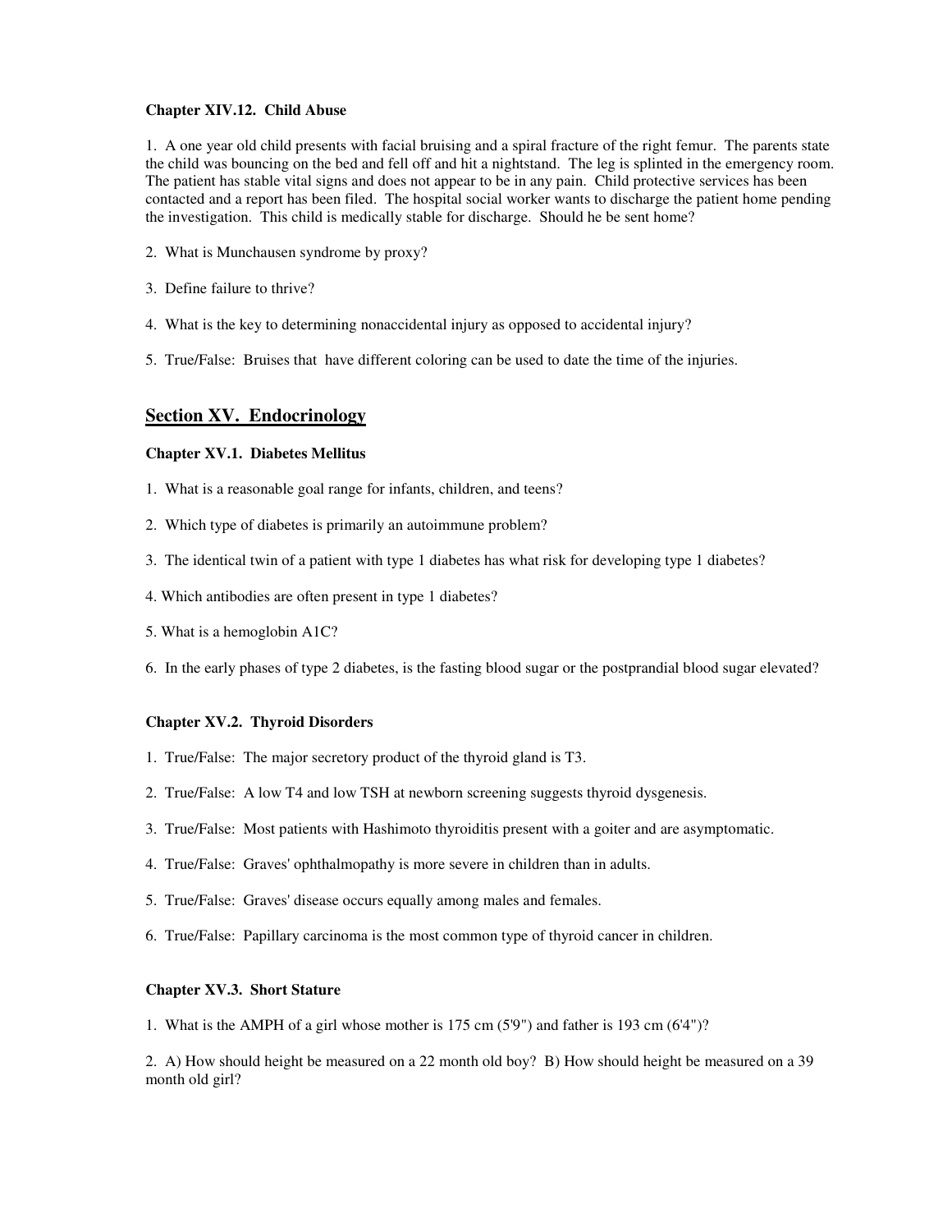### Chapter XIV.12. Child Abuse

1. A one year old child presents with facial bruising and a spiral fracture of the right femur. The parents state the child was bouncing on the bed and fell off and hit a nightstand. The leg is splinted in the emergency room. The patient has stable vital signs and does not appear to be in any pain. Child protective services has been contacted and a report has been filed. The hospital social worker wants to discharge the patient home pending the investigation. This child is medically stable for discharge. Should he be sent home?

2. What is Munchausen syndrome by proxy?

3. Define failure to thrive?

4. What is the key to determining nonaccidental injury as opposed to accidental injury?

5. True/False: Bruises that have different coloring can be used to date the time of the injuries.

## Section XV. Endocrinology

### Chapter XV.1. Diabetes Mellitus

1. What is a reasonable goal range for infants, children, and teens?

2. Which type of diabetes is primarily an autoimmune problem?

3. The identical twin of a patient with type 1 diabetes has what risk for developing type 1 diabetes?

4. Which antibodies are often present in type 1 diabetes?

5. What is a hemoglobin A1C?

6. In the early phases of type 2 diabetes, is the fasting blood sugar or the postprandial blood sugar elevated?

### Chapter XV.2. Thyroid Disorders

1. True/False: The major secretory product of the thyroid gland is T3.

2. True/False: A low T4 and low TSH at newborn screening suggests thyroid dysgenesis.

3. True/False: Most patients with Hashimoto thyroiditis present with a goiter and are asymptomatic.

4. True/False: Graves' ophthalmopathy is more severe in children than in adults.

5. True/False: Graves' disease occurs equally among males and females.

6. True/False: Papillary carcinoma is the most common type of thyroid cancer in children.

### Chapter XV.3. Short Stature

1. What is the AMPH of a girl whose mother is 175 cm (5'9") and father is 193 cm (6'4")?

2. A) How should height be measured on a 22 month old boy? B) How should height be measured on a 39 month old girl?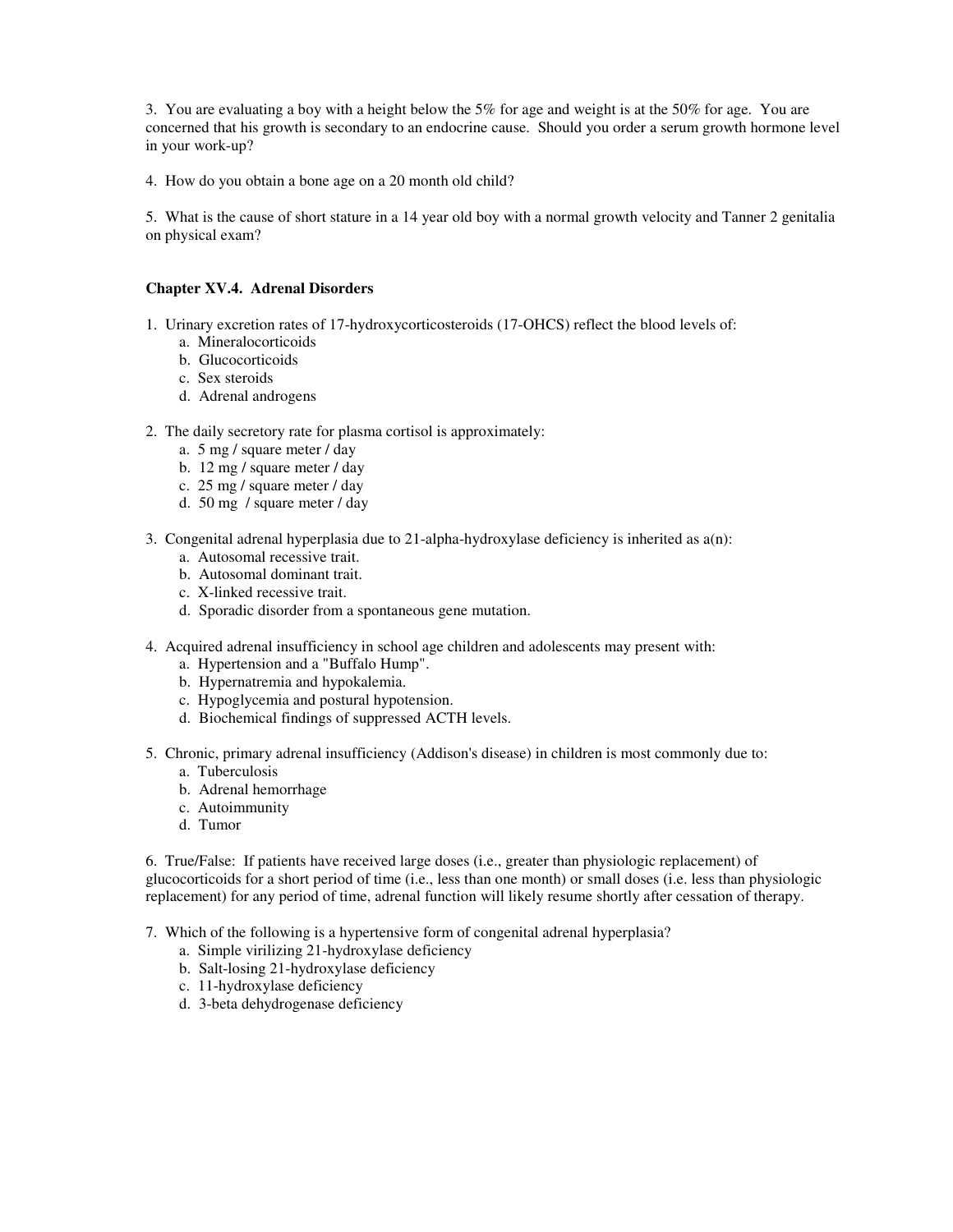3. You are evaluating a boy with a height below the 5% for age and weight is at the 50% for age. You are concerned that his growth is secondary to an endocrine cause. Should you order a serum growth hormone level in your work-up?

4. How do you obtain a bone age on a 20 month old child?

5. What is the cause of short stature in a 14 year old boy with a normal growth velocity and Tanner 2 genitalia on physical exam?

### Chapter XV.4. Adrenal Disorders

1. Urinary excretion rates of 17-hydroxycorticosteroids (17-OHCS) reflect the blood levels of:
   - a. Mineralocorticoids
   - b. Glucocorticoids
   - c. Sex steroids
   - d. Adrenal androgens

2. The daily secretory rate for plasma cortisol is approximately:
   - a. 5 mg / square meter / day
   - b. 12 mg / square meter / day
   - c. 25 mg / square meter / day
   - d. 50 mg / square meter / day

3. Congenital adrenal hyperplasia due to 21-alpha-hydroxylase deficiency is inherited as a(n):
   - a. Autosomal recessive trait.
   - b. Autosomal dominant trait.
   - c. X-linked recessive trait.
   - d. Sporadic disorder from a spontaneous gene mutation.

4. Acquired adrenal insufficiency in school age children and adolescents may present with:
   - a. Hypertension and a "Buffalo Hump".
   - b. Hypernatremia and hypokalemia.
   - c. Hypoglycemia and postural hypotension.
   - d. Biochemical findings of suppressed ACTH levels.

5. Chronic, primary adrenal insufficiency (Addison's disease) in children is most commonly due to:
   - a. Tuberculosis
   - b. Adrenal hemorrhage
   - c. Autoimmunity
   - d. Tumor

6. True/False: If patients have received large doses (i.e., greater than physiologic replacement) of glucocorticoids for a short period of time (i.e., less than one month) or small doses (i.e. less than physiologic replacement) for any period of time, adrenal function will likely resume shortly after cessation of therapy.

7. Which of the following is a hypertensive form of congenital adrenal hyperplasia?
   - a. Simple virilizing 21-hydroxylase deficiency
   - b. Salt-losing 21-hydroxylase deficiency
   - c. 11-hydroxylase deficiency
   - d. 3-beta dehydrogenase deficiency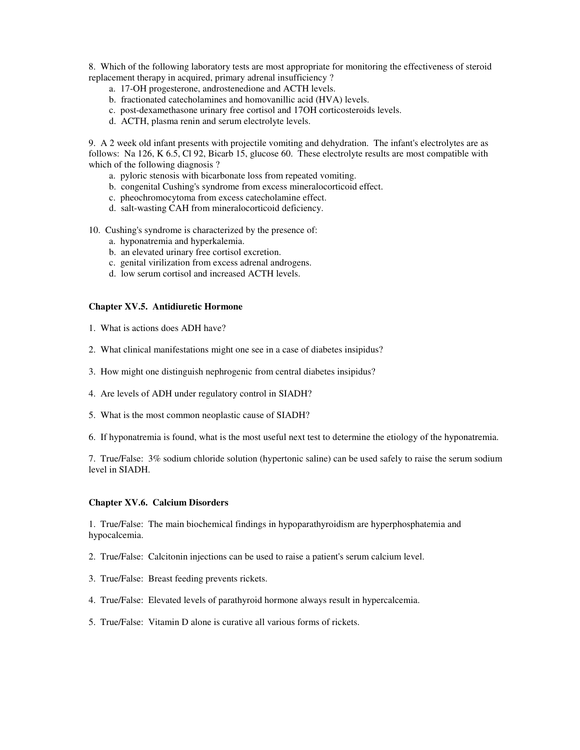8. Which of the following laboratory tests are most appropriate for monitoring the effectiveness of steroid replacement therapy in acquired, primary adrenal insufficiency ?

   a. 17-OH progesterone, androstenedione and ACTH levels.
   b. fractionated catecholamines and homovanillic acid (HVA) levels.
   c. post-dexamethasone urinary free cortisol and 17OH corticosteroids levels.
   d. ACTH, plasma renin and serum electrolyte levels.

9. A 2 week old infant presents with projectile vomiting and dehydration. The infant's electrolytes are as follows: Na 126, K 6.5, Cl 92, Bicarb 15, glucose 60. These electrolyte results are most compatible with which of the following diagnosis ?

   a. pyloric stenosis with bicarbonate loss from repeated vomiting.
   b. congenital Cushing's syndrome from excess mineralocorticoid effect.
   c. pheochromocytoma from excess catecholamine effect.
   d. salt-wasting CAH from mineralocorticoid deficiency.

10. Cushing's syndrome is characterized by the presence of:

   a. hyponatremia and hyperkalemia.
   b. an elevated urinary free cortisol excretion.
   c. genital virilization from excess adrenal androgens.
   d. low serum cortisol and increased ACTH levels.

### Chapter XV.5. Antidiuretic Hormone

1. What is actions does ADH have?

2. What clinical manifestations might one see in a case of diabetes insipidus?

3. How might one distinguish nephrogenic from central diabetes insipidus?

4. Are levels of ADH under regulatory control in SIADH?

5. What is the most common neoplastic cause of SIADH?

6. If hyponatremia is found, what is the most useful next test to determine the etiology of the hyponatremia.

7. True/False: 3% sodium chloride solution (hypertonic saline) can be used safely to raise the serum sodium level in SIADH.

### Chapter XV.6. Calcium Disorders

1. True/False: The main biochemical findings in hypoparathyroidism are hyperphosphatemia and hypocalcemia.

2. True/False: Calcitonin injections can be used to raise a patient's serum calcium level.

3. True/False: Breast feeding prevents rickets.

4. True/False: Elevated levels of parathyroid hormone always result in hypercalcemia.

5. True/False: Vitamin D alone is curative all various forms of rickets.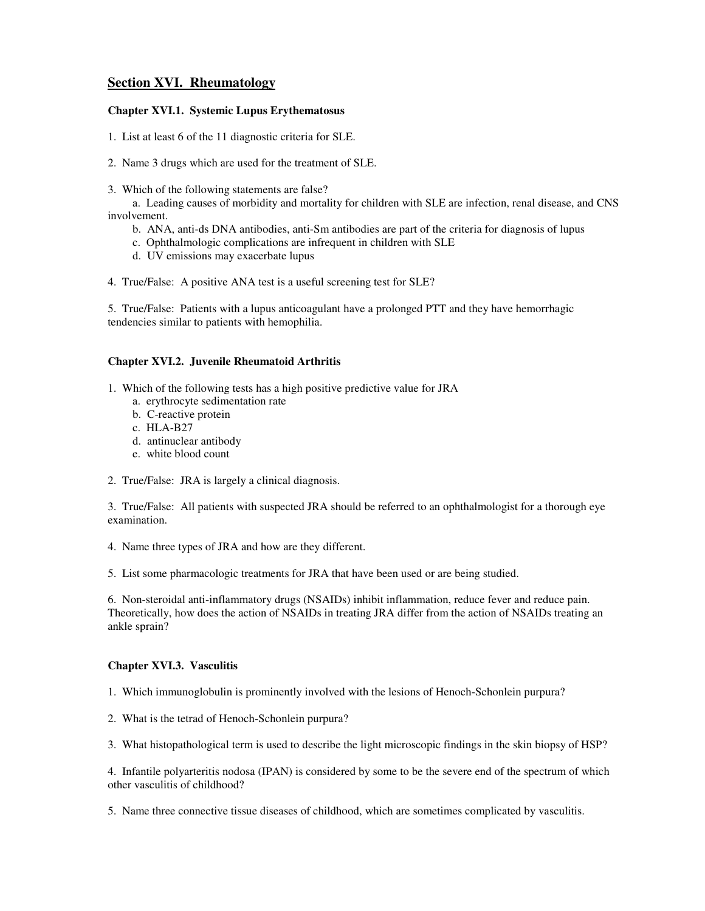## Section XVI. Rheumatology

### Chapter XVI.1. Systemic Lupus Erythematosus

1. List at least 6 of the 11 diagnostic criteria for SLE.

2. Name 3 drugs which are used for the treatment of SLE.

3. Which of the following statements are false?
   a. Leading causes of morbidity and mortality for children with SLE are infection, renal disease, and CNS involvement.
   b. ANA, anti-ds DNA antibodies, anti-Sm antibodies are part of the criteria for diagnosis of lupus
   c. Ophthalmologic complications are infrequent in children with SLE
   d. UV emissions may exacerbate lupus

4. True/False: A positive ANA test is a useful screening test for SLE?

5. True/False: Patients with a lupus anticoagulant have a prolonged PTT and they have hemorrhagic tendencies similar to patients with hemophilia.

### Chapter XVI.2. Juvenile Rheumatoid Arthritis

1. Which of the following tests has a high positive predictive value for JRA
   a. erythrocyte sedimentation rate
   b. C-reactive protein
   c. HLA-B27
   d. antinuclear antibody
   e. white blood count

2. True/False: JRA is largely a clinical diagnosis.

3. True/False: All patients with suspected JRA should be referred to an ophthalmologist for a thorough eye examination.

4. Name three types of JRA and how are they different.

5. List some pharmacologic treatments for JRA that have been used or are being studied.

6. Non-steroidal anti-inflammatory drugs (NSAIDs) inhibit inflammation, reduce fever and reduce pain. Theoretically, how does the action of NSAIDs in treating JRA differ from the action of NSAIDs treating an ankle sprain?

### Chapter XVI.3. Vasculitis

1. Which immunoglobulin is prominently involved with the lesions of Henoch-Schonlein purpura?

2. What is the tetrad of Henoch-Schonlein purpura?

3. What histopathological term is used to describe the light microscopic findings in the skin biopsy of HSP?

4. Infantile polyarteritis nodosa (IPAN) is considered by some to be the severe end of the spectrum of which other vasculitis of childhood?

5. Name three connective tissue diseases of childhood, which are sometimes complicated by vasculitis.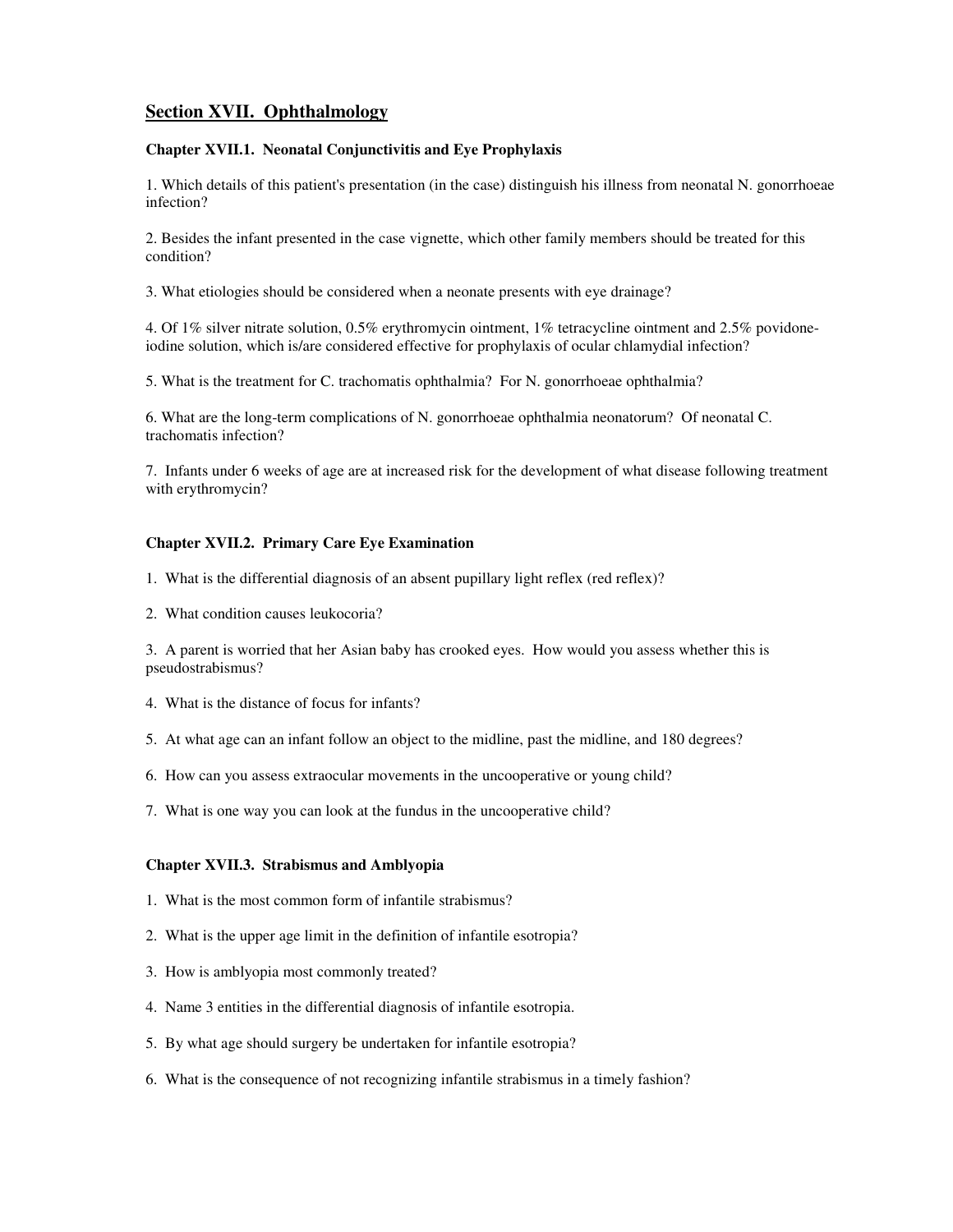# Section XVII. Ophthalmology

### Chapter XVII.1. Neonatal Conjunctivitis and Eye Prophylaxis

1. Which details of this patient's presentation (in the case) distinguish his illness from neonatal N. gonorrhoeae infection?

2. Besides the infant presented in the case vignette, which other family members should be treated for this condition?

3. What etiologies should be considered when a neonate presents with eye drainage?

4. Of 1% silver nitrate solution, 0.5% erythromycin ointment, 1% tetracycline ointment and 2.5% povidone-iodine solution, which is/are considered effective for prophylaxis of ocular chlamydial infection?

5. What is the treatment for C. trachomatis ophthalmia? For N. gonorrhoeae ophthalmia?

6. What are the long-term complications of N. gonorrhoeae ophthalmia neonatorum? Of neonatal C. trachomatis infection?

7. Infants under 6 weeks of age are at increased risk for the development of what disease following treatment with erythromycin?

### Chapter XVII.2. Primary Care Eye Examination

1. What is the differential diagnosis of an absent pupillary light reflex (red reflex)?

2. What condition causes leukocoria?

3. A parent is worried that her Asian baby has crooked eyes. How would you assess whether this is pseudostrabismus?

4. What is the distance of focus for infants?

5. At what age can an infant follow an object to the midline, past the midline, and 180 degrees?

6. How can you assess extraocular movements in the uncooperative or young child?

7. What is one way you can look at the fundus in the uncooperative child?

### Chapter XVII.3. Strabismus and Amblyopia

1. What is the most common form of infantile strabismus?

2. What is the upper age limit in the definition of infantile esotropia?

3. How is amblyopia most commonly treated?

4. Name 3 entities in the differential diagnosis of infantile esotropia.

5. By what age should surgery be undertaken for infantile esotropia?

6. What is the consequence of not recognizing infantile strabismus in a timely fashion?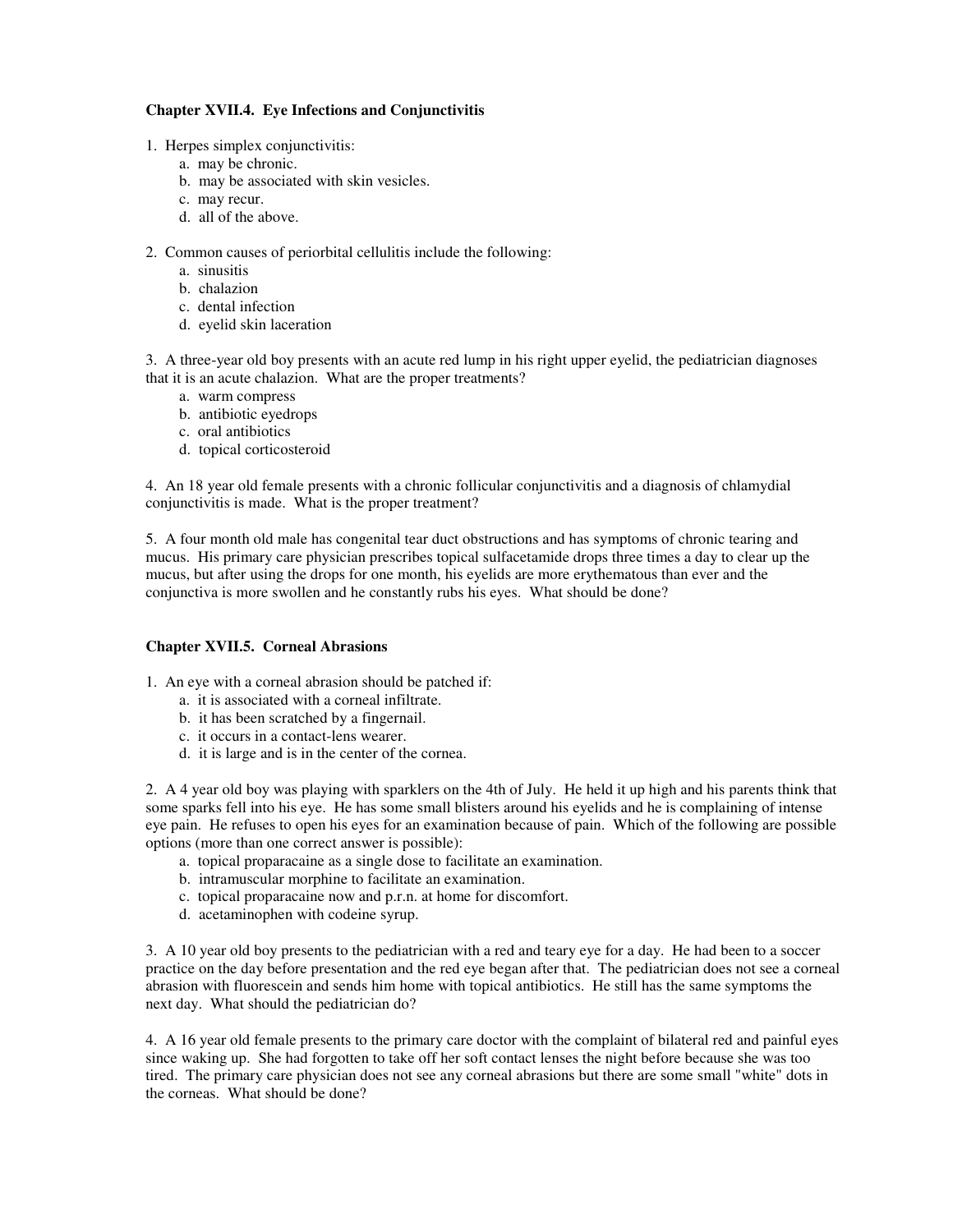### Chapter XVII.4. Eye Infections and Conjunctivitis

1. Herpes simplex conjunctivitis:
    a. may be chronic.
    b. may be associated with skin vesicles.
    c. may recur.
    d. all of the above.

2. Common causes of periorbital cellulitis include the following:
    a. sinusitis
    b. chalazion
    c. dental infection
    d. eyelid skin laceration

3. A three-year old boy presents with an acute red lump in his right upper eyelid, the pediatrician diagnoses that it is an acute chalazion. What are the proper treatments?
    a. warm compress
    b. antibiotic eyedrops
    c. oral antibiotics
    d. topical corticosteroid

4. An 18 year old female presents with a chronic follicular conjunctivitis and a diagnosis of chlamydial conjunctivitis is made. What is the proper treatment?

5. A four month old male has congenital tear duct obstructions and has symptoms of chronic tearing and mucus. His primary care physician prescribes topical sulfacetamide drops three times a day to clear up the mucus, but after using the drops for one month, his eyelids are more erythematous than ever and the conjunctiva is more swollen and he constantly rubs his eyes. What should be done?

### Chapter XVII.5. Corneal Abrasions

1. An eye with a corneal abrasion should be patched if:
    a. it is associated with a corneal infiltrate.
    b. it has been scratched by a fingernail.
    c. it occurs in a contact-lens wearer.
    d. it is large and is in the center of the cornea.

2. A 4 year old boy was playing with sparklers on the 4th of July. He held it up high and his parents think that some sparks fell into his eye. He has some small blisters around his eyelids and he is complaining of intense eye pain. He refuses to open his eyes for an examination because of pain. Which of the following are possible options (more than one correct answer is possible):
    a. topical proparacaine as a single dose to facilitate an examination.
    b. intramuscular morphine to facilitate an examination.
    c. topical proparacaine now and p.r.n. at home for discomfort.
    d. acetaminophen with codeine syrup.

3. A 10 year old boy presents to the pediatrician with a red and teary eye for a day. He had been to a soccer practice on the day before presentation and the red eye began after that. The pediatrician does not see a corneal abrasion with fluorescein and sends him home with topical antibiotics. He still has the same symptoms the next day. What should the pediatrician do?

4. A 16 year old female presents to the primary care doctor with the complaint of bilateral red and painful eyes since waking up. She had forgotten to take off her soft contact lenses the night before because she was too tired. The primary care physician does not see any corneal abrasions but there are some small "white" dots in the corneas. What should be done?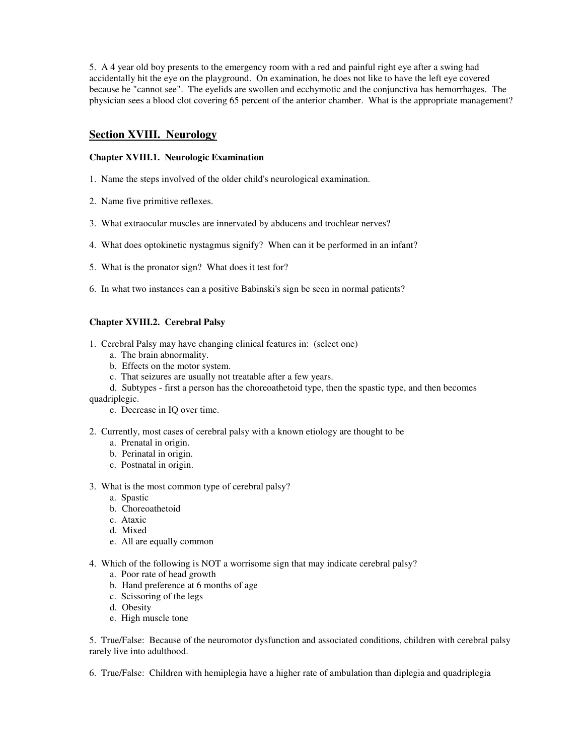5. A 4 year old boy presents to the emergency room with a red and painful right eye after a swing had accidentally hit the eye on the playground. On examination, he does not like to have the left eye covered because he "cannot see". The eyelids are swollen and ecchymotic and the conjunctiva has hemorrhages. The physician sees a blood clot covering 65 percent of the anterior chamber. What is the appropriate management?

## Section XVIII. Neurology

### Chapter XVIII.1. Neurologic Examination

1. Name the steps involved of the older child's neurological examination.

2. Name five primitive reflexes.

3. What extraocular muscles are innervated by abducens and trochlear nerves?

4. What does optokinetic nystagmus signify? When can it be performed in an infant?

5. What is the pronator sign? What does it test for?

6. In what two instances can a positive Babinski's sign be seen in normal patients?

### Chapter XVIII.2. Cerebral Palsy

1. Cerebral Palsy may have changing clinical features in: (select one)
   a. The brain abnormality.
   b. Effects on the motor system.
   c. That seizures are usually not treatable after a few years.
   d. Subtypes - first a person has the choreoathetoid type, then the spastic type, and then becomes quadriplegic.
   e. Decrease in IQ over time.

2. Currently, most cases of cerebral palsy with a known etiology are thought to be
   a. Prenatal in origin.
   b. Perinatal in origin.
   c. Postnatal in origin.

3. What is the most common type of cerebral palsy?
   a. Spastic
   b. Choreoathetoid
   c. Ataxic
   d. Mixed
   e. All are equally common

4. Which of the following is NOT a worrisome sign that may indicate cerebral palsy?
   a. Poor rate of head growth
   b. Hand preference at 6 months of age
   c. Scissoring of the legs
   d. Obesity
   e. High muscle tone

5. True/False: Because of the neuromotor dysfunction and associated conditions, children with cerebral palsy rarely live into adulthood.

6. True/False: Children with hemiplegia have a higher rate of ambulation than diplegia and quadriplegia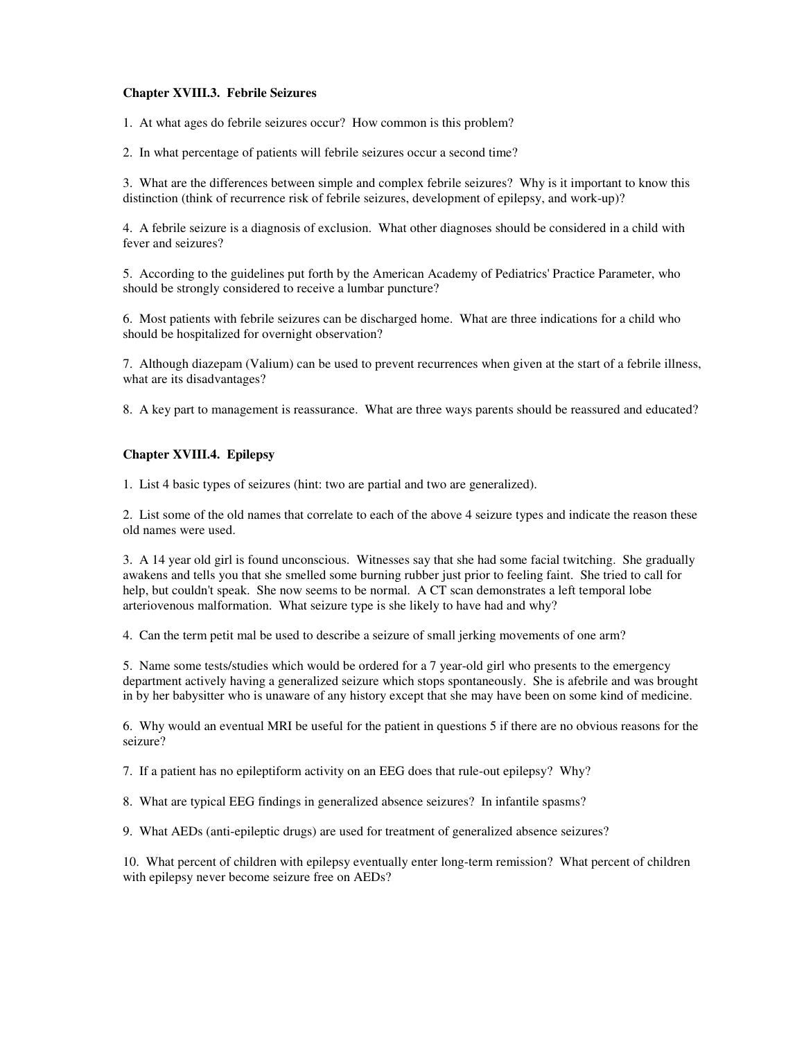### Chapter XVIII.3. Febrile Seizures

1. At what ages do febrile seizures occur? How common is this problem?

2. In what percentage of patients will febrile seizures occur a second time?

3. What are the differences between simple and complex febrile seizures? Why is it important to know this distinction (think of recurrence risk of febrile seizures, development of epilepsy, and work-up)?

4. A febrile seizure is a diagnosis of exclusion. What other diagnoses should be considered in a child with fever and seizures?

5. According to the guidelines put forth by the American Academy of Pediatrics' Practice Parameter, who should be strongly considered to receive a lumbar puncture?

6. Most patients with febrile seizures can be discharged home. What are three indications for a child who should be hospitalized for overnight observation?

7. Although diazepam (Valium) can be used to prevent recurrences when given at the start of a febrile illness, what are its disadvantages?

8. A key part to management is reassurance. What are three ways parents should be reassured and educated?

### Chapter XVIII.4. Epilepsy

1. List 4 basic types of seizures (hint: two are partial and two are generalized).

2. List some of the old names that correlate to each of the above 4 seizure types and indicate the reason these old names were used.

3. A 14 year old girl is found unconscious. Witnesses say that she had some facial twitching. She gradually awakens and tells you that she smelled some burning rubber just prior to feeling faint. She tried to call for help, but couldn't speak. She now seems to be normal. A CT scan demonstrates a left temporal lobe arteriovenous malformation. What seizure type is she likely to have had and why?

4. Can the term petit mal be used to describe a seizure of small jerking movements of one arm?

5. Name some tests/studies which would be ordered for a 7 year-old girl who presents to the emergency department actively having a generalized seizure which stops spontaneously. She is afebrile and was brought in by her babysitter who is unaware of any history except that she may have been on some kind of medicine.

6. Why would an eventual MRI be useful for the patient in questions 5 if there are no obvious reasons for the seizure?

7. If a patient has no epileptiform activity on an EEG does that rule-out epilepsy? Why?

8. What are typical EEG findings in generalized absence seizures? In infantile spasms?

9. What AEDs (anti-epileptic drugs) are used for treatment of generalized absence seizures?

10. What percent of children with epilepsy eventually enter long-term remission? What percent of children with epilepsy never become seizure free on AEDs?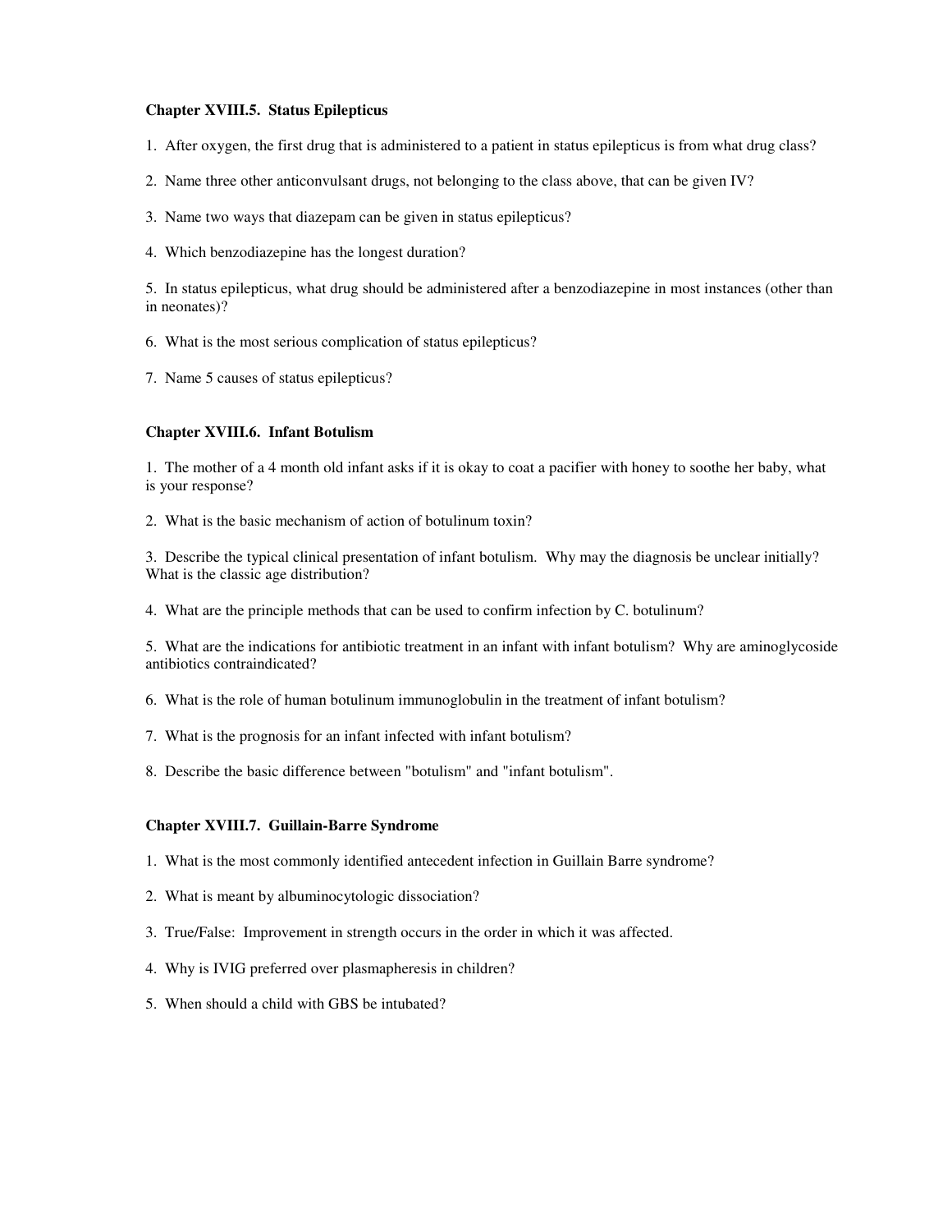### Chapter XVIII.5. Status Epilepticus

1. After oxygen, the first drug that is administered to a patient in status epilepticus is from what drug class?

2. Name three other anticonvulsant drugs, not belonging to the class above, that can be given IV?

3. Name two ways that diazepam can be given in status epilepticus?

4. Which benzodiazepine has the longest duration?

5. In status epilepticus, what drug should be administered after a benzodiazepine in most instances (other than in neonates)?

6. What is the most serious complication of status epilepticus?

7. Name 5 causes of status epilepticus?

### Chapter XVIII.6. Infant Botulism

1. The mother of a 4 month old infant asks if it is okay to coat a pacifier with honey to soothe her baby, what is your response?

2. What is the basic mechanism of action of botulinum toxin?

3. Describe the typical clinical presentation of infant botulism. Why may the diagnosis be unclear initially? What is the classic age distribution?

4. What are the principle methods that can be used to confirm infection by C. botulinum?

5. What are the indications for antibiotic treatment in an infant with infant botulism? Why are aminoglycoside antibiotics contraindicated?

6. What is the role of human botulinum immunoglobulin in the treatment of infant botulism?

7. What is the prognosis for an infant infected with infant botulism?

8. Describe the basic difference between "botulism" and "infant botulism".

### Chapter XVIII.7. Guillain-Barre Syndrome

1. What is the most commonly identified antecedent infection in Guillain Barre syndrome?

2. What is meant by albuminocytologic dissociation?

3. True/False: Improvement in strength occurs in the order in which it was affected.

4. Why is IVIG preferred over plasmapheresis in children?

5. When should a child with GBS be intubated?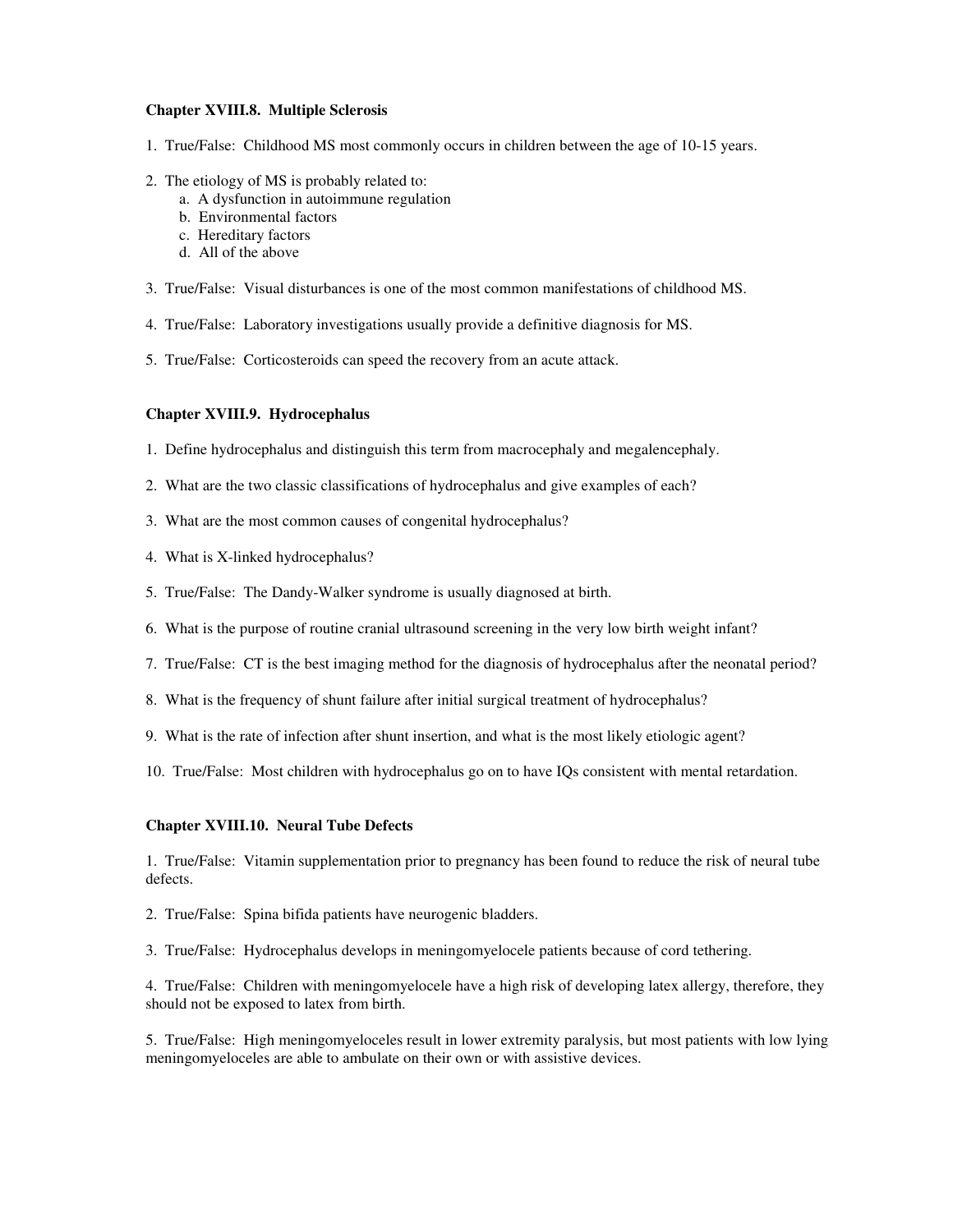### Chapter XVIII.8. Multiple Sclerosis

1. True/False: Childhood MS most commonly occurs in children between the age of 10-15 years.

2. The etiology of MS is probably related to:
   a. A dysfunction in autoimmune regulation
   b. Environmental factors
   c. Hereditary factors
   d. All of the above

3. True/False: Visual disturbances is one of the most common manifestations of childhood MS.

4. True/False: Laboratory investigations usually provide a definitive diagnosis for MS.

5. True/False: Corticosteroids can speed the recovery from an acute attack.

### Chapter XVIII.9. Hydrocephalus

1. Define hydrocephalus and distinguish this term from macrocephaly and megalencephaly.

2. What are the two classic classifications of hydrocephalus and give examples of each?

3. What are the most common causes of congenital hydrocephalus?

4. What is X-linked hydrocephalus?

5. True/False: The Dandy-Walker syndrome is usually diagnosed at birth.

6. What is the purpose of routine cranial ultrasound screening in the very low birth weight infant?

7. True/False: CT is the best imaging method for the diagnosis of hydrocephalus after the neonatal period?

8. What is the frequency of shunt failure after initial surgical treatment of hydrocephalus?

9. What is the rate of infection after shunt insertion, and what is the most likely etiologic agent?

10. True/False: Most children with hydrocephalus go on to have IQs consistent with mental retardation.

### Chapter XVIII.10. Neural Tube Defects

1. True/False: Vitamin supplementation prior to pregnancy has been found to reduce the risk of neural tube defects.

2. True/False: Spina bifida patients have neurogenic bladders.

3. True/False: Hydrocephalus develops in meningomyelocele patients because of cord tethering.

4. True/False: Children with meningomyelocele have a high risk of developing latex allergy, therefore, they should not be exposed to latex from birth.

5. True/False: High meningomyeloceles result in lower extremity paralysis, but most patients with low lying meningomyeloceles are able to ambulate on their own or with assistive devices.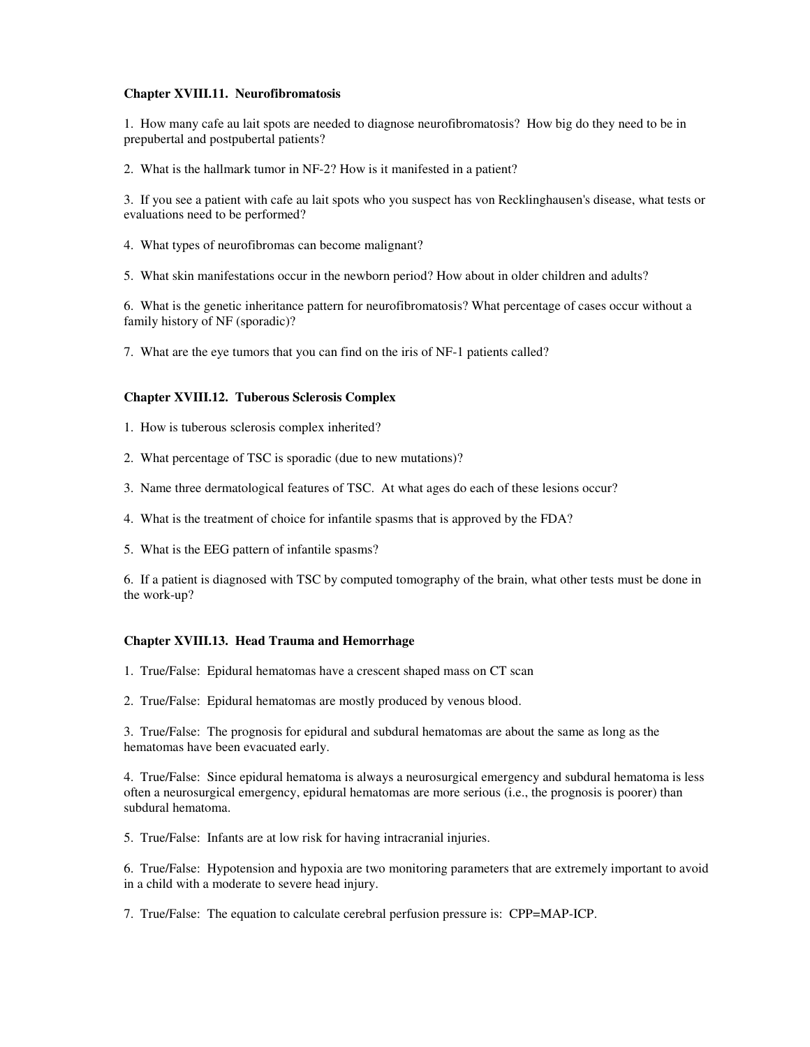### Chapter XVIII.11. Neurofibromatosis

1. How many cafe au lait spots are needed to diagnose neurofibromatosis? How big do they need to be in prepubertal and postpubertal patients?

2. What is the hallmark tumor in NF-2? How is it manifested in a patient?

3. If you see a patient with cafe au lait spots who you suspect has von Recklinghausen's disease, what tests or evaluations need to be performed?

4. What types of neurofibromas can become malignant?

5. What skin manifestations occur in the newborn period? How about in older children and adults?

6. What is the genetic inheritance pattern for neurofibromatosis? What percentage of cases occur without a family history of NF (sporadic)?

7. What are the eye tumors that you can find on the iris of NF-1 patients called?

### Chapter XVIII.12. Tuberous Sclerosis Complex

1. How is tuberous sclerosis complex inherited?

2. What percentage of TSC is sporadic (due to new mutations)?

3. Name three dermatological features of TSC. At what ages do each of these lesions occur?

4. What is the treatment of choice for infantile spasms that is approved by the FDA?

5. What is the EEG pattern of infantile spasms?

6. If a patient is diagnosed with TSC by computed tomography of the brain, what other tests must be done in the work-up?

### Chapter XVIII.13. Head Trauma and Hemorrhage

1. True/False: Epidural hematomas have a crescent shaped mass on CT scan

2. True/False: Epidural hematomas are mostly produced by venous blood.

3. True/False: The prognosis for epidural and subdural hematomas are about the same as long as the hematomas have been evacuated early.

4. True/False: Since epidural hematoma is always a neurosurgical emergency and subdural hematoma is less often a neurosurgical emergency, epidural hematomas are more serious (i.e., the prognosis is poorer) than subdural hematoma.

5. True/False: Infants are at low risk for having intracranial injuries.

6. True/False: Hypotension and hypoxia are two monitoring parameters that are extremely important to avoid in a child with a moderate to severe head injury.

7. True/False: The equation to calculate cerebral perfusion pressure is: $CPP=MAP-ICP$.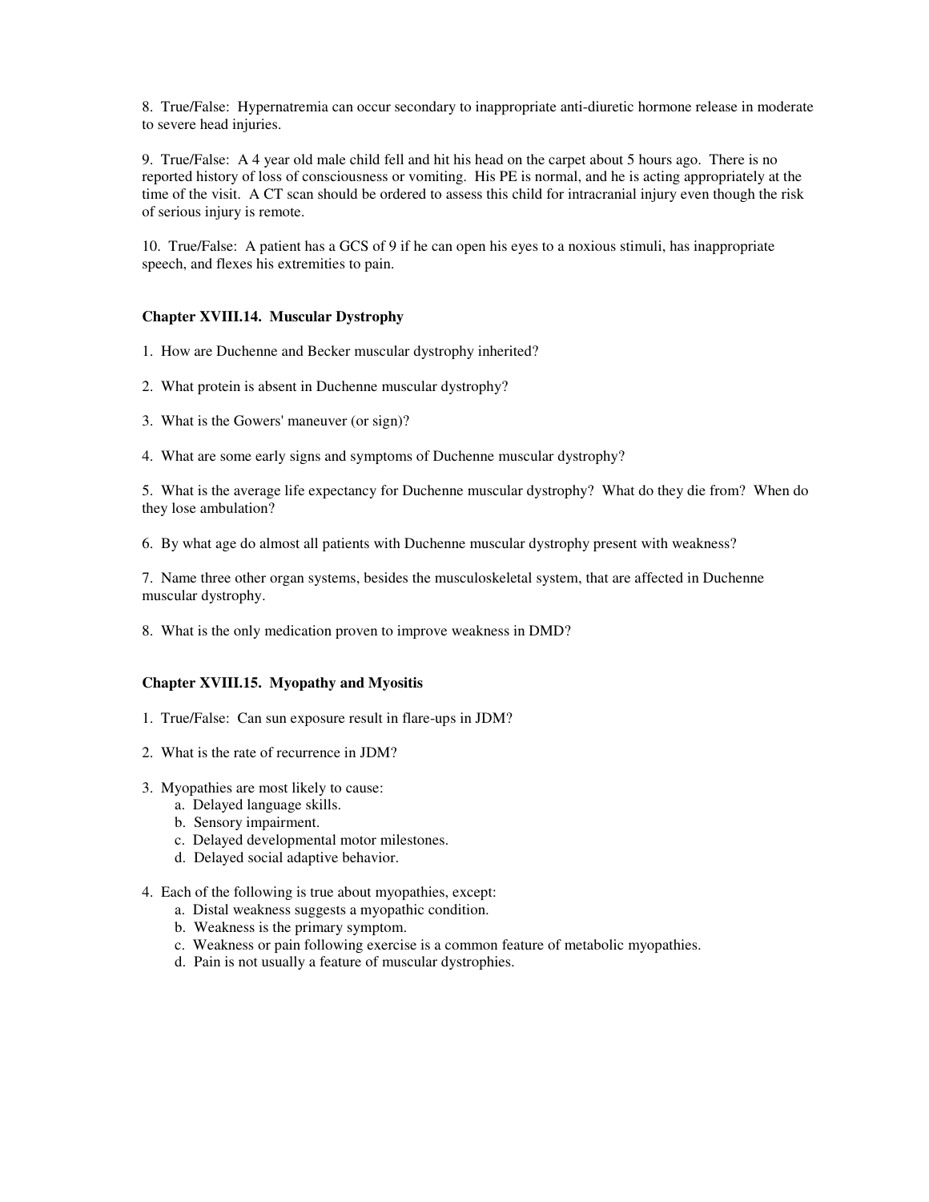8. True/False: Hypernatremia can occur secondary to inappropriate anti-diuretic hormone release in moderate to severe head injuries.

9. True/False: A 4 year old male child fell and hit his head on the carpet about 5 hours ago. There is no reported history of loss of consciousness or vomiting. His PE is normal, and he is acting appropriately at the time of the visit. A CT scan should be ordered to assess this child for intracranial injury even though the risk of serious injury is remote.

10. True/False: A patient has a GCS of 9 if he can open his eyes to a noxious stimuli, has inappropriate speech, and flexes his extremities to pain.

### Chapter XVIII.14. Muscular Dystrophy

1. How are Duchenne and Becker muscular dystrophy inherited?

2. What protein is absent in Duchenne muscular dystrophy?

3. What is the Gowers' maneuver (or sign)?

4. What are some early signs and symptoms of Duchenne muscular dystrophy?

5. What is the average life expectancy for Duchenne muscular dystrophy? What do they die from? When do they lose ambulation?

6. By what age do almost all patients with Duchenne muscular dystrophy present with weakness?

7. Name three other organ systems, besides the musculoskeletal system, that are affected in Duchenne muscular dystrophy.

8. What is the only medication proven to improve weakness in DMD?

### Chapter XVIII.15. Myopathy and Myositis

1. True/False: Can sun exposure result in flare-ups in JDM?

2. What is the rate of recurrence in JDM?

3. Myopathies are most likely to cause:
   a. Delayed language skills.
   b. Sensory impairment.
   c. Delayed developmental motor milestones.
   d. Delayed social adaptive behavior.

4. Each of the following is true about myopathies, except:
   a. Distal weakness suggests a myopathic condition.
   b. Weakness is the primary symptom.
   c. Weakness or pain following exercise is a common feature of metabolic myopathies.
   d. Pain is not usually a feature of muscular dystrophies.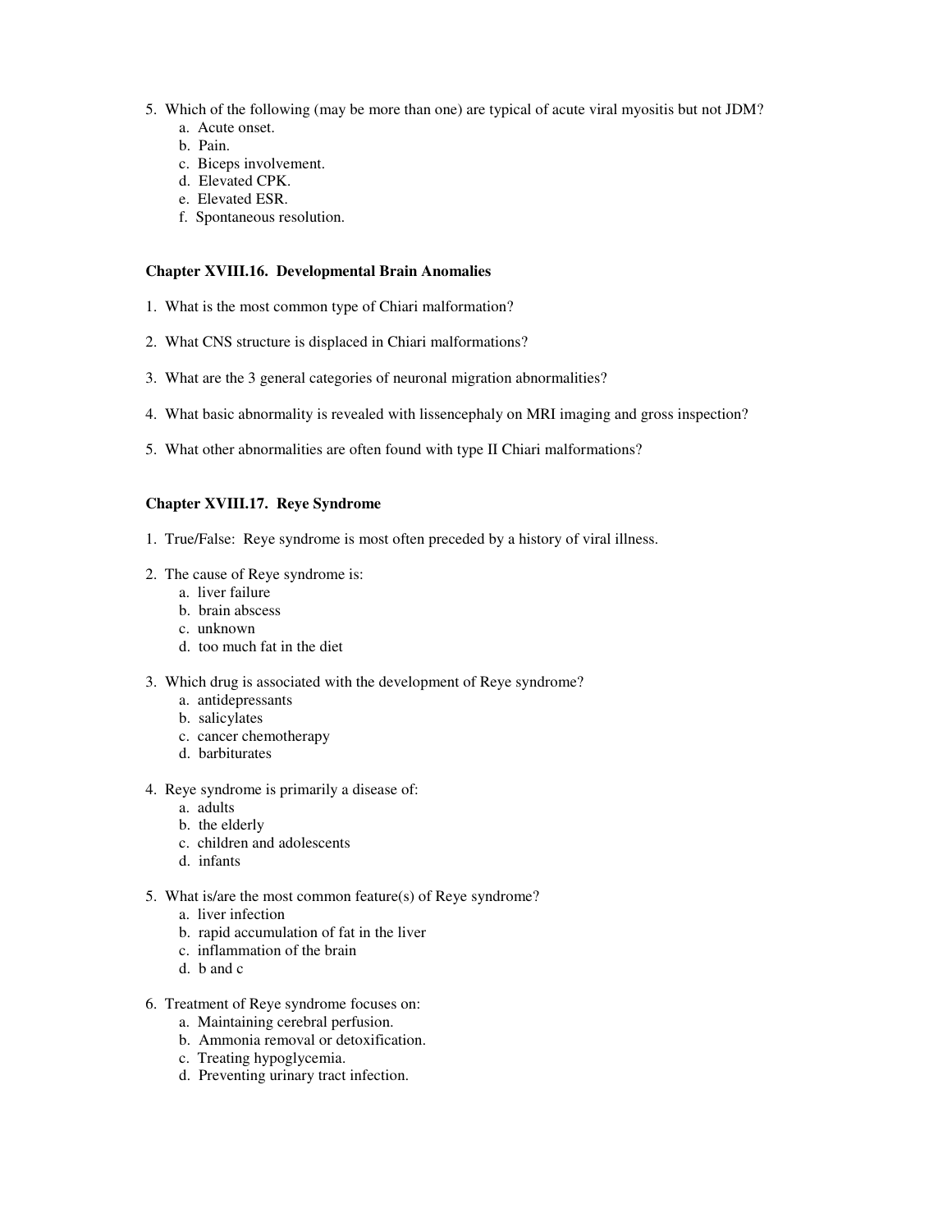5. Which of the following (may be more than one) are typical of acute viral myositis but not JDM?
    a. Acute onset.
    b. Pain.
    c. Biceps involvement.
    d. Elevated CPK.
    e. Elevated ESR.
    f. Spontaneous resolution.

### Chapter XVIII.16. Developmental Brain Anomalies

1. What is the most common type of Chiari malformation?

2. What CNS structure is displaced in Chiari malformations?

3. What are the 3 general categories of neuronal migration abnormalities?

4. What basic abnormality is revealed with lissencephaly on MRI imaging and gross inspection?

5. What other abnormalities are often found with type II Chiari malformations?

### Chapter XVIII.17. Reye Syndrome

1. True/False: Reye syndrome is most often preceded by a history of viral illness.

2. The cause of Reye syndrome is:
    a. liver failure
    b. brain abscess
    c. unknown
    d. too much fat in the diet

3. Which drug is associated with the development of Reye syndrome?
    a. antidepressants
    b. salicylates
    c. cancer chemotherapy
    d. barbiturates

4. Reye syndrome is primarily a disease of:
    a. adults
    b. the elderly
    c. children and adolescents
    d. infants

5. What is/are the most common feature(s) of Reye syndrome?
    a. liver infection
    b. rapid accumulation of fat in the liver
    c. inflammation of the brain
    d. b and c

6. Treatment of Reye syndrome focuses on:
    a. Maintaining cerebral perfusion.
    b. Ammonia removal or detoxification.
    c. Treating hypoglycemia.
    d. Preventing urinary tract infection.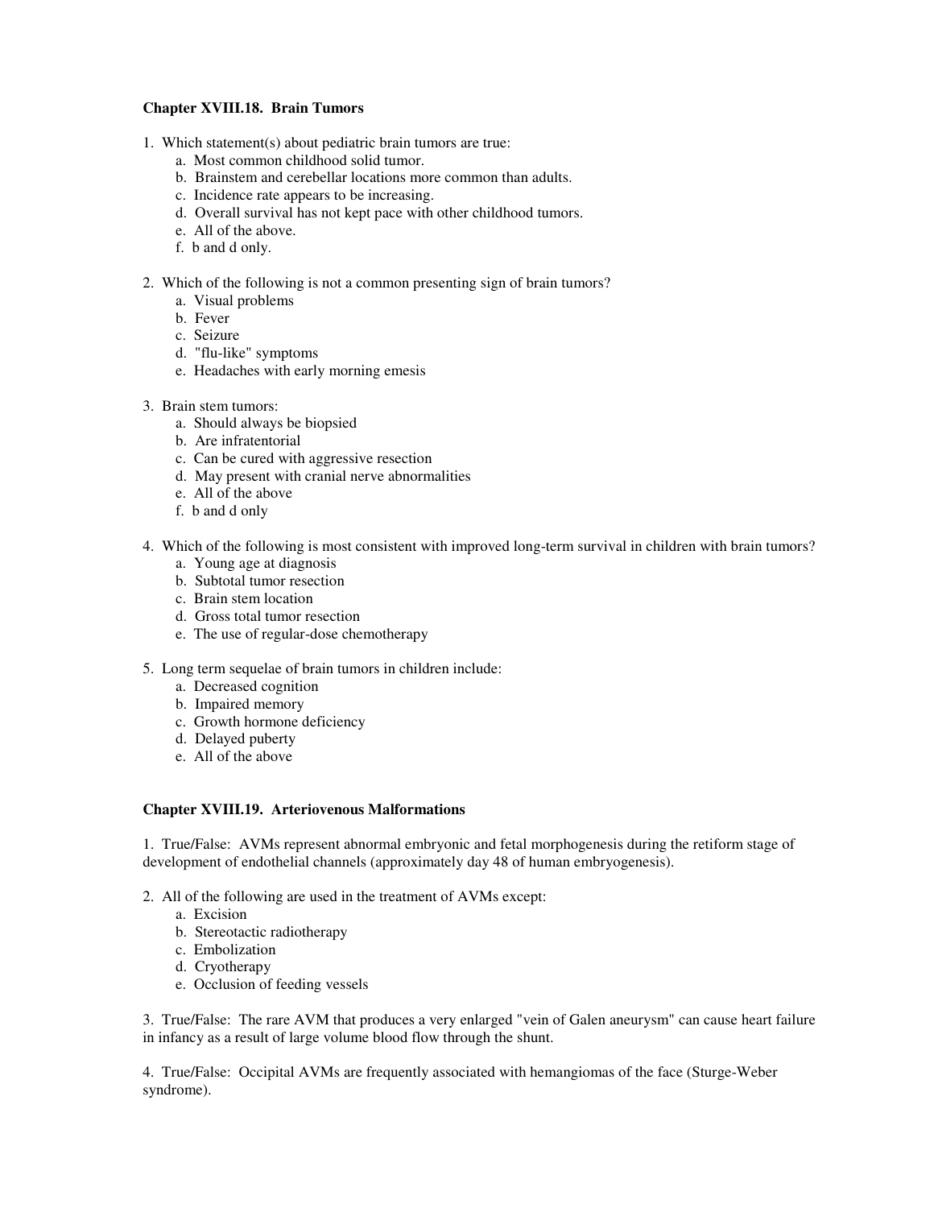### Chapter XVIII.18. Brain Tumors

1. Which statement(s) about pediatric brain tumors are true:
    a. Most common childhood solid tumor.
    b. Brainstem and cerebellar locations more common than adults.
    c. Incidence rate appears to be increasing.
    d. Overall survival has not kept pace with other childhood tumors.
    e. All of the above.
    f. b and d only.

2. Which of the following is not a common presenting sign of brain tumors?
    a. Visual problems
    b. Fever
    c. Seizure
    d. "flu-like" symptoms
    e. Headaches with early morning emesis

3. Brain stem tumors:
    a. Should always be biopsied
    b. Are infratentorial
    c. Can be cured with aggressive resection
    d. May present with cranial nerve abnormalities
    e. All of the above
    f. b and d only

4. Which of the following is most consistent with improved long-term survival in children with brain tumors?
    a. Young age at diagnosis
    b. Subtotal tumor resection
    c. Brain stem location
    d. Gross total tumor resection
    e. The use of regular-dose chemotherapy

5. Long term sequelae of brain tumors in children include:
    a. Decreased cognition
    b. Impaired memory
    c. Growth hormone deficiency
    d. Delayed puberty
    e. All of the above

### Chapter XVIII.19. Arteriovenous Malformations

1. True/False: AVMs represent abnormal embryonic and fetal morphogenesis during the retiform stage of development of endothelial channels (approximately day 48 of human embryogenesis).

2. All of the following are used in the treatment of AVMs except:
    a. Excision
    b. Stereotactic radiotherapy
    c. Embolization
    d. Cryotherapy
    e. Occlusion of feeding vessels

3. True/False: The rare AVM that produces a very enlarged "vein of Galen aneurysm" can cause heart failure in infancy as a result of large volume blood flow through the shunt.

4. True/False: Occipital AVMs are frequently associated with hemangiomas of the face (Sturge-Weber syndrome).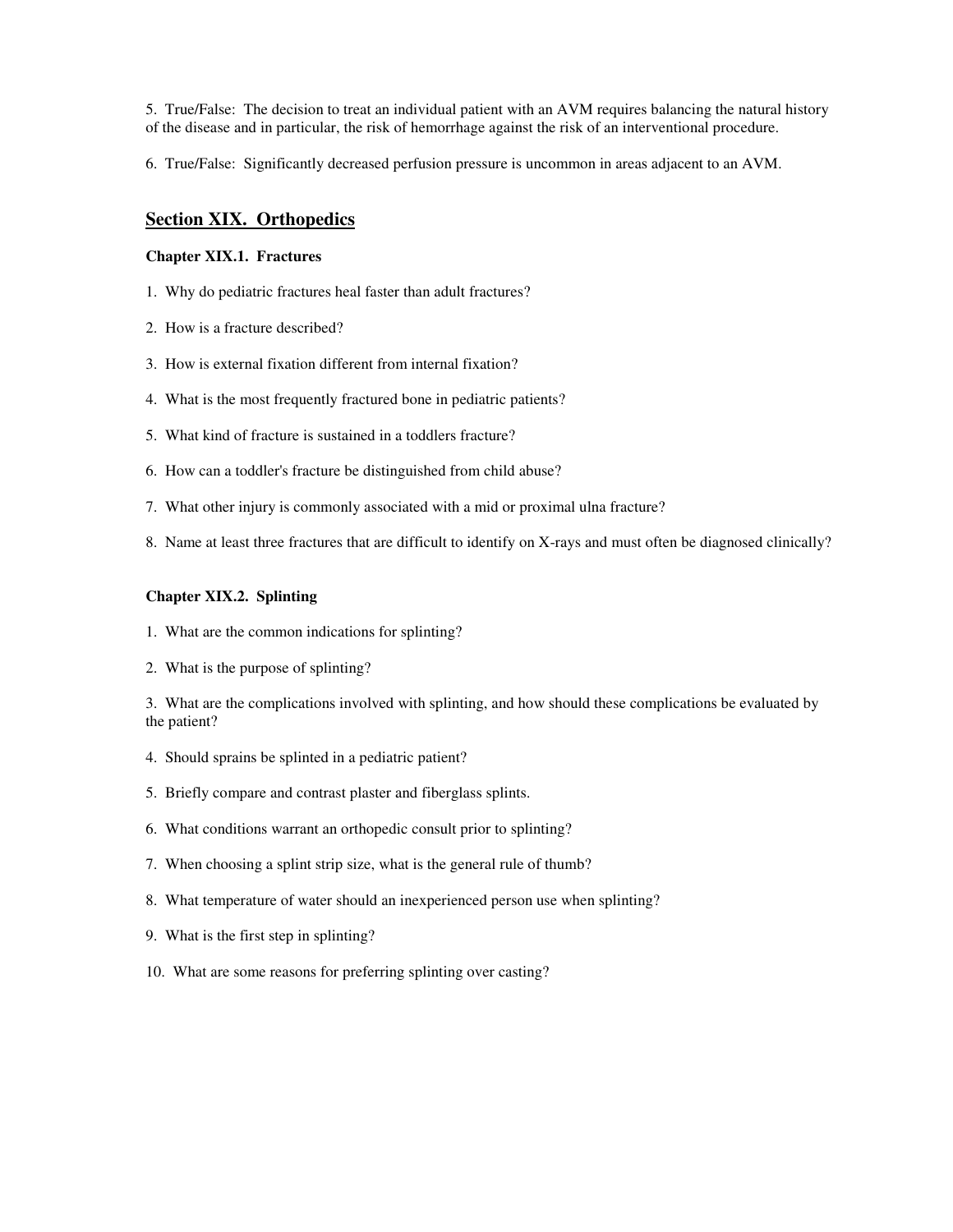5. True/False: The decision to treat an individual patient with an AVM requires balancing the natural history of the disease and in particular, the risk of hemorrhage against the risk of an interventional procedure.

6. True/False: Significantly decreased perfusion pressure is uncommon in areas adjacent to an AVM.

## Section XIX. Orthopedics

### Chapter XIX.1. Fractures

1. Why do pediatric fractures heal faster than adult fractures?

2. How is a fracture described?

3. How is external fixation different from internal fixation?

4. What is the most frequently fractured bone in pediatric patients?

5. What kind of fracture is sustained in a toddlers fracture?

6. How can a toddler's fracture be distinguished from child abuse?

7. What other injury is commonly associated with a mid or proximal ulna fracture?

8. Name at least three fractures that are difficult to identify on X-rays and must often be diagnosed clinically?

### Chapter XIX.2. Splinting

1. What are the common indications for splinting?

2. What is the purpose of splinting?

3. What are the complications involved with splinting, and how should these complications be evaluated by the patient?

4. Should sprains be splinted in a pediatric patient?

5. Briefly compare and contrast plaster and fiberglass splints.

6. What conditions warrant an orthopedic consult prior to splinting?

7. When choosing a splint strip size, what is the general rule of thumb?

8. What temperature of water should an inexperienced person use when splinting?

9. What is the first step in splinting?

10. What are some reasons for preferring splinting over casting?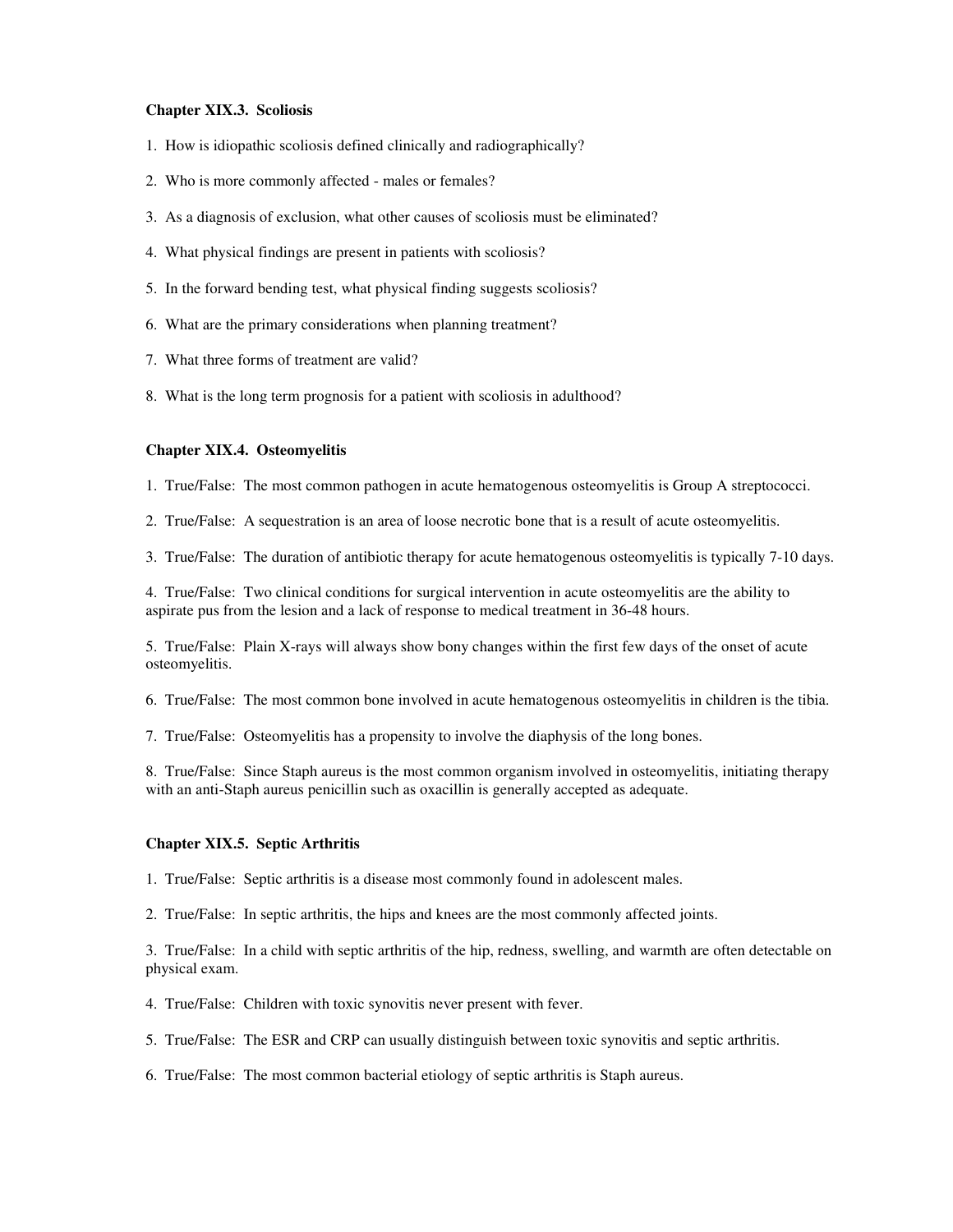**Chapter XIX.3. Scoliosis**

1. How is idiopathic scoliosis defined clinically and radiographically?

2. Who is more commonly affected - males or females?

3. As a diagnosis of exclusion, what other causes of scoliosis must be eliminated?

4. What physical findings are present in patients with scoliosis?

5. In the forward bending test, what physical finding suggests scoliosis?

6. What are the primary considerations when planning treatment?

7. What three forms of treatment are valid?

8. What is the long term prognosis for a patient with scoliosis in adulthood?

**Chapter XIX.4. Osteomyelitis**

1. True/False: The most common pathogen in acute hematogenous osteomyelitis is Group A streptococci.

2. True/False: A sequestration is an area of loose necrotic bone that is a result of acute osteomyelitis.

3. True/False: The duration of antibiotic therapy for acute hematogenous osteomyelitis is typically 7-10 days.

4. True/False: Two clinical conditions for surgical intervention in acute osteomyelitis are the ability to aspirate pus from the lesion and a lack of response to medical treatment in 36-48 hours.

5. True/False: Plain X-rays will always show bony changes within the first few days of the onset of acute osteomyelitis.

6. True/False: The most common bone involved in acute hematogenous osteomyelitis in children is the tibia.

7. True/False: Osteomyelitis has a propensity to involve the diaphysis of the long bones.

8. True/False: Since Staph aureus is the most common organism involved in osteomyelitis, initiating therapy with an anti-Staph aureus penicillin such as oxacillin is generally accepted as adequate.

**Chapter XIX.5. Septic Arthritis**

1. True/False: Septic arthritis is a disease most commonly found in adolescent males.

2. True/False: In septic arthritis, the hips and knees are the most commonly affected joints.

3. True/False: In a child with septic arthritis of the hip, redness, swelling, and warmth are often detectable on physical exam.

4. True/False: Children with toxic synovitis never present with fever.

5. True/False: The ESR and CRP can usually distinguish between toxic synovitis and septic arthritis.

6. True/False: The most common bacterial etiology of septic arthritis is Staph aureus.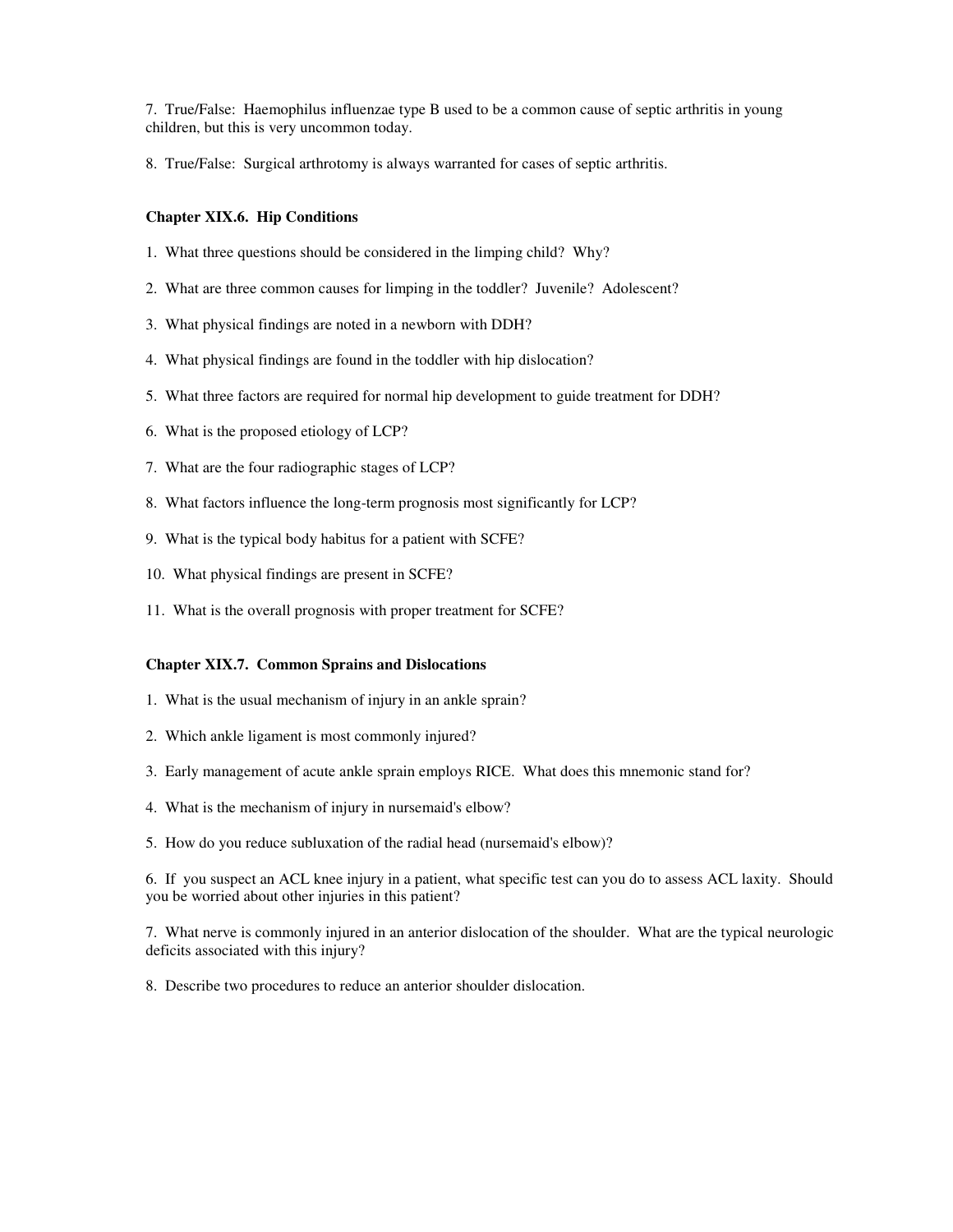7. True/False: Haemophilus influenzae type B used to be a common cause of septic arthritis in young children, but this is very uncommon today.

8. True/False: Surgical arthrotomy is always warranted for cases of septic arthritis.

### Chapter XIX.6. Hip Conditions

1. What three questions should be considered in the limping child? Why?

2. What are three common causes for limping in the toddler? Juvenile? Adolescent?

3. What physical findings are noted in a newborn with DDH?

4. What physical findings are found in the toddler with hip dislocation?

5. What three factors are required for normal hip development to guide treatment for DDH?

6. What is the proposed etiology of LCP?

7. What are the four radiographic stages of LCP?

8. What factors influence the long-term prognosis most significantly for LCP?

9. What is the typical body habitus for a patient with SCFE?

10. What physical findings are present in SCFE?

11. What is the overall prognosis with proper treatment for SCFE?

### Chapter XIX.7. Common Sprains and Dislocations

1. What is the usual mechanism of injury in an ankle sprain?

2. Which ankle ligament is most commonly injured?

3. Early management of acute ankle sprain employs RICE. What does this mnemonic stand for?

4. What is the mechanism of injury in nursemaid's elbow?

5. How do you reduce subluxation of the radial head (nursemaid's elbow)?

6. If you suspect an ACL knee injury in a patient, what specific test can you do to assess ACL laxity. Should you be worried about other injuries in this patient?

7. What nerve is commonly injured in an anterior dislocation of the shoulder. What are the typical neurologic deficits associated with this injury?

8. Describe two procedures to reduce an anterior shoulder dislocation.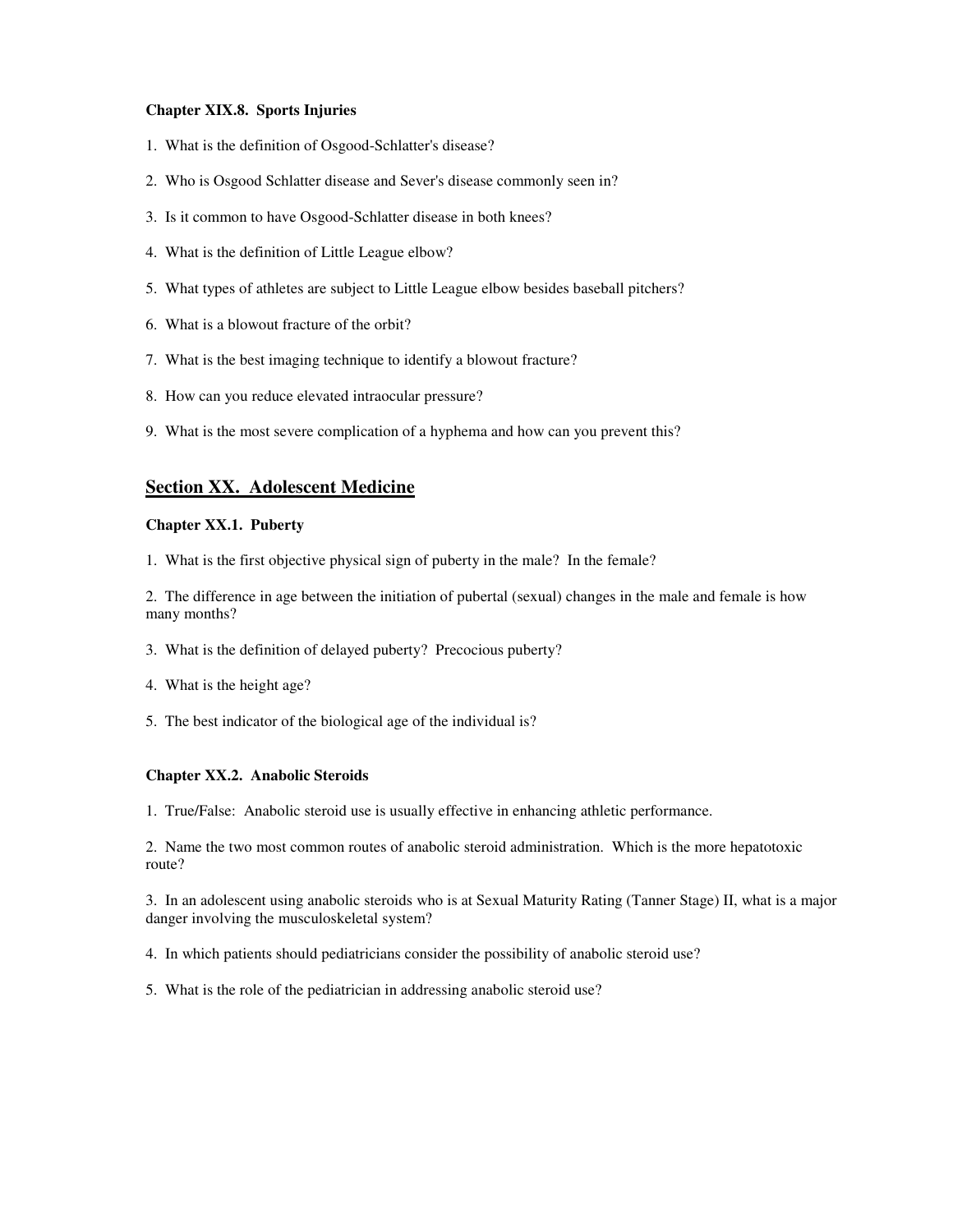**Chapter XIX.8. Sports Injuries**

1. What is the definition of Osgood-Schlatter's disease?

2. Who is Osgood Schlatter disease and Sever's disease commonly seen in?

3. Is it common to have Osgood-Schlatter disease in both knees?

4. What is the definition of Little League elbow?

5. What types of athletes are subject to Little League elbow besides baseball pitchers?

6. What is a blowout fracture of the orbit?

7. What is the best imaging technique to identify a blowout fracture?

8. How can you reduce elevated intraocular pressure?

9. What is the most severe complication of a hyphema and how can you prevent this?

## Section XX. Adolescent Medicine

**Chapter XX.1. Puberty**

1. What is the first objective physical sign of puberty in the male? In the female?

2. The difference in age between the initiation of pubertal (sexual) changes in the male and female is how many months?

3. What is the definition of delayed puberty? Precocious puberty?

4. What is the height age?

5. The best indicator of the biological age of the individual is?

**Chapter XX.2. Anabolic Steroids**

1. True/False: Anabolic steroid use is usually effective in enhancing athletic performance.

2. Name the two most common routes of anabolic steroid administration. Which is the more hepatotoxic route?

3. In an adolescent using anabolic steroids who is at Sexual Maturity Rating (Tanner Stage) II, what is a major danger involving the musculoskeletal system?

4. In which patients should pediatricians consider the possibility of anabolic steroid use?

5. What is the role of the pediatrician in addressing anabolic steroid use?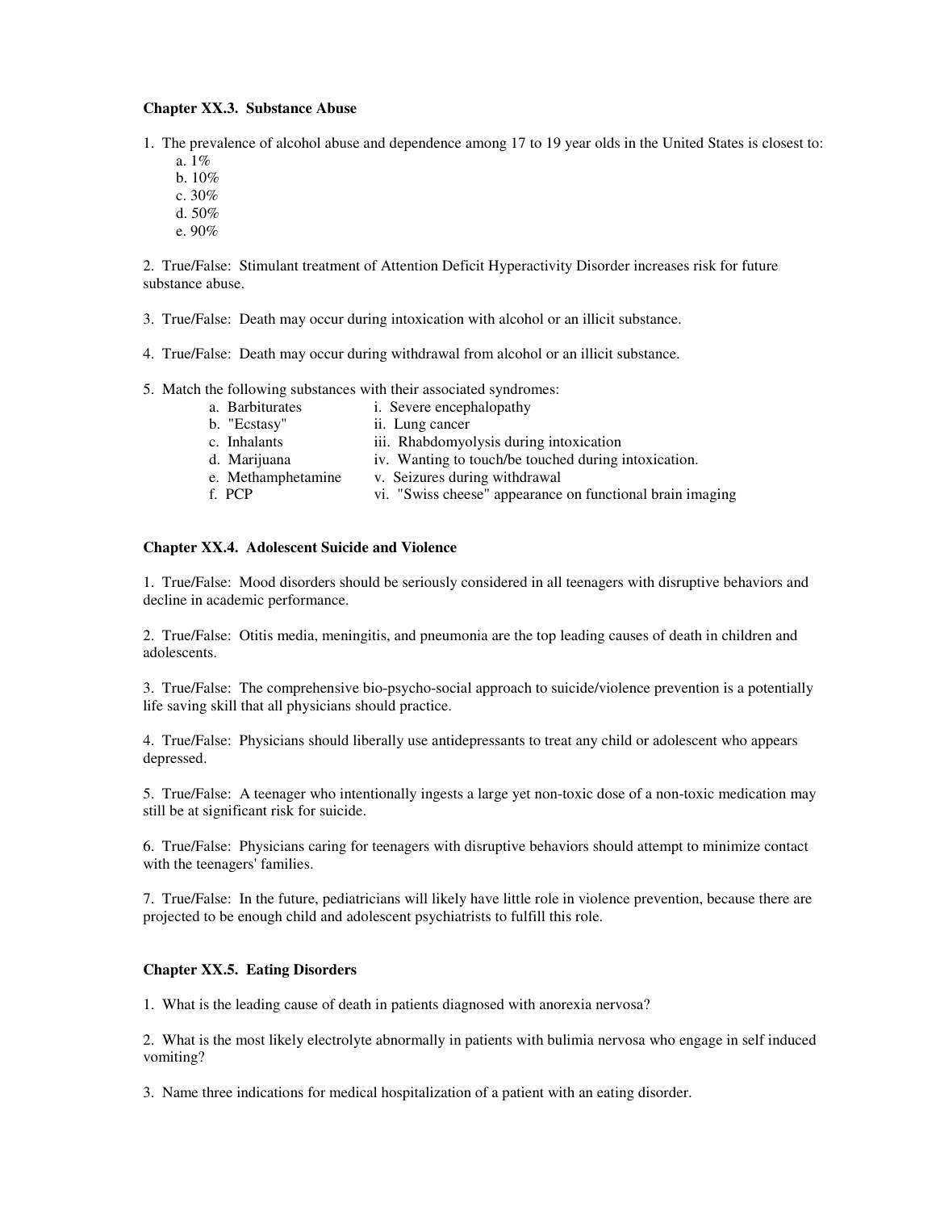### Chapter XX.3. Substance Abuse

1. The prevalence of alcohol abuse and dependence among 17 to 19 year olds in the United States is closest to:
   - a. 1%
   - b. 10%
   - c. 30%
   - d. 50%
   - e. 90%

2. True/False: Stimulant treatment of Attention Deficit Hyperactivity Disorder increases risk for future substance abuse.

3. True/False: Death may occur during intoxication with alcohol or an illicit substance.

4. True/False: Death may occur during withdrawal from alcohol or an illicit substance.

5. Match the following substances with their associated syndromes:

| | |
|---|---|
| a. Barbiturates | i. Severe encephalopathy |
| b. "Ecstasy" | ii. Lung cancer |
| c. Inhalants | iii. Rhabdomyolysis during intoxication |
| d. Marijuana | iv. Wanting to touch/be touched during intoxication. |
| e. Methamphetamine | v. Seizures during withdrawal |
| f. PCP | vi. "Swiss cheese" appearance on functional brain imaging |

### Chapter XX.4. Adolescent Suicide and Violence

1. True/False: Mood disorders should be seriously considered in all teenagers with disruptive behaviors and decline in academic performance.

2. True/False: Otitis media, meningitis, and pneumonia are the top leading causes of death in children and adolescents.

3. True/False: The comprehensive bio-psycho-social approach to suicide/violence prevention is a potentially life saving skill that all physicians should practice.

4. True/False: Physicians should liberally use antidepressants to treat any child or adolescent who appears depressed.

5. True/False: A teenager who intentionally ingests a large yet non-toxic dose of a non-toxic medication may still be at significant risk for suicide.

6. True/False: Physicians caring for teenagers with disruptive behaviors should attempt to minimize contact with the teenagers' families.

7. True/False: In the future, pediatricians will likely have little role in violence prevention, because there are projected to be enough child and adolescent psychiatrists to fulfill this role.

### Chapter XX.5. Eating Disorders

1. What is the leading cause of death in patients diagnosed with anorexia nervosa?

2. What is the most likely electrolyte abnormally in patients with bulimia nervosa who engage in self induced vomiting?

3. Name three indications for medical hospitalization of a patient with an eating disorder.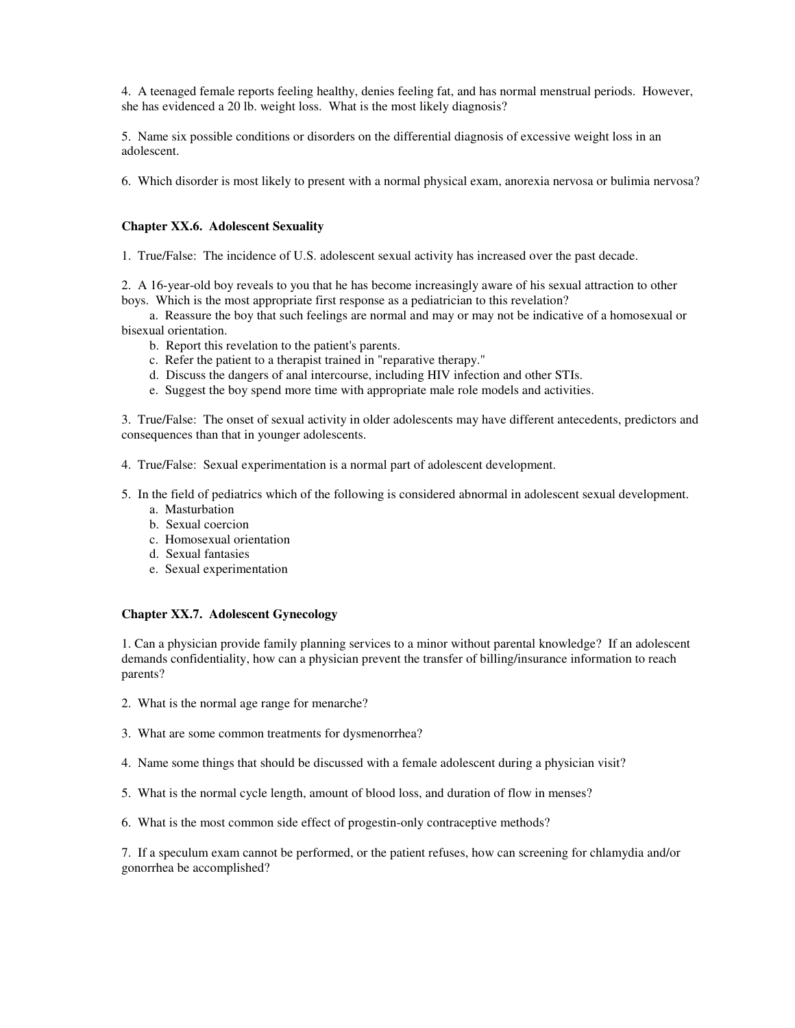4. A teenaged female reports feeling healthy, denies feeling fat, and has normal menstrual periods. However, she has evidenced a 20 lb. weight loss. What is the most likely diagnosis?

5. Name six possible conditions or disorders on the differential diagnosis of excessive weight loss in an adolescent.

6. Which disorder is most likely to present with a normal physical exam, anorexia nervosa or bulimia nervosa?

### Chapter XX.6. Adolescent Sexuality

1. True/False: The incidence of U.S. adolescent sexual activity has increased over the past decade.

2. A 16-year-old boy reveals to you that he has become increasingly aware of his sexual attraction to other boys. Which is the most appropriate first response as a pediatrician to this revelation?

   a. Reassure the boy that such feelings are normal and may or may not be indicative of a homosexual or bisexual orientation.
   b. Report this revelation to the patient's parents.
   c. Refer the patient to a therapist trained in "reparative therapy."
   d. Discuss the dangers of anal intercourse, including HIV infection and other STIs.
   e. Suggest the boy spend more time with appropriate male role models and activities.

3. True/False: The onset of sexual activity in older adolescents may have different antecedents, predictors and consequences than that in younger adolescents.

4. True/False: Sexual experimentation is a normal part of adolescent development.

5. In the field of pediatrics which of the following is considered abnormal in adolescent sexual development.

   a. Masturbation
   b. Sexual coercion
   c. Homosexual orientation
   d. Sexual fantasies
   e. Sexual experimentation

### Chapter XX.7. Adolescent Gynecology

1. Can a physician provide family planning services to a minor without parental knowledge? If an adolescent demands confidentiality, how can a physician prevent the transfer of billing/insurance information to reach parents?

2. What is the normal age range for menarche?

3. What are some common treatments for dysmenorrhea?

4. Name some things that should be discussed with a female adolescent during a physician visit?

5. What is the normal cycle length, amount of blood loss, and duration of flow in menses?

6. What is the most common side effect of progestin-only contraceptive methods?

7. If a speculum exam cannot be performed, or the patient refuses, how can screening for chlamydia and/or gonorrhea be accomplished?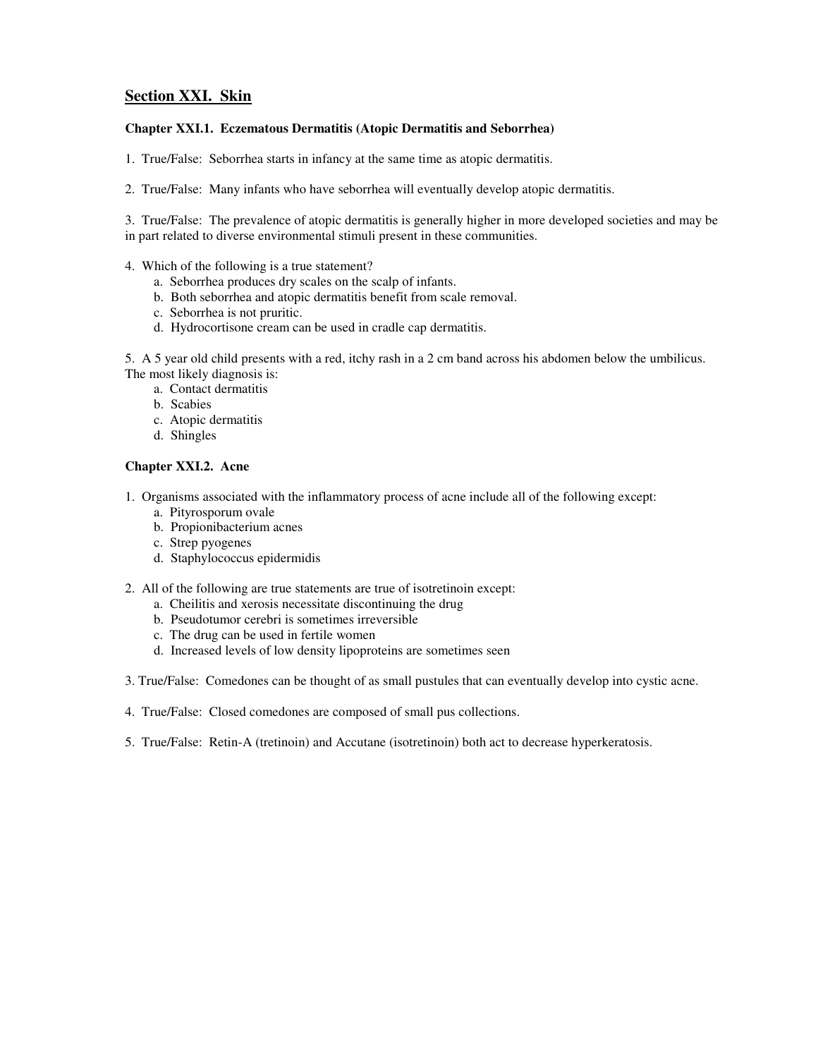## Section XXI. Skin

### Chapter XXI.1. Eczematous Dermatitis (Atopic Dermatitis and Seborrhea)

1. True/False: Seborrhea starts in infancy at the same time as atopic dermatitis.

2. True/False: Many infants who have seborrhea will eventually develop atopic dermatitis.

3. True/False: The prevalence of atopic dermatitis is generally higher in more developed societies and may be in part related to diverse environmental stimuli present in these communities.

4. Which of the following is a true statement?
   a. Seborrhea produces dry scales on the scalp of infants.
   b. Both seborrhea and atopic dermatitis benefit from scale removal.
   c. Seborrhea is not pruritic.
   d. Hydrocortisone cream can be used in cradle cap dermatitis.

5. A 5 year old child presents with a red, itchy rash in a 2 cm band across his abdomen below the umbilicus. The most likely diagnosis is:
   a. Contact dermatitis
   b. Scabies
   c. Atopic dermatitis
   d. Shingles

### Chapter XXI.2. Acne

1. Organisms associated with the inflammatory process of acne include all of the following except:
   a. Pityrosporum ovale
   b. Propionibacterium acnes
   c. Strep pyogenes
   d. Staphylococcus epidermidis

2. All of the following are true statements are true of isotretinoin except:
   a. Cheilitis and xerosis necessitate discontinuing the drug
   b. Pseudotumor cerebri is sometimes irreversible
   c. The drug can be used in fertile women
   d. Increased levels of low density lipoproteins are sometimes seen

3. True/False: Comedones can be thought of as small pustules that can eventually develop into cystic acne.

4. True/False: Closed comedones are composed of small pus collections.

5. True/False: Retin-A (tretinoin) and Accutane (isotretinoin) both act to decrease hyperkeratosis.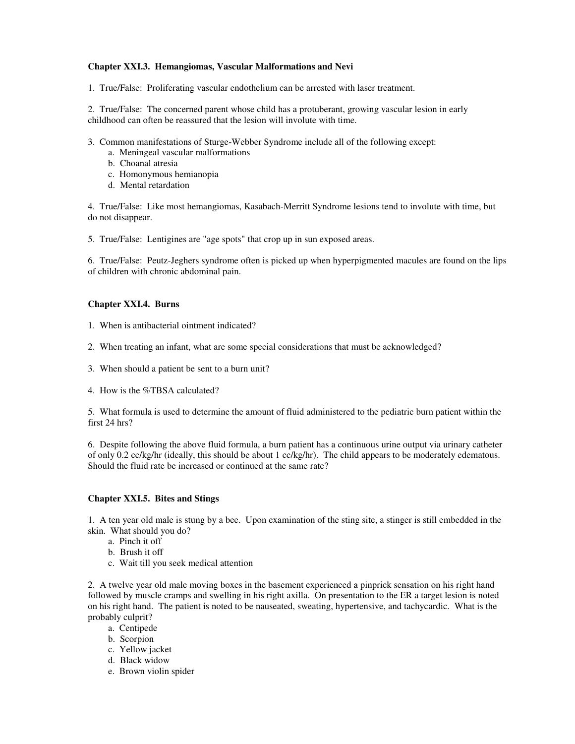### Chapter XXI.3. Hemangiomas, Vascular Malformations and Nevi

1. True/False: Proliferating vascular endothelium can be arrested with laser treatment.

2. True/False: The concerned parent whose child has a protuberant, growing vascular lesion in early childhood can often be reassured that the lesion will involute with time.

3. Common manifestations of Sturge-Webber Syndrome include all of the following except:
   a. Meningeal vascular malformations
   b. Choanal atresia
   c. Homonymous hemianopia
   d. Mental retardation

4. True/False: Like most hemangiomas, Kasabach-Merritt Syndrome lesions tend to involute with time, but do not disappear.

5. True/False: Lentigines are "age spots" that crop up in sun exposed areas.

6. True/False: Peutz-Jeghers syndrome often is picked up when hyperpigmented macules are found on the lips of children with chronic abdominal pain.

### Chapter XXI.4. Burns

1. When is antibacterial ointment indicated?

2. When treating an infant, what are some special considerations that must be acknowledged?

3. When should a patient be sent to a burn unit?

4. How is the %TBSA calculated?

5. What formula is used to determine the amount of fluid administered to the pediatric burn patient within the first 24 hrs?

6. Despite following the above fluid formula, a burn patient has a continuous urine output via urinary catheter of only 0.2 cc/kg/hr (ideally, this should be about 1 cc/kg/hr). The child appears to be moderately edematous. Should the fluid rate be increased or continued at the same rate?

### Chapter XXI.5. Bites and Stings

1. A ten year old male is stung by a bee. Upon examination of the sting site, a stinger is still embedded in the skin. What should you do?
   a. Pinch it off
   b. Brush it off
   c. Wait till you seek medical attention

2. A twelve year old male moving boxes in the basement experienced a pinprick sensation on his right hand followed by muscle cramps and swelling in his right axilla. On presentation to the ER a target lesion is noted on his right hand. The patient is noted to be nauseated, sweating, hypertensive, and tachycardic. What is the probably culprit?
   a. Centipede
   b. Scorpion
   c. Yellow jacket
   d. Black widow
   e. Brown violin spider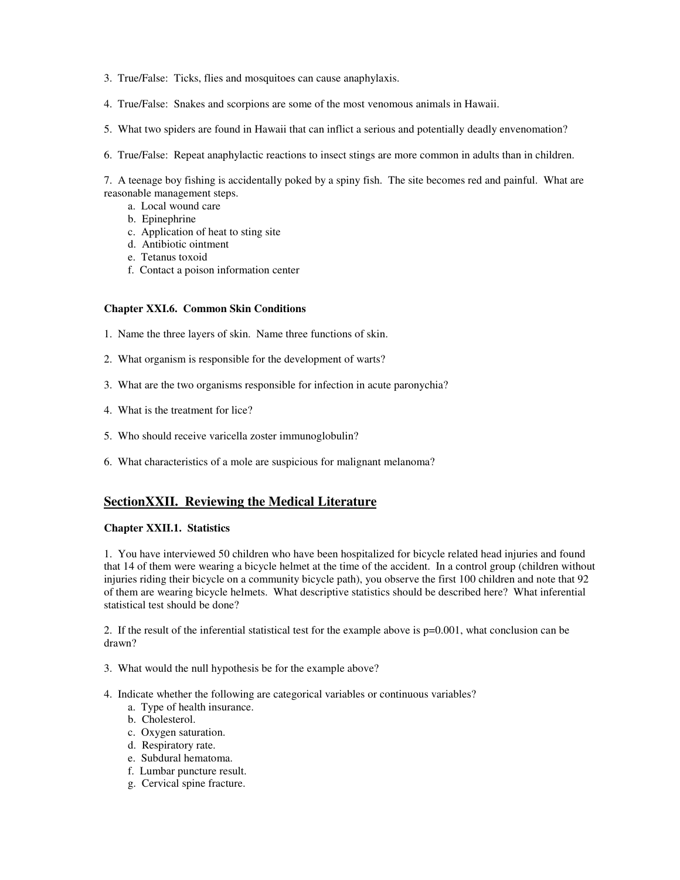3. True/False: Ticks, flies and mosquitoes can cause anaphylaxis.

4. True/False: Snakes and scorpions are some of the most venomous animals in Hawaii.

5. What two spiders are found in Hawaii that can inflict a serious and potentially deadly envenomation?

6. True/False: Repeat anaphylactic reactions to insect stings are more common in adults than in children.

7. A teenage boy fishing is accidentally poked by a spiny fish. The site becomes red and painful. What are reasonable management steps.
   a. Local wound care
   b. Epinephrine
   c. Application of heat to sting site
   d. Antibiotic ointment
   e. Tetanus toxoid
   f. Contact a poison information center

### Chapter XXI.6. Common Skin Conditions

1. Name the three layers of skin. Name three functions of skin.

2. What organism is responsible for the development of warts?

3. What are the two organisms responsible for infection in acute paronychia?

4. What is the treatment for lice?

5. Who should receive varicella zoster immunoglobulin?

6. What characteristics of a mole are suspicious for malignant melanoma?

## SectionXXII. Reviewing the Medical Literature

### Chapter XXII.1. Statistics

1. You have interviewed 50 children who have been hospitalized for bicycle related head injuries and found that 14 of them were wearing a bicycle helmet at the time of the accident. In a control group (children without injuries riding their bicycle on a community bicycle path), you observe the first 100 children and note that 92 of them are wearing bicycle helmets. What descriptive statistics should be described here? What inferential statistical test should be done?

2. If the result of the inferential statistical test for the example above is $p=0.001$, what conclusion can be drawn?

3. What would the null hypothesis be for the example above?

4. Indicate whether the following are categorical variables or continuous variables?
   a. Type of health insurance.
   b. Cholesterol.
   c. Oxygen saturation.
   d. Respiratory rate.
   e. Subdural hematoma.
   f. Lumbar puncture result.
   g. Cervical spine fracture.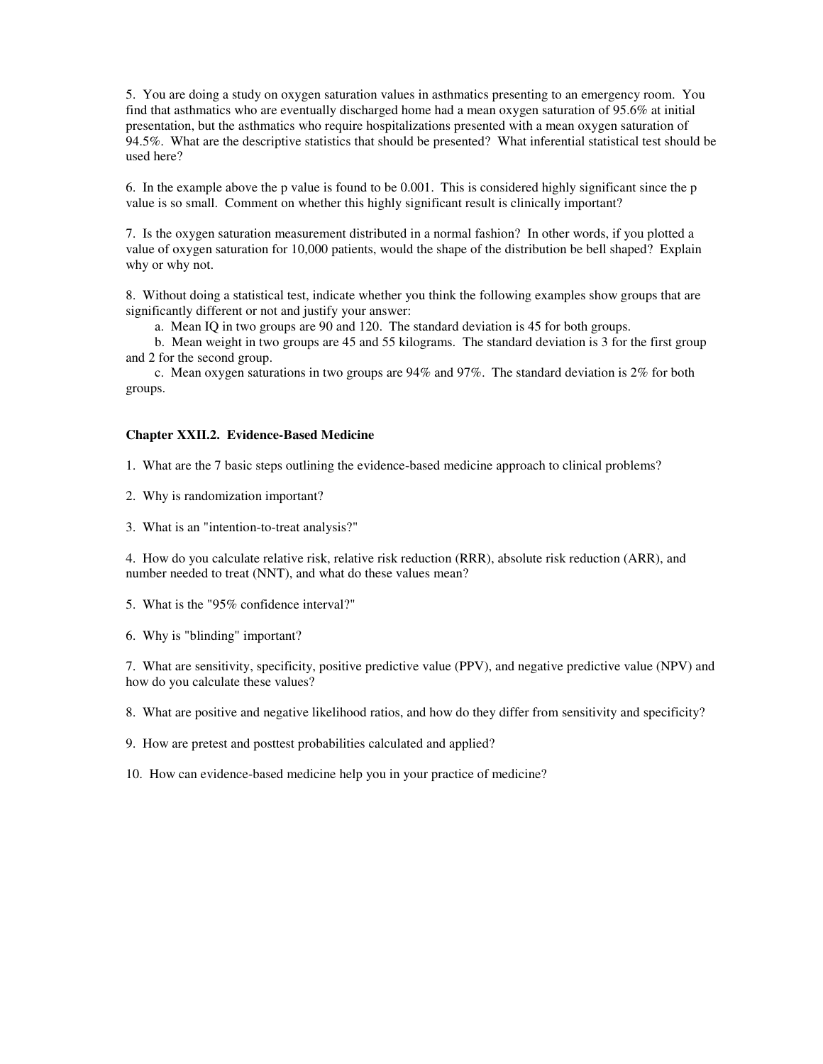5. You are doing a study on oxygen saturation values in asthmatics presenting to an emergency room. You find that asthmatics who are eventually discharged home had a mean oxygen saturation of 95.6% at initial presentation, but the asthmatics who require hospitalizations presented with a mean oxygen saturation of 94.5%. What are the descriptive statistics that should be presented? What inferential statistical test should be used here?

6. In the example above the p value is found to be 0.001. This is considered highly significant since the p value is so small. Comment on whether this highly significant result is clinically important?

7. Is the oxygen saturation measurement distributed in a normal fashion? In other words, if you plotted a value of oxygen saturation for 10,000 patients, would the shape of the distribution be bell shaped? Explain why or why not.

8. Without doing a statistical test, indicate whether you think the following examples show groups that are significantly different or not and justify your answer:

a. Mean IQ in two groups are 90 and 120. The standard deviation is 45 for both groups.

b. Mean weight in two groups are 45 and 55 kilograms. The standard deviation is 3 for the first group and 2 for the second group.

c. Mean oxygen saturations in two groups are 94% and 97%. The standard deviation is 2% for both groups.

### Chapter XXII.2. Evidence-Based Medicine

1. What are the 7 basic steps outlining the evidence-based medicine approach to clinical problems?

2. Why is randomization important?

3. What is an "intention-to-treat analysis?"

4. How do you calculate relative risk, relative risk reduction (RRR), absolute risk reduction (ARR), and number needed to treat (NNT), and what do these values mean?

5. What is the "95% confidence interval?"

6. Why is "blinding" important?

7. What are sensitivity, specificity, positive predictive value (PPV), and negative predictive value (NPV) and how do you calculate these values?

8. What are positive and negative likelihood ratios, and how do they differ from sensitivity and specificity?

9. How are pretest and posttest probabilities calculated and applied?

10. How can evidence-based medicine help you in your practice of medicine?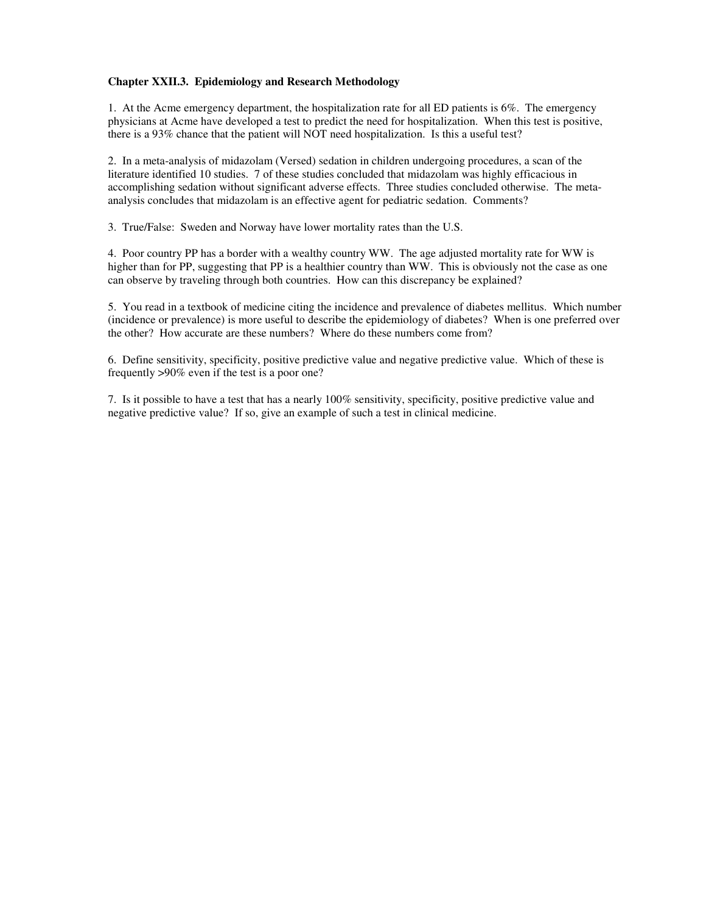### Chapter XXII.3. Epidemiology and Research Methodology

1. At the Acme emergency department, the hospitalization rate for all ED patients is 6%. The emergency physicians at Acme have developed a test to predict the need for hospitalization. When this test is positive, there is a 93% chance that the patient will NOT need hospitalization. Is this a useful test?

2. In a meta-analysis of midazolam (Versed) sedation in children undergoing procedures, a scan of the literature identified 10 studies. 7 of these studies concluded that midazolam was highly efficacious in accomplishing sedation without significant adverse effects. Three studies concluded otherwise. The meta-analysis concludes that midazolam is an effective agent for pediatric sedation. Comments?

3. True/False: Sweden and Norway have lower mortality rates than the U.S.

4. Poor country PP has a border with a wealthy country WW. The age adjusted mortality rate for WW is higher than for PP, suggesting that PP is a healthier country than WW. This is obviously not the case as one can observe by traveling through both countries. How can this discrepancy be explained?

5. You read in a textbook of medicine citing the incidence and prevalence of diabetes mellitus. Which number (incidence or prevalence) is more useful to describe the epidemiology of diabetes? When is one preferred over the other? How accurate are these numbers? Where do these numbers come from?

6. Define sensitivity, specificity, positive predictive value and negative predictive value. Which of these is frequently >90% even if the test is a poor one?

7. Is it possible to have a test that has a nearly 100% sensitivity, specificity, positive predictive value and negative predictive value? If so, give an example of such a test in clinical medicine.